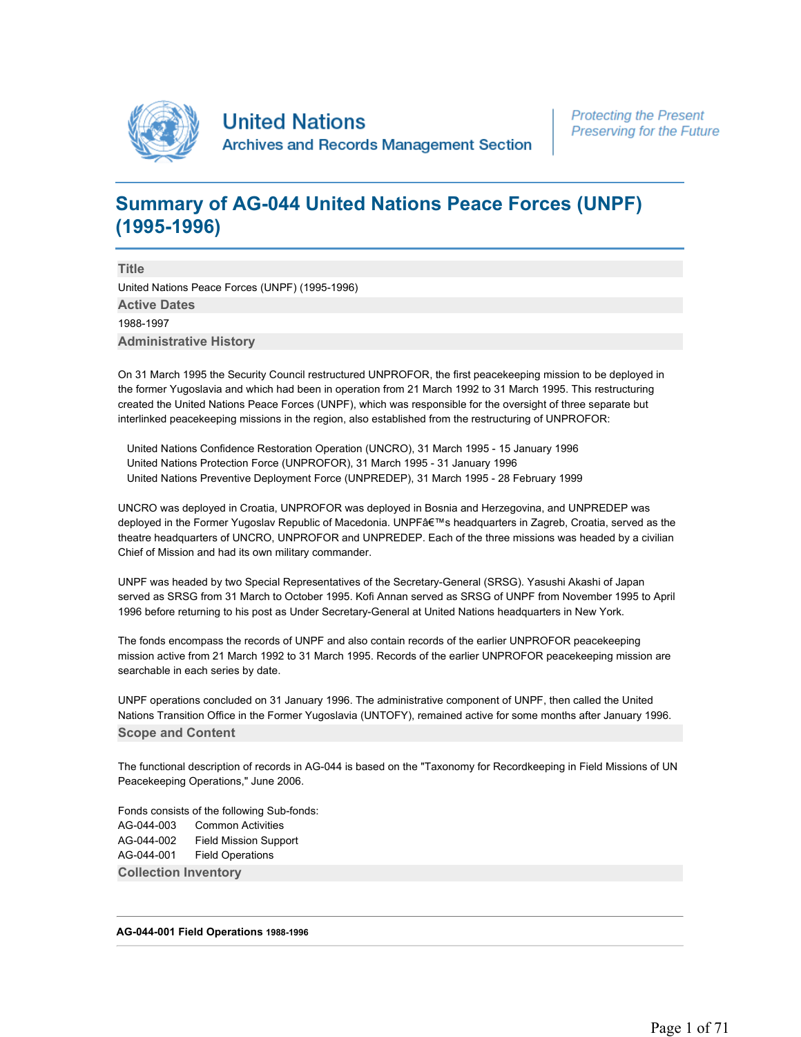United Nations
Archives and Records Management Section

*Protecting the Present*
*Preserving for the Future*

# Summary of AG-044 United Nations Peace Forces (UNPF) (1995-1996)

## Title

United Nations Peace Forces (UNPF) (1995-1996)

## Active Dates

1988-1997

## Administrative History

On 31 March 1995 the Security Council restructured UNPROFOR, the first peacekeeping mission to be deployed in the former Yugoslavia and which had been in operation from 21 March 1992 to 31 March 1995. This restructuring created the United Nations Peace Forces (UNPF), which was responsible for the oversight of three separate but interlinked peacekeeping missions in the region, also established from the restructuring of UNPROFOR:

United Nations Confidence Restoration Operation (UNCRO), 31 March 1995 - 15 January 1996
United Nations Protection Force (UNPROFOR), 31 March 1995 - 31 January 1996
United Nations Preventive Deployment Force (UNPREDEP), 31 March 1995 - 28 February 1999

UNCRO was deployed in Croatia, UNPROFOR was deployed in Bosnia and Herzegovina, and UNPREDEP was deployed in the Former Yugoslav Republic of Macedonia. UNPFâ€™s headquarters in Zagreb, Croatia, served as the theatre headquarters of UNCRO, UNPROFOR and UNPREDEP. Each of the three missions was headed by a civilian Chief of Mission and had its own military commander.

UNPF was headed by two Special Representatives of the Secretary-General (SRSG). Yasushi Akashi of Japan served as SRSG from 31 March to October 1995. Kofi Annan served as SRSG of UNPF from November 1995 to April 1996 before returning to his post as Under Secretary-General at United Nations headquarters in New York.

The fonds encompass the records of UNPF and also contain records of the earlier UNPROFOR peacekeeping mission active from 21 March 1992 to 31 March 1995. Records of the earlier UNPROFOR peacekeeping mission are searchable in each series by date.

UNPF operations concluded on 31 January 1996. The administrative component of UNPF, then called the United Nations Transition Office in the Former Yugoslavia (UNTOFY), remained active for some months after January 1996.

## Scope and Content

The functional description of records in AG-044 is based on the "Taxonomy for Recordkeeping in Field Missions of UN Peacekeeping Operations," June 2006.

Fonds consists of the following Sub-fonds:

AG-044-003 Common Activities
AG-044-002 Field Mission Support
AG-044-001 Field Operations

## Collection Inventory

**AG-044-001 Field Operations** 1988-1996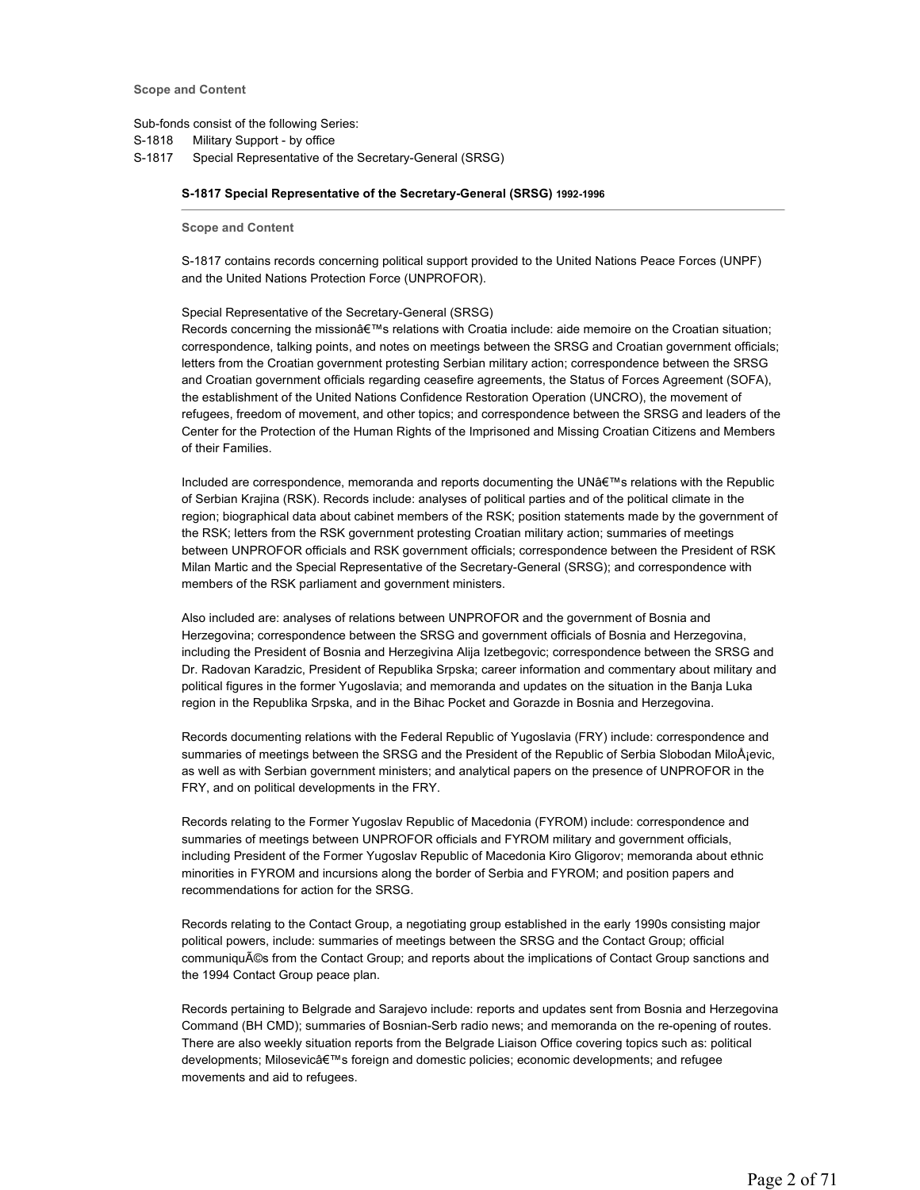**Scope and Content**

Sub-fonds consist of the following Series:

S-1818 Military Support - by office

S-1817 Special Representative of the Secretary-General (SRSG)

### S-1817 Special Representative of the Secretary-General (SRSG) 1992-1996

**Scope and Content**

S-1817 contains records concerning political support provided to the United Nations Peace Forces (UNPF) and the United Nations Protection Force (UNPROFOR).

Special Representative of the Secretary-General (SRSG)

Records concerning the missionâ€™s relations with Croatia include: aide memoire on the Croatian situation; correspondence, talking points, and notes on meetings between the SRSG and Croatian government officials; letters from the Croatian government protesting Serbian military action; correspondence between the SRSG and Croatian government officials regarding ceasefire agreements, the Status of Forces Agreement (SOFA), the establishment of the United Nations Confidence Restoration Operation (UNCRO), the movement of refugees, freedom of movement, and other topics; and correspondence between the SRSG and leaders of the Center for the Protection of the Human Rights of the Imprisoned and Missing Croatian Citizens and Members of their Families.

Included are correspondence, memoranda and reports documenting the UNâ€™s relations with the Republic of Serbian Krajina (RSK). Records include: analyses of political parties and of the political climate in the region; biographical data about cabinet members of the RSK; position statements made by the government of the RSK; letters from the RSK government protesting Croatian military action; summaries of meetings between UNPROFOR officials and RSK government officials; correspondence between the President of RSK Milan Martic and the Special Representative of the Secretary-General (SRSG); and correspondence with members of the RSK parliament and government ministers.

Also included are: analyses of relations between UNPROFOR and the government of Bosnia and Herzegovina; correspondence between the SRSG and government officials of Bosnia and Herzegovina, including the President of Bosnia and Herzegivina Alija Izetbegovic; correspondence between the SRSG and Dr. Radovan Karadzic, President of Republika Srpska; career information and commentary about military and political figures in the former Yugoslavia; and memoranda and updates on the situation in the Banja Luka region in the Republika Srpska, and in the Bihac Pocket and Gorazde in Bosnia and Herzegovina.

Records documenting relations with the Federal Republic of Yugoslavia (FRY) include: correspondence and summaries of meetings between the SRSG and the President of the Republic of Serbia Slobodan MiloÅ¡evic, as well as with Serbian government ministers; and analytical papers on the presence of UNPROFOR in the FRY, and on political developments in the FRY.

Records relating to the Former Yugoslav Republic of Macedonia (FYROM) include: correspondence and summaries of meetings between UNPROFOR officials and FYROM military and government officials, including President of the Former Yugoslav Republic of Macedonia Kiro Gligorov; memoranda about ethnic minorities in FYROM and incursions along the border of Serbia and FYROM; and position papers and recommendations for action for the SRSG.

Records relating to the Contact Group, a negotiating group established in the early 1990s consisting major political powers, include: summaries of meetings between the SRSG and the Contact Group; official communiquÃ©s from the Contact Group; and reports about the implications of Contact Group sanctions and the 1994 Contact Group peace plan.

Records pertaining to Belgrade and Sarajevo include: reports and updates sent from Bosnia and Herzegovina Command (BH CMD); summaries of Bosnian-Serb radio news; and memoranda on the re-opening of routes. There are also weekly situation reports from the Belgrade Liaison Office covering topics such as: political developments; Milosevicâ€™s foreign and domestic policies; economic developments; and refugee movements and aid to refugees.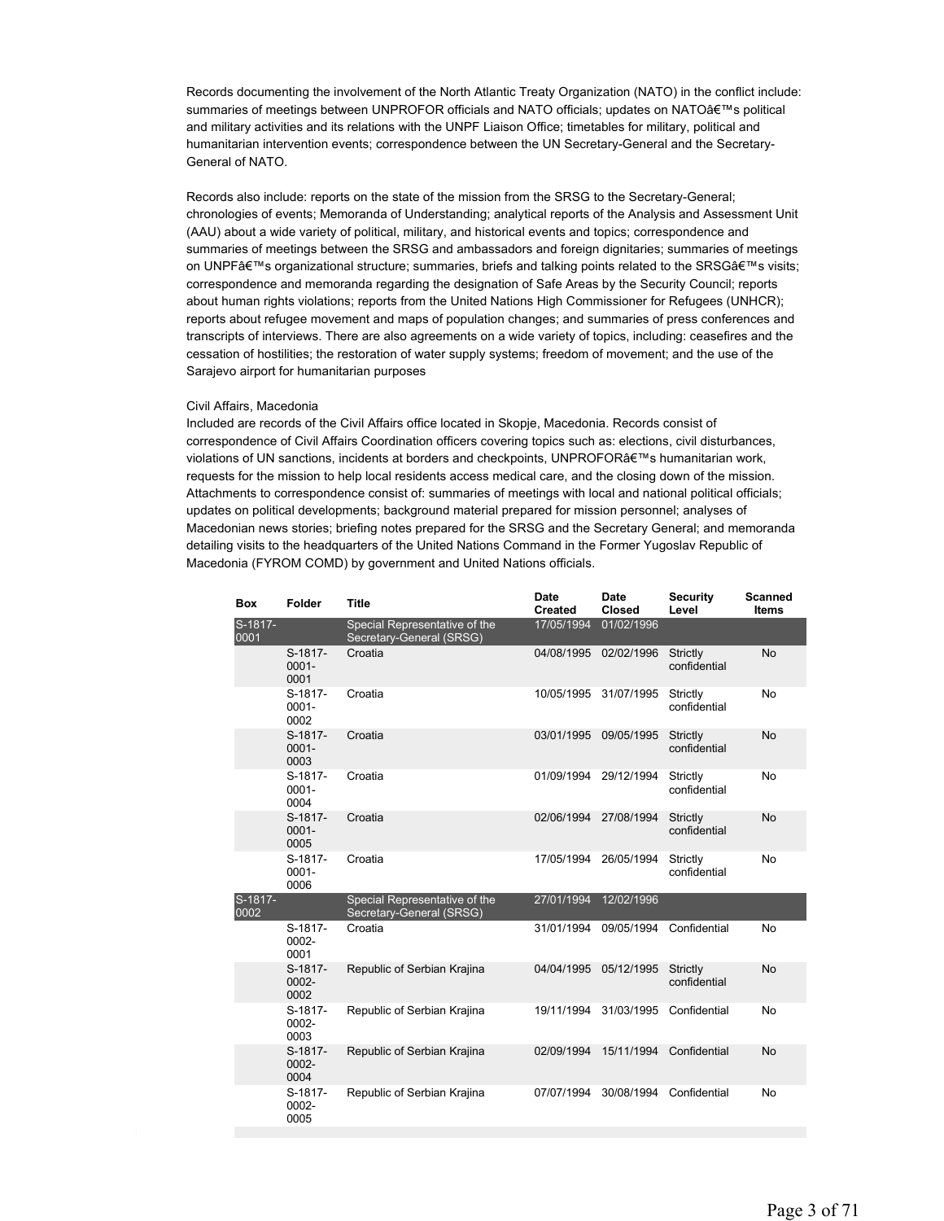Records documenting the involvement of the North Atlantic Treaty Organization (NATO) in the conflict include: summaries of meetings between UNPROFOR officials and NATO officials; updates on NATOâ€™s political and military activities and its relations with the UNPF Liaison Office; timetables for military, political and humanitarian intervention events; correspondence between the UN Secretary-General and the Secretary-General of NATO.

Records also include: reports on the state of the mission from the SRSG to the Secretary-General; chronologies of events; Memoranda of Understanding; analytical reports of the Analysis and Assessment Unit (AAU) about a wide variety of political, military, and historical events and topics; correspondence and summaries of meetings between the SRSG and ambassadors and foreign dignitaries; summaries of meetings on UNPFâ€™s organizational structure; summaries, briefs and talking points related to the SRSGâ€™s visits; correspondence and memoranda regarding the designation of Safe Areas by the Security Council; reports about human rights violations; reports from the United Nations High Commissioner for Refugees (UNHCR); reports about refugee movement and maps of population changes; and summaries of press conferences and transcripts of interviews. There are also agreements on a wide variety of topics, including: ceasefires and the cessation of hostilities; the restoration of water supply systems; freedom of movement; and the use of the Sarajevo airport for humanitarian purposes

Civil Affairs, Macedonia
Included are records of the Civil Affairs office located in Skopje, Macedonia. Records consist of correspondence of Civil Affairs Coordination officers covering topics such as: elections, civil disturbances, violations of UN sanctions, incidents at borders and checkpoints, UNPROFORâ€™s humanitarian work, requests for the mission to help local residents access medical care, and the closing down of the mission. Attachments to correspondence consist of: summaries of meetings with local and national political officials; updates on political developments; background material prepared for mission personnel; analyses of Macedonian news stories; briefing notes prepared for the SRSG and the Secretary General; and memoranda detailing visits to the headquarters of the United Nations Command in the Former Yugoslav Republic of Macedonia (FYROM COMD) by government and United Nations officials.

| Box | Folder | Title | Date Created | Date Closed | Security Level | Scanned Items |
|---|---|---|---|---|---|---|
| S-1817-0001 | | Special Representative of the Secretary-General (SRSG) | 17/05/1994 | 01/02/1996 | | |
| | S-1817-0001-0001 | Croatia | 04/08/1995 | 02/02/1996 | Strictly confidential | No |
| | S-1817-0001-0002 | Croatia | 10/05/1995 | 31/07/1995 | Strictly confidential | No |
| | S-1817-0001-0003 | Croatia | 03/01/1995 | 09/05/1995 | Strictly confidential | No |
| | S-1817-0001-0004 | Croatia | 01/09/1994 | 29/12/1994 | Strictly confidential | No |
| | S-1817-0001-0005 | Croatia | 02/06/1994 | 27/08/1994 | Strictly confidential | No |
| | S-1817-0001-0006 | Croatia | 17/05/1994 | 26/05/1994 | Strictly confidential | No |
| S-1817-0002 | | Special Representative of the Secretary-General (SRSG) | 27/01/1994 | 12/02/1996 | | |
| | S-1817-0002-0001 | Croatia | 31/01/1994 | 09/05/1994 | Confidential | No |
| | S-1817-0002-0002 | Republic of Serbian Krajina | 04/04/1995 | 05/12/1995 | Strictly confidential | No |
| | S-1817-0002-0003 | Republic of Serbian Krajina | 19/11/1994 | 31/03/1995 | Confidential | No |
| | S-1817-0002-0004 | Republic of Serbian Krajina | 02/09/1994 | 15/11/1994 | Confidential | No |
| | S-1817-0002-0005 | Republic of Serbian Krajina | 07/07/1994 | 30/08/1994 | Confidential | No |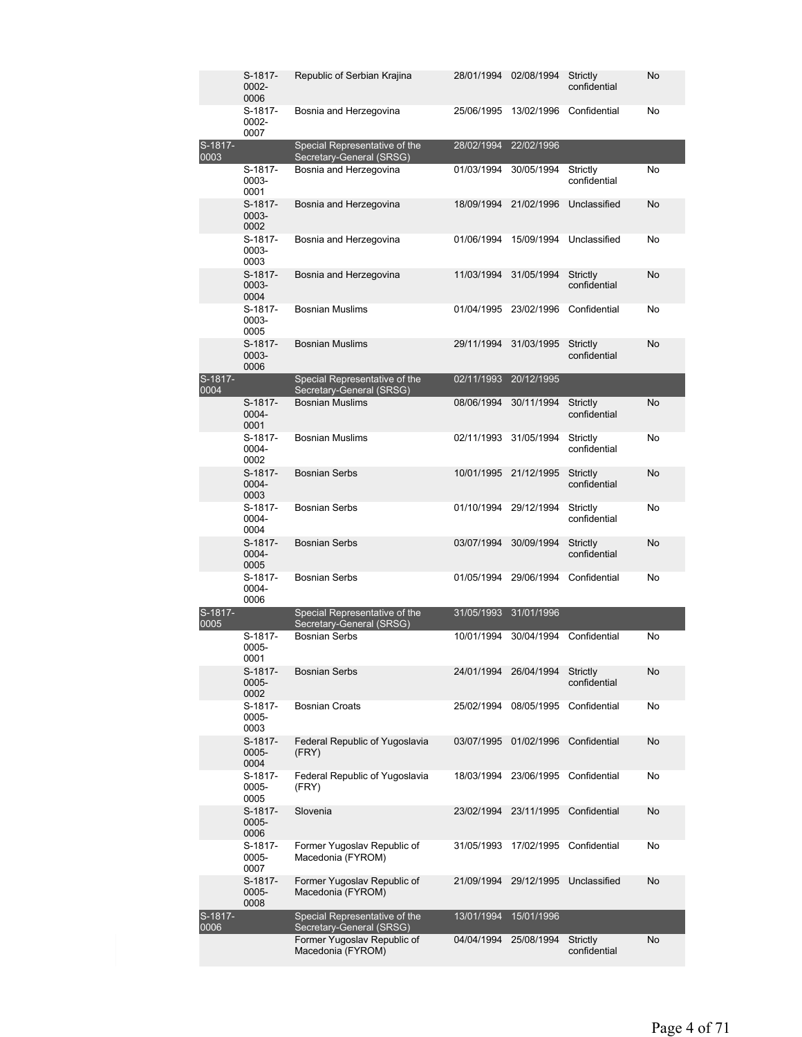| | | | | | | |
|---|---|---|---|---|---|---|
| | S-1817-0002-0006 | Republic of Serbian Krajina | 28/01/1994 | 02/08/1994 | Strictly confidential | No |
| | S-1817-0002-0007 | Bosnia and Herzegovina | 25/06/1995 | 13/02/1996 | Confidential | No |
| S-1817-0003 | | Special Representative of the Secretary-General (SRSG) | 28/02/1994 | 22/02/1996 | | |
| | S-1817-0003-0001 | Bosnia and Herzegovina | 01/03/1994 | 30/05/1994 | Strictly confidential | No |
| | S-1817-0003-0002 | Bosnia and Herzegovina | 18/09/1994 | 21/02/1996 | Unclassified | No |
| | S-1817-0003-0003 | Bosnia and Herzegovina | 01/06/1994 | 15/09/1994 | Unclassified | No |
| | S-1817-0003-0004 | Bosnia and Herzegovina | 11/03/1994 | 31/05/1994 | Strictly confidential | No |
| | S-1817-0003-0005 | Bosnian Muslims | 01/04/1995 | 23/02/1996 | Confidential | No |
| | S-1817-0003-0006 | Bosnian Muslims | 29/11/1994 | 31/03/1995 | Strictly confidential | No |
| S-1817-0004 | | Special Representative of the Secretary-General (SRSG) | 02/11/1993 | 20/12/1995 | | |
| | S-1817-0004-0001 | Bosnian Muslims | 08/06/1994 | 30/11/1994 | Strictly confidential | No |
| | S-1817-0004-0002 | Bosnian Muslims | 02/11/1993 | 31/05/1994 | Strictly confidential | No |
| | S-1817-0004-0003 | Bosnian Serbs | 10/01/1995 | 21/12/1995 | Strictly confidential | No |
| | S-1817-0004-0004 | Bosnian Serbs | 01/10/1994 | 29/12/1994 | Strictly confidential | No |
| | S-1817-0004-0005 | Bosnian Serbs | 03/07/1994 | 30/09/1994 | Strictly confidential | No |
| | S-1817-0004-0006 | Bosnian Serbs | 01/05/1994 | 29/06/1994 | Confidential | No |
| S-1817-0005 | | Special Representative of the Secretary-General (SRSG) | 31/05/1993 | 31/01/1996 | | |
| | S-1817-0005-0001 | Bosnian Serbs | 10/01/1994 | 30/04/1994 | Confidential | No |
| | S-1817-0005-0002 | Bosnian Serbs | 24/01/1994 | 26/04/1994 | Strictly confidential | No |
| | S-1817-0005-0003 | Bosnian Croats | 25/02/1994 | 08/05/1995 | Confidential | No |
| | S-1817-0005-0004 | Federal Republic of Yugoslavia (FRY) | 03/07/1995 | 01/02/1996 | Confidential | No |
| | S-1817-0005-0005 | Federal Republic of Yugoslavia (FRY) | 18/03/1994 | 23/06/1995 | Confidential | No |
| | S-1817-0005-0006 | Slovenia | 23/02/1994 | 23/11/1995 | Confidential | No |
| | S-1817-0005-0007 | Former Yugoslav Republic of Macedonia (FYROM) | 31/05/1993 | 17/02/1995 | Confidential | No |
| | S-1817-0005-0008 | Former Yugoslav Republic of Macedonia (FYROM) | 21/09/1994 | 29/12/1995 | Unclassified | No |
| S-1817-0006 | | Special Representative of the Secretary-General (SRSG) | 13/01/1994 | 15/01/1996 | | |
| | | Former Yugoslav Republic of Macedonia (FYROM) | 04/04/1994 | 25/08/1994 | Strictly confidential | No |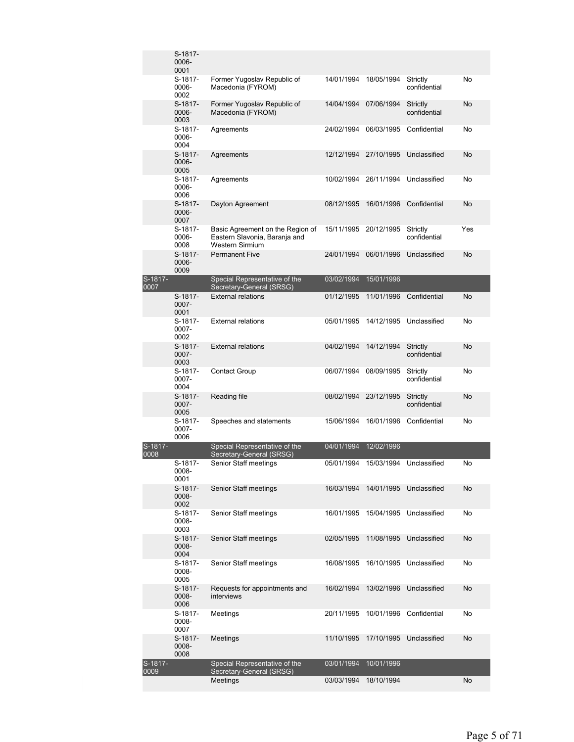| | | | | | | |
|---|---|---|---|---|---|---|
| | S-1817-0006-0001 | | | | | |
| | S-1817-0006-0002 | Former Yugoslav Republic of Macedonia (FYROM) | 14/01/1994 | 18/05/1994 | Strictly confidential | No |
| | S-1817-0006-0003 | Former Yugoslav Republic of Macedonia (FYROM) | 14/04/1994 | 07/06/1994 | Strictly confidential | No |
| | S-1817-0006-0004 | Agreements | 24/02/1994 | 06/03/1995 | Confidential | No |
| | S-1817-0006-0005 | Agreements | 12/12/1994 | 27/10/1995 | Unclassified | No |
| | S-1817-0006-0006 | Agreements | 10/02/1994 | 26/11/1994 | Unclassified | No |
| | S-1817-0006-0007 | Dayton Agreement | 08/12/1995 | 16/01/1996 | Confidential | No |
| | S-1817-0006-0008 | Basic Agreement on the Region of Eastern Slavonia, Baranja and Western Sirmium | 15/11/1995 | 20/12/1995 | Strictly confidential | Yes |
| | S-1817-0006-0009 | Permanent Five | 24/01/1994 | 06/01/1996 | Unclassified | No |
| S-1817-0007 | | Special Representative of the Secretary-General (SRSG) | 03/02/1994 | 15/01/1996 | | |
| | S-1817-0007-0001 | External relations | 01/12/1995 | 11/01/1996 | Confidential | No |
| | S-1817-0007-0002 | External relations | 05/01/1995 | 14/12/1995 | Unclassified | No |
| | S-1817-0007-0003 | External relations | 04/02/1994 | 14/12/1994 | Strictly confidential | No |
| | S-1817-0007-0004 | Contact Group | 06/07/1994 | 08/09/1995 | Strictly confidential | No |
| | S-1817-0007-0005 | Reading file | 08/02/1994 | 23/12/1995 | Strictly confidential | No |
| | S-1817-0007-0006 | Speeches and statements | 15/06/1994 | 16/01/1996 | Confidential | No |
| S-1817-0008 | | Special Representative of the Secretary-General (SRSG) | 04/01/1994 | 12/02/1996 | | |
| | S-1817-0008-0001 | Senior Staff meetings | 05/01/1994 | 15/03/1994 | Unclassified | No |
| | S-1817-0008-0002 | Senior Staff meetings | 16/03/1994 | 14/01/1995 | Unclassified | No |
| | S-1817-0008-0003 | Senior Staff meetings | 16/01/1995 | 15/04/1995 | Unclassified | No |
| | S-1817-0008-0004 | Senior Staff meetings | 02/05/1995 | 11/08/1995 | Unclassified | No |
| | S-1817-0008-0005 | Senior Staff meetings | 16/08/1995 | 16/10/1995 | Unclassified | No |
| | S-1817-0008-0006 | Requests for appointments and interviews | 16/02/1994 | 13/02/1996 | Unclassified | No |
| | S-1817-0008-0007 | Meetings | 20/11/1995 | 10/01/1996 | Confidential | No |
| | S-1817-0008-0008 | Meetings | 11/10/1995 | 17/10/1995 | Unclassified | No |
| S-1817-0009 | | Special Representative of the Secretary-General (SRSG) | 03/01/1994 | 10/01/1996 | | |
| | | Meetings | 03/03/1994 | 18/10/1994 | | No |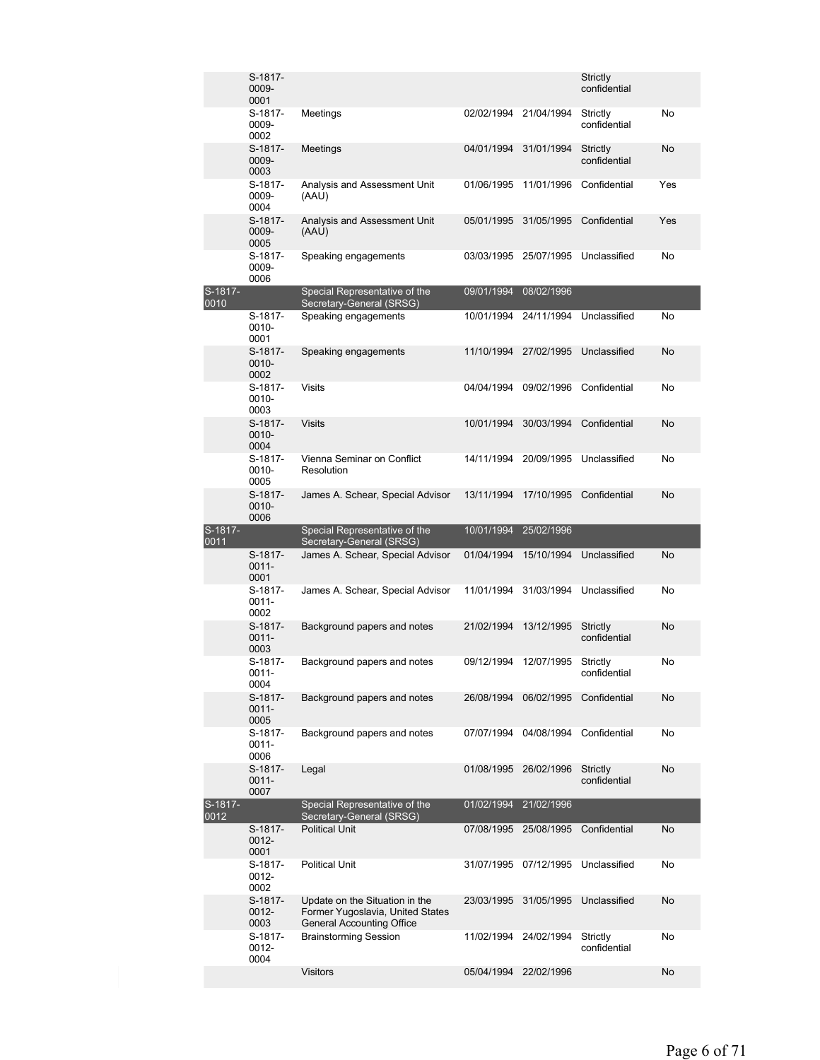| | | | | | | |
|---|---|---|---|---|---|---|
| | S-1817-0009-0001 | | | | Strictly confidential | |
| | S-1817-0009-0002 | Meetings | 02/02/1994 | 21/04/1994 | Strictly confidential | No |
| | S-1817-0009-0003 | Meetings | 04/01/1994 | 31/01/1994 | Strictly confidential | No |
| | S-1817-0009-0004 | Analysis and Assessment Unit (AAU) | 01/06/1995 | 11/01/1996 | Confidential | Yes |
| | S-1817-0009-0005 | Analysis and Assessment Unit (AAU) | 05/01/1995 | 31/05/1995 | Confidential | Yes |
| | S-1817-0009-0006 | Speaking engagements | 03/03/1995 | 25/07/1995 | Unclassified | No |
| S-1817-0010 | | Special Representative of the Secretary-General (SRSG) | 09/01/1994 | 08/02/1996 | | |
| | S-1817-0010-0001 | Speaking engagements | 10/01/1994 | 24/11/1994 | Unclassified | No |
| | S-1817-0010-0002 | Speaking engagements | 11/10/1994 | 27/02/1995 | Unclassified | No |
| | S-1817-0010-0003 | Visits | 04/04/1994 | 09/02/1996 | Confidential | No |
| | S-1817-0010-0004 | Visits | 10/01/1994 | 30/03/1994 | Confidential | No |
| | S-1817-0010-0005 | Vienna Seminar on Conflict Resolution | 14/11/1994 | 20/09/1995 | Unclassified | No |
| | S-1817-0010-0006 | James A. Schear, Special Advisor | 13/11/1994 | 17/10/1995 | Confidential | No |
| S-1817-0011 | | Special Representative of the Secretary-General (SRSG) | 10/01/1994 | 25/02/1996 | | |
| | S-1817-0011-0001 | James A. Schear, Special Advisor | 01/04/1994 | 15/10/1994 | Unclassified | No |
| | S-1817-0011-0002 | James A. Schear, Special Advisor | 11/01/1994 | 31/03/1994 | Unclassified | No |
| | S-1817-0011-0003 | Background papers and notes | 21/02/1994 | 13/12/1995 | Strictly confidential | No |
| | S-1817-0011-0004 | Background papers and notes | 09/12/1994 | 12/07/1995 | Strictly confidential | No |
| | S-1817-0011-0005 | Background papers and notes | 26/08/1994 | 06/02/1995 | Confidential | No |
| | S-1817-0011-0006 | Background papers and notes | 07/07/1994 | 04/08/1994 | Confidential | No |
| | S-1817-0011-0007 | Legal | 01/08/1995 | 26/02/1996 | Strictly confidential | No |
| S-1817-0012 | | Special Representative of the Secretary-General (SRSG) | 01/02/1994 | 21/02/1996 | | |
| | S-1817-0012-0001 | Political Unit | 07/08/1995 | 25/08/1995 | Confidential | No |
| | S-1817-0012-0002 | Political Unit | 31/07/1995 | 07/12/1995 | Unclassified | No |
| | S-1817-0012-0003 | Update on the Situation in the Former Yugoslavia, United States General Accounting Office | 23/03/1995 | 31/05/1995 | Unclassified | No |
| | S-1817-0012-0004 | Brainstorming Session | 11/02/1994 | 24/02/1994 | Strictly confidential | No |
| | | Visitors | 05/04/1994 | 22/02/1996 | | No |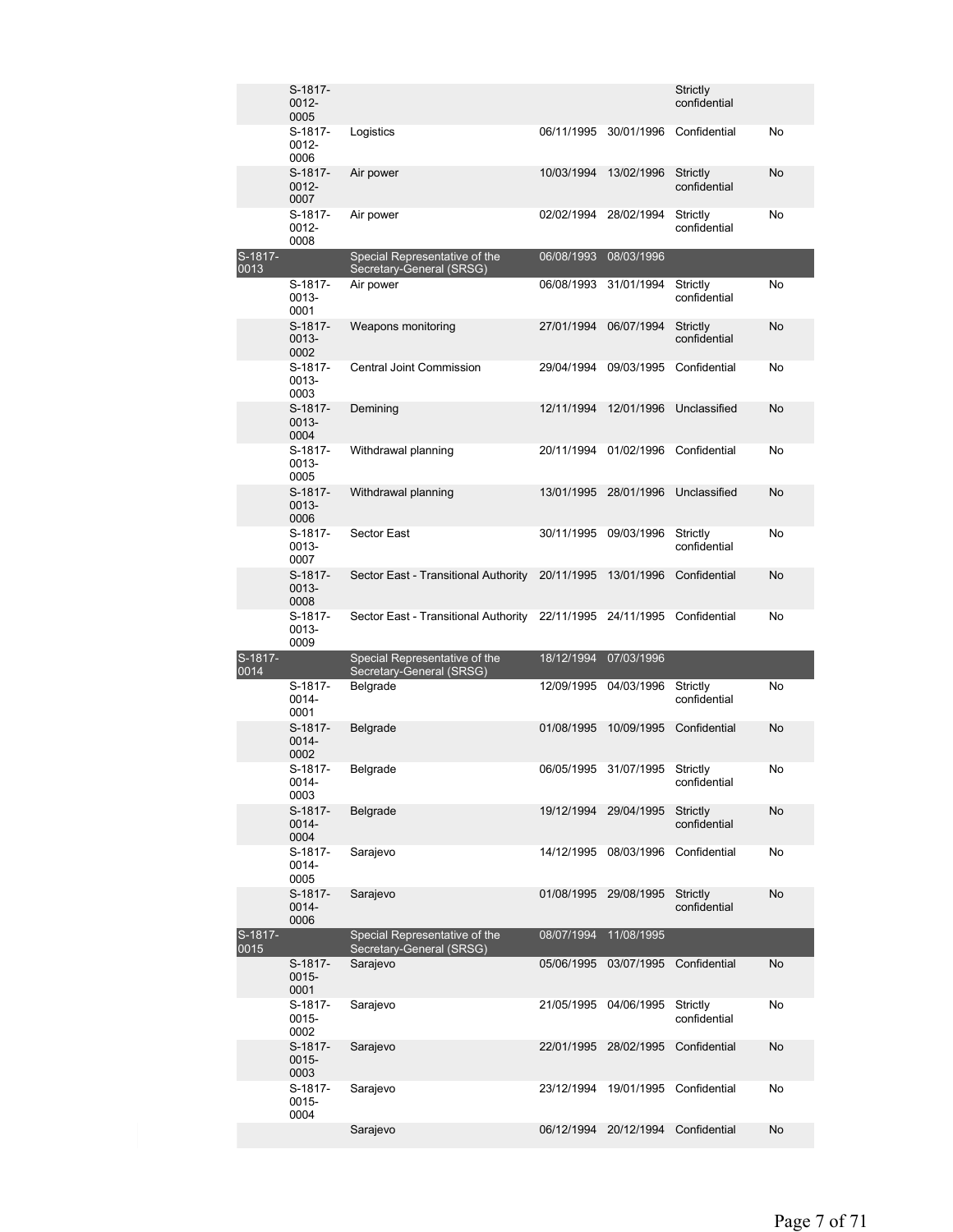| | | | | | | |
|---|---|---|---|---|---|---|
| | S-1817-0012-0005 | | | | Strictly confidential | |
| | S-1817-0012-0006 | Logistics | 06/11/1995 | 30/01/1996 | Confidential | No |
| | S-1817-0012-0007 | Air power | 10/03/1994 | 13/02/1996 | Strictly confidential | No |
| | S-1817-0012-0008 | Air power | 02/02/1994 | 28/02/1994 | Strictly confidential | No |
| S-1817-0013 | | Special Representative of the Secretary-General (SRSG) | 06/08/1993 | 08/03/1996 | | |
| | S-1817-0013-0001 | Air power | 06/08/1993 | 31/01/1994 | Strictly confidential | No |
| | S-1817-0013-0002 | Weapons monitoring | 27/01/1994 | 06/07/1994 | Strictly confidential | No |
| | S-1817-0013-0003 | Central Joint Commission | 29/04/1994 | 09/03/1995 | Confidential | No |
| | S-1817-0013-0004 | Demining | 12/11/1994 | 12/01/1996 | Unclassified | No |
| | S-1817-0013-0005 | Withdrawal planning | 20/11/1994 | 01/02/1996 | Confidential | No |
| | S-1817-0013-0006 | Withdrawal planning | 13/01/1995 | 28/01/1996 | Unclassified | No |
| | S-1817-0013-0007 | Sector East | 30/11/1995 | 09/03/1996 | Strictly confidential | No |
| | S-1817-0013-0008 | Sector East - Transitional Authority | 20/11/1995 | 13/01/1996 | Confidential | No |
| | S-1817-0013-0009 | Sector East - Transitional Authority | 22/11/1995 | 24/11/1995 | Confidential | No |
| S-1817-0014 | | Special Representative of the Secretary-General (SRSG) | 18/12/1994 | 07/03/1996 | | |
| | S-1817-0014-0001 | Belgrade | 12/09/1995 | 04/03/1996 | Strictly confidential | No |
| | S-1817-0014-0002 | Belgrade | 01/08/1995 | 10/09/1995 | Confidential | No |
| | S-1817-0014-0003 | Belgrade | 06/05/1995 | 31/07/1995 | Strictly confidential | No |
| | S-1817-0014-0004 | Belgrade | 19/12/1994 | 29/04/1995 | Strictly confidential | No |
| | S-1817-0014-0005 | Sarajevo | 14/12/1995 | 08/03/1996 | Confidential | No |
| | S-1817-0014-0006 | Sarajevo | 01/08/1995 | 29/08/1995 | Strictly confidential | No |
| S-1817-0015 | | Special Representative of the Secretary-General (SRSG) | 08/07/1994 | 11/08/1995 | | |
| | S-1817-0015-0001 | Sarajevo | 05/06/1995 | 03/07/1995 | Confidential | No |
| | S-1817-0015-0002 | Sarajevo | 21/05/1995 | 04/06/1995 | Strictly confidential | No |
| | S-1817-0015-0003 | Sarajevo | 22/01/1995 | 28/02/1995 | Confidential | No |
| | S-1817-0015-0004 | Sarajevo | 23/12/1994 | 19/01/1995 | Confidential | No |
| | | Sarajevo | 06/12/1994 | 20/12/1994 | Confidential | No |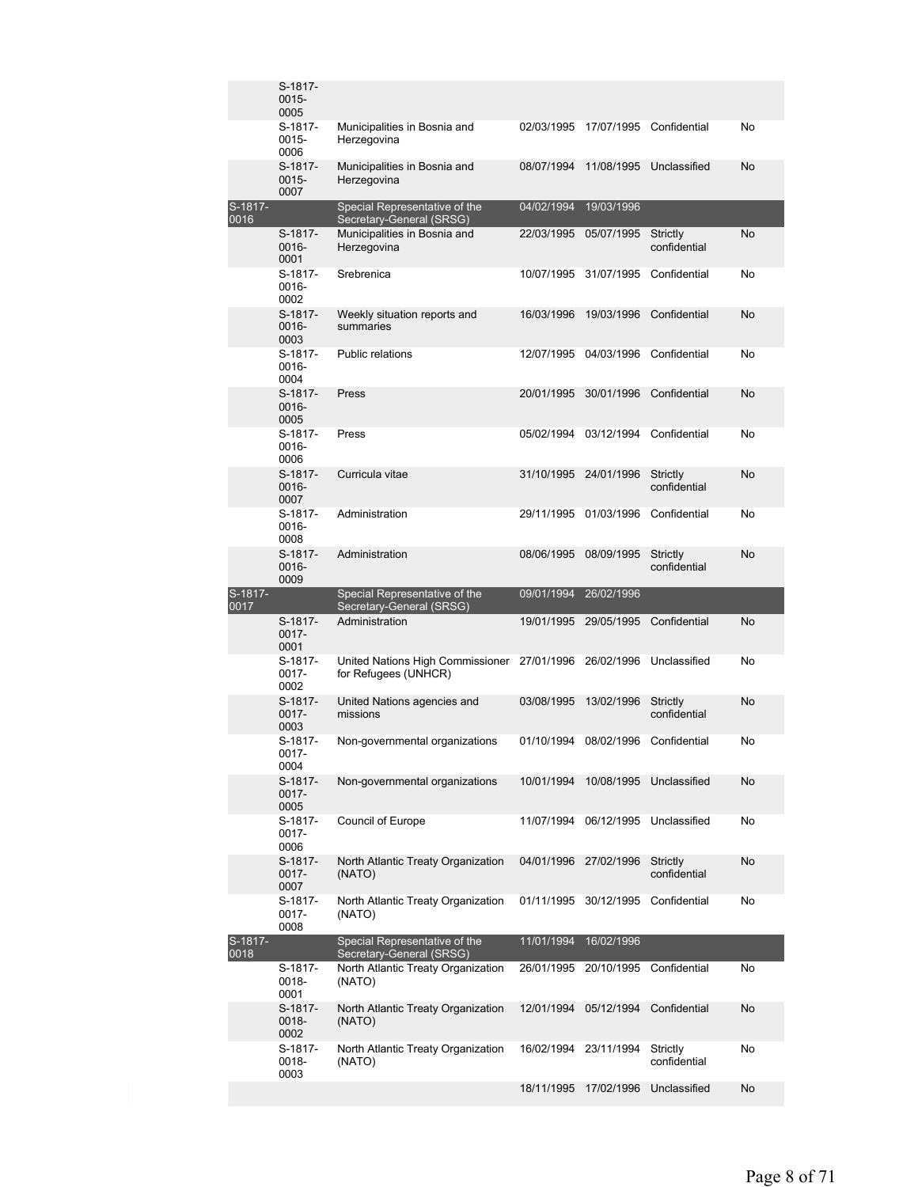| | | | | | | |
|---|---|---|---|---|---|---|
| | S-1817-0015-0005 | | | | | |
| | S-1817-0015-0006 | Municipalities in Bosnia and Herzegovina | 02/03/1995 | 17/07/1995 | Confidential | No |
| | S-1817-0015-0007 | Municipalities in Bosnia and Herzegovina | 08/07/1994 | 11/08/1995 | Unclassified | No |
| S-1817-0016 | | Special Representative of the Secretary-General (SRSG) | 04/02/1994 | 19/03/1996 | | |
| | S-1817-0016-0001 | Municipalities in Bosnia and Herzegovina | 22/03/1995 | 05/07/1995 | Strictly confidential | No |
| | S-1817-0016-0002 | Srebrenica | 10/07/1995 | 31/07/1995 | Confidential | No |
| | S-1817-0016-0003 | Weekly situation reports and summaries | 16/03/1996 | 19/03/1996 | Confidential | No |
| | S-1817-0016-0004 | Public relations | 12/07/1995 | 04/03/1996 | Confidential | No |
| | S-1817-0016-0005 | Press | 20/01/1995 | 30/01/1996 | Confidential | No |
| | S-1817-0016-0006 | Press | 05/02/1994 | 03/12/1994 | Confidential | No |
| | S-1817-0016-0007 | Curricula vitae | 31/10/1995 | 24/01/1996 | Strictly confidential | No |
| | S-1817-0016-0008 | Administration | 29/11/1995 | 01/03/1996 | Confidential | No |
| | S-1817-0016-0009 | Administration | 08/06/1995 | 08/09/1995 | Strictly confidential | No |
| S-1817-0017 | | Special Representative of the Secretary-General (SRSG) | 09/01/1994 | 26/02/1996 | | |
| | S-1817-0017-0001 | Administration | 19/01/1995 | 29/05/1995 | Confidential | No |
| | S-1817-0017-0002 | United Nations High Commissioner for Refugees (UNHCR) | 27/01/1996 | 26/02/1996 | Unclassified | No |
| | S-1817-0017-0003 | United Nations agencies and missions | 03/08/1995 | 13/02/1996 | Strictly confidential | No |
| | S-1817-0017-0004 | Non-governmental organizations | 01/10/1994 | 08/02/1996 | Confidential | No |
| | S-1817-0017-0005 | Non-governmental organizations | 10/01/1994 | 10/08/1995 | Unclassified | No |
| | S-1817-0017-0006 | Council of Europe | 11/07/1994 | 06/12/1995 | Unclassified | No |
| | S-1817-0017-0007 | North Atlantic Treaty Organization (NATO) | 04/01/1996 | 27/02/1996 | Strictly confidential | No |
| | S-1817-0017-0008 | North Atlantic Treaty Organization (NATO) | 01/11/1995 | 30/12/1995 | Confidential | No |
| S-1817-0018 | | Special Representative of the Secretary-General (SRSG) | 11/01/1994 | 16/02/1996 | | |
| | S-1817-0018-0001 | North Atlantic Treaty Organization (NATO) | 26/01/1995 | 20/10/1995 | Confidential | No |
| | S-1817-0018-0002 | North Atlantic Treaty Organization (NATO) | 12/01/1994 | 05/12/1994 | Confidential | No |
| | S-1817-0018-0003 | North Atlantic Treaty Organization (NATO) | 16/02/1994 | 23/11/1994 | Strictly confidential | No |
| | | | 18/11/1995 | 17/02/1996 | Unclassified | No |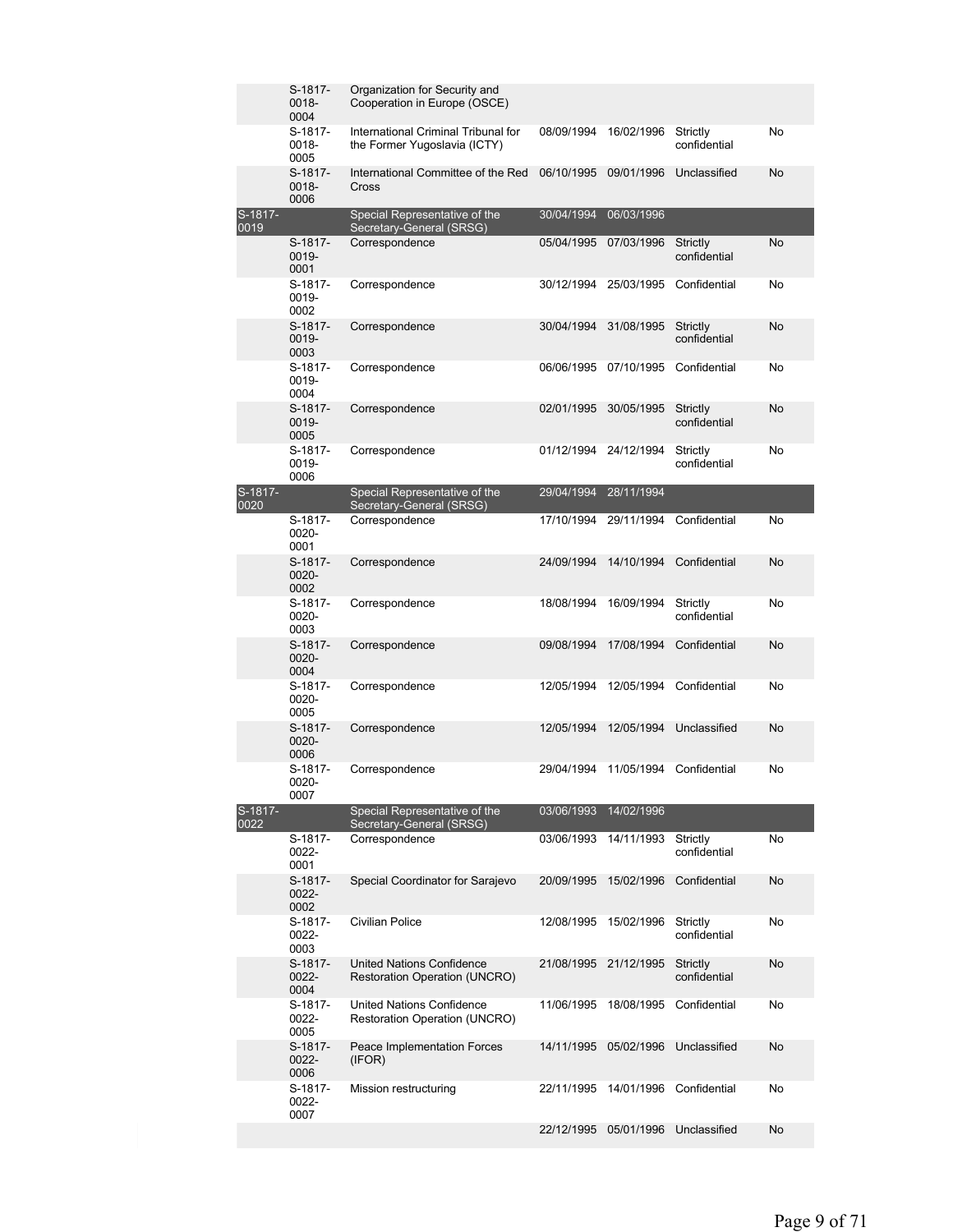| | | | | | | |
|---|---|---|---|---|---|---|
| | S-1817-0018-0004 | Organization for Security and Cooperation in Europe (OSCE) | | | | |
| | S-1817-0018-0005 | International Criminal Tribunal for the Former Yugoslavia (ICTY) | 08/09/1994 | 16/02/1996 | Strictly confidential | No |
| | S-1817-0018-0006 | International Committee of the Red Cross | 06/10/1995 | 09/01/1996 | Unclassified | No |
| S-1817-0019 | | Special Representative of the Secretary-General (SRSG) | 30/04/1994 | 06/03/1996 | | |
| | S-1817-0019-0001 | Correspondence | 05/04/1995 | 07/03/1996 | Strictly confidential | No |
| | S-1817-0019-0002 | Correspondence | 30/12/1994 | 25/03/1995 | Confidential | No |
| | S-1817-0019-0003 | Correspondence | 30/04/1994 | 31/08/1995 | Strictly confidential | No |
| | S-1817-0019-0004 | Correspondence | 06/06/1995 | 07/10/1995 | Confidential | No |
| | S-1817-0019-0005 | Correspondence | 02/01/1995 | 30/05/1995 | Strictly confidential | No |
| | S-1817-0019-0006 | Correspondence | 01/12/1994 | 24/12/1994 | Strictly confidential | No |
| S-1817-0020 | | Special Representative of the Secretary-General (SRSG) | 29/04/1994 | 28/11/1994 | | |
| | S-1817-0020-0001 | Correspondence | 17/10/1994 | 29/11/1994 | Confidential | No |
| | S-1817-0020-0002 | Correspondence | 24/09/1994 | 14/10/1994 | Confidential | No |
| | S-1817-0020-0003 | Correspondence | 18/08/1994 | 16/09/1994 | Strictly confidential | No |
| | S-1817-0020-0004 | Correspondence | 09/08/1994 | 17/08/1994 | Confidential | No |
| | S-1817-0020-0005 | Correspondence | 12/05/1994 | 12/05/1994 | Confidential | No |
| | S-1817-0020-0006 | Correspondence | 12/05/1994 | 12/05/1994 | Unclassified | No |
| | S-1817-0020-0007 | Correspondence | 29/04/1994 | 11/05/1994 | Confidential | No |
| S-1817-0022 | | Special Representative of the Secretary-General (SRSG) | 03/06/1993 | 14/02/1996 | | |
| | S-1817-0022-0001 | Correspondence | 03/06/1993 | 14/11/1993 | Strictly confidential | No |
| | S-1817-0022-0002 | Special Coordinator for Sarajevo | 20/09/1995 | 15/02/1996 | Confidential | No |
| | S-1817-0022-0003 | Civilian Police | 12/08/1995 | 15/02/1996 | Strictly confidential | No |
| | S-1817-0022-0004 | United Nations Confidence Restoration Operation (UNCRO) | 21/08/1995 | 21/12/1995 | Strictly confidential | No |
| | S-1817-0022-0005 | United Nations Confidence Restoration Operation (UNCRO) | 11/06/1995 | 18/08/1995 | Confidential | No |
| | S-1817-0022-0006 | Peace Implementation Forces (IFOR) | 14/11/1995 | 05/02/1996 | Unclassified | No |
| | S-1817-0022-0007 | Mission restructuring | 22/11/1995 | 14/01/1996 | Confidential | No |
| | | | 22/12/1995 | 05/01/1996 | Unclassified | No |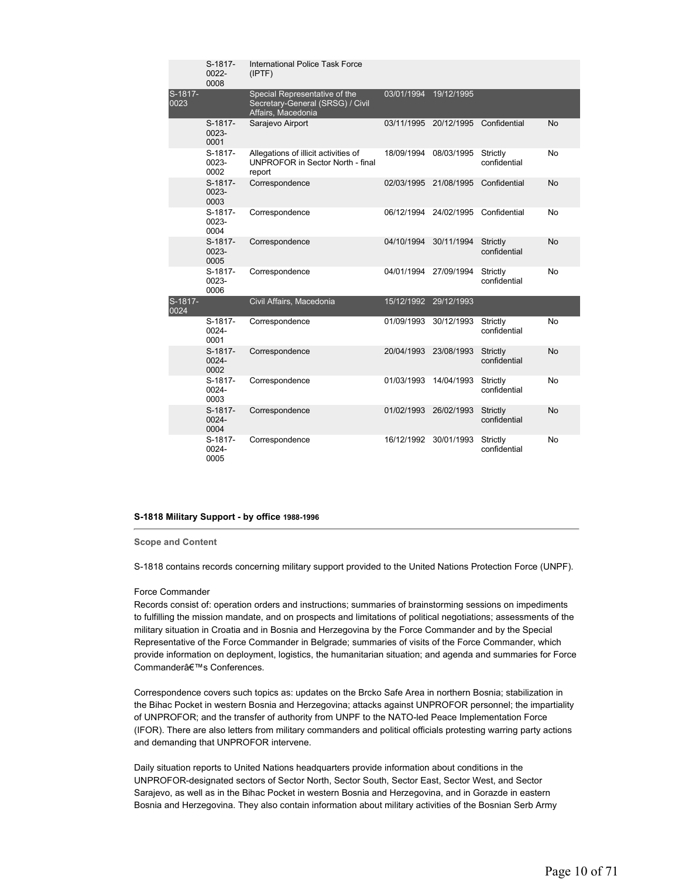| | | | | | | |
|---|---|---|---|---|---|---|
| | S-1817-0022-0008 | International Police Task Force (IPTF) | | | | |
| S-1817-0023 | | Special Representative of the Secretary-General (SRSG) / Civil Affairs, Macedonia | 03/01/1994 | 19/12/1995 | | |
| | S-1817-0023-0001 | Sarajevo Airport | 03/11/1995 | 20/12/1995 | Confidential | No |
| | S-1817-0023-0002 | Allegations of illicit activities of UNPROFOR in Sector North - final report | 18/09/1994 | 08/03/1995 | Strictly confidential | No |
| | S-1817-0023-0003 | Correspondence | 02/03/1995 | 21/08/1995 | Confidential | No |
| | S-1817-0023-0004 | Correspondence | 06/12/1994 | 24/02/1995 | Confidential | No |
| | S-1817-0023-0005 | Correspondence | 04/10/1994 | 30/11/1994 | Strictly confidential | No |
| | S-1817-0023-0006 | Correspondence | 04/01/1994 | 27/09/1994 | Strictly confidential | No |
| S-1817-0024 | | Civil Affairs, Macedonia | 15/12/1992 | 29/12/1993 | | |
| | S-1817-0024-0001 | Correspondence | 01/09/1993 | 30/12/1993 | Strictly confidential | No |
| | S-1817-0024-0002 | Correspondence | 20/04/1993 | 23/08/1993 | Strictly confidential | No |
| | S-1817-0024-0003 | Correspondence | 01/03/1993 | 14/04/1993 | Strictly confidential | No |
| | S-1817-0024-0004 | Correspondence | 01/02/1993 | 26/02/1993 | Strictly confidential | No |
| | S-1817-0024-0005 | Correspondence | 16/12/1992 | 30/01/1993 | Strictly confidential | No |

**S-1818 Military Support - by office 1988-1996**

**Scope and Content**

S-1818 contains records concerning military support provided to the United Nations Protection Force (UNPF).

Force Commander
Records consist of: operation orders and instructions; summaries of brainstorming sessions on impediments to fulfilling the mission mandate, and on prospects and limitations of political negotiations; assessments of the military situation in Croatia and in Bosnia and Herzegovina by the Force Commander and by the Special Representative of the Force Commander in Belgrade; summaries of visits of the Force Commander, which provide information on deployment, logistics, the humanitarian situation; and agenda and summaries for Force Commanderâ€™s Conferences.

Correspondence covers such topics as: updates on the Brcko Safe Area in northern Bosnia; stabilization in the Bihac Pocket in western Bosnia and Herzegovina; attacks against UNPROFOR personnel; the impartiality of UNPROFOR; and the transfer of authority from UNPF to the NATO-led Peace Implementation Force (IFOR). There are also letters from military commanders and political officials protesting warring party actions and demanding that UNPROFOR intervene.

Daily situation reports to United Nations headquarters provide information about conditions in the UNPROFOR-designated sectors of Sector North, Sector South, Sector East, Sector West, and Sector Sarajevo, as well as in the Bihac Pocket in western Bosnia and Herzegovina, and in Gorazde in eastern Bosnia and Herzegovina. They also contain information about military activities of the Bosnian Serb Army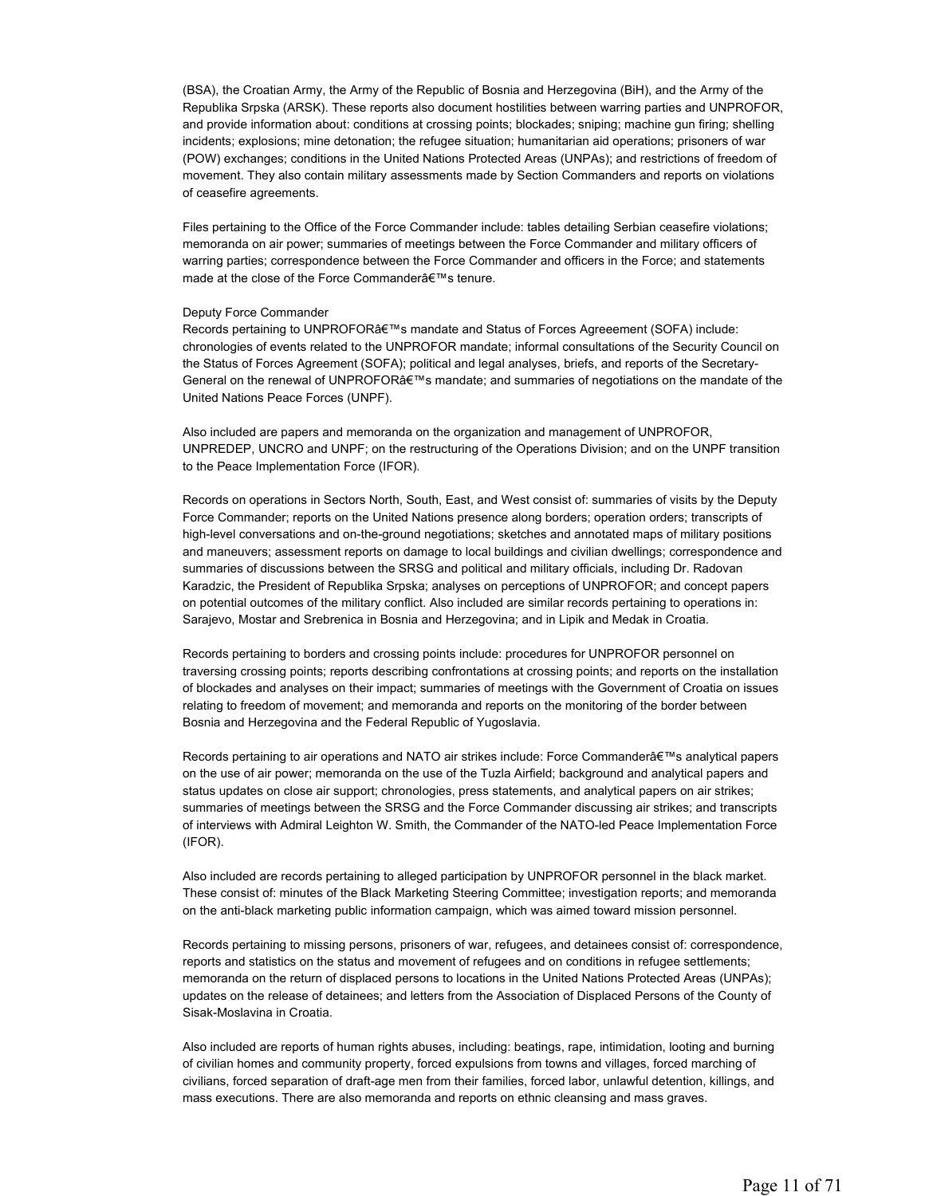(BSA), the Croatian Army, the Army of the Republic of Bosnia and Herzegovina (BiH), and the Army of the Republika Srpska (ARSK). These reports also document hostilities between warring parties and UNPROFOR, and provide information about: conditions at crossing points; blockades; sniping; machine gun firing; shelling incidents; explosions; mine detonation; the refugee situation; humanitarian aid operations; prisoners of war (POW) exchanges; conditions in the United Nations Protected Areas (UNPAs); and restrictions of freedom of movement. They also contain military assessments made by Section Commanders and reports on violations of ceasefire agreements.

Files pertaining to the Office of the Force Commander include: tables detailing Serbian ceasefire violations; memoranda on air power; summaries of meetings between the Force Commander and military officers of warring parties; correspondence between the Force Commander and officers in the Force; and statements made at the close of the Force Commanderâ€™s tenure.

Deputy Force Commander
Records pertaining to UNPROFORâ€™s mandate and Status of Forces Agreeement (SOFA) include: chronologies of events related to the UNPROFOR mandate; informal consultations of the Security Council on the Status of Forces Agreement (SOFA); political and legal analyses, briefs, and reports of the Secretary-General on the renewal of UNPROFORâ€™s mandate; and summaries of negotiations on the mandate of the United Nations Peace Forces (UNPF).

Also included are papers and memoranda on the organization and management of UNPROFOR, UNPREDEP, UNCRO and UNPF; on the restructuring of the Operations Division; and on the UNPF transition to the Peace Implementation Force (IFOR).

Records on operations in Sectors North, South, East, and West consist of: summaries of visits by the Deputy Force Commander; reports on the United Nations presence along borders; operation orders; transcripts of high-level conversations and on-the-ground negotiations; sketches and annotated maps of military positions and maneuvers; assessment reports on damage to local buildings and civilian dwellings; correspondence and summaries of discussions between the SRSG and political and military officials, including Dr. Radovan Karadzic, the President of Republika Srpska; analyses on perceptions of UNPROFOR; and concept papers on potential outcomes of the military conflict. Also included are similar records pertaining to operations in: Sarajevo, Mostar and Srebrenica in Bosnia and Herzegovina; and in Lipik and Medak in Croatia.

Records pertaining to borders and crossing points include: procedures for UNPROFOR personnel on traversing crossing points; reports describing confrontations at crossing points; and reports on the installation of blockades and analyses on their impact; summaries of meetings with the Government of Croatia on issues relating to freedom of movement; and memoranda and reports on the monitoring of the border between Bosnia and Herzegovina and the Federal Republic of Yugoslavia.

Records pertaining to air operations and NATO air strikes include: Force Commanderâ€™s analytical papers on the use of air power; memoranda on the use of the Tuzla Airfield; background and analytical papers and status updates on close air support; chronologies, press statements, and analytical papers on air strikes; summaries of meetings between the SRSG and the Force Commander discussing air strikes; and transcripts of interviews with Admiral Leighton W. Smith, the Commander of the NATO-led Peace Implementation Force (IFOR).

Also included are records pertaining to alleged participation by UNPROFOR personnel in the black market. These consist of: minutes of the Black Marketing Steering Committee; investigation reports; and memoranda on the anti-black marketing public information campaign, which was aimed toward mission personnel.

Records pertaining to missing persons, prisoners of war, refugees, and detainees consist of: correspondence, reports and statistics on the status and movement of refugees and on conditions in refugee settlements; memoranda on the return of displaced persons to locations in the United Nations Protected Areas (UNPAs); updates on the release of detainees; and letters from the Association of Displaced Persons of the County of Sisak-Moslavina in Croatia.

Also included are reports of human rights abuses, including: beatings, rape, intimidation, looting and burning of civilian homes and community property, forced expulsions from towns and villages, forced marching of civilians, forced separation of draft-age men from their families, forced labor, unlawful detention, killings, and mass executions. There are also memoranda and reports on ethnic cleansing and mass graves.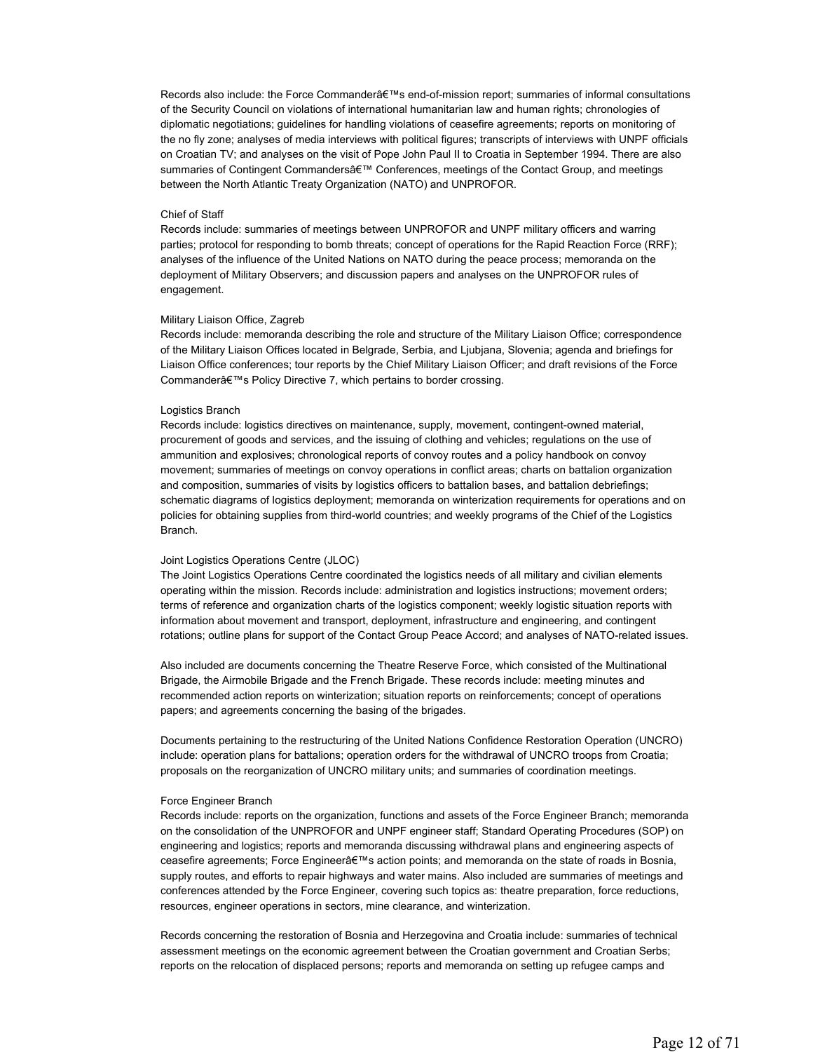Records also include: the Force Commanderâ€™s end-of-mission report; summaries of informal consultations of the Security Council on violations of international humanitarian law and human rights; chronologies of diplomatic negotiations; guidelines for handling violations of ceasefire agreements; reports on monitoring of the no fly zone; analyses of media interviews with political figures; transcripts of interviews with UNPF officials on Croatian TV; and analyses on the visit of Pope John Paul II to Croatia in September 1994. There are also summaries of Contingent Commandersâ€™ Conferences, meetings of the Contact Group, and meetings between the North Atlantic Treaty Organization (NATO) and UNPROFOR.

Chief of Staff
Records include: summaries of meetings between UNPROFOR and UNPF military officers and warring parties; protocol for responding to bomb threats; concept of operations for the Rapid Reaction Force (RRF); analyses of the influence of the United Nations on NATO during the peace process; memoranda on the deployment of Military Observers; and discussion papers and analyses on the UNPROFOR rules of engagement.

Military Liaison Office, Zagreb
Records include: memoranda describing the role and structure of the Military Liaison Office; correspondence of the Military Liaison Offices located in Belgrade, Serbia, and Ljubjana, Slovenia; agenda and briefings for Liaison Office conferences; tour reports by the Chief Military Liaison Officer; and draft revisions of the Force Commanderâ€™s Policy Directive 7, which pertains to border crossing.

Logistics Branch
Records include: logistics directives on maintenance, supply, movement, contingent-owned material, procurement of goods and services, and the issuing of clothing and vehicles; regulations on the use of ammunition and explosives; chronological reports of convoy routes and a policy handbook on convoy movement; summaries of meetings on convoy operations in conflict areas; charts on battalion organization and composition, summaries of visits by logistics officers to battalion bases, and battalion debriefings; schematic diagrams of logistics deployment; memoranda on winterization requirements for operations and on policies for obtaining supplies from third-world countries; and weekly programs of the Chief of the Logistics Branch.

Joint Logistics Operations Centre (JLOC)
The Joint Logistics Operations Centre coordinated the logistics needs of all military and civilian elements operating within the mission. Records include: administration and logistics instructions; movement orders; terms of reference and organization charts of the logistics component; weekly logistic situation reports with information about movement and transport, deployment, infrastructure and engineering, and contingent rotations; outline plans for support of the Contact Group Peace Accord; and analyses of NATO-related issues.

Also included are documents concerning the Theatre Reserve Force, which consisted of the Multinational Brigade, the Airmobile Brigade and the French Brigade. These records include: meeting minutes and recommended action reports on winterization; situation reports on reinforcements; concept of operations papers; and agreements concerning the basing of the brigades.

Documents pertaining to the restructuring of the United Nations Confidence Restoration Operation (UNCRO) include: operation plans for battalions; operation orders for the withdrawal of UNCRO troops from Croatia; proposals on the reorganization of UNCRO military units; and summaries of coordination meetings.

Force Engineer Branch
Records include: reports on the organization, functions and assets of the Force Engineer Branch; memoranda on the consolidation of the UNPROFOR and UNPF engineer staff; Standard Operating Procedures (SOP) on engineering and logistics; reports and memoranda discussing withdrawal plans and engineering aspects of ceasefire agreements; Force Engineerâ€™s action points; and memoranda on the state of roads in Bosnia, supply routes, and efforts to repair highways and water mains. Also included are summaries of meetings and conferences attended by the Force Engineer, covering such topics as: theatre preparation, force reductions, resources, engineer operations in sectors, mine clearance, and winterization.

Records concerning the restoration of Bosnia and Herzegovina and Croatia include: summaries of technical assessment meetings on the economic agreement between the Croatian government and Croatian Serbs; reports on the relocation of displaced persons; reports and memoranda on setting up refugee camps and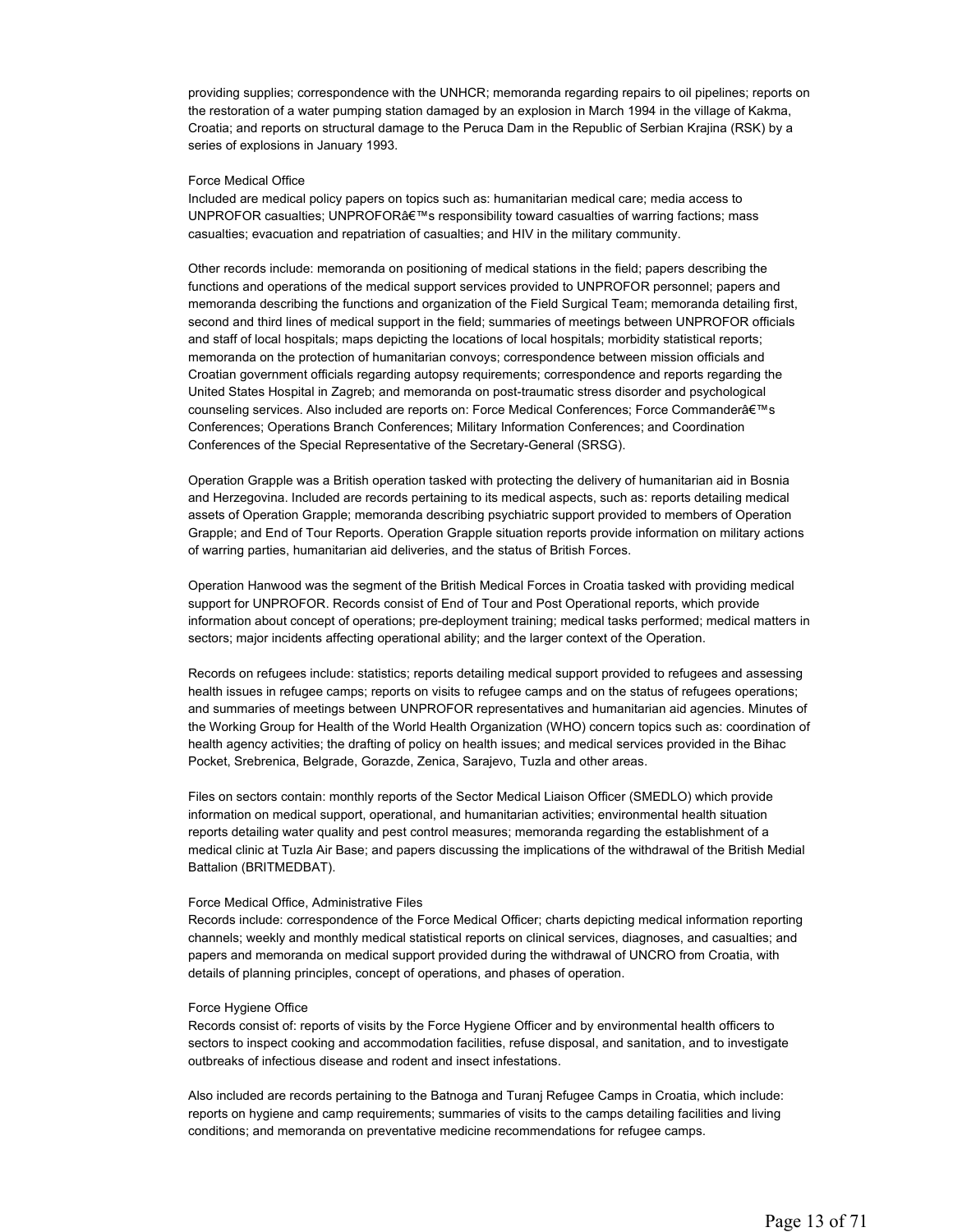providing supplies; correspondence with the UNHCR; memoranda regarding repairs to oil pipelines; reports on the restoration of a water pumping station damaged by an explosion in March 1994 in the village of Kakma, Croatia; and reports on structural damage to the Peruca Dam in the Republic of Serbian Krajina (RSK) by a series of explosions in January 1993.

Force Medical Office
Included are medical policy papers on topics such as: humanitarian medical care; media access to UNPROFOR casualties; UNPROFORâ€™s responsibility toward casualties of warring factions; mass casualties; evacuation and repatriation of casualties; and HIV in the military community.

Other records include: memoranda on positioning of medical stations in the field; papers describing the functions and operations of the medical support services provided to UNPROFOR personnel; papers and memoranda describing the functions and organization of the Field Surgical Team; memoranda detailing first, second and third lines of medical support in the field; summaries of meetings between UNPROFOR officials and staff of local hospitals; maps depicting the locations of local hospitals; morbidity statistical reports; memoranda on the protection of humanitarian convoys; correspondence between mission officials and Croatian government officials regarding autopsy requirements; correspondence and reports regarding the United States Hospital in Zagreb; and memoranda on post-traumatic stress disorder and psychological counseling services. Also included are reports on: Force Medical Conferences; Force Commanderâ€™s Conferences; Operations Branch Conferences; Military Information Conferences; and Coordination Conferences of the Special Representative of the Secretary-General (SRSG).

Operation Grapple was a British operation tasked with protecting the delivery of humanitarian aid in Bosnia and Herzegovina. Included are records pertaining to its medical aspects, such as: reports detailing medical assets of Operation Grapple; memoranda describing psychiatric support provided to members of Operation Grapple; and End of Tour Reports. Operation Grapple situation reports provide information on military actions of warring parties, humanitarian aid deliveries, and the status of British Forces.

Operation Hanwood was the segment of the British Medical Forces in Croatia tasked with providing medical support for UNPROFOR. Records consist of End of Tour and Post Operational reports, which provide information about concept of operations; pre-deployment training; medical tasks performed; medical matters in sectors; major incidents affecting operational ability; and the larger context of the Operation.

Records on refugees include: statistics; reports detailing medical support provided to refugees and assessing health issues in refugee camps; reports on visits to refugee camps and on the status of refugees operations; and summaries of meetings between UNPROFOR representatives and humanitarian aid agencies. Minutes of the Working Group for Health of the World Health Organization (WHO) concern topics such as: coordination of health agency activities; the drafting of policy on health issues; and medical services provided in the Bihac Pocket, Srebrenica, Belgrade, Gorazde, Zenica, Sarajevo, Tuzla and other areas.

Files on sectors contain: monthly reports of the Sector Medical Liaison Officer (SMEDLO) which provide information on medical support, operational, and humanitarian activities; environmental health situation reports detailing water quality and pest control measures; memoranda regarding the establishment of a medical clinic at Tuzla Air Base; and papers discussing the implications of the withdrawal of the British Medial Battalion (BRITMEDBAT).

Force Medical Office, Administrative Files
Records include: correspondence of the Force Medical Officer; charts depicting medical information reporting channels; weekly and monthly medical statistical reports on clinical services, diagnoses, and casualties; and papers and memoranda on medical support provided during the withdrawal of UNCRO from Croatia, with details of planning principles, concept of operations, and phases of operation.

Force Hygiene Office
Records consist of: reports of visits by the Force Hygiene Officer and by environmental health officers to sectors to inspect cooking and accommodation facilities, refuse disposal, and sanitation, and to investigate outbreaks of infectious disease and rodent and insect infestations.

Also included are records pertaining to the Batnoga and Turanj Refugee Camps in Croatia, which include: reports on hygiene and camp requirements; summaries of visits to the camps detailing facilities and living conditions; and memoranda on preventative medicine recommendations for refugee camps.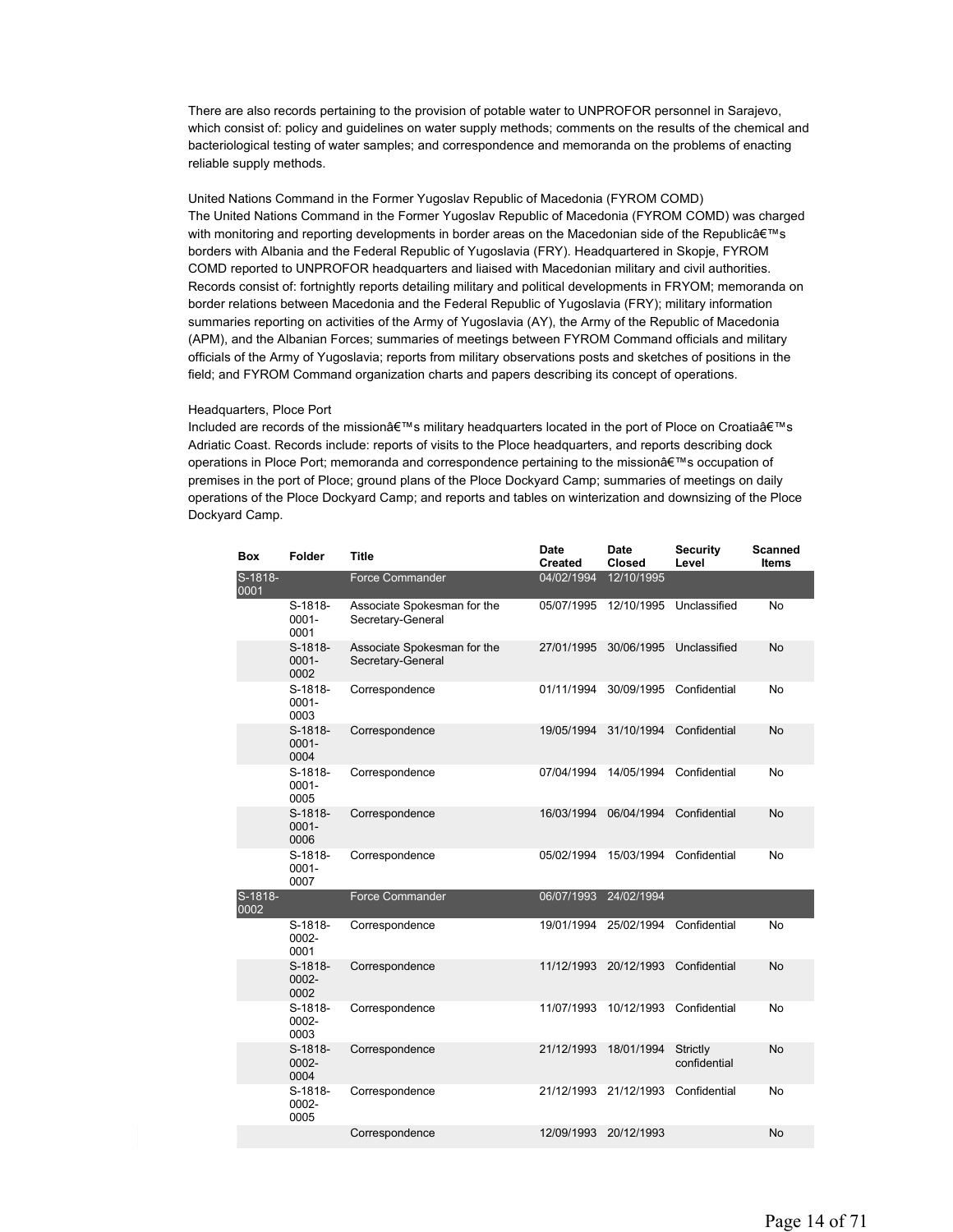There are also records pertaining to the provision of potable water to UNPROFOR personnel in Sarajevo, which consist of: policy and guidelines on water supply methods; comments on the results of the chemical and bacteriological testing of water samples; and correspondence and memoranda on the problems of enacting reliable supply methods.

United Nations Command in the Former Yugoslav Republic of Macedonia (FYROM COMD)
The United Nations Command in the Former Yugoslav Republic of Macedonia (FYROM COMD) was charged with monitoring and reporting developments in border areas on the Macedonian side of the Republicâ€™s borders with Albania and the Federal Republic of Yugoslavia (FRY). Headquartered in Skopje, FYROM COMD reported to UNPROFOR headquarters and liaised with Macedonian military and civil authorities. Records consist of: fortnightly reports detailing military and political developments in FRYOM; memoranda on border relations between Macedonia and the Federal Republic of Yugoslavia (FRY); military information summaries reporting on activities of the Army of Yugoslavia (AY), the Army of the Republic of Macedonia (APM), and the Albanian Forces; summaries of meetings between FYROM Command officials and military officials of the Army of Yugoslavia; reports from military observations posts and sketches of positions in the field; and FYROM Command organization charts and papers describing its concept of operations.

Headquarters, Ploce Port
Included are records of the missionâ€™s military headquarters located in the port of Ploce on Croatiaâ€™s Adriatic Coast. Records include: reports of visits to the Ploce headquarters, and reports describing dock operations in Ploce Port; memoranda and correspondence pertaining to the missionâ€™s occupation of premises in the port of Ploce; ground plans of the Ploce Dockyard Camp; summaries of meetings on daily operations of the Ploce Dockyard Camp; and reports and tables on winterization and downsizing of the Ploce Dockyard Camp.

| Box | Folder | Title | Date Created | Date Closed | Security Level | Scanned Items |
|---|---|---|---|---|---|---|
| S-1818-0001 | | Force Commander | 04/02/1994 | 12/10/1995 | | |
| | S-1818-0001-0001 | Associate Spokesman for the Secretary-General | 05/07/1995 | 12/10/1995 | Unclassified | No |
| | S-1818-0001-0002 | Associate Spokesman for the Secretary-General | 27/01/1995 | 30/06/1995 | Unclassified | No |
| | S-1818-0001-0003 | Correspondence | 01/11/1994 | 30/09/1995 | Confidential | No |
| | S-1818-0001-0004 | Correspondence | 19/05/1994 | 31/10/1994 | Confidential | No |
| | S-1818-0001-0005 | Correspondence | 07/04/1994 | 14/05/1994 | Confidential | No |
| | S-1818-0001-0006 | Correspondence | 16/03/1994 | 06/04/1994 | Confidential | No |
| | S-1818-0001-0007 | Correspondence | 05/02/1994 | 15/03/1994 | Confidential | No |
| S-1818-0002 | | Force Commander | 06/07/1993 | 24/02/1994 | | |
| | S-1818-0002-0001 | Correspondence | 19/01/1994 | 25/02/1994 | Confidential | No |
| | S-1818-0002-0002 | Correspondence | 11/12/1993 | 20/12/1993 | Confidential | No |
| | S-1818-0002-0003 | Correspondence | 11/07/1993 | 10/12/1993 | Confidential | No |
| | S-1818-0002-0004 | Correspondence | 21/12/1993 | 18/01/1994 | Strictly confidential | No |
| | S-1818-0002-0005 | Correspondence | 21/12/1993 | 21/12/1993 | Confidential | No |
| | | Correspondence | 12/09/1993 | 20/12/1993 | | No |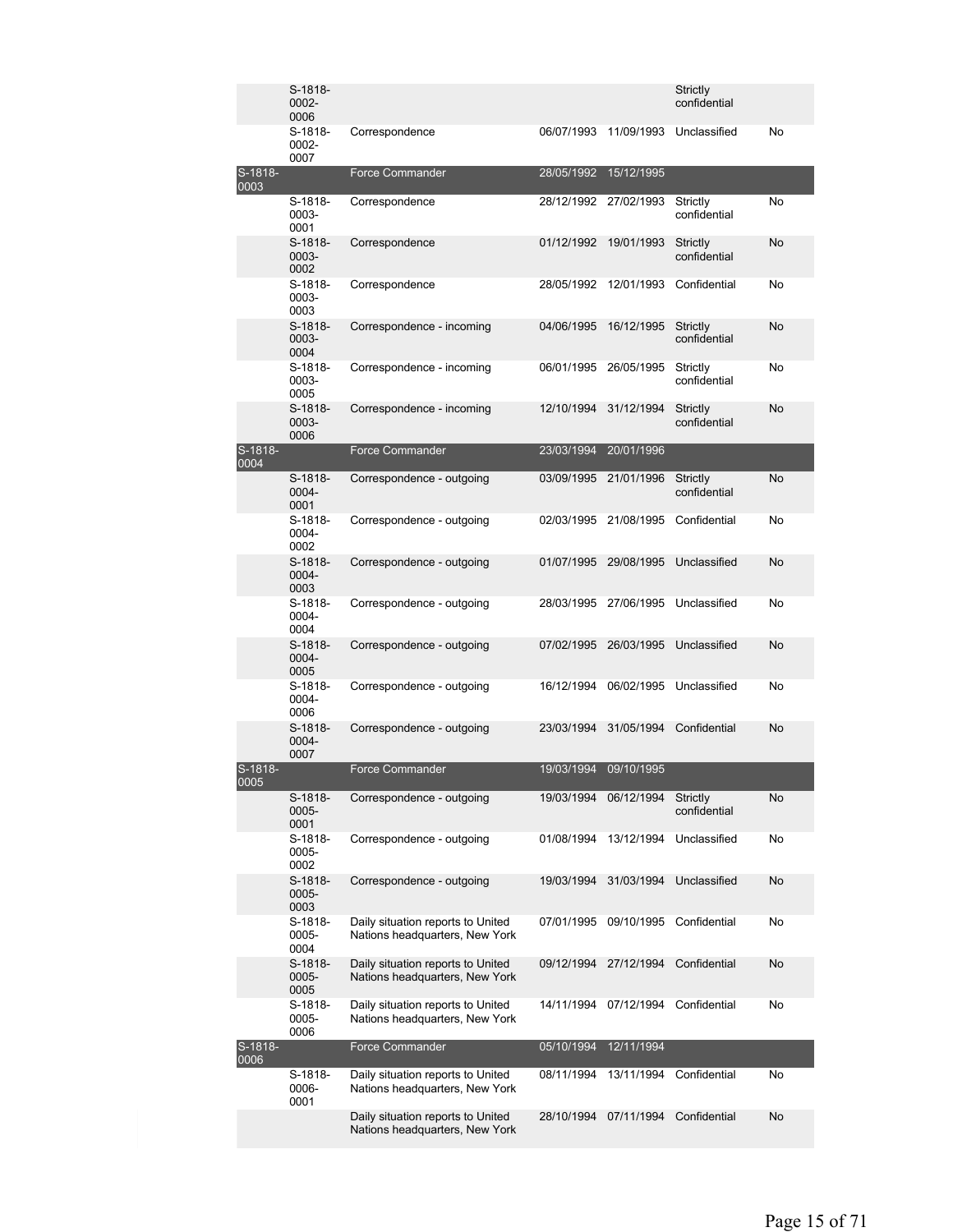| | | | | | | |
|---|---|---|---|---|---|---|
| | S-1818-0002-0006 | | | | Strictly confidential | |
| | S-1818-0002-0007 | Correspondence | 06/07/1993 | 11/09/1993 | Unclassified | No |
| S-1818-0003 | | Force Commander | 28/05/1992 | 15/12/1995 | | |
| | S-1818-0003-0001 | Correspondence | 28/12/1992 | 27/02/1993 | Strictly confidential | No |
| | S-1818-0003-0002 | Correspondence | 01/12/1992 | 19/01/1993 | Strictly confidential | No |
| | S-1818-0003-0003 | Correspondence | 28/05/1992 | 12/01/1993 | Confidential | No |
| | S-1818-0003-0004 | Correspondence - incoming | 04/06/1995 | 16/12/1995 | Strictly confidential | No |
| | S-1818-0003-0005 | Correspondence - incoming | 06/01/1995 | 26/05/1995 | Strictly confidential | No |
| | S-1818-0003-0006 | Correspondence - incoming | 12/10/1994 | 31/12/1994 | Strictly confidential | No |
| S-1818-0004 | | Force Commander | 23/03/1994 | 20/01/1996 | | |
| | S-1818-0004-0001 | Correspondence - outgoing | 03/09/1995 | 21/01/1996 | Strictly confidential | No |
| | S-1818-0004-0002 | Correspondence - outgoing | 02/03/1995 | 21/08/1995 | Confidential | No |
| | S-1818-0004-0003 | Correspondence - outgoing | 01/07/1995 | 29/08/1995 | Unclassified | No |
| | S-1818-0004-0004 | Correspondence - outgoing | 28/03/1995 | 27/06/1995 | Unclassified | No |
| | S-1818-0004-0005 | Correspondence - outgoing | 07/02/1995 | 26/03/1995 | Unclassified | No |
| | S-1818-0004-0006 | Correspondence - outgoing | 16/12/1994 | 06/02/1995 | Unclassified | No |
| | S-1818-0004-0007 | Correspondence - outgoing | 23/03/1994 | 31/05/1994 | Confidential | No |
| S-1818-0005 | | Force Commander | 19/03/1994 | 09/10/1995 | | |
| | S-1818-0005-0001 | Correspondence - outgoing | 19/03/1994 | 06/12/1994 | Strictly confidential | No |
| | S-1818-0005-0002 | Correspondence - outgoing | 01/08/1994 | 13/12/1994 | Unclassified | No |
| | S-1818-0005-0003 | Correspondence - outgoing | 19/03/1994 | 31/03/1994 | Unclassified | No |
| | S-1818-0005-0004 | Daily situation reports to United Nations headquarters, New York | 07/01/1995 | 09/10/1995 | Confidential | No |
| | S-1818-0005-0005 | Daily situation reports to United Nations headquarters, New York | 09/12/1994 | 27/12/1994 | Confidential | No |
| | S-1818-0005-0006 | Daily situation reports to United Nations headquarters, New York | 14/11/1994 | 07/12/1994 | Confidential | No |
| S-1818-0006 | | Force Commander | 05/10/1994 | 12/11/1994 | | |
| | S-1818-0006-0001 | Daily situation reports to United Nations headquarters, New York | 08/11/1994 | 13/11/1994 | Confidential | No |
| | | Daily situation reports to United Nations headquarters, New York | 28/10/1994 | 07/11/1994 | Confidential | No |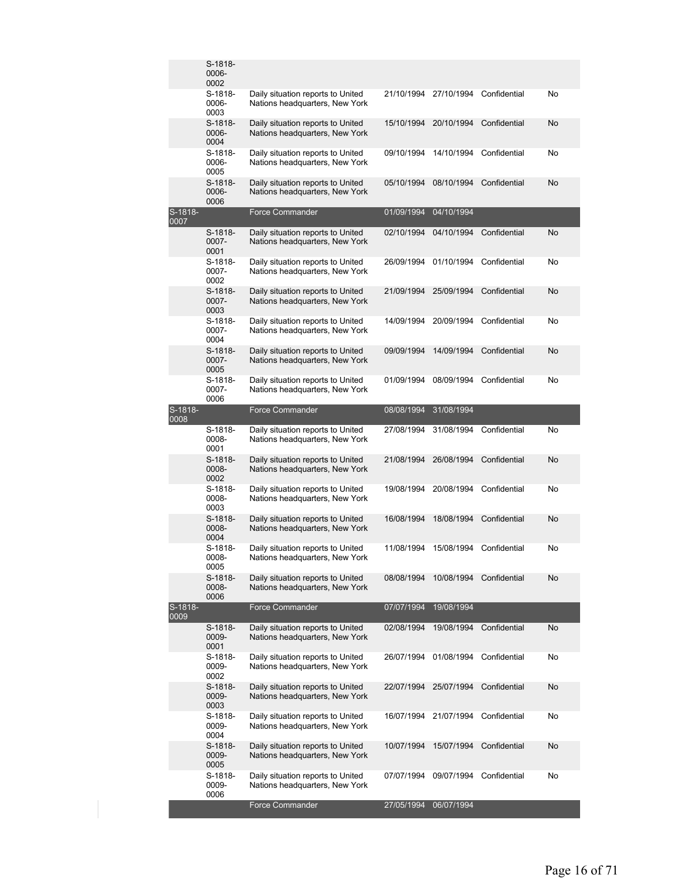| | | | | | | |
|---|---|---|---|---|---|---|
| | S-1818-0006-0002 | | | | | |
| | S-1818-0006-0003 | Daily situation reports to United Nations headquarters, New York | 21/10/1994 | 27/10/1994 | Confidential | No |
| | S-1818-0006-0004 | Daily situation reports to United Nations headquarters, New York | 15/10/1994 | 20/10/1994 | Confidential | No |
| | S-1818-0006-0005 | Daily situation reports to United Nations headquarters, New York | 09/10/1994 | 14/10/1994 | Confidential | No |
| | S-1818-0006-0006 | Daily situation reports to United Nations headquarters, New York | 05/10/1994 | 08/10/1994 | Confidential | No |
| S-1818-0007 | | Force Commander | 01/09/1994 | 04/10/1994 | | |
| | S-1818-0007-0001 | Daily situation reports to United Nations headquarters, New York | 02/10/1994 | 04/10/1994 | Confidential | No |
| | S-1818-0007-0002 | Daily situation reports to United Nations headquarters, New York | 26/09/1994 | 01/10/1994 | Confidential | No |
| | S-1818-0007-0003 | Daily situation reports to United Nations headquarters, New York | 21/09/1994 | 25/09/1994 | Confidential | No |
| | S-1818-0007-0004 | Daily situation reports to United Nations headquarters, New York | 14/09/1994 | 20/09/1994 | Confidential | No |
| | S-1818-0007-0005 | Daily situation reports to United Nations headquarters, New York | 09/09/1994 | 14/09/1994 | Confidential | No |
| | S-1818-0007-0006 | Daily situation reports to United Nations headquarters, New York | 01/09/1994 | 08/09/1994 | Confidential | No |
| S-1818-0008 | | Force Commander | 08/08/1994 | 31/08/1994 | | |
| | S-1818-0008-0001 | Daily situation reports to United Nations headquarters, New York | 27/08/1994 | 31/08/1994 | Confidential | No |
| | S-1818-0008-0002 | Daily situation reports to United Nations headquarters, New York | 21/08/1994 | 26/08/1994 | Confidential | No |
| | S-1818-0008-0003 | Daily situation reports to United Nations headquarters, New York | 19/08/1994 | 20/08/1994 | Confidential | No |
| | S-1818-0008-0004 | Daily situation reports to United Nations headquarters, New York | 16/08/1994 | 18/08/1994 | Confidential | No |
| | S-1818-0008-0005 | Daily situation reports to United Nations headquarters, New York | 11/08/1994 | 15/08/1994 | Confidential | No |
| | S-1818-0008-0006 | Daily situation reports to United Nations headquarters, New York | 08/08/1994 | 10/08/1994 | Confidential | No |
| S-1818-0009 | | Force Commander | 07/07/1994 | 19/08/1994 | | |
| | S-1818-0009-0001 | Daily situation reports to United Nations headquarters, New York | 02/08/1994 | 19/08/1994 | Confidential | No |
| | S-1818-0009-0002 | Daily situation reports to United Nations headquarters, New York | 26/07/1994 | 01/08/1994 | Confidential | No |
| | S-1818-0009-0003 | Daily situation reports to United Nations headquarters, New York | 22/07/1994 | 25/07/1994 | Confidential | No |
| | S-1818-0009-0004 | Daily situation reports to United Nations headquarters, New York | 16/07/1994 | 21/07/1994 | Confidential | No |
| | S-1818-0009-0005 | Daily situation reports to United Nations headquarters, New York | 10/07/1994 | 15/07/1994 | Confidential | No |
| | S-1818-0009-0006 | Daily situation reports to United Nations headquarters, New York | 07/07/1994 | 09/07/1994 | Confidential | No |
| | | Force Commander | 27/05/1994 | 06/07/1994 | | |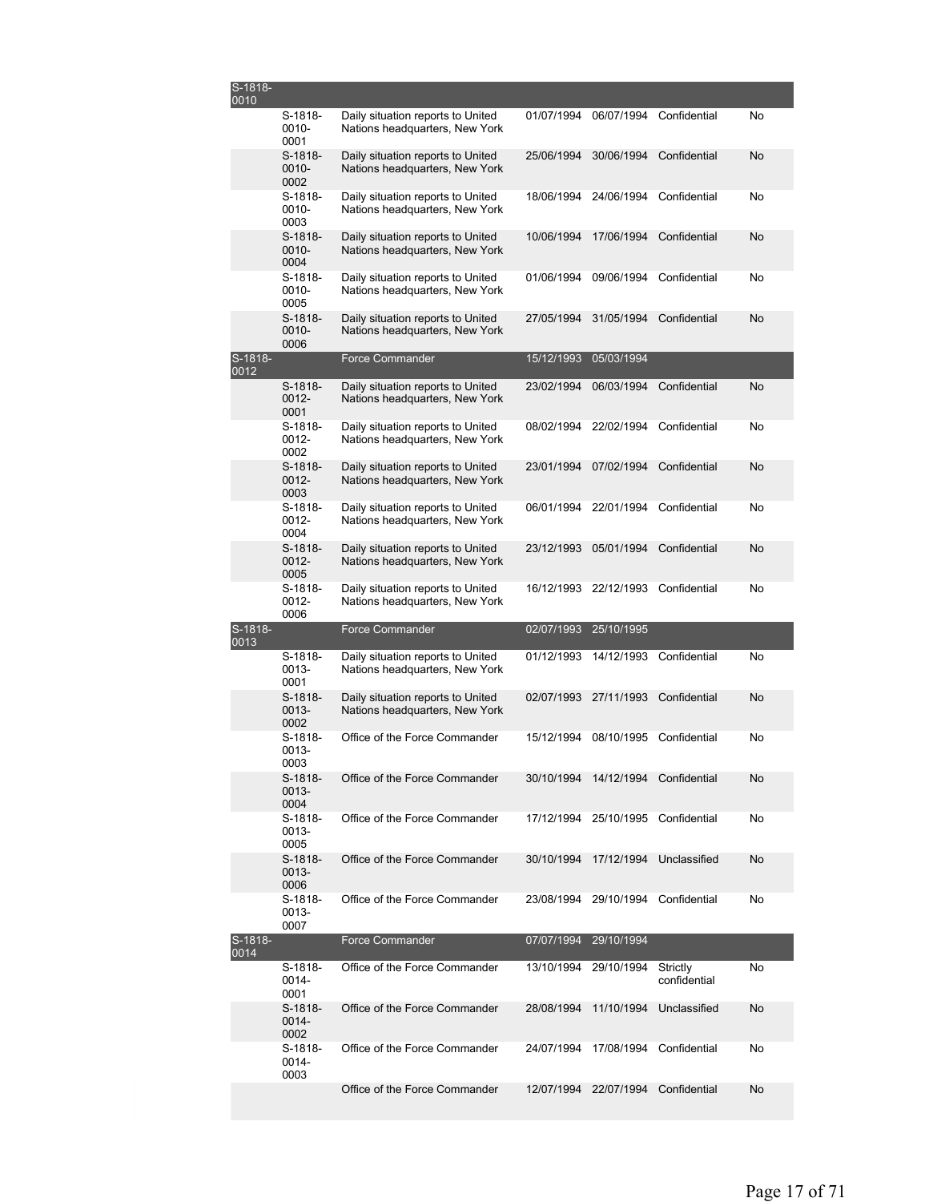| | | | | | | |
|---|---|---|---|---|---|---|
| S-1818-0010 | | | | | | |
| | S-1818-0010-0001 | Daily situation reports to United Nations headquarters, New York | 01/07/1994 | 06/07/1994 | Confidential | No |
| | S-1818-0010-0002 | Daily situation reports to United Nations headquarters, New York | 25/06/1994 | 30/06/1994 | Confidential | No |
| | S-1818-0010-0003 | Daily situation reports to United Nations headquarters, New York | 18/06/1994 | 24/06/1994 | Confidential | No |
| | S-1818-0010-0004 | Daily situation reports to United Nations headquarters, New York | 10/06/1994 | 17/06/1994 | Confidential | No |
| | S-1818-0010-0005 | Daily situation reports to United Nations headquarters, New York | 01/06/1994 | 09/06/1994 | Confidential | No |
| | S-1818-0010-0006 | Daily situation reports to United Nations headquarters, New York | 27/05/1994 | 31/05/1994 | Confidential | No |
| S-1818-0012 | | Force Commander | 15/12/1993 | 05/03/1994 | | |
| | S-1818-0012-0001 | Daily situation reports to United Nations headquarters, New York | 23/02/1994 | 06/03/1994 | Confidential | No |
| | S-1818-0012-0002 | Daily situation reports to United Nations headquarters, New York | 08/02/1994 | 22/02/1994 | Confidential | No |
| | S-1818-0012-0003 | Daily situation reports to United Nations headquarters, New York | 23/01/1994 | 07/02/1994 | Confidential | No |
| | S-1818-0012-0004 | Daily situation reports to United Nations headquarters, New York | 06/01/1994 | 22/01/1994 | Confidential | No |
| | S-1818-0012-0005 | Daily situation reports to United Nations headquarters, New York | 23/12/1993 | 05/01/1994 | Confidential | No |
| | S-1818-0012-0006 | Daily situation reports to United Nations headquarters, New York | 16/12/1993 | 22/12/1993 | Confidential | No |
| S-1818-0013 | | Force Commander | 02/07/1993 | 25/10/1995 | | |
| | S-1818-0013-0001 | Daily situation reports to United Nations headquarters, New York | 01/12/1993 | 14/12/1993 | Confidential | No |
| | S-1818-0013-0002 | Daily situation reports to United Nations headquarters, New York | 02/07/1993 | 27/11/1993 | Confidential | No |
| | S-1818-0013-0003 | Office of the Force Commander | 15/12/1994 | 08/10/1995 | Confidential | No |
| | S-1818-0013-0004 | Office of the Force Commander | 30/10/1994 | 14/12/1994 | Confidential | No |
| | S-1818-0013-0005 | Office of the Force Commander | 17/12/1994 | 25/10/1995 | Confidential | No |
| | S-1818-0013-0006 | Office of the Force Commander | 30/10/1994 | 17/12/1994 | Unclassified | No |
| | S-1818-0013-0007 | Office of the Force Commander | 23/08/1994 | 29/10/1994 | Confidential | No |
| S-1818-0014 | | Force Commander | 07/07/1994 | 29/10/1994 | | |
| | S-1818-0014-0001 | Office of the Force Commander | 13/10/1994 | 29/10/1994 | Strictly confidential | No |
| | S-1818-0014-0002 | Office of the Force Commander | 28/08/1994 | 11/10/1994 | Unclassified | No |
| | S-1818-0014-0003 | Office of the Force Commander | 24/07/1994 | 17/08/1994 | Confidential | No |
| | | Office of the Force Commander | 12/07/1994 | 22/07/1994 | Confidential | No |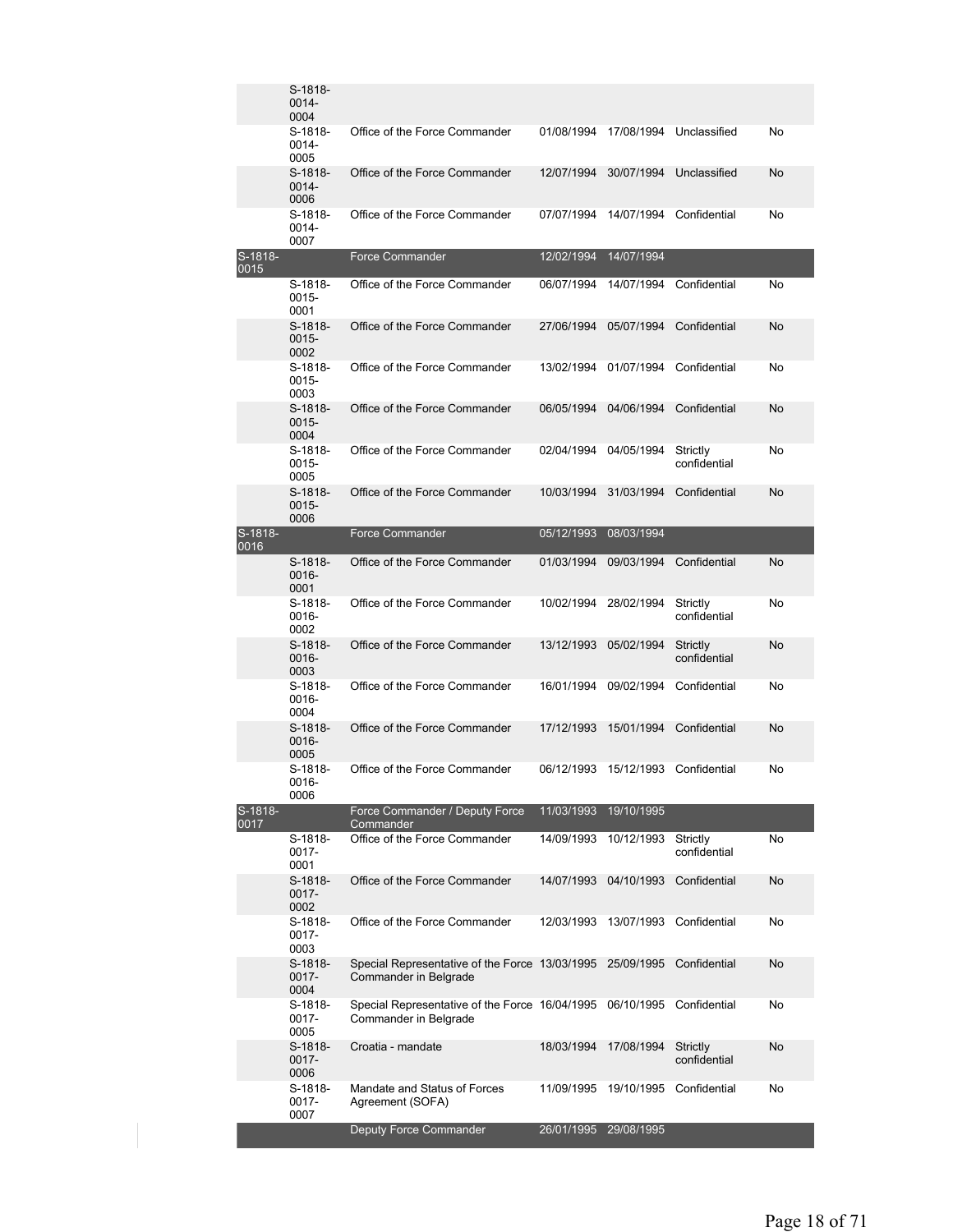| | | | | | | |
|---|---|---|---|---|---|---|
| | S-1818-0014-0004 | | | | | |
| | S-1818-0014-0005 | Office of the Force Commander | 01/08/1994 | 17/08/1994 | Unclassified | No |
| | S-1818-0014-0006 | Office of the Force Commander | 12/07/1994 | 30/07/1994 | Unclassified | No |
| | S-1818-0014-0007 | Office of the Force Commander | 07/07/1994 | 14/07/1994 | Confidential | No |
| S-1818-0015 | | Force Commander | 12/02/1994 | 14/07/1994 | | |
| | S-1818-0015-0001 | Office of the Force Commander | 06/07/1994 | 14/07/1994 | Confidential | No |
| | S-1818-0015-0002 | Office of the Force Commander | 27/06/1994 | 05/07/1994 | Confidential | No |
| | S-1818-0015-0003 | Office of the Force Commander | 13/02/1994 | 01/07/1994 | Confidential | No |
| | S-1818-0015-0004 | Office of the Force Commander | 06/05/1994 | 04/06/1994 | Confidential | No |
| | S-1818-0015-0005 | Office of the Force Commander | 02/04/1994 | 04/05/1994 | Strictly confidential | No |
| | S-1818-0015-0006 | Office of the Force Commander | 10/03/1994 | 31/03/1994 | Confidential | No |
| S-1818-0016 | | Force Commander | 05/12/1993 | 08/03/1994 | | |
| | S-1818-0016-0001 | Office of the Force Commander | 01/03/1994 | 09/03/1994 | Confidential | No |
| | S-1818-0016-0002 | Office of the Force Commander | 10/02/1994 | 28/02/1994 | Strictly confidential | No |
| | S-1818-0016-0003 | Office of the Force Commander | 13/12/1993 | 05/02/1994 | Strictly confidential | No |
| | S-1818-0016-0004 | Office of the Force Commander | 16/01/1994 | 09/02/1994 | Confidential | No |
| | S-1818-0016-0005 | Office of the Force Commander | 17/12/1993 | 15/01/1994 | Confidential | No |
| | S-1818-0016-0006 | Office of the Force Commander | 06/12/1993 | 15/12/1993 | Confidential | No |
| S-1818-0017 | | Force Commander / Deputy Force Commander | 11/03/1993 | 19/10/1995 | | |
| | S-1818-0017-0001 | Office of the Force Commander | 14/09/1993 | 10/12/1993 | Strictly confidential | No |
| | S-1818-0017-0002 | Office of the Force Commander | 14/07/1993 | 04/10/1993 | Confidential | No |
| | S-1818-0017-0003 | Office of the Force Commander | 12/03/1993 | 13/07/1993 | Confidential | No |
| | S-1818-0017-0004 | Special Representative of the Force Commander in Belgrade | 13/03/1995 | 25/09/1995 | Confidential | No |
| | S-1818-0017-0005 | Special Representative of the Force Commander in Belgrade | 16/04/1995 | 06/10/1995 | Confidential | No |
| | S-1818-0017-0006 | Croatia - mandate | 18/03/1994 | 17/08/1994 | Strictly confidential | No |
| | S-1818-0017-0007 | Mandate and Status of Forces Agreement (SOFA) | 11/09/1995 | 19/10/1995 | Confidential | No |
| | | Deputy Force Commander | 26/01/1995 | 29/08/1995 | | |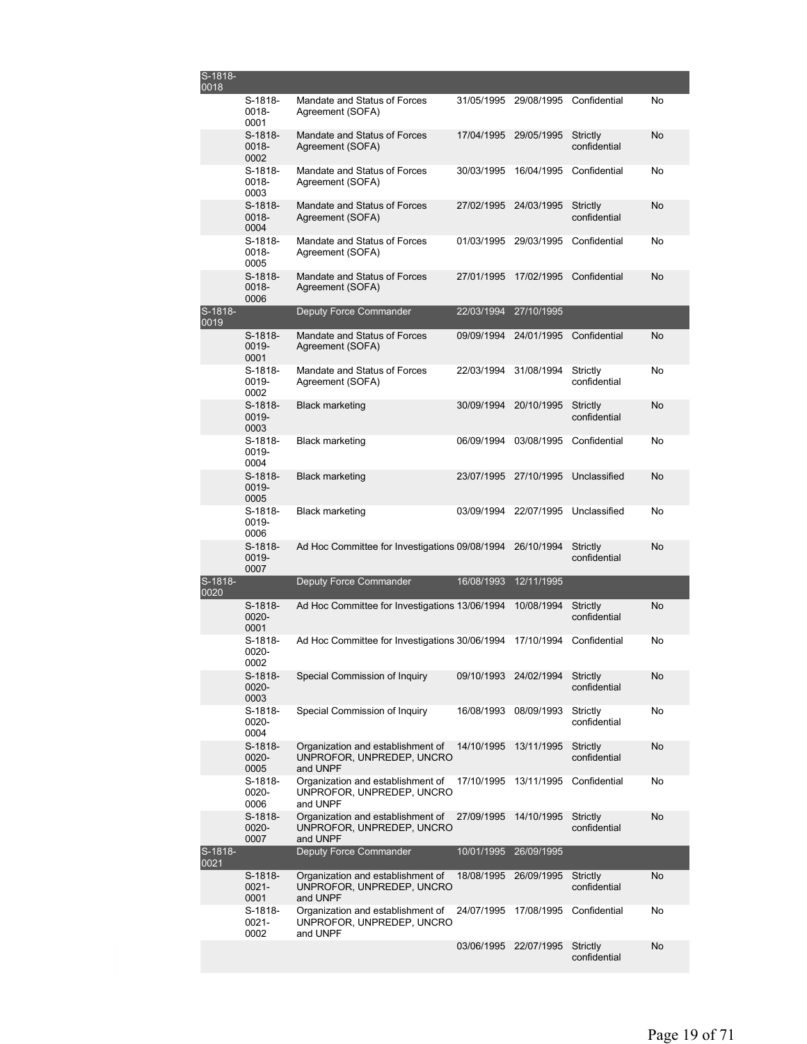| | | | | | | |
|---|---|---|---|---|---|---|
| S-1818-0018 | | | | | | |
| | S-1818-0018-0001 | Mandate and Status of Forces Agreement (SOFA) | 31/05/1995 | 29/08/1995 | Confidential | No |
| | S-1818-0018-0002 | Mandate and Status of Forces Agreement (SOFA) | 17/04/1995 | 29/05/1995 | Strictly confidential | No |
| | S-1818-0018-0003 | Mandate and Status of Forces Agreement (SOFA) | 30/03/1995 | 16/04/1995 | Confidential | No |
| | S-1818-0018-0004 | Mandate and Status of Forces Agreement (SOFA) | 27/02/1995 | 24/03/1995 | Strictly confidential | No |
| | S-1818-0018-0005 | Mandate and Status of Forces Agreement (SOFA) | 01/03/1995 | 29/03/1995 | Confidential | No |
| | S-1818-0018-0006 | Mandate and Status of Forces Agreement (SOFA) | 27/01/1995 | 17/02/1995 | Confidential | No |
| S-1818-0019 | | Deputy Force Commander | 22/03/1994 | 27/10/1995 | | |
| | S-1818-0019-0001 | Mandate and Status of Forces Agreement (SOFA) | 09/09/1994 | 24/01/1995 | Confidential | No |
| | S-1818-0019-0002 | Mandate and Status of Forces Agreement (SOFA) | 22/03/1994 | 31/08/1994 | Strictly confidential | No |
| | S-1818-0019-0003 | Black marketing | 30/09/1994 | 20/10/1995 | Strictly confidential | No |
| | S-1818-0019-0004 | Black marketing | 06/09/1994 | 03/08/1995 | Confidential | No |
| | S-1818-0019-0005 | Black marketing | 23/07/1995 | 27/10/1995 | Unclassified | No |
| | S-1818-0019-0006 | Black marketing | 03/09/1994 | 22/07/1995 | Unclassified | No |
| | S-1818-0019-0007 | Ad Hoc Committee for Investigations | 09/08/1994 | 26/10/1994 | Strictly confidential | No |
| S-1818-0020 | | Deputy Force Commander | 16/08/1993 | 12/11/1995 | | |
| | S-1818-0020-0001 | Ad Hoc Committee for Investigations | 13/06/1994 | 10/08/1994 | Strictly confidential | No |
| | S-1818-0020-0002 | Ad Hoc Committee for Investigations | 30/06/1994 | 17/10/1994 | Confidential | No |
| | S-1818-0020-0003 | Special Commission of Inquiry | 09/10/1993 | 24/02/1994 | Strictly confidential | No |
| | S-1818-0020-0004 | Special Commission of Inquiry | 16/08/1993 | 08/09/1993 | Strictly confidential | No |
| | S-1818-0020-0005 | Organization and establishment of UNPROFOR, UNPREDEP, UNCRO and UNPF | 14/10/1995 | 13/11/1995 | Strictly confidential | No |
| | S-1818-0020-0006 | Organization and establishment of UNPROFOR, UNPREDEP, UNCRO and UNPF | 17/10/1995 | 13/11/1995 | Confidential | No |
| | S-1818-0020-0007 | Organization and establishment of UNPROFOR, UNPREDEP, UNCRO and UNPF | 27/09/1995 | 14/10/1995 | Strictly confidential | No |
| S-1818-0021 | | Deputy Force Commander | 10/01/1995 | 26/09/1995 | | |
| | S-1818-0021-0001 | Organization and establishment of UNPROFOR, UNPREDEP, UNCRO and UNPF | 18/08/1995 | 26/09/1995 | Strictly confidential | No |
| | S-1818-0021-0002 | Organization and establishment of UNPROFOR, UNPREDEP, UNCRO and UNPF | 24/07/1995 | 17/08/1995 | Confidential | No |
| | | | 03/06/1995 | 22/07/1995 | Strictly confidential | No |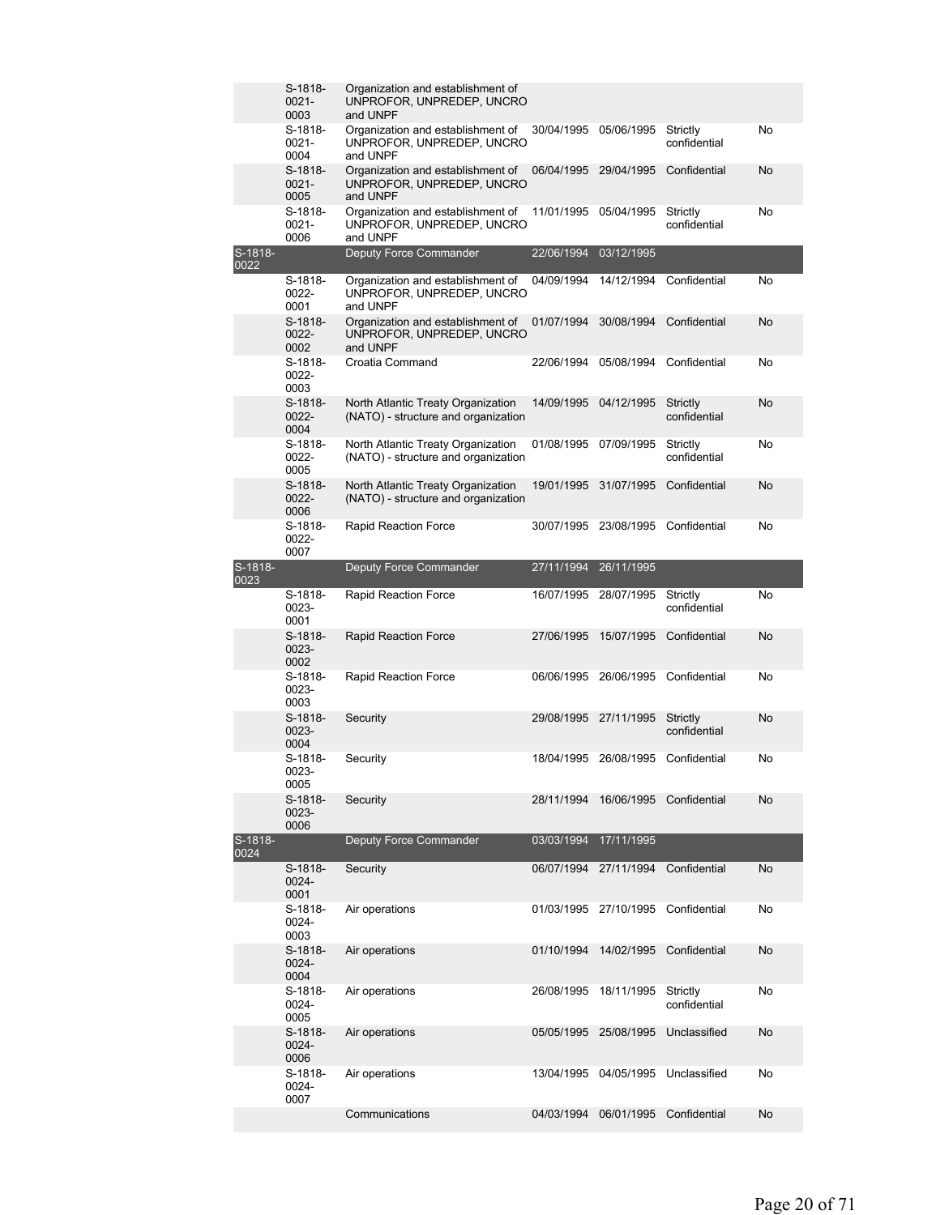| | | | | | | |
|---|---|---|---|---|---|---|
| | S-1818-0021-0003 | Organization and establishment of UNPROFOR, UNPREDEP, UNCRO and UNPF | | | | |
| | S-1818-0021-0004 | Organization and establishment of UNPROFOR, UNPREDEP, UNCRO and UNPF | 30/04/1995 | 05/06/1995 | Strictly confidential | No |
| | S-1818-0021-0005 | Organization and establishment of UNPROFOR, UNPREDEP, UNCRO and UNPF | 06/04/1995 | 29/04/1995 | Confidential | No |
| | S-1818-0021-0006 | Organization and establishment of UNPROFOR, UNPREDEP, UNCRO and UNPF | 11/01/1995 | 05/04/1995 | Strictly confidential | No |
| S-1818-0022 | | Deputy Force Commander | 22/06/1994 | 03/12/1995 | | |
| | S-1818-0022-0001 | Organization and establishment of UNPROFOR, UNPREDEP, UNCRO and UNPF | 04/09/1994 | 14/12/1994 | Confidential | No |
| | S-1818-0022-0002 | Organization and establishment of UNPROFOR, UNPREDEP, UNCRO and UNPF | 01/07/1994 | 30/08/1994 | Confidential | No |
| | S-1818-0022-0003 | Croatia Command | 22/06/1994 | 05/08/1994 | Confidential | No |
| | S-1818-0022-0004 | North Atlantic Treaty Organization (NATO) - structure and organization | 14/09/1995 | 04/12/1995 | Strictly confidential | No |
| | S-1818-0022-0005 | North Atlantic Treaty Organization (NATO) - structure and organization | 01/08/1995 | 07/09/1995 | Strictly confidential | No |
| | S-1818-0022-0006 | North Atlantic Treaty Organization (NATO) - structure and organization | 19/01/1995 | 31/07/1995 | Confidential | No |
| | S-1818-0022-0007 | Rapid Reaction Force | 30/07/1995 | 23/08/1995 | Confidential | No |
| S-1818-0023 | | Deputy Force Commander | 27/11/1994 | 26/11/1995 | | |
| | S-1818-0023-0001 | Rapid Reaction Force | 16/07/1995 | 28/07/1995 | Strictly confidential | No |
| | S-1818-0023-0002 | Rapid Reaction Force | 27/06/1995 | 15/07/1995 | Confidential | No |
| | S-1818-0023-0003 | Rapid Reaction Force | 06/06/1995 | 26/06/1995 | Confidential | No |
| | S-1818-0023-0004 | Security | 29/08/1995 | 27/11/1995 | Strictly confidential | No |
| | S-1818-0023-0005 | Security | 18/04/1995 | 26/08/1995 | Confidential | No |
| | S-1818-0023-0006 | Security | 28/11/1994 | 16/06/1995 | Confidential | No |
| S-1818-0024 | | Deputy Force Commander | 03/03/1994 | 17/11/1995 | | |
| | S-1818-0024-0001 | Security | 06/07/1994 | 27/11/1994 | Confidential | No |
| | S-1818-0024-0003 | Air operations | 01/03/1995 | 27/10/1995 | Confidential | No |
| | S-1818-0024-0004 | Air operations | 01/10/1994 | 14/02/1995 | Confidential | No |
| | S-1818-0024-0005 | Air operations | 26/08/1995 | 18/11/1995 | Strictly confidential | No |
| | S-1818-0024-0006 | Air operations | 05/05/1995 | 25/08/1995 | Unclassified | No |
| | S-1818-0024-0007 | Air operations | 13/04/1995 | 04/05/1995 | Unclassified | No |
| | | Communications | 04/03/1994 | 06/01/1995 | Confidential | No |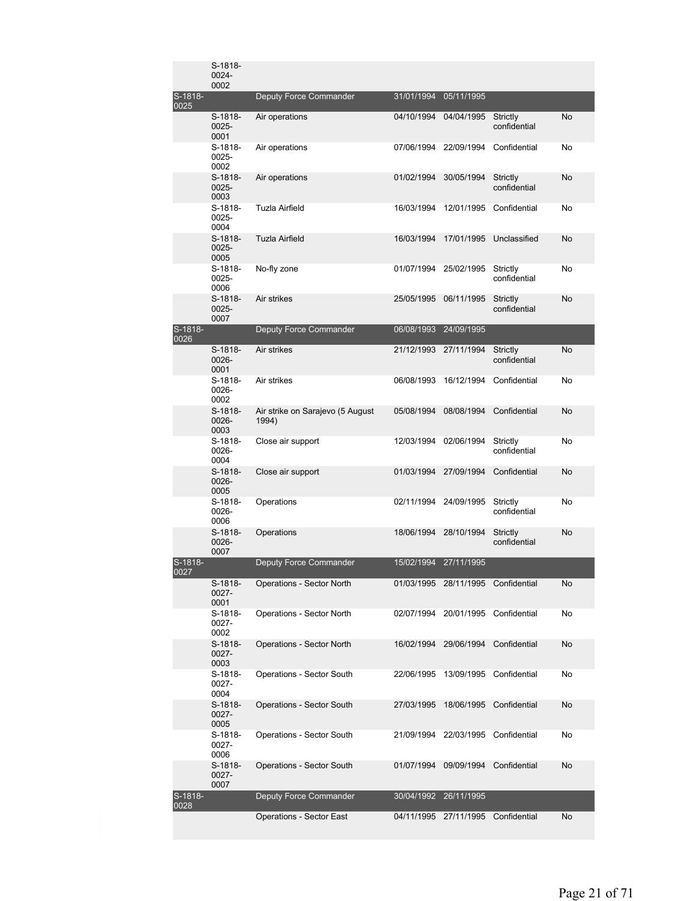| | | | | | | |
|---|---|---|---|---|---|---|
| | S-1818-0024-0002 | | | | | |
| S-1818-0025 | | Deputy Force Commander | 31/01/1994 | 05/11/1995 | | |
| | S-1818-0025-0001 | Air operations | 04/10/1994 | 04/04/1995 | Strictly confidential | No |
| | S-1818-0025-0002 | Air operations | 07/06/1994 | 22/09/1994 | Confidential | No |
| | S-1818-0025-0003 | Air operations | 01/02/1994 | 30/05/1994 | Strictly confidential | No |
| | S-1818-0025-0004 | Tuzla Airfield | 16/03/1994 | 12/01/1995 | Confidential | No |
| | S-1818-0025-0005 | Tuzla Airfield | 16/03/1994 | 17/01/1995 | Unclassified | No |
| | S-1818-0025-0006 | No-fly zone | 01/07/1994 | 25/02/1995 | Strictly confidential | No |
| | S-1818-0025-0007 | Air strikes | 25/05/1995 | 06/11/1995 | Strictly confidential | No |
| S-1818-0026 | | Deputy Force Commander | 06/08/1993 | 24/09/1995 | | |
| | S-1818-0026-0001 | Air strikes | 21/12/1993 | 27/11/1994 | Strictly confidential | No |
| | S-1818-0026-0002 | Air strikes | 06/08/1993 | 16/12/1994 | Confidential | No |
| | S-1818-0026-0003 | Air strike on Sarajevo (5 August 1994) | 05/08/1994 | 08/08/1994 | Confidential | No |
| | S-1818-0026-0004 | Close air support | 12/03/1994 | 02/06/1994 | Strictly confidential | No |
| | S-1818-0026-0005 | Close air support | 01/03/1994 | 27/09/1994 | Confidential | No |
| | S-1818-0026-0006 | Operations | 02/11/1994 | 24/09/1995 | Strictly confidential | No |
| | S-1818-0026-0007 | Operations | 18/06/1994 | 28/10/1994 | Strictly confidential | No |
| S-1818-0027 | | Deputy Force Commander | 15/02/1994 | 27/11/1995 | | |
| | S-1818-0027-0001 | Operations - Sector North | 01/03/1995 | 28/11/1995 | Confidential | No |
| | S-1818-0027-0002 | Operations - Sector North | 02/07/1994 | 20/01/1995 | Confidential | No |
| | S-1818-0027-0003 | Operations - Sector North | 16/02/1994 | 29/06/1994 | Confidential | No |
| | S-1818-0027-0004 | Operations - Sector South | 22/06/1995 | 13/09/1995 | Confidential | No |
| | S-1818-0027-0005 | Operations - Sector South | 27/03/1995 | 18/06/1995 | Confidential | No |
| | S-1818-0027-0006 | Operations - Sector South | 21/09/1994 | 22/03/1995 | Confidential | No |
| | S-1818-0027-0007 | Operations - Sector South | 01/07/1994 | 09/09/1994 | Confidential | No |
| S-1818-0028 | | Deputy Force Commander | 30/04/1992 | 26/11/1995 | | |
| | | Operations - Sector East | 04/11/1995 | 27/11/1995 | Confidential | No |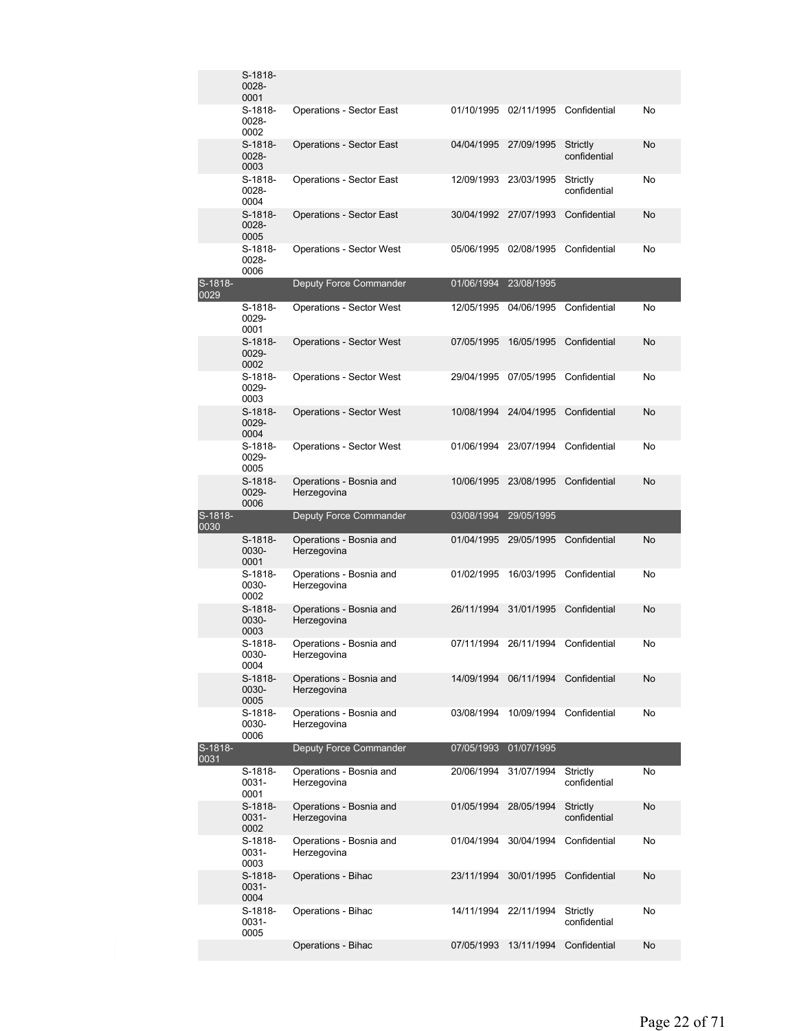| | | | | | | |
|---|---|---|---|---|---|---|
| | S-1818-0028-0001 | | | | | |
| | S-1818-0028-0002 | Operations - Sector East | 01/10/1995 | 02/11/1995 | Confidential | No |
| | S-1818-0028-0003 | Operations - Sector East | 04/04/1995 | 27/09/1995 | Strictly confidential | No |
| | S-1818-0028-0004 | Operations - Sector East | 12/09/1993 | 23/03/1995 | Strictly confidential | No |
| | S-1818-0028-0005 | Operations - Sector East | 30/04/1992 | 27/07/1993 | Confidential | No |
| | S-1818-0028-0006 | Operations - Sector West | 05/06/1995 | 02/08/1995 | Confidential | No |
| S-1818-0029 | | Deputy Force Commander | 01/06/1994 | 23/08/1995 | | |
| | S-1818-0029-0001 | Operations - Sector West | 12/05/1995 | 04/06/1995 | Confidential | No |
| | S-1818-0029-0002 | Operations - Sector West | 07/05/1995 | 16/05/1995 | Confidential | No |
| | S-1818-0029-0003 | Operations - Sector West | 29/04/1995 | 07/05/1995 | Confidential | No |
| | S-1818-0029-0004 | Operations - Sector West | 10/08/1994 | 24/04/1995 | Confidential | No |
| | S-1818-0029-0005 | Operations - Sector West | 01/06/1994 | 23/07/1994 | Confidential | No |
| | S-1818-0029-0006 | Operations - Bosnia and Herzegovina | 10/06/1995 | 23/08/1995 | Confidential | No |
| S-1818-0030 | | Deputy Force Commander | 03/08/1994 | 29/05/1995 | | |
| | S-1818-0030-0001 | Operations - Bosnia and Herzegovina | 01/04/1995 | 29/05/1995 | Confidential | No |
| | S-1818-0030-0002 | Operations - Bosnia and Herzegovina | 01/02/1995 | 16/03/1995 | Confidential | No |
| | S-1818-0030-0003 | Operations - Bosnia and Herzegovina | 26/11/1994 | 31/01/1995 | Confidential | No |
| | S-1818-0030-0004 | Operations - Bosnia and Herzegovina | 07/11/1994 | 26/11/1994 | Confidential | No |
| | S-1818-0030-0005 | Operations - Bosnia and Herzegovina | 14/09/1994 | 06/11/1994 | Confidential | No |
| | S-1818-0030-0006 | Operations - Bosnia and Herzegovina | 03/08/1994 | 10/09/1994 | Confidential | No |
| S-1818-0031 | | Deputy Force Commander | 07/05/1993 | 01/07/1995 | | |
| | S-1818-0031-0001 | Operations - Bosnia and Herzegovina | 20/06/1994 | 31/07/1994 | Strictly confidential | No |
| | S-1818-0031-0002 | Operations - Bosnia and Herzegovina | 01/05/1994 | 28/05/1994 | Strictly confidential | No |
| | S-1818-0031-0003 | Operations - Bosnia and Herzegovina | 01/04/1994 | 30/04/1994 | Confidential | No |
| | S-1818-0031-0004 | Operations - Bihac | 23/11/1994 | 30/01/1995 | Confidential | No |
| | S-1818-0031-0005 | Operations - Bihac | 14/11/1994 | 22/11/1994 | Strictly confidential | No |
| | | Operations - Bihac | 07/05/1993 | 13/11/1994 | Confidential | No |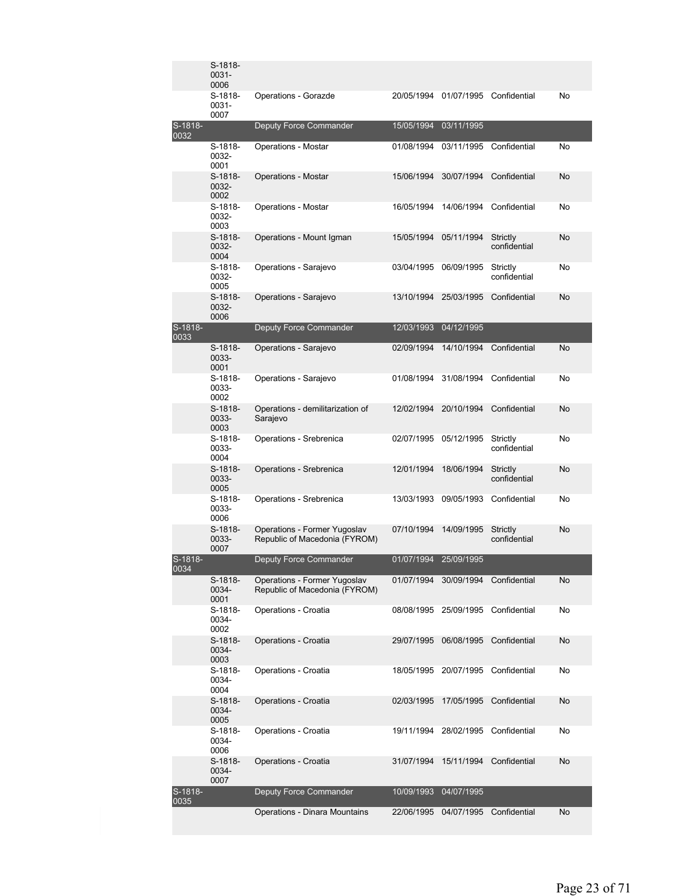|  |  |  |  |  |  |  |
|---|---|---|---|---|---|---|
|  | S-1818-0031-0006 |  |  |  |  |  |
|  | S-1818-0031-0007 | Operations - Gorazde | 20/05/1994 | 01/07/1995 | Confidential | No |
| S-1818-0032 |  | Deputy Force Commander | 15/05/1994 | 03/11/1995 |  |  |
|  | S-1818-0032-0001 | Operations - Mostar | 01/08/1994 | 03/11/1995 | Confidential | No |
|  | S-1818-0032-0002 | Operations - Mostar | 15/06/1994 | 30/07/1994 | Confidential | No |
|  | S-1818-0032-0003 | Operations - Mostar | 16/05/1994 | 14/06/1994 | Confidential | No |
|  | S-1818-0032-0004 | Operations - Mount Igman | 15/05/1994 | 05/11/1994 | Strictly confidential | No |
|  | S-1818-0032-0005 | Operations - Sarajevo | 03/04/1995 | 06/09/1995 | Strictly confidential | No |
|  | S-1818-0032-0006 | Operations - Sarajevo | 13/10/1994 | 25/03/1995 | Confidential | No |
| S-1818-0033 |  | Deputy Force Commander | 12/03/1993 | 04/12/1995 |  |  |
|  | S-1818-0033-0001 | Operations - Sarajevo | 02/09/1994 | 14/10/1994 | Confidential | No |
|  | S-1818-0033-0002 | Operations - Sarajevo | 01/08/1994 | 31/08/1994 | Confidential | No |
|  | S-1818-0033-0003 | Operations - demilitarization of Sarajevo | 12/02/1994 | 20/10/1994 | Confidential | No |
|  | S-1818-0033-0004 | Operations - Srebrenica | 02/07/1995 | 05/12/1995 | Strictly confidential | No |
|  | S-1818-0033-0005 | Operations - Srebrenica | 12/01/1994 | 18/06/1994 | Strictly confidential | No |
|  | S-1818-0033-0006 | Operations - Srebrenica | 13/03/1993 | 09/05/1993 | Confidential | No |
|  | S-1818-0033-0007 | Operations - Former Yugoslav Republic of Macedonia (FYROM) | 07/10/1994 | 14/09/1995 | Strictly confidential | No |
| S-1818-0034 |  | Deputy Force Commander | 01/07/1994 | 25/09/1995 |  |  |
|  | S-1818-0034-0001 | Operations - Former Yugoslav Republic of Macedonia (FYROM) | 01/07/1994 | 30/09/1994 | Confidential | No |
|  | S-1818-0034-0002 | Operations - Croatia | 08/08/1995 | 25/09/1995 | Confidential | No |
|  | S-1818-0034-0003 | Operations - Croatia | 29/07/1995 | 06/08/1995 | Confidential | No |
|  | S-1818-0034-0004 | Operations - Croatia | 18/05/1995 | 20/07/1995 | Confidential | No |
|  | S-1818-0034-0005 | Operations - Croatia | 02/03/1995 | 17/05/1995 | Confidential | No |
|  | S-1818-0034-0006 | Operations - Croatia | 19/11/1994 | 28/02/1995 | Confidential | No |
|  | S-1818-0034-0007 | Operations - Croatia | 31/07/1994 | 15/11/1994 | Confidential | No |
| S-1818-0035 |  | Deputy Force Commander | 10/09/1993 | 04/07/1995 |  |  |
|  |  | Operations - Dinara Mountains | 22/06/1995 | 04/07/1995 | Confidential | No |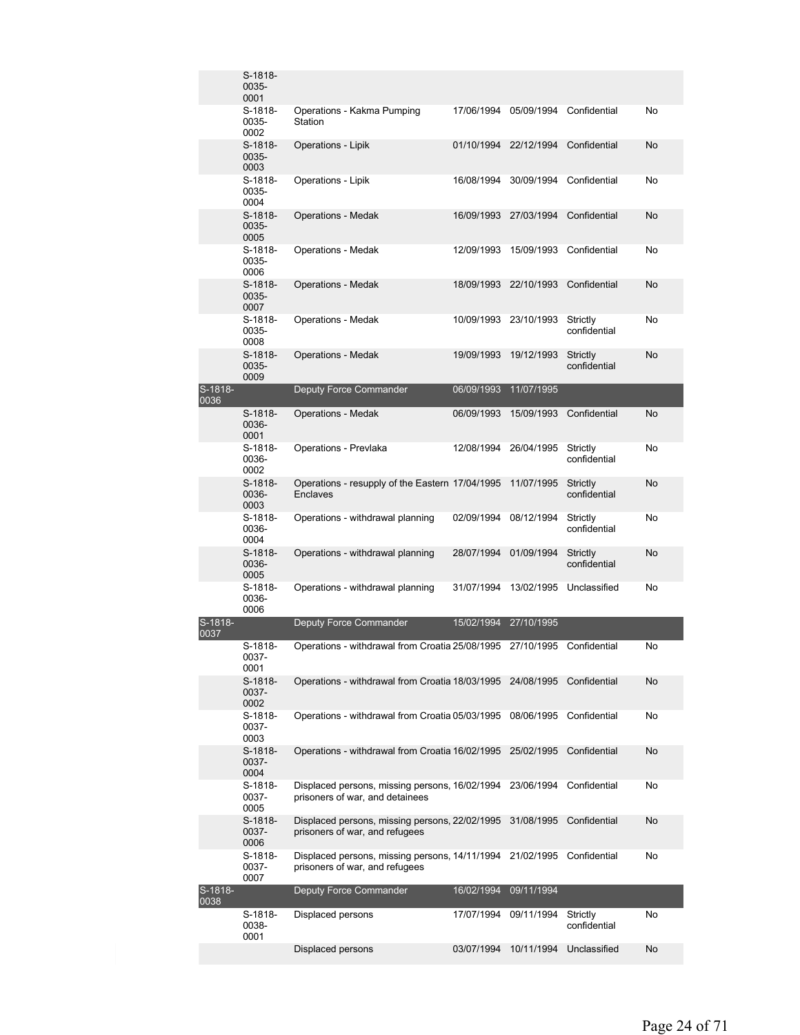| | | | | | | |
|---|---|---|---|---|---|---|
| | S-1818-0035-0001 | | | | | |
| | S-1818-0035-0002 | Operations - Kakma Pumping Station | 17/06/1994 | 05/09/1994 | Confidential | No |
| | S-1818-0035-0003 | Operations - Lipik | 01/10/1994 | 22/12/1994 | Confidential | No |
| | S-1818-0035-0004 | Operations - Lipik | 16/08/1994 | 30/09/1994 | Confidential | No |
| | S-1818-0035-0005 | Operations - Medak | 16/09/1993 | 27/03/1994 | Confidential | No |
| | S-1818-0035-0006 | Operations - Medak | 12/09/1993 | 15/09/1993 | Confidential | No |
| | S-1818-0035-0007 | Operations - Medak | 18/09/1993 | 22/10/1993 | Confidential | No |
| | S-1818-0035-0008 | Operations - Medak | 10/09/1993 | 23/10/1993 | Strictly confidential | No |
| | S-1818-0035-0009 | Operations - Medak | 19/09/1993 | 19/12/1993 | Strictly confidential | No |
| S-1818-0036 | | Deputy Force Commander | 06/09/1993 | 11/07/1995 | | |
| | S-1818-0036-0001 | Operations - Medak | 06/09/1993 | 15/09/1993 | Confidential | No |
| | S-1818-0036-0002 | Operations - Prevlaka | 12/08/1994 | 26/04/1995 | Strictly confidential | No |
| | S-1818-0036-0003 | Operations - resupply of the Eastern Enclaves | 17/04/1995 | 11/07/1995 | Strictly confidential | No |
| | S-1818-0036-0004 | Operations - withdrawal planning | 02/09/1994 | 08/12/1994 | Strictly confidential | No |
| | S-1818-0036-0005 | Operations - withdrawal planning | 28/07/1994 | 01/09/1994 | Strictly confidential | No |
| | S-1818-0036-0006 | Operations - withdrawal planning | 31/07/1994 | 13/02/1995 | Unclassified | No |
| S-1818-0037 | | Deputy Force Commander | 15/02/1994 | 27/10/1995 | | |
| | S-1818-0037-0001 | Operations - withdrawal from Croatia | 25/08/1995 | 27/10/1995 | Confidential | No |
| | S-1818-0037-0002 | Operations - withdrawal from Croatia | 18/03/1995 | 24/08/1995 | Confidential | No |
| | S-1818-0037-0003 | Operations - withdrawal from Croatia | 05/03/1995 | 08/06/1995 | Confidential | No |
| | S-1818-0037-0004 | Operations - withdrawal from Croatia | 16/02/1995 | 25/02/1995 | Confidential | No |
| | S-1818-0037-0005 | Displaced persons, missing persons, prisoners of war, and detainees | 16/02/1994 | 23/06/1994 | Confidential | No |
| | S-1818-0037-0006 | Displaced persons, missing persons, prisoners of war, and refugees | 22/02/1995 | 31/08/1995 | Confidential | No |
| | S-1818-0037-0007 | Displaced persons, missing persons, prisoners of war, and refugees | 14/11/1994 | 21/02/1995 | Confidential | No |
| S-1818-0038 | | Deputy Force Commander | 16/02/1994 | 09/11/1994 | | |
| | S-1818-0038-0001 | Displaced persons | 17/07/1994 | 09/11/1994 | Strictly confidential | No |
| | | Displaced persons | 03/07/1994 | 10/11/1994 | Unclassified | No |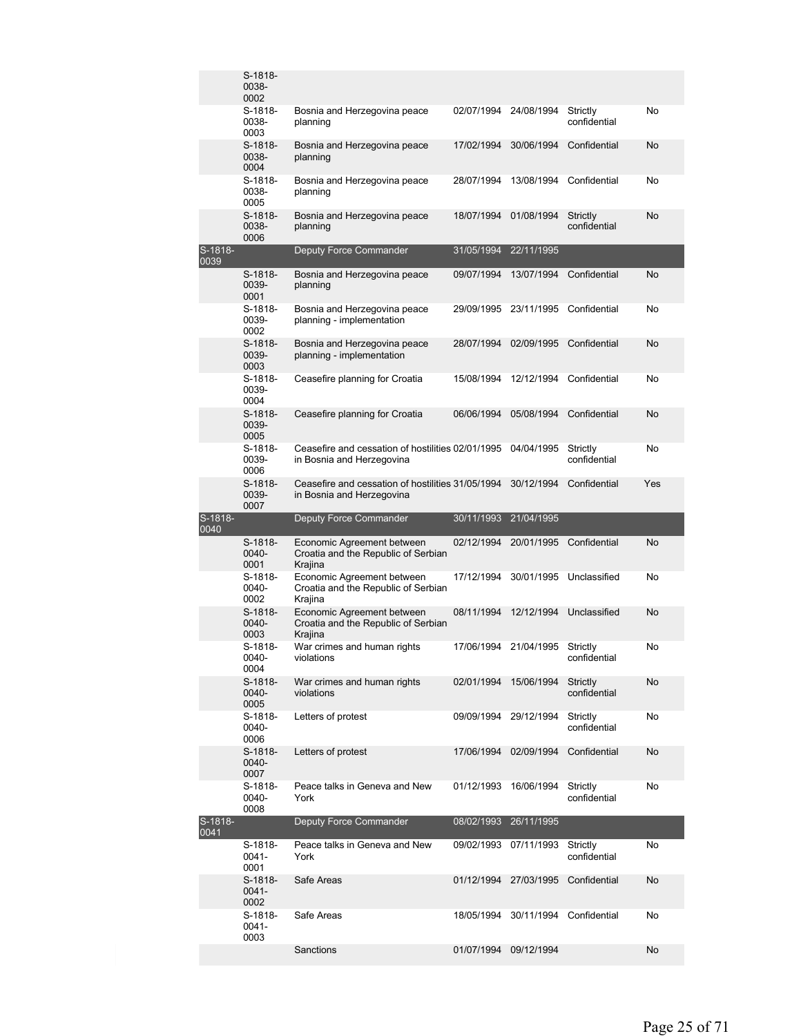| | | | | | | |
|---|---|---|---|---|---|---|
| | S-1818-0038-0002 | | | | | |
| | S-1818-0038-0003 | Bosnia and Herzegovina peace planning | 02/07/1994 | 24/08/1994 | Strictly confidential | No |
| | S-1818-0038-0004 | Bosnia and Herzegovina peace planning | 17/02/1994 | 30/06/1994 | Confidential | No |
| | S-1818-0038-0005 | Bosnia and Herzegovina peace planning | 28/07/1994 | 13/08/1994 | Confidential | No |
| | S-1818-0038-0006 | Bosnia and Herzegovina peace planning | 18/07/1994 | 01/08/1994 | Strictly confidential | No |
| S-1818-0039 | | Deputy Force Commander | 31/05/1994 | 22/11/1995 | | |
| | S-1818-0039-0001 | Bosnia and Herzegovina peace planning | 09/07/1994 | 13/07/1994 | Confidential | No |
| | S-1818-0039-0002 | Bosnia and Herzegovina peace planning - implementation | 29/09/1995 | 23/11/1995 | Confidential | No |
| | S-1818-0039-0003 | Bosnia and Herzegovina peace planning - implementation | 28/07/1994 | 02/09/1995 | Confidential | No |
| | S-1818-0039-0004 | Ceasefire planning for Croatia | 15/08/1994 | 12/12/1994 | Confidential | No |
| | S-1818-0039-0005 | Ceasefire planning for Croatia | 06/06/1994 | 05/08/1994 | Confidential | No |
| | S-1818-0039-0006 | Ceasefire and cessation of hostilities in Bosnia and Herzegovina | 02/01/1995 | 04/04/1995 | Strictly confidential | No |
| | S-1818-0039-0007 | Ceasefire and cessation of hostilities in Bosnia and Herzegovina | 31/05/1994 | 30/12/1994 | Confidential | Yes |
| S-1818-0040 | | Deputy Force Commander | 30/11/1993 | 21/04/1995 | | |
| | S-1818-0040-0001 | Economic Agreement between Croatia and the Republic of Serbian Krajina | 02/12/1994 | 20/01/1995 | Confidential | No |
| | S-1818-0040-0002 | Economic Agreement between Croatia and the Republic of Serbian Krajina | 17/12/1994 | 30/01/1995 | Unclassified | No |
| | S-1818-0040-0003 | Economic Agreement between Croatia and the Republic of Serbian Krajina | 08/11/1994 | 12/12/1994 | Unclassified | No |
| | S-1818-0040-0004 | War crimes and human rights violations | 17/06/1994 | 21/04/1995 | Strictly confidential | No |
| | S-1818-0040-0005 | War crimes and human rights violations | 02/01/1994 | 15/06/1994 | Strictly confidential | No |
| | S-1818-0040-0006 | Letters of protest | 09/09/1994 | 29/12/1994 | Strictly confidential | No |
| | S-1818-0040-0007 | Letters of protest | 17/06/1994 | 02/09/1994 | Confidential | No |
| | S-1818-0040-0008 | Peace talks in Geneva and New York | 01/12/1993 | 16/06/1994 | Strictly confidential | No |
| S-1818-0041 | | Deputy Force Commander | 08/02/1993 | 26/11/1995 | | |
| | S-1818-0041-0001 | Peace talks in Geneva and New York | 09/02/1993 | 07/11/1993 | Strictly confidential | No |
| | S-1818-0041-0002 | Safe Areas | 01/12/1994 | 27/03/1995 | Confidential | No |
| | S-1818-0041-0003 | Safe Areas | 18/05/1994 | 30/11/1994 | Confidential | No |
| | | Sanctions | 01/07/1994 | 09/12/1994 | | No |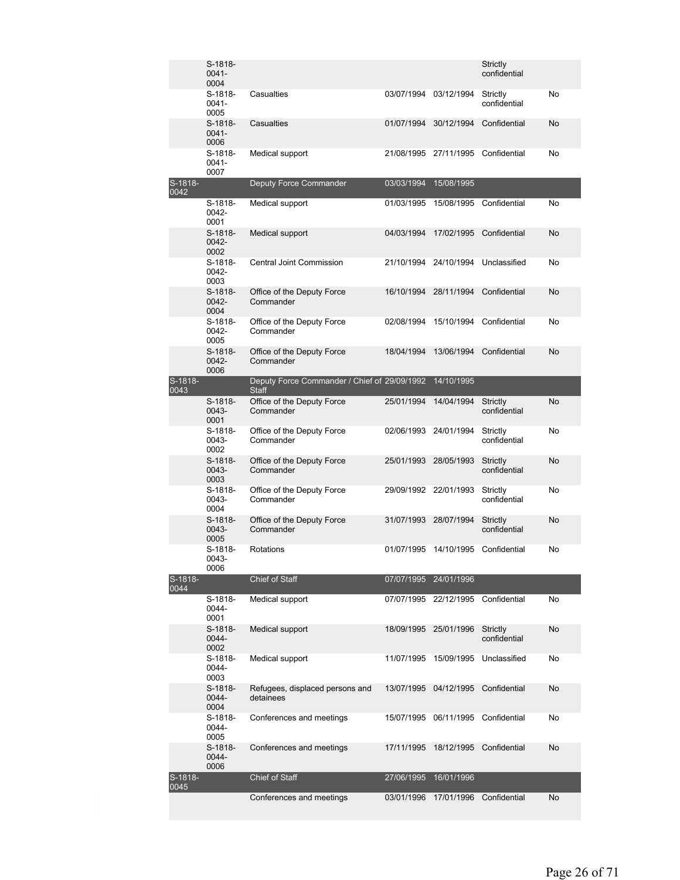| | | | | | | |
|---|---|---|---|---|---|---|
| | S-1818-0041-0004 | | | | Strictly confidential | |
| | S-1818-0041-0005 | Casualties | 03/07/1994 | 03/12/1994 | Strictly confidential | No |
| | S-1818-0041-0006 | Casualties | 01/07/1994 | 30/12/1994 | Confidential | No |
| | S-1818-0041-0007 | Medical support | 21/08/1995 | 27/11/1995 | Confidential | No |
| S-1818-0042 | | Deputy Force Commander | 03/03/1994 | 15/08/1995 | | |
| | S-1818-0042-0001 | Medical support | 01/03/1995 | 15/08/1995 | Confidential | No |
| | S-1818-0042-0002 | Medical support | 04/03/1994 | 17/02/1995 | Confidential | No |
| | S-1818-0042-0003 | Central Joint Commission | 21/10/1994 | 24/10/1994 | Unclassified | No |
| | S-1818-0042-0004 | Office of the Deputy Force Commander | 16/10/1994 | 28/11/1994 | Confidential | No |
| | S-1818-0042-0005 | Office of the Deputy Force Commander | 02/08/1994 | 15/10/1994 | Confidential | No |
| | S-1818-0042-0006 | Office of the Deputy Force Commander | 18/04/1994 | 13/06/1994 | Confidential | No |
| S-1818-0043 | | Deputy Force Commander / Chief of Staff | 29/09/1992 | 14/10/1995 | | |
| | S-1818-0043-0001 | Office of the Deputy Force Commander | 25/01/1994 | 14/04/1994 | Strictly confidential | No |
| | S-1818-0043-0002 | Office of the Deputy Force Commander | 02/06/1993 | 24/01/1994 | Strictly confidential | No |
| | S-1818-0043-0003 | Office of the Deputy Force Commander | 25/01/1993 | 28/05/1993 | Strictly confidential | No |
| | S-1818-0043-0004 | Office of the Deputy Force Commander | 29/09/1992 | 22/01/1993 | Strictly confidential | No |
| | S-1818-0043-0005 | Office of the Deputy Force Commander | 31/07/1993 | 28/07/1994 | Strictly confidential | No |
| | S-1818-0043-0006 | Rotations | 01/07/1995 | 14/10/1995 | Confidential | No |
| S-1818-0044 | | Chief of Staff | 07/07/1995 | 24/01/1996 | | |
| | S-1818-0044-0001 | Medical support | 07/07/1995 | 22/12/1995 | Confidential | No |
| | S-1818-0044-0002 | Medical support | 18/09/1995 | 25/01/1996 | Strictly confidential | No |
| | S-1818-0044-0003 | Medical support | 11/07/1995 | 15/09/1995 | Unclassified | No |
| | S-1818-0044-0004 | Refugees, displaced persons and detainees | 13/07/1995 | 04/12/1995 | Confidential | No |
| | S-1818-0044-0005 | Conferences and meetings | 15/07/1995 | 06/11/1995 | Confidential | No |
| | S-1818-0044-0006 | Conferences and meetings | 17/11/1995 | 18/12/1995 | Confidential | No |
| S-1818-0045 | | Chief of Staff | 27/06/1995 | 16/01/1996 | | |
| | | Conferences and meetings | 03/01/1996 | 17/01/1996 | Confidential | No |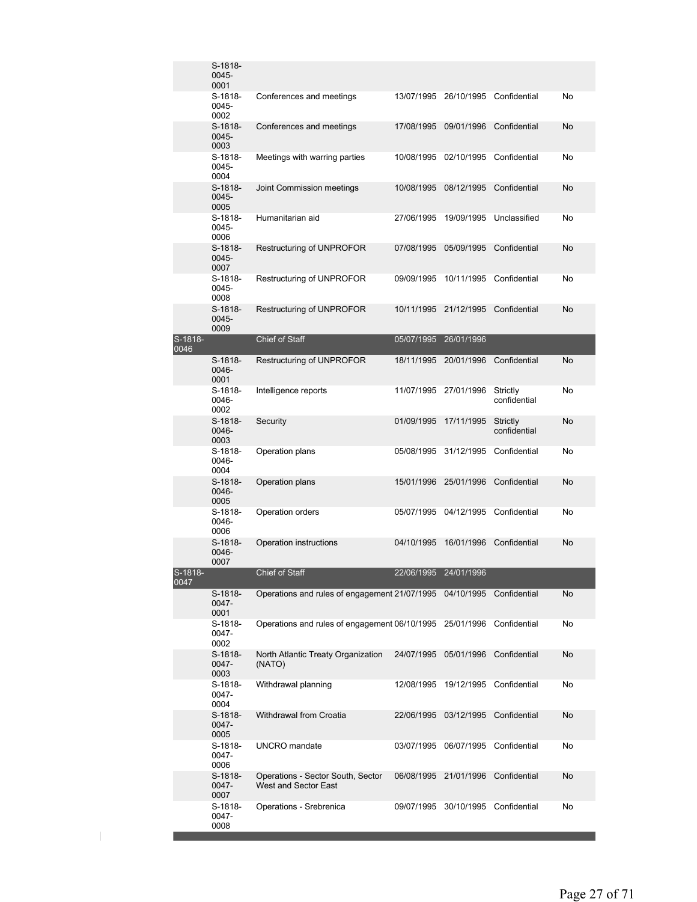| | | | | | | |
|---|---|---|---|---|---|---|
| | S-1818-0045-0001 | | | | | |
| | S-1818-0045-0002 | Conferences and meetings | 13/07/1995 | 26/10/1995 | Confidential | No |
| | S-1818-0045-0003 | Conferences and meetings | 17/08/1995 | 09/01/1996 | Confidential | No |
| | S-1818-0045-0004 | Meetings with warring parties | 10/08/1995 | 02/10/1995 | Confidential | No |
| | S-1818-0045-0005 | Joint Commission meetings | 10/08/1995 | 08/12/1995 | Confidential | No |
| | S-1818-0045-0006 | Humanitarian aid | 27/06/1995 | 19/09/1995 | Unclassified | No |
| | S-1818-0045-0007 | Restructuring of UNPROFOR | 07/08/1995 | 05/09/1995 | Confidential | No |
| | S-1818-0045-0008 | Restructuring of UNPROFOR | 09/09/1995 | 10/11/1995 | Confidential | No |
| | S-1818-0045-0009 | Restructuring of UNPROFOR | 10/11/1995 | 21/12/1995 | Confidential | No |
| S-1818-0046 | | Chief of Staff | 05/07/1995 | 26/01/1996 | | |
| | S-1818-0046-0001 | Restructuring of UNPROFOR | 18/11/1995 | 20/01/1996 | Confidential | No |
| | S-1818-0046-0002 | Intelligence reports | 11/07/1995 | 27/01/1996 | Strictly confidential | No |
| | S-1818-0046-0003 | Security | 01/09/1995 | 17/11/1995 | Strictly confidential | No |
| | S-1818-0046-0004 | Operation plans | 05/08/1995 | 31/12/1995 | Confidential | No |
| | S-1818-0046-0005 | Operation plans | 15/01/1996 | 25/01/1996 | Confidential | No |
| | S-1818-0046-0006 | Operation orders | 05/07/1995 | 04/12/1995 | Confidential | No |
| | S-1818-0046-0007 | Operation instructions | 04/10/1995 | 16/01/1996 | Confidential | No |
| S-1818-0047 | | Chief of Staff | 22/06/1995 | 24/01/1996 | | |
| | S-1818-0047-0001 | Operations and rules of engagement | 21/07/1995 | 04/10/1995 | Confidential | No |
| | S-1818-0047-0002 | Operations and rules of engagement | 06/10/1995 | 25/01/1996 | Confidential | No |
| | S-1818-0047-0003 | North Atlantic Treaty Organization (NATO) | 24/07/1995 | 05/01/1996 | Confidential | No |
| | S-1818-0047-0004 | Withdrawal planning | 12/08/1995 | 19/12/1995 | Confidential | No |
| | S-1818-0047-0005 | Withdrawal from Croatia | 22/06/1995 | 03/12/1995 | Confidential | No |
| | S-1818-0047-0006 | UNCRO mandate | 03/07/1995 | 06/07/1995 | Confidential | No |
| | S-1818-0047-0007 | Operations - Sector South, Sector West and Sector East | 06/08/1995 | 21/01/1996 | Confidential | No |
| | S-1818-0047-0008 | Operations - Srebrenica | 09/07/1995 | 30/10/1995 | Confidential | No |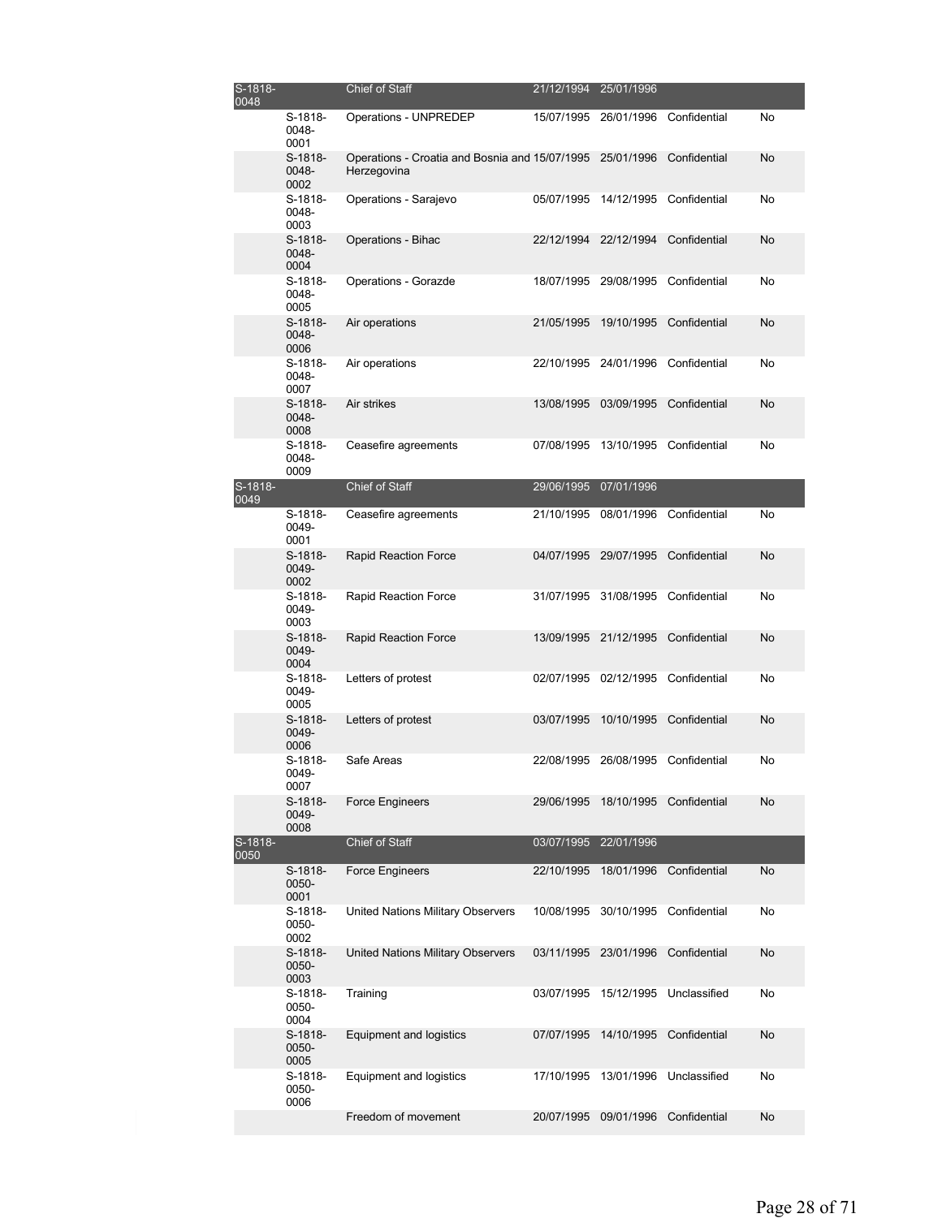| | | | | | | |
|---|---|---|---|---|---|---|
| S-1818-0048 | | Chief of Staff | 21/12/1994 | 25/01/1996 | | |
| | S-1818-0048-0001 | Operations - UNPREDEP | 15/07/1995 | 26/01/1996 | Confidential | No |
| | S-1818-0048-0002 | Operations - Croatia and Bosnia and Herzegovina | 15/07/1995 | 25/01/1996 | Confidential | No |
| | S-1818-0048-0003 | Operations - Sarajevo | 05/07/1995 | 14/12/1995 | Confidential | No |
| | S-1818-0048-0004 | Operations - Bihac | 22/12/1994 | 22/12/1994 | Confidential | No |
| | S-1818-0048-0005 | Operations - Gorazde | 18/07/1995 | 29/08/1995 | Confidential | No |
| | S-1818-0048-0006 | Air operations | 21/05/1995 | 19/10/1995 | Confidential | No |
| | S-1818-0048-0007 | Air operations | 22/10/1995 | 24/01/1996 | Confidential | No |
| | S-1818-0048-0008 | Air strikes | 13/08/1995 | 03/09/1995 | Confidential | No |
| | S-1818-0048-0009 | Ceasefire agreements | 07/08/1995 | 13/10/1995 | Confidential | No |
| S-1818-0049 | | Chief of Staff | 29/06/1995 | 07/01/1996 | | |
| | S-1818-0049-0001 | Ceasefire agreements | 21/10/1995 | 08/01/1996 | Confidential | No |
| | S-1818-0049-0002 | Rapid Reaction Force | 04/07/1995 | 29/07/1995 | Confidential | No |
| | S-1818-0049-0003 | Rapid Reaction Force | 31/07/1995 | 31/08/1995 | Confidential | No |
| | S-1818-0049-0004 | Rapid Reaction Force | 13/09/1995 | 21/12/1995 | Confidential | No |
| | S-1818-0049-0005 | Letters of protest | 02/07/1995 | 02/12/1995 | Confidential | No |
| | S-1818-0049-0006 | Letters of protest | 03/07/1995 | 10/10/1995 | Confidential | No |
| | S-1818-0049-0007 | Safe Areas | 22/08/1995 | 26/08/1995 | Confidential | No |
| | S-1818-0049-0008 | Force Engineers | 29/06/1995 | 18/10/1995 | Confidential | No |
| S-1818-0050 | | Chief of Staff | 03/07/1995 | 22/01/1996 | | |
| | S-1818-0050-0001 | Force Engineers | 22/10/1995 | 18/01/1996 | Confidential | No |
| | S-1818-0050-0002 | United Nations Military Observers | 10/08/1995 | 30/10/1995 | Confidential | No |
| | S-1818-0050-0003 | United Nations Military Observers | 03/11/1995 | 23/01/1996 | Confidential | No |
| | S-1818-0050-0004 | Training | 03/07/1995 | 15/12/1995 | Unclassified | No |
| | S-1818-0050-0005 | Equipment and logistics | 07/07/1995 | 14/10/1995 | Confidential | No |
| | S-1818-0050-0006 | Equipment and logistics | 17/10/1995 | 13/01/1996 | Unclassified | No |
| | | Freedom of movement | 20/07/1995 | 09/01/1996 | Confidential | No |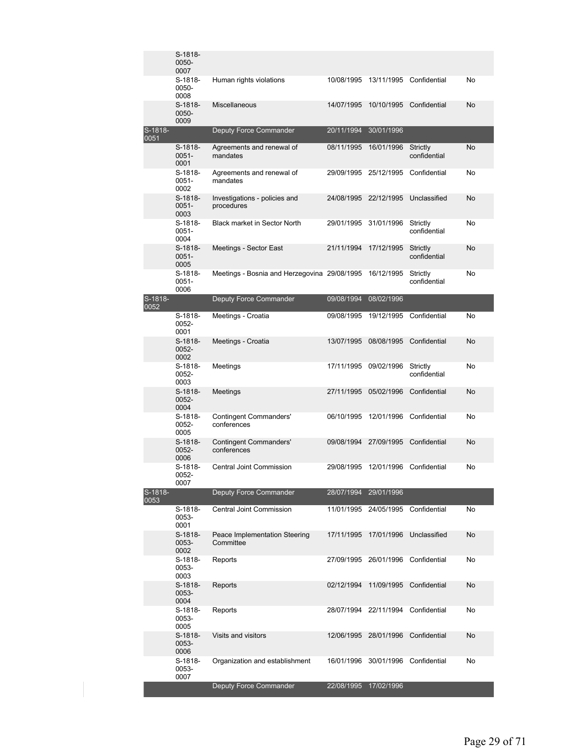|  |  |  |  |  |  |  |
|---|---|---|---|---|---|---|
|  | S-1818-0050-0007 |  |  |  |  |  |
|  | S-1818-0050-0008 | Human rights violations | 10/08/1995 | 13/11/1995 | Confidential | No |
|  | S-1818-0050-0009 | Miscellaneous | 14/07/1995 | 10/10/1995 | Confidential | No |
| S-1818-0051 |  | Deputy Force Commander | 20/11/1994 | 30/01/1996 |  |  |
|  | S-1818-0051-0001 | Agreements and renewal of mandates | 08/11/1995 | 16/01/1996 | Strictly confidential | No |
|  | S-1818-0051-0002 | Agreements and renewal of mandates | 29/09/1995 | 25/12/1995 | Confidential | No |
|  | S-1818-0051-0003 | Investigations - policies and procedures | 24/08/1995 | 22/12/1995 | Unclassified | No |
|  | S-1818-0051-0004 | Black market in Sector North | 29/01/1995 | 31/01/1996 | Strictly confidential | No |
|  | S-1818-0051-0005 | Meetings - Sector East | 21/11/1994 | 17/12/1995 | Strictly confidential | No |
|  | S-1818-0051-0006 | Meetings - Bosnia and Herzegovina | 29/08/1995 | 16/12/1995 | Strictly confidential | No |
| S-1818-0052 |  | Deputy Force Commander | 09/08/1994 | 08/02/1996 |  |  |
|  | S-1818-0052-0001 | Meetings - Croatia | 09/08/1995 | 19/12/1995 | Confidential | No |
|  | S-1818-0052-0002 | Meetings - Croatia | 13/07/1995 | 08/08/1995 | Confidential | No |
|  | S-1818-0052-0003 | Meetings | 17/11/1995 | 09/02/1996 | Strictly confidential | No |
|  | S-1818-0052-0004 | Meetings | 27/11/1995 | 05/02/1996 | Confidential | No |
|  | S-1818-0052-0005 | Contingent Commanders' conferences | 06/10/1995 | 12/01/1996 | Confidential | No |
|  | S-1818-0052-0006 | Contingent Commanders' conferences | 09/08/1994 | 27/09/1995 | Confidential | No |
|  | S-1818-0052-0007 | Central Joint Commission | 29/08/1995 | 12/01/1996 | Confidential | No |
| S-1818-0053 |  | Deputy Force Commander | 28/07/1994 | 29/01/1996 |  |  |
|  | S-1818-0053-0001 | Central Joint Commission | 11/01/1995 | 24/05/1995 | Confidential | No |
|  | S-1818-0053-0002 | Peace Implementation Steering Committee | 17/11/1995 | 17/01/1996 | Unclassified | No |
|  | S-1818-0053-0003 | Reports | 27/09/1995 | 26/01/1996 | Confidential | No |
|  | S-1818-0053-0004 | Reports | 02/12/1994 | 11/09/1995 | Confidential | No |
|  | S-1818-0053-0005 | Reports | 28/07/1994 | 22/11/1994 | Confidential | No |
|  | S-1818-0053-0006 | Visits and visitors | 12/06/1995 | 28/01/1996 | Confidential | No |
|  | S-1818-0053-0007 | Organization and establishment | 16/01/1996 | 30/01/1996 | Confidential | No |
|  |  | Deputy Force Commander | 22/08/1995 | 17/02/1996 |  |  |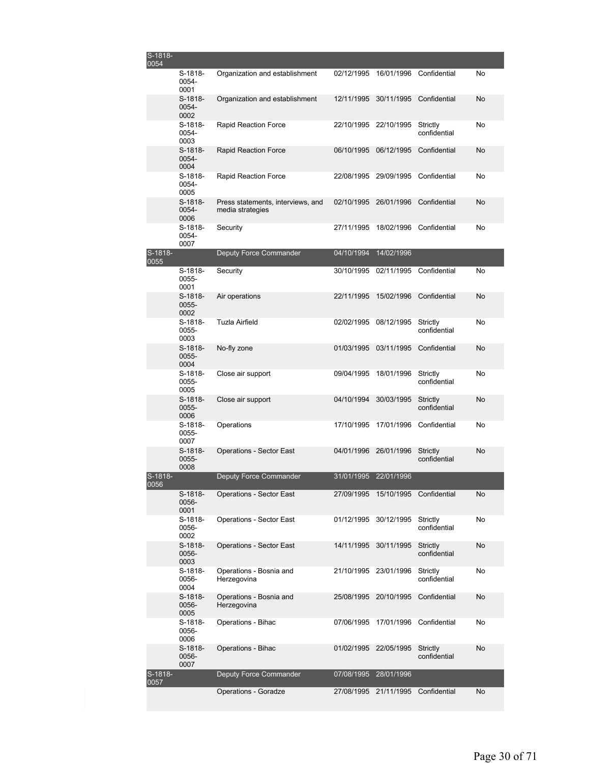| | | | | | | |
|---|---|---|---|---|---|---|
| S-1818-0054 | | | | | | |
| | S-1818-0054-0001 | Organization and establishment | 02/12/1995 | 16/01/1996 | Confidential | No |
| | S-1818-0054-0002 | Organization and establishment | 12/11/1995 | 30/11/1995 | Confidential | No |
| | S-1818-0054-0003 | Rapid Reaction Force | 22/10/1995 | 22/10/1995 | Strictly confidential | No |
| | S-1818-0054-0004 | Rapid Reaction Force | 06/10/1995 | 06/12/1995 | Confidential | No |
| | S-1818-0054-0005 | Rapid Reaction Force | 22/08/1995 | 29/09/1995 | Confidential | No |
| | S-1818-0054-0006 | Press statements, interviews, and media strategies | 02/10/1995 | 26/01/1996 | Confidential | No |
| | S-1818-0054-0007 | Security | 27/11/1995 | 18/02/1996 | Confidential | No |
| S-1818-0055 | | Deputy Force Commander | 04/10/1994 | 14/02/1996 | | |
| | S-1818-0055-0001 | Security | 30/10/1995 | 02/11/1995 | Confidential | No |
| | S-1818-0055-0002 | Air operations | 22/11/1995 | 15/02/1996 | Confidential | No |
| | S-1818-0055-0003 | Tuzla Airfield | 02/02/1995 | 08/12/1995 | Strictly confidential | No |
| | S-1818-0055-0004 | No-fly zone | 01/03/1995 | 03/11/1995 | Confidential | No |
| | S-1818-0055-0005 | Close air support | 09/04/1995 | 18/01/1996 | Strictly confidential | No |
| | S-1818-0055-0006 | Close air support | 04/10/1994 | 30/03/1995 | Strictly confidential | No |
| | S-1818-0055-0007 | Operations | 17/10/1995 | 17/01/1996 | Confidential | No |
| | S-1818-0055-0008 | Operations - Sector East | 04/01/1996 | 26/01/1996 | Strictly confidential | No |
| S-1818-0056 | | Deputy Force Commander | 31/01/1995 | 22/01/1996 | | |
| | S-1818-0056-0001 | Operations - Sector East | 27/09/1995 | 15/10/1995 | Confidential | No |
| | S-1818-0056-0002 | Operations - Sector East | 01/12/1995 | 30/12/1995 | Strictly confidential | No |
| | S-1818-0056-0003 | Operations - Sector East | 14/11/1995 | 30/11/1995 | Strictly confidential | No |
| | S-1818-0056-0004 | Operations - Bosnia and Herzegovina | 21/10/1995 | 23/01/1996 | Strictly confidential | No |
| | S-1818-0056-0005 | Operations - Bosnia and Herzegovina | 25/08/1995 | 20/10/1995 | Confidential | No |
| | S-1818-0056-0006 | Operations - Bihac | 07/06/1995 | 17/01/1996 | Confidential | No |
| | S-1818-0056-0007 | Operations - Bihac | 01/02/1995 | 22/05/1995 | Strictly confidential | No |
| S-1818-0057 | | Deputy Force Commander | 07/08/1995 | 28/01/1996 | | |
| | | Operations - Goradze | 27/08/1995 | 21/11/1995 | Confidential | No |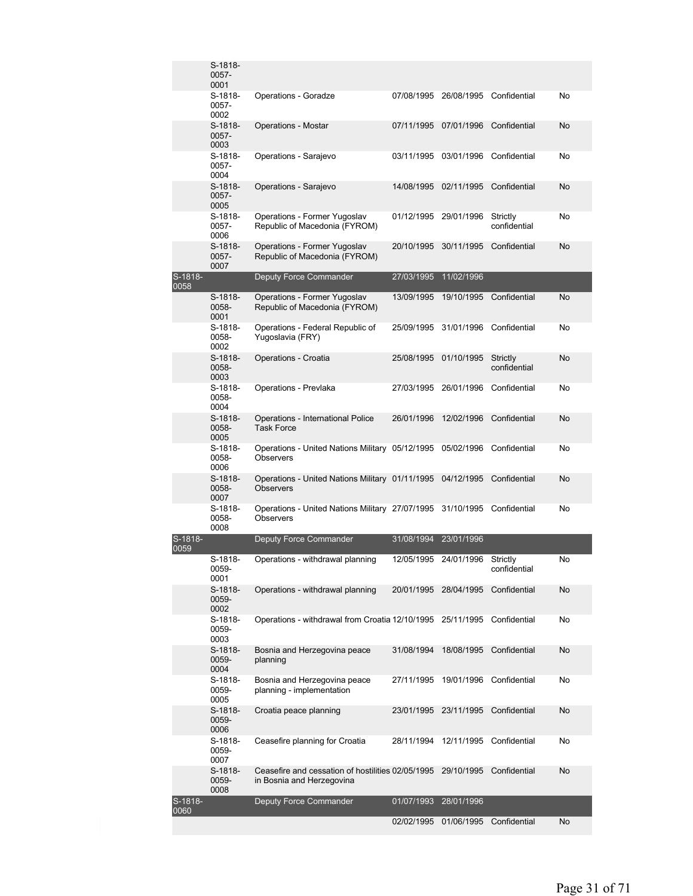| | | | | | | |
|---|---|---|---|---|---|---|
| | S-1818-0057-0001 | | | | | |
| | S-1818-0057-0002 | Operations - Goradze | 07/08/1995 | 26/08/1995 | Confidential | No |
| | S-1818-0057-0003 | Operations - Mostar | 07/11/1995 | 07/01/1996 | Confidential | No |
| | S-1818-0057-0004 | Operations - Sarajevo | 03/11/1995 | 03/01/1996 | Confidential | No |
| | S-1818-0057-0005 | Operations - Sarajevo | 14/08/1995 | 02/11/1995 | Confidential | No |
| | S-1818-0057-0006 | Operations - Former Yugoslav Republic of Macedonia (FYROM) | 01/12/1995 | 29/01/1996 | Strictly confidential | No |
| | S-1818-0057-0007 | Operations - Former Yugoslav Republic of Macedonia (FYROM) | 20/10/1995 | 30/11/1995 | Confidential | No |
| S-1818-0058 | | Deputy Force Commander | 27/03/1995 | 11/02/1996 | | |
| | S-1818-0058-0001 | Operations - Former Yugoslav Republic of Macedonia (FYROM) | 13/09/1995 | 19/10/1995 | Confidential | No |
| | S-1818-0058-0002 | Operations - Federal Republic of Yugoslavia (FRY) | 25/09/1995 | 31/01/1996 | Confidential | No |
| | S-1818-0058-0003 | Operations - Croatia | 25/08/1995 | 01/10/1995 | Strictly confidential | No |
| | S-1818-0058-0004 | Operations - Prevlaka | 27/03/1995 | 26/01/1996 | Confidential | No |
| | S-1818-0058-0005 | Operations - International Police Task Force | 26/01/1996 | 12/02/1996 | Confidential | No |
| | S-1818-0058-0006 | Operations - United Nations Military Observers | 05/12/1995 | 05/02/1996 | Confidential | No |
| | S-1818-0058-0007 | Operations - United Nations Military Observers | 01/11/1995 | 04/12/1995 | Confidential | No |
| | S-1818-0058-0008 | Operations - United Nations Military Observers | 27/07/1995 | 31/10/1995 | Confidential | No |
| S-1818-0059 | | Deputy Force Commander | 31/08/1994 | 23/01/1996 | | |
| | S-1818-0059-0001 | Operations - withdrawal planning | 12/05/1995 | 24/01/1996 | Strictly confidential | No |
| | S-1818-0059-0002 | Operations - withdrawal planning | 20/01/1995 | 28/04/1995 | Confidential | No |
| | S-1818-0059-0003 | Operations - withdrawal from Croatia | 12/10/1995 | 25/11/1995 | Confidential | No |
| | S-1818-0059-0004 | Bosnia and Herzegovina peace planning | 31/08/1994 | 18/08/1995 | Confidential | No |
| | S-1818-0059-0005 | Bosnia and Herzegovina peace planning - implementation | 27/11/1995 | 19/01/1996 | Confidential | No |
| | S-1818-0059-0006 | Croatia peace planning | 23/01/1995 | 23/11/1995 | Confidential | No |
| | S-1818-0059-0007 | Ceasefire planning for Croatia | 28/11/1994 | 12/11/1995 | Confidential | No |
| | S-1818-0059-0008 | Ceasefire and cessation of hostilities in Bosnia and Herzegovina | 02/05/1995 | 29/10/1995 | Confidential | No |
| S-1818-0060 | | Deputy Force Commander | 01/07/1993 | 28/01/1996 | | |
| | | | 02/02/1995 | 01/06/1995 | Confidential | No |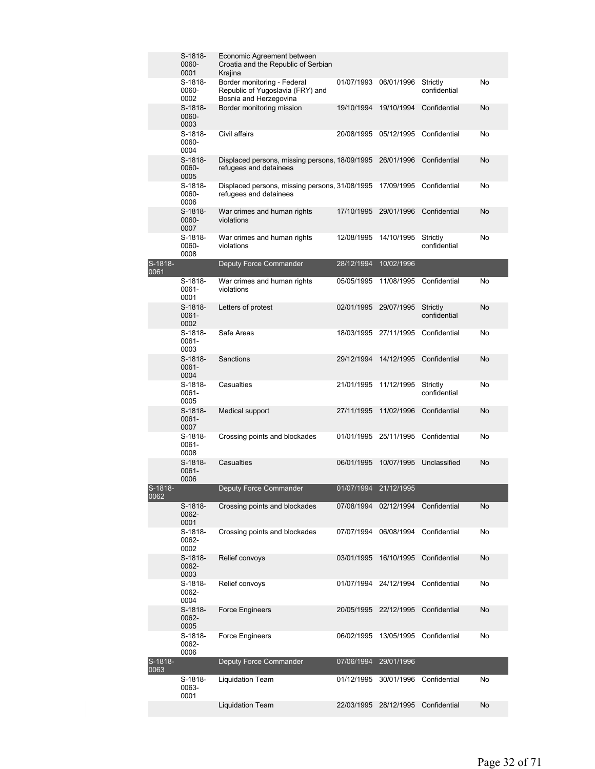| | | | | | | |
|---|---|---|---|---|---|---|
| | S-1818-0060-0001 | Economic Agreement between Croatia and the Republic of Serbian Krajina | | | | |
| | S-1818-0060-0002 | Border monitoring - Federal Republic of Yugoslavia (FRY) and Bosnia and Herzegovina | 01/07/1993 | 06/01/1996 | Strictly confidential | No |
| | S-1818-0060-0003 | Border monitoring mission | 19/10/1994 | 19/10/1994 | Confidential | No |
| | S-1818-0060-0004 | Civil affairs | 20/08/1995 | 05/12/1995 | Confidential | No |
| | S-1818-0060-0005 | Displaced persons, missing persons, refugees and detainees | 18/09/1995 | 26/01/1996 | Confidential | No |
| | S-1818-0060-0006 | Displaced persons, missing persons, refugees and detainees | 31/08/1995 | 17/09/1995 | Confidential | No |
| | S-1818-0060-0007 | War crimes and human rights violations | 17/10/1995 | 29/01/1996 | Confidential | No |
| | S-1818-0060-0008 | War crimes and human rights violations | 12/08/1995 | 14/10/1995 | Strictly confidential | No |
| S-1818-0061 | | Deputy Force Commander | 28/12/1994 | 10/02/1996 | | |
| | S-1818-0061-0001 | War crimes and human rights violations | 05/05/1995 | 11/08/1995 | Confidential | No |
| | S-1818-0061-0002 | Letters of protest | 02/01/1995 | 29/07/1995 | Strictly confidential | No |
| | S-1818-0061-0003 | Safe Areas | 18/03/1995 | 27/11/1995 | Confidential | No |
| | S-1818-0061-0004 | Sanctions | 29/12/1994 | 14/12/1995 | Confidential | No |
| | S-1818-0061-0005 | Casualties | 21/01/1995 | 11/12/1995 | Strictly confidential | No |
| | S-1818-0061-0007 | Medical support | 27/11/1995 | 11/02/1996 | Confidential | No |
| | S-1818-0061-0008 | Crossing points and blockades | 01/01/1995 | 25/11/1995 | Confidential | No |
| | S-1818-0061-0006 | Casualties | 06/01/1995 | 10/07/1995 | Unclassified | No |
| S-1818-0062 | | Deputy Force Commander | 01/07/1994 | 21/12/1995 | | |
| | S-1818-0062-0001 | Crossing points and blockades | 07/08/1994 | 02/12/1994 | Confidential | No |
| | S-1818-0062-0002 | Crossing points and blockades | 07/07/1994 | 06/08/1994 | Confidential | No |
| | S-1818-0062-0003 | Relief convoys | 03/01/1995 | 16/10/1995 | Confidential | No |
| | S-1818-0062-0004 | Relief convoys | 01/07/1994 | 24/12/1994 | Confidential | No |
| | S-1818-0062-0005 | Force Engineers | 20/05/1995 | 22/12/1995 | Confidential | No |
| | S-1818-0062-0006 | Force Engineers | 06/02/1995 | 13/05/1995 | Confidential | No |
| S-1818-0063 | | Deputy Force Commander | 07/06/1994 | 29/01/1996 | | |
| | S-1818-0063-0001 | Liquidation Team | 01/12/1995 | 30/01/1996 | Confidential | No |
| | | Liquidation Team | 22/03/1995 | 28/12/1995 | Confidential | No |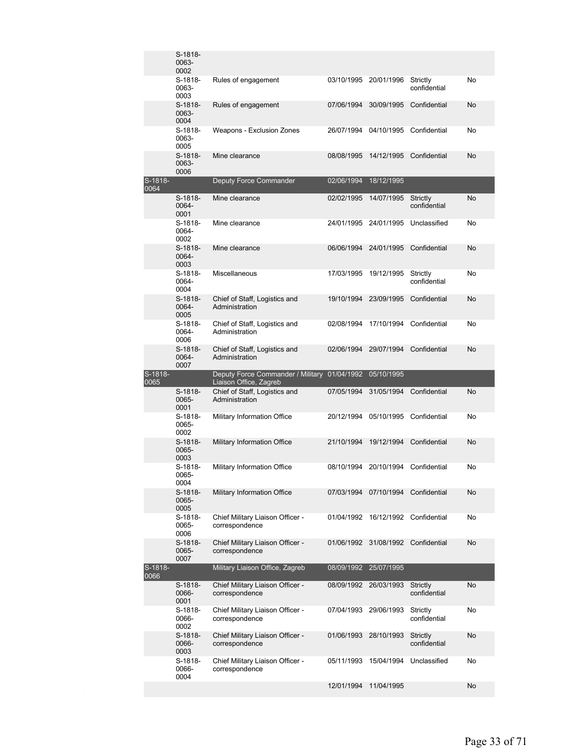| | | | | | | |
|---|---|---|---|---|---|---|
| | S-1818-0063-0002 | | | | | |
| | S-1818-0063-0003 | Rules of engagement | 03/10/1995 | 20/01/1996 | Strictly confidential | No |
| | S-1818-0063-0004 | Rules of engagement | 07/06/1994 | 30/09/1995 | Confidential | No |
| | S-1818-0063-0005 | Weapons - Exclusion Zones | 26/07/1994 | 04/10/1995 | Confidential | No |
| | S-1818-0063-0006 | Mine clearance | 08/08/1995 | 14/12/1995 | Confidential | No |
| S-1818-0064 | | Deputy Force Commander | 02/06/1994 | 18/12/1995 | | |
| | S-1818-0064-0001 | Mine clearance | 02/02/1995 | 14/07/1995 | Strictly confidential | No |
| | S-1818-0064-0002 | Mine clearance | 24/01/1995 | 24/01/1995 | Unclassified | No |
| | S-1818-0064-0003 | Mine clearance | 06/06/1994 | 24/01/1995 | Confidential | No |
| | S-1818-0064-0004 | Miscellaneous | 17/03/1995 | 19/12/1995 | Strictly confidential | No |
| | S-1818-0064-0005 | Chief of Staff, Logistics and Administration | 19/10/1994 | 23/09/1995 | Confidential | No |
| | S-1818-0064-0006 | Chief of Staff, Logistics and Administration | 02/08/1994 | 17/10/1994 | Confidential | No |
| | S-1818-0064-0007 | Chief of Staff, Logistics and Administration | 02/06/1994 | 29/07/1994 | Confidential | No |
| S-1818-0065 | | Deputy Force Commander / Military Liaison Office, Zagreb | 01/04/1992 | 05/10/1995 | | |
| | S-1818-0065-0001 | Chief of Staff, Logistics and Administration | 07/05/1994 | 31/05/1994 | Confidential | No |
| | S-1818-0065-0002 | Military Information Office | 20/12/1994 | 05/10/1995 | Confidential | No |
| | S-1818-0065-0003 | Military Information Office | 21/10/1994 | 19/12/1994 | Confidential | No |
| | S-1818-0065-0004 | Military Information Office | 08/10/1994 | 20/10/1994 | Confidential | No |
| | S-1818-0065-0005 | Military Information Office | 07/03/1994 | 07/10/1994 | Confidential | No |
| | S-1818-0065-0006 | Chief Military Liaison Officer - correspondence | 01/04/1992 | 16/12/1992 | Confidential | No |
| | S-1818-0065-0007 | Chief Military Liaison Officer - correspondence | 01/06/1992 | 31/08/1992 | Confidential | No |
| S-1818-0066 | | Military Liaison Office, Zagreb | 08/09/1992 | 25/07/1995 | | |
| | S-1818-0066-0001 | Chief Military Liaison Officer - correspondence | 08/09/1992 | 26/03/1993 | Strictly confidential | No |
| | S-1818-0066-0002 | Chief Military Liaison Officer - correspondence | 07/04/1993 | 29/06/1993 | Strictly confidential | No |
| | S-1818-0066-0003 | Chief Military Liaison Officer - correspondence | 01/06/1993 | 28/10/1993 | Strictly confidential | No |
| | S-1818-0066-0004 | Chief Military Liaison Officer - correspondence | 05/11/1993 | 15/04/1994 | Unclassified | No |
| | | | 12/01/1994 | 11/04/1995 | | No |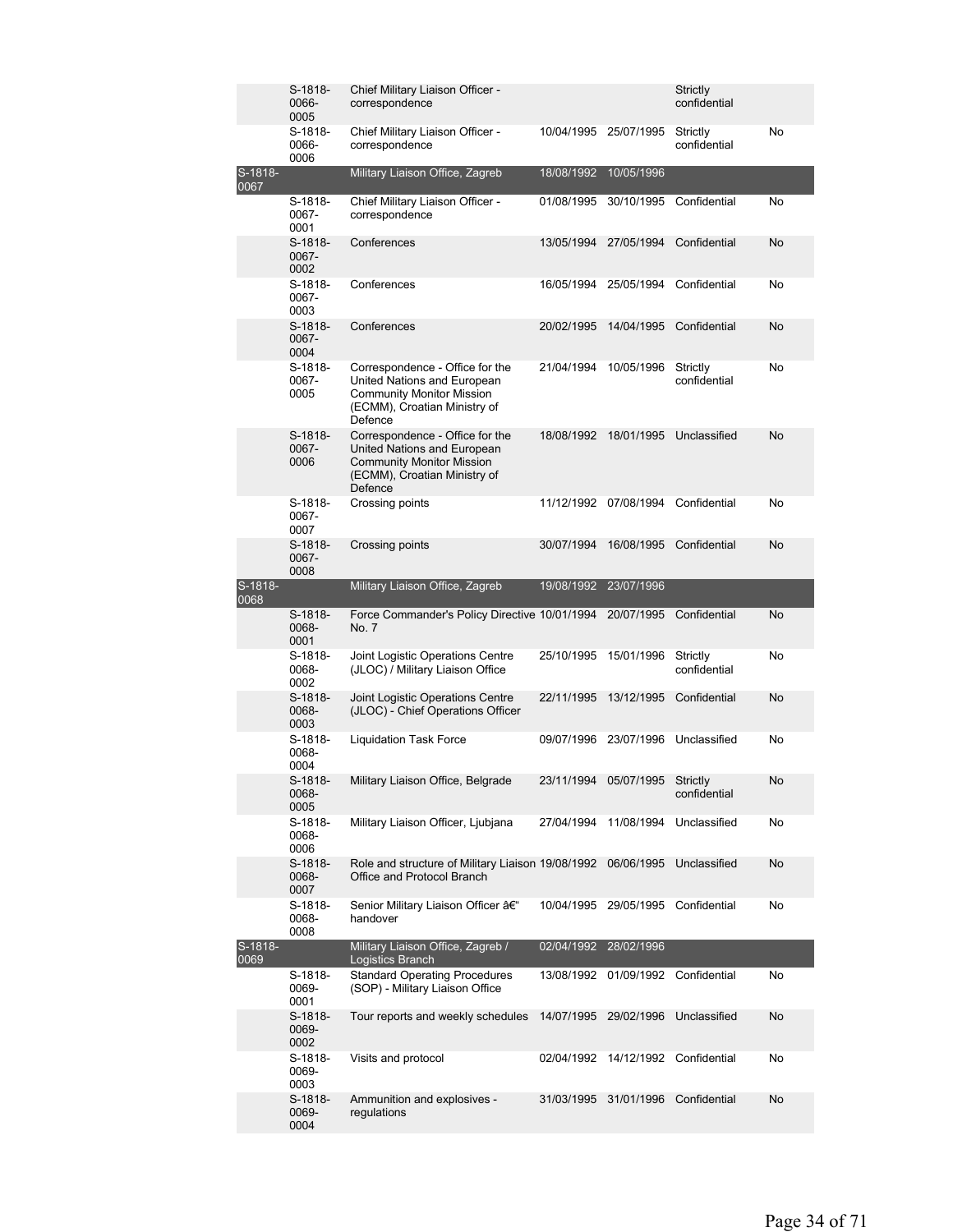| | | | | | | |
|---|---|---|---|---|---|---|
| | S-1818-0066-0005 | Chief Military Liaison Officer - correspondence | | | Strictly confidential | |
| | S-1818-0066-0006 | Chief Military Liaison Officer - correspondence | 10/04/1995 | 25/07/1995 | Strictly confidential | No |
| S-1818-0067 | | Military Liaison Office, Zagreb | 18/08/1992 | 10/05/1996 | | |
| | S-1818-0067-0001 | Chief Military Liaison Officer - correspondence | 01/08/1995 | 30/10/1995 | Confidential | No |
| | S-1818-0067-0002 | Conferences | 13/05/1994 | 27/05/1994 | Confidential | No |
| | S-1818-0067-0003 | Conferences | 16/05/1994 | 25/05/1994 | Confidential | No |
| | S-1818-0067-0004 | Conferences | 20/02/1995 | 14/04/1995 | Confidential | No |
| | S-1818-0067-0005 | Correspondence - Office for the United Nations and European Community Monitor Mission (ECMM), Croatian Ministry of Defence | 21/04/1994 | 10/05/1996 | Strictly confidential | No |
| | S-1818-0067-0006 | Correspondence - Office for the United Nations and European Community Monitor Mission (ECMM), Croatian Ministry of Defence | 18/08/1992 | 18/01/1995 | Unclassified | No |
| | S-1818-0067-0007 | Crossing points | 11/12/1992 | 07/08/1994 | Confidential | No |
| | S-1818-0067-0008 | Crossing points | 30/07/1994 | 16/08/1995 | Confidential | No |
| S-1818-0068 | | Military Liaison Office, Zagreb | 19/08/1992 | 23/07/1996 | | |
| | S-1818-0068-0001 | Force Commander's Policy Directive No. 7 | 10/01/1994 | 20/07/1995 | Confidential | No |
| | S-1818-0068-0002 | Joint Logistic Operations Centre (JLOC) / Military Liaison Office | 25/10/1995 | 15/01/1996 | Strictly confidential | No |
| | S-1818-0068-0003 | Joint Logistic Operations Centre (JLOC) - Chief Operations Officer | 22/11/1995 | 13/12/1995 | Confidential | No |
| | S-1818-0068-0004 | Liquidation Task Force | 09/07/1996 | 23/07/1996 | Unclassified | No |
| | S-1818-0068-0005 | Military Liaison Office, Belgrade | 23/11/1994 | 05/07/1995 | Strictly confidential | No |
| | S-1818-0068-0006 | Military Liaison Officer, Ljubjana | 27/04/1994 | 11/08/1994 | Unclassified | No |
| | S-1818-0068-0007 | Role and structure of Military Liaison Office and Protocol Branch | 19/08/1992 | 06/06/1995 | Unclassified | No |
| | S-1818-0068-0008 | Senior Military Liaison Officer â€" handover | 10/04/1995 | 29/05/1995 | Confidential | No |
| S-1818-0069 | | Military Liaison Office, Zagreb / Logistics Branch | 02/04/1992 | 28/02/1996 | | |
| | S-1818-0069-0001 | Standard Operating Procedures (SOP) - Military Liaison Office | 13/08/1992 | 01/09/1992 | Confidential | No |
| | S-1818-0069-0002 | Tour reports and weekly schedules | 14/07/1995 | 29/02/1996 | Unclassified | No |
| | S-1818-0069-0003 | Visits and protocol | 02/04/1992 | 14/12/1992 | Confidential | No |
| | S-1818-0069-0004 | Ammunition and explosives - regulations | 31/03/1995 | 31/01/1996 | Confidential | No |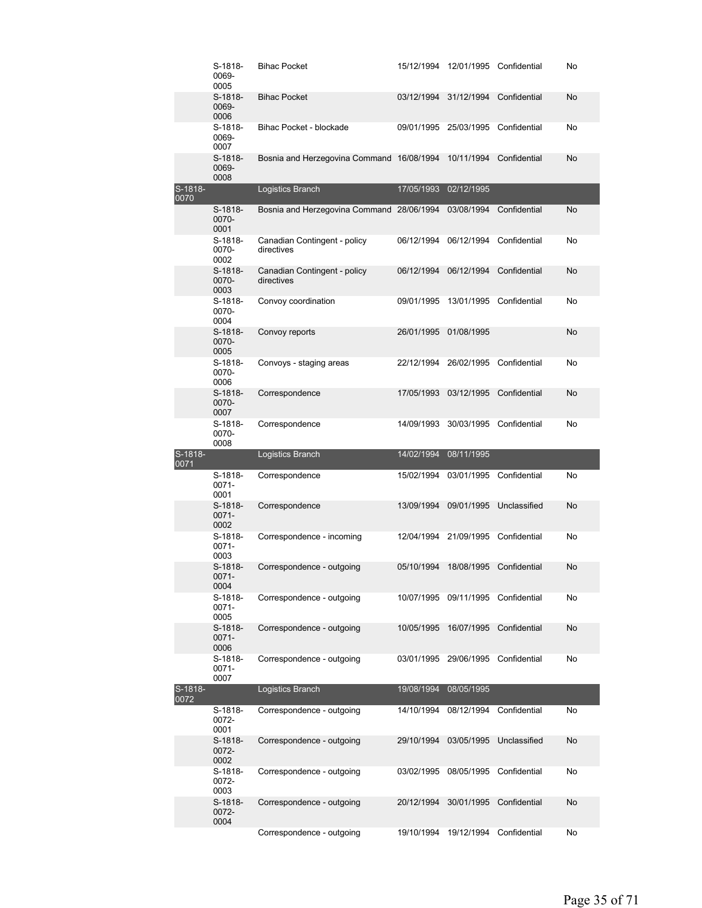| | | | | | | |
|---|---|---|---|---|---|---|
| | S-1818-0069-0005 | Bihac Pocket | 15/12/1994 | 12/01/1995 | Confidential | No |
| | S-1818-0069-0006 | Bihac Pocket | 03/12/1994 | 31/12/1994 | Confidential | No |
| | S-1818-0069-0007 | Bihac Pocket - blockade | 09/01/1995 | 25/03/1995 | Confidential | No |
| | S-1818-0069-0008 | Bosnia and Herzegovina Command | 16/08/1994 | 10/11/1994 | Confidential | No |
| S-1818-0070 | | Logistics Branch | 17/05/1993 | 02/12/1995 | | |
| | S-1818-0070-0001 | Bosnia and Herzegovina Command | 28/06/1994 | 03/08/1994 | Confidential | No |
| | S-1818-0070-0002 | Canadian Contingent - policy directives | 06/12/1994 | 06/12/1994 | Confidential | No |
| | S-1818-0070-0003 | Canadian Contingent - policy directives | 06/12/1994 | 06/12/1994 | Confidential | No |
| | S-1818-0070-0004 | Convoy coordination | 09/01/1995 | 13/01/1995 | Confidential | No |
| | S-1818-0070-0005 | Convoy reports | 26/01/1995 | 01/08/1995 | | No |
| | S-1818-0070-0006 | Convoys - staging areas | 22/12/1994 | 26/02/1995 | Confidential | No |
| | S-1818-0070-0007 | Correspondence | 17/05/1993 | 03/12/1995 | Confidential | No |
| | S-1818-0070-0008 | Correspondence | 14/09/1993 | 30/03/1995 | Confidential | No |
| S-1818-0071 | | Logistics Branch | 14/02/1994 | 08/11/1995 | | |
| | S-1818-0071-0001 | Correspondence | 15/02/1994 | 03/01/1995 | Confidential | No |
| | S-1818-0071-0002 | Correspondence | 13/09/1994 | 09/01/1995 | Unclassified | No |
| | S-1818-0071-0003 | Correspondence - incoming | 12/04/1994 | 21/09/1995 | Confidential | No |
| | S-1818-0071-0004 | Correspondence - outgoing | 05/10/1994 | 18/08/1995 | Confidential | No |
| | S-1818-0071-0005 | Correspondence - outgoing | 10/07/1995 | 09/11/1995 | Confidential | No |
| | S-1818-0071-0006 | Correspondence - outgoing | 10/05/1995 | 16/07/1995 | Confidential | No |
| | S-1818-0071-0007 | Correspondence - outgoing | 03/01/1995 | 29/06/1995 | Confidential | No |
| S-1818-0072 | | Logistics Branch | 19/08/1994 | 08/05/1995 | | |
| | S-1818-0072-0001 | Correspondence - outgoing | 14/10/1994 | 08/12/1994 | Confidential | No |
| | S-1818-0072-0002 | Correspondence - outgoing | 29/10/1994 | 03/05/1995 | Unclassified | No |
| | S-1818-0072-0003 | Correspondence - outgoing | 03/02/1995 | 08/05/1995 | Confidential | No |
| | S-1818-0072-0004 | Correspondence - outgoing | 20/12/1994 | 30/01/1995 | Confidential | No |
| | | Correspondence - outgoing | 19/10/1994 | 19/12/1994 | Confidential | No |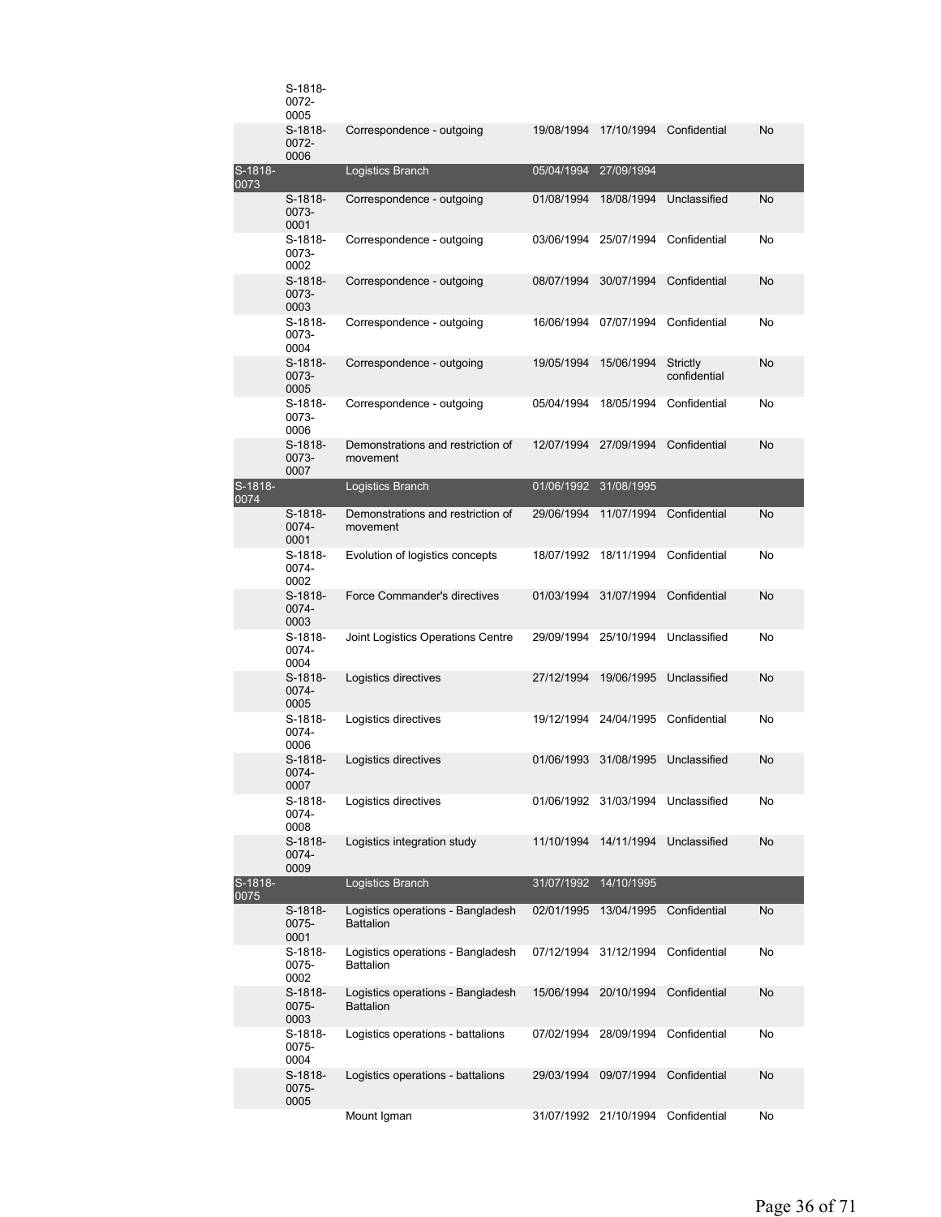| | | | | | | |
|---|---|---|---|---|---|---|
| | S-1818-0072-0005 | | | | | |
| | S-1818-0072-0006 | Correspondence - outgoing | 19/08/1994 | 17/10/1994 | Confidential | No |
| S-1818-0073 | | Logistics Branch | 05/04/1994 | 27/09/1994 | | |
| | S-1818-0073-0001 | Correspondence - outgoing | 01/08/1994 | 18/08/1994 | Unclassified | No |
| | S-1818-0073-0002 | Correspondence - outgoing | 03/06/1994 | 25/07/1994 | Confidential | No |
| | S-1818-0073-0003 | Correspondence - outgoing | 08/07/1994 | 30/07/1994 | Confidential | No |
| | S-1818-0073-0004 | Correspondence - outgoing | 16/06/1994 | 07/07/1994 | Confidential | No |
| | S-1818-0073-0005 | Correspondence - outgoing | 19/05/1994 | 15/06/1994 | Strictly confidential | No |
| | S-1818-0073-0006 | Correspondence - outgoing | 05/04/1994 | 18/05/1994 | Confidential | No |
| | S-1818-0073-0007 | Demonstrations and restriction of movement | 12/07/1994 | 27/09/1994 | Confidential | No |
| S-1818-0074 | | Logistics Branch | 01/06/1992 | 31/08/1995 | | |
| | S-1818-0074-0001 | Demonstrations and restriction of movement | 29/06/1994 | 11/07/1994 | Confidential | No |
| | S-1818-0074-0002 | Evolution of logistics concepts | 18/07/1992 | 18/11/1994 | Confidential | No |
| | S-1818-0074-0003 | Force Commander's directives | 01/03/1994 | 31/07/1994 | Confidential | No |
| | S-1818-0074-0004 | Joint Logistics Operations Centre | 29/09/1994 | 25/10/1994 | Unclassified | No |
| | S-1818-0074-0005 | Logistics directives | 27/12/1994 | 19/06/1995 | Unclassified | No |
| | S-1818-0074-0006 | Logistics directives | 19/12/1994 | 24/04/1995 | Confidential | No |
| | S-1818-0074-0007 | Logistics directives | 01/06/1993 | 31/08/1995 | Unclassified | No |
| | S-1818-0074-0008 | Logistics directives | 01/06/1992 | 31/03/1994 | Unclassified | No |
| | S-1818-0074-0009 | Logistics integration study | 11/10/1994 | 14/11/1994 | Unclassified | No |
| S-1818-0075 | | Logistics Branch | 31/07/1992 | 14/10/1995 | | |
| | S-1818-0075-0001 | Logistics operations - Bangladesh Battalion | 02/01/1995 | 13/04/1995 | Confidential | No |
| | S-1818-0075-0002 | Logistics operations - Bangladesh Battalion | 07/12/1994 | 31/12/1994 | Confidential | No |
| | S-1818-0075-0003 | Logistics operations - Bangladesh Battalion | 15/06/1994 | 20/10/1994 | Confidential | No |
| | S-1818-0075-0004 | Logistics operations - battalions | 07/02/1994 | 28/09/1994 | Confidential | No |
| | S-1818-0075-0005 | Logistics operations - battalions | 29/03/1994 | 09/07/1994 | Confidential | No |
| | | Mount Igman | 31/07/1992 | 21/10/1994 | Confidential | No |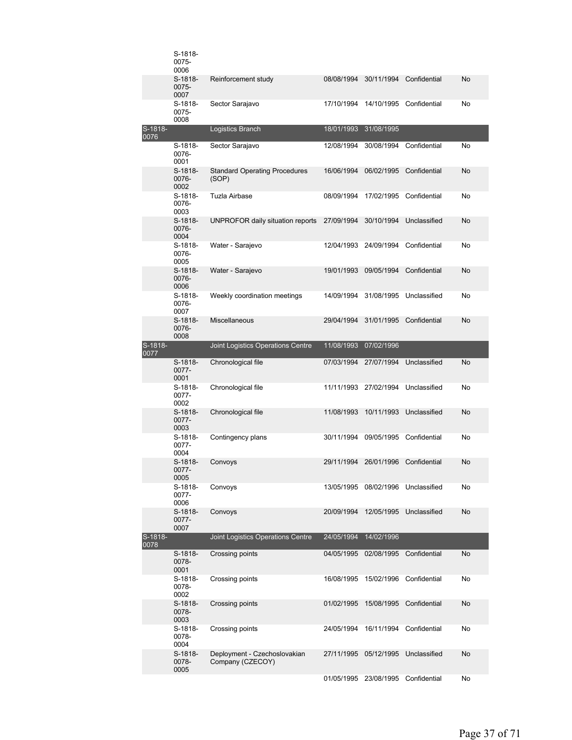| | | | | | | |
|---|---|---|---|---|---|---|
| | S-1818-0075-0006 | | | | | |
| | S-1818-0075-0007 | Reinforcement study | 08/08/1994 | 30/11/1994 | Confidential | No |
| | S-1818-0075-0008 | Sector Sarajavo | 17/10/1994 | 14/10/1995 | Confidential | No |
| S-1818-0076 | | Logistics Branch | 18/01/1993 | 31/08/1995 | | |
| | S-1818-0076-0001 | Sector Sarajavo | 12/08/1994 | 30/08/1994 | Confidential | No |
| | S-1818-0076-0002 | Standard Operating Procedures (SOP) | 16/06/1994 | 06/02/1995 | Confidential | No |
| | S-1818-0076-0003 | Tuzla Airbase | 08/09/1994 | 17/02/1995 | Confidential | No |
| | S-1818-0076-0004 | UNPROFOR daily situation reports | 27/09/1994 | 30/10/1994 | Unclassified | No |
| | S-1818-0076-0005 | Water - Sarajevo | 12/04/1993 | 24/09/1994 | Confidential | No |
| | S-1818-0076-0006 | Water - Sarajevo | 19/01/1993 | 09/05/1994 | Confidential | No |
| | S-1818-0076-0007 | Weekly coordination meetings | 14/09/1994 | 31/08/1995 | Unclassified | No |
| | S-1818-0076-0008 | Miscellaneous | 29/04/1994 | 31/01/1995 | Confidential | No |
| S-1818-0077 | | Joint Logistics Operations Centre | 11/08/1993 | 07/02/1996 | | |
| | S-1818-0077-0001 | Chronological file | 07/03/1994 | 27/07/1994 | Unclassified | No |
| | S-1818-0077-0002 | Chronological file | 11/11/1993 | 27/02/1994 | Unclassified | No |
| | S-1818-0077-0003 | Chronological file | 11/08/1993 | 10/11/1993 | Unclassified | No |
| | S-1818-0077-0004 | Contingency plans | 30/11/1994 | 09/05/1995 | Confidential | No |
| | S-1818-0077-0005 | Convoys | 29/11/1994 | 26/01/1996 | Confidential | No |
| | S-1818-0077-0006 | Convoys | 13/05/1995 | 08/02/1996 | Unclassified | No |
| | S-1818-0077-0007 | Convoys | 20/09/1994 | 12/05/1995 | Unclassified | No |
| S-1818-0078 | | Joint Logistics Operations Centre | 24/05/1994 | 14/02/1996 | | |
| | S-1818-0078-0001 | Crossing points | 04/05/1995 | 02/08/1995 | Confidential | No |
| | S-1818-0078-0002 | Crossing points | 16/08/1995 | 15/02/1996 | Confidential | No |
| | S-1818-0078-0003 | Crossing points | 01/02/1995 | 15/08/1995 | Confidential | No |
| | S-1818-0078-0004 | Crossing points | 24/05/1994 | 16/11/1994 | Confidential | No |
| | S-1818-0078-0005 | Deployment - Czechoslovakian Company (CZECOY) | 27/11/1995 | 05/12/1995 | Unclassified | No |
| | | | 01/05/1995 | 23/08/1995 | Confidential | No |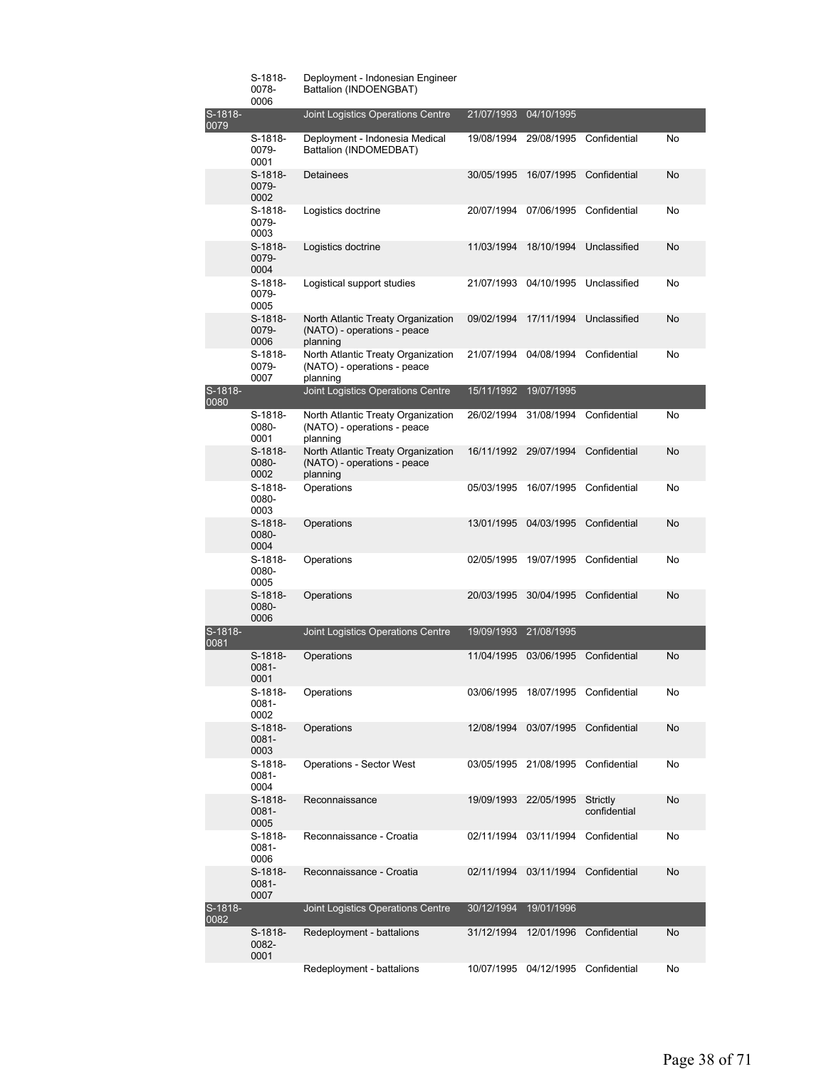| | | | | | | |
|---|---|---|---|---|---|---|
| | S-1818-0078-0006 | Deployment - Indonesian Engineer Battalion (INDOENGBAT) | | | | |
| S-1818-0079 | | Joint Logistics Operations Centre | 21/07/1993 | 04/10/1995 | | |
| | S-1818-0079-0001 | Deployment - Indonesia Medical Battalion (INDOMEDBAT) | 19/08/1994 | 29/08/1995 | Confidential | No |
| | S-1818-0079-0002 | Detainees | 30/05/1995 | 16/07/1995 | Confidential | No |
| | S-1818-0079-0003 | Logistics doctrine | 20/07/1994 | 07/06/1995 | Confidential | No |
| | S-1818-0079-0004 | Logistics doctrine | 11/03/1994 | 18/10/1994 | Unclassified | No |
| | S-1818-0079-0005 | Logistical support studies | 21/07/1993 | 04/10/1995 | Unclassified | No |
| | S-1818-0079-0006 | North Atlantic Treaty Organization (NATO) - operations - peace planning | 09/02/1994 | 17/11/1994 | Unclassified | No |
| | S-1818-0079-0007 | North Atlantic Treaty Organization (NATO) - operations - peace planning | 21/07/1994 | 04/08/1994 | Confidential | No |
| S-1818-0080 | | Joint Logistics Operations Centre | 15/11/1992 | 19/07/1995 | | |
| | S-1818-0080-0001 | North Atlantic Treaty Organization (NATO) - operations - peace planning | 26/02/1994 | 31/08/1994 | Confidential | No |
| | S-1818-0080-0002 | North Atlantic Treaty Organization (NATO) - operations - peace planning | 16/11/1992 | 29/07/1994 | Confidential | No |
| | S-1818-0080-0003 | Operations | 05/03/1995 | 16/07/1995 | Confidential | No |
| | S-1818-0080-0004 | Operations | 13/01/1995 | 04/03/1995 | Confidential | No |
| | S-1818-0080-0005 | Operations | 02/05/1995 | 19/07/1995 | Confidential | No |
| | S-1818-0080-0006 | Operations | 20/03/1995 | 30/04/1995 | Confidential | No |
| S-1818-0081 | | Joint Logistics Operations Centre | 19/09/1993 | 21/08/1995 | | |
| | S-1818-0081-0001 | Operations | 11/04/1995 | 03/06/1995 | Confidential | No |
| | S-1818-0081-0002 | Operations | 03/06/1995 | 18/07/1995 | Confidential | No |
| | S-1818-0081-0003 | Operations | 12/08/1994 | 03/07/1995 | Confidential | No |
| | S-1818-0081-0004 | Operations - Sector West | 03/05/1995 | 21/08/1995 | Confidential | No |
| | S-1818-0081-0005 | Reconnaissance | 19/09/1993 | 22/05/1995 | Strictly confidential | No |
| | S-1818-0081-0006 | Reconnaissance - Croatia | 02/11/1994 | 03/11/1994 | Confidential | No |
| | S-1818-0081-0007 | Reconnaissance - Croatia | 02/11/1994 | 03/11/1994 | Confidential | No |
| S-1818-0082 | | Joint Logistics Operations Centre | 30/12/1994 | 19/01/1996 | | |
| | S-1818-0082-0001 | Redeployment - battalions | 31/12/1994 | 12/01/1996 | Confidential | No |
| | | Redeployment - battalions | 10/07/1995 | 04/12/1995 | Confidential | No |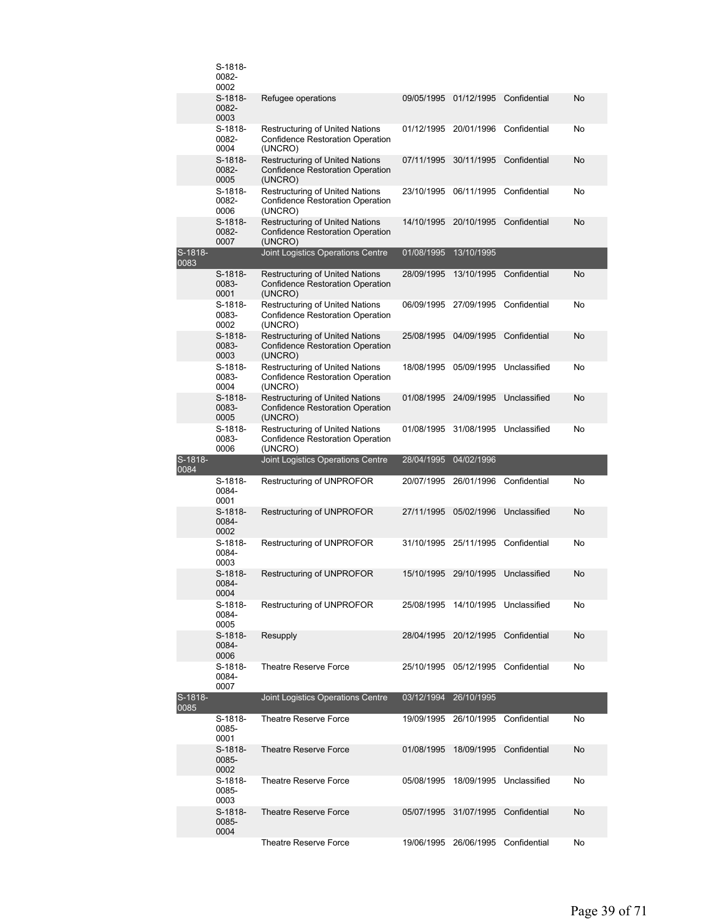| | | | | | | |
|---|---|---|---|---|---|---|
| | S-1818-0082-0002 | | | | | |
| | S-1818-0082-0003 | Refugee operations | 09/05/1995 | 01/12/1995 | Confidential | No |
| | S-1818-0082-0004 | Restructuring of United Nations Confidence Restoration Operation (UNCRO) | 01/12/1995 | 20/01/1996 | Confidential | No |
| | S-1818-0082-0005 | Restructuring of United Nations Confidence Restoration Operation (UNCRO) | 07/11/1995 | 30/11/1995 | Confidential | No |
| | S-1818-0082-0006 | Restructuring of United Nations Confidence Restoration Operation (UNCRO) | 23/10/1995 | 06/11/1995 | Confidential | No |
| | S-1818-0082-0007 | Restructuring of United Nations Confidence Restoration Operation (UNCRO) | 14/10/1995 | 20/10/1995 | Confidential | No |
| S-1818-0083 | | Joint Logistics Operations Centre | 01/08/1995 | 13/10/1995 | | |
| | S-1818-0083-0001 | Restructuring of United Nations Confidence Restoration Operation (UNCRO) | 28/09/1995 | 13/10/1995 | Confidential | No |
| | S-1818-0083-0002 | Restructuring of United Nations Confidence Restoration Operation (UNCRO) | 06/09/1995 | 27/09/1995 | Confidential | No |
| | S-1818-0083-0003 | Restructuring of United Nations Confidence Restoration Operation (UNCRO) | 25/08/1995 | 04/09/1995 | Confidential | No |
| | S-1818-0083-0004 | Restructuring of United Nations Confidence Restoration Operation (UNCRO) | 18/08/1995 | 05/09/1995 | Unclassified | No |
| | S-1818-0083-0005 | Restructuring of United Nations Confidence Restoration Operation (UNCRO) | 01/08/1995 | 24/09/1995 | Unclassified | No |
| | S-1818-0083-0006 | Restructuring of United Nations Confidence Restoration Operation (UNCRO) | 01/08/1995 | 31/08/1995 | Unclassified | No |
| S-1818-0084 | | Joint Logistics Operations Centre | 28/04/1995 | 04/02/1996 | | |
| | S-1818-0084-0001 | Restructuring of UNPROFOR | 20/07/1995 | 26/01/1996 | Confidential | No |
| | S-1818-0084-0002 | Restructuring of UNPROFOR | 27/11/1995 | 05/02/1996 | Unclassified | No |
| | S-1818-0084-0003 | Restructuring of UNPROFOR | 31/10/1995 | 25/11/1995 | Confidential | No |
| | S-1818-0084-0004 | Restructuring of UNPROFOR | 15/10/1995 | 29/10/1995 | Unclassified | No |
| | S-1818-0084-0005 | Restructuring of UNPROFOR | 25/08/1995 | 14/10/1995 | Unclassified | No |
| | S-1818-0084-0006 | Resupply | 28/04/1995 | 20/12/1995 | Confidential | No |
| | S-1818-0084-0007 | Theatre Reserve Force | 25/10/1995 | 05/12/1995 | Confidential | No |
| S-1818-0085 | | Joint Logistics Operations Centre | 03/12/1994 | 26/10/1995 | | |
| | S-1818-0085-0001 | Theatre Reserve Force | 19/09/1995 | 26/10/1995 | Confidential | No |
| | S-1818-0085-0002 | Theatre Reserve Force | 01/08/1995 | 18/09/1995 | Confidential | No |
| | S-1818-0085-0003 | Theatre Reserve Force | 05/08/1995 | 18/09/1995 | Unclassified | No |
| | S-1818-0085-0004 | Theatre Reserve Force | 05/07/1995 | 31/07/1995 | Confidential | No |
| | | Theatre Reserve Force | 19/06/1995 | 26/06/1995 | Confidential | No |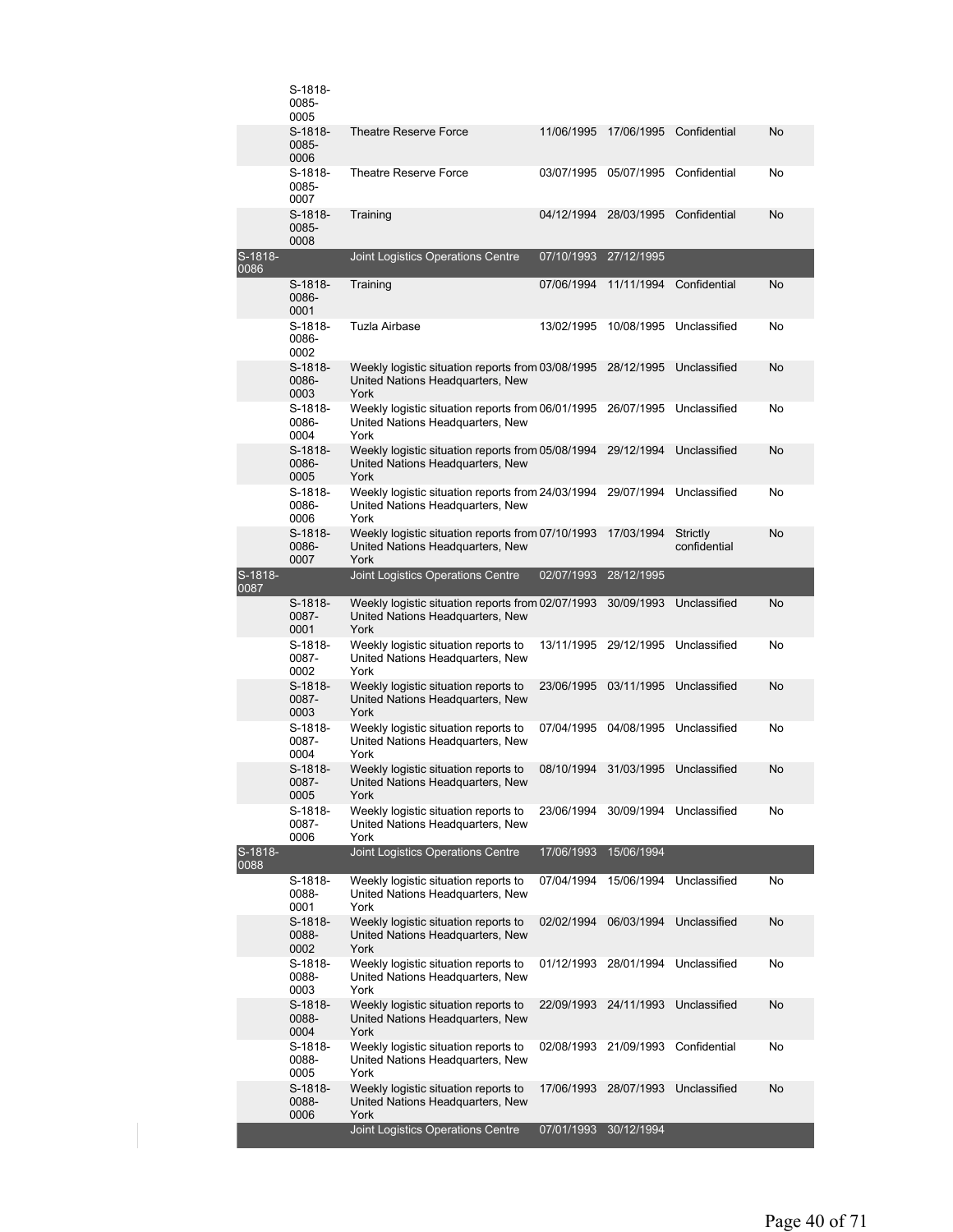| | | | | | | |
|---|---|---|---|---|---|---|
| | S-1818-0085-0005 | | | | | |
| | S-1818-0085-0006 | Theatre Reserve Force | 11/06/1995 | 17/06/1995 | Confidential | No |
| | S-1818-0085-0007 | Theatre Reserve Force | 03/07/1995 | 05/07/1995 | Confidential | No |
| | S-1818-0085-0008 | Training | 04/12/1994 | 28/03/1995 | Confidential | No |
| S-1818-0086 | | Joint Logistics Operations Centre | 07/10/1993 | 27/12/1995 | | |
| | S-1818-0086-0001 | Training | 07/06/1994 | 11/11/1994 | Confidential | No |
| | S-1818-0086-0002 | Tuzla Airbase | 13/02/1995 | 10/08/1995 | Unclassified | No |
| | S-1818-0086-0003 | Weekly logistic situation reports from United Nations Headquarters, New York | 03/08/1995 | 28/12/1995 | Unclassified | No |
| | S-1818-0086-0004 | Weekly logistic situation reports from United Nations Headquarters, New York | 06/01/1995 | 26/07/1995 | Unclassified | No |
| | S-1818-0086-0005 | Weekly logistic situation reports from United Nations Headquarters, New York | 05/08/1994 | 29/12/1994 | Unclassified | No |
| | S-1818-0086-0006 | Weekly logistic situation reports from United Nations Headquarters, New York | 24/03/1994 | 29/07/1994 | Unclassified | No |
| | S-1818-0086-0007 | Weekly logistic situation reports from United Nations Headquarters, New York | 07/10/1993 | 17/03/1994 | Strictly confidential | No |
| S-1818-0087 | | Joint Logistics Operations Centre | 02/07/1993 | 28/12/1995 | | |
| | S-1818-0087-0001 | Weekly logistic situation reports from United Nations Headquarters, New York | 02/07/1993 | 30/09/1993 | Unclassified | No |
| | S-1818-0087-0002 | Weekly logistic situation reports to United Nations Headquarters, New York | 13/11/1995 | 29/12/1995 | Unclassified | No |
| | S-1818-0087-0003 | Weekly logistic situation reports to United Nations Headquarters, New York | 23/06/1995 | 03/11/1995 | Unclassified | No |
| | S-1818-0087-0004 | Weekly logistic situation reports to United Nations Headquarters, New York | 07/04/1995 | 04/08/1995 | Unclassified | No |
| | S-1818-0087-0005 | Weekly logistic situation reports to United Nations Headquarters, New York | 08/10/1994 | 31/03/1995 | Unclassified | No |
| | S-1818-0087-0006 | Weekly logistic situation reports to United Nations Headquarters, New York | 23/06/1994 | 30/09/1994 | Unclassified | No |
| S-1818-0088 | | Joint Logistics Operations Centre | 17/06/1993 | 15/06/1994 | | |
| | S-1818-0088-0001 | Weekly logistic situation reports to United Nations Headquarters, New York | 07/04/1994 | 15/06/1994 | Unclassified | No |
| | S-1818-0088-0002 | Weekly logistic situation reports to United Nations Headquarters, New York | 02/02/1994 | 06/03/1994 | Unclassified | No |
| | S-1818-0088-0003 | Weekly logistic situation reports to United Nations Headquarters, New York | 01/12/1993 | 28/01/1994 | Unclassified | No |
| | S-1818-0088-0004 | Weekly logistic situation reports to United Nations Headquarters, New York | 22/09/1993 | 24/11/1993 | Unclassified | No |
| | S-1818-0088-0005 | Weekly logistic situation reports to United Nations Headquarters, New York | 02/08/1993 | 21/09/1993 | Confidential | No |
| | S-1818-0088-0006 | Weekly logistic situation reports to United Nations Headquarters, New York | 17/06/1993 | 28/07/1993 | Unclassified | No |
| | | Joint Logistics Operations Centre | 07/01/1993 | 30/12/1994 | | |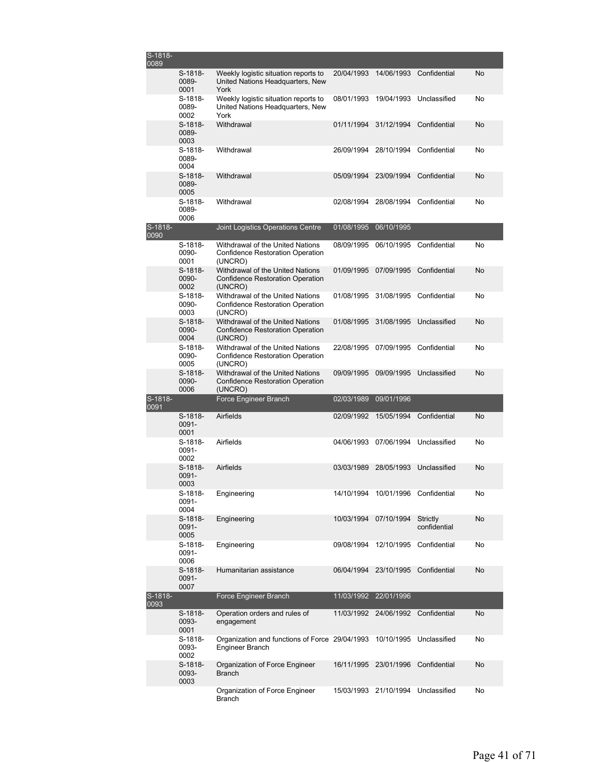| | | | | | | |
|---|---|---|---|---|---|---|
| S-1818-0089 | | | | | | |
| | S-1818-0089-0001 | Weekly logistic situation reports to United Nations Headquarters, New York | 20/04/1993 | 14/06/1993 | Confidential | No |
| | S-1818-0089-0002 | Weekly logistic situation reports to United Nations Headquarters, New York | 08/01/1993 | 19/04/1993 | Unclassified | No |
| | S-1818-0089-0003 | Withdrawal | 01/11/1994 | 31/12/1994 | Confidential | No |
| | S-1818-0089-0004 | Withdrawal | 26/09/1994 | 28/10/1994 | Confidential | No |
| | S-1818-0089-0005 | Withdrawal | 05/09/1994 | 23/09/1994 | Confidential | No |
| | S-1818-0089-0006 | Withdrawal | 02/08/1994 | 28/08/1994 | Confidential | No |
| S-1818-0090 | | Joint Logistics Operations Centre | 01/08/1995 | 06/10/1995 | | |
| | S-1818-0090-0001 | Withdrawal of the United Nations Confidence Restoration Operation (UNCRO) | 08/09/1995 | 06/10/1995 | Confidential | No |
| | S-1818-0090-0002 | Withdrawal of the United Nations Confidence Restoration Operation (UNCRO) | 01/09/1995 | 07/09/1995 | Confidential | No |
| | S-1818-0090-0003 | Withdrawal of the United Nations Confidence Restoration Operation (UNCRO) | 01/08/1995 | 31/08/1995 | Confidential | No |
| | S-1818-0090-0004 | Withdrawal of the United Nations Confidence Restoration Operation (UNCRO) | 01/08/1995 | 31/08/1995 | Unclassified | No |
| | S-1818-0090-0005 | Withdrawal of the United Nations Confidence Restoration Operation (UNCRO) | 22/08/1995 | 07/09/1995 | Confidential | No |
| | S-1818-0090-0006 | Withdrawal of the United Nations Confidence Restoration Operation (UNCRO) | 09/09/1995 | 09/09/1995 | Unclassified | No |
| S-1818-0091 | | Force Engineer Branch | 02/03/1989 | 09/01/1996 | | |
| | S-1818-0091-0001 | Airfields | 02/09/1992 | 15/05/1994 | Confidential | No |
| | S-1818-0091-0002 | Airfields | 04/06/1993 | 07/06/1994 | Unclassified | No |
| | S-1818-0091-0003 | Airfields | 03/03/1989 | 28/05/1993 | Unclassified | No |
| | S-1818-0091-0004 | Engineering | 14/10/1994 | 10/01/1996 | Confidential | No |
| | S-1818-0091-0005 | Engineering | 10/03/1994 | 07/10/1994 | Strictly confidential | No |
| | S-1818-0091-0006 | Engineering | 09/08/1994 | 12/10/1995 | Confidential | No |
| | S-1818-0091-0007 | Humanitarian assistance | 06/04/1994 | 23/10/1995 | Confidential | No |
| S-1818-0093 | | Force Engineer Branch | 11/03/1992 | 22/01/1996 | | |
| | S-1818-0093-0001 | Operation orders and rules of engagement | 11/03/1992 | 24/06/1992 | Confidential | No |
| | S-1818-0093-0002 | Organization and functions of Force Engineer Branch | 29/04/1993 | 10/10/1995 | Unclassified | No |
| | S-1818-0093-0003 | Organization of Force Engineer Branch | 16/11/1995 | 23/01/1996 | Confidential | No |
| | | Organization of Force Engineer Branch | 15/03/1993 | 21/10/1994 | Unclassified | No |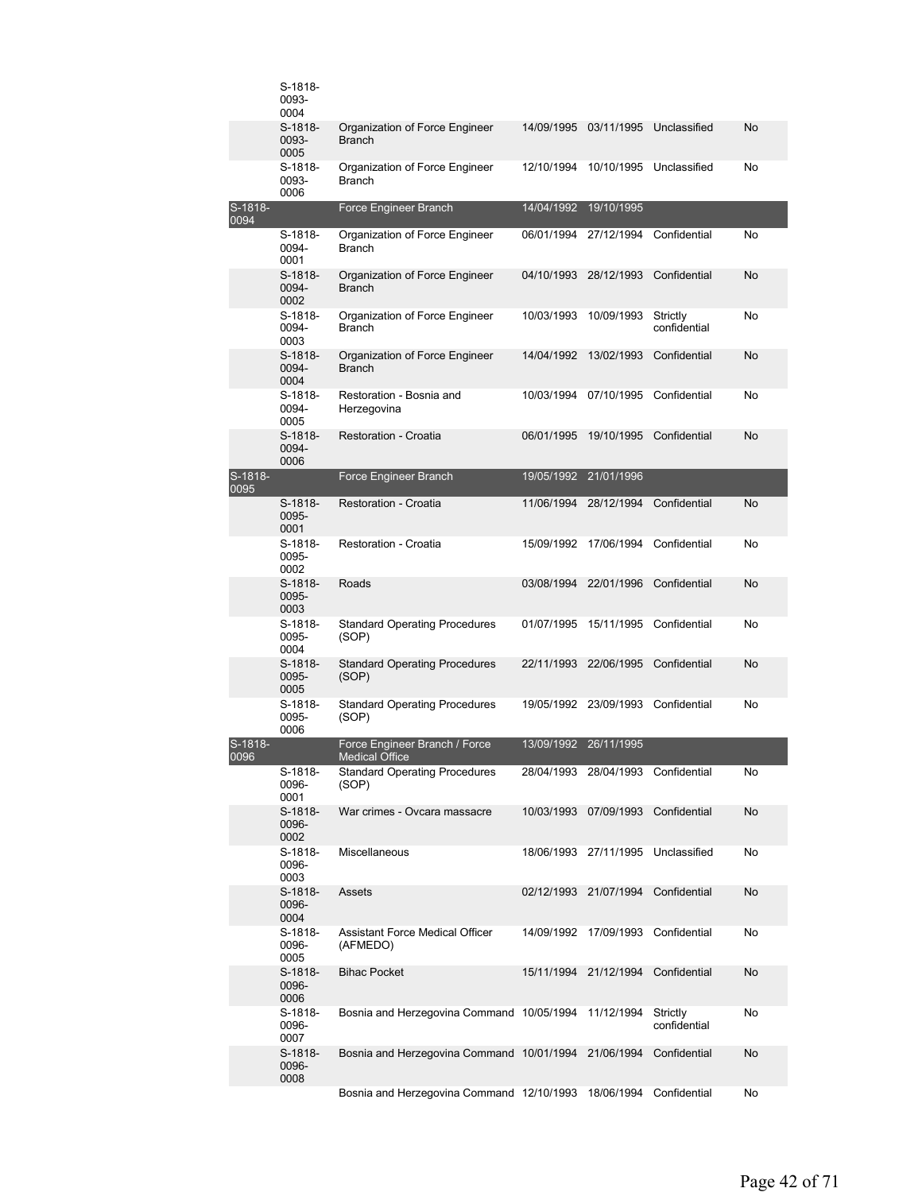| | | | | | | |
|---|---|---|---|---|---|---|
| | S-1818-0093-0004 | | | | | |
| | S-1818-0093-0005 | Organization of Force Engineer Branch | 14/09/1995 | 03/11/1995 | Unclassified | No |
| | S-1818-0093-0006 | Organization of Force Engineer Branch | 12/10/1994 | 10/10/1995 | Unclassified | No |
| S-1818-0094 | | Force Engineer Branch | 14/04/1992 | 19/10/1995 | | |
| | S-1818-0094-0001 | Organization of Force Engineer Branch | 06/01/1994 | 27/12/1994 | Confidential | No |
| | S-1818-0094-0002 | Organization of Force Engineer Branch | 04/10/1993 | 28/12/1993 | Confidential | No |
| | S-1818-0094-0003 | Organization of Force Engineer Branch | 10/03/1993 | 10/09/1993 | Strictly confidential | No |
| | S-1818-0094-0004 | Organization of Force Engineer Branch | 14/04/1992 | 13/02/1993 | Confidential | No |
| | S-1818-0094-0005 | Restoration - Bosnia and Herzegovina | 10/03/1994 | 07/10/1995 | Confidential | No |
| | S-1818-0094-0006 | Restoration - Croatia | 06/01/1995 | 19/10/1995 | Confidential | No |
| S-1818-0095 | | Force Engineer Branch | 19/05/1992 | 21/01/1996 | | |
| | S-1818-0095-0001 | Restoration - Croatia | 11/06/1994 | 28/12/1994 | Confidential | No |
| | S-1818-0095-0002 | Restoration - Croatia | 15/09/1992 | 17/06/1994 | Confidential | No |
| | S-1818-0095-0003 | Roads | 03/08/1994 | 22/01/1996 | Confidential | No |
| | S-1818-0095-0004 | Standard Operating Procedures (SOP) | 01/07/1995 | 15/11/1995 | Confidential | No |
| | S-1818-0095-0005 | Standard Operating Procedures (SOP) | 22/11/1993 | 22/06/1995 | Confidential | No |
| | S-1818-0095-0006 | Standard Operating Procedures (SOP) | 19/05/1992 | 23/09/1993 | Confidential | No |
| S-1818-0096 | | Force Engineer Branch / Force Medical Office | 13/09/1992 | 26/11/1995 | | |
| | S-1818-0096-0001 | Standard Operating Procedures (SOP) | 28/04/1993 | 28/04/1993 | Confidential | No |
| | S-1818-0096-0002 | War crimes - Ovcara massacre | 10/03/1993 | 07/09/1993 | Confidential | No |
| | S-1818-0096-0003 | Miscellaneous | 18/06/1993 | 27/11/1995 | Unclassified | No |
| | S-1818-0096-0004 | Assets | 02/12/1993 | 21/07/1994 | Confidential | No |
| | S-1818-0096-0005 | Assistant Force Medical Officer (AFMEDO) | 14/09/1992 | 17/09/1993 | Confidential | No |
| | S-1818-0096-0006 | Bihac Pocket | 15/11/1994 | 21/12/1994 | Confidential | No |
| | S-1818-0096-0007 | Bosnia and Herzegovina Command | 10/05/1994 | 11/12/1994 | Strictly confidential | No |
| | S-1818-0096-0008 | Bosnia and Herzegovina Command | 10/01/1994 | 21/06/1994 | Confidential | No |
| | | Bosnia and Herzegovina Command | 12/10/1993 | 18/06/1994 | Confidential | No |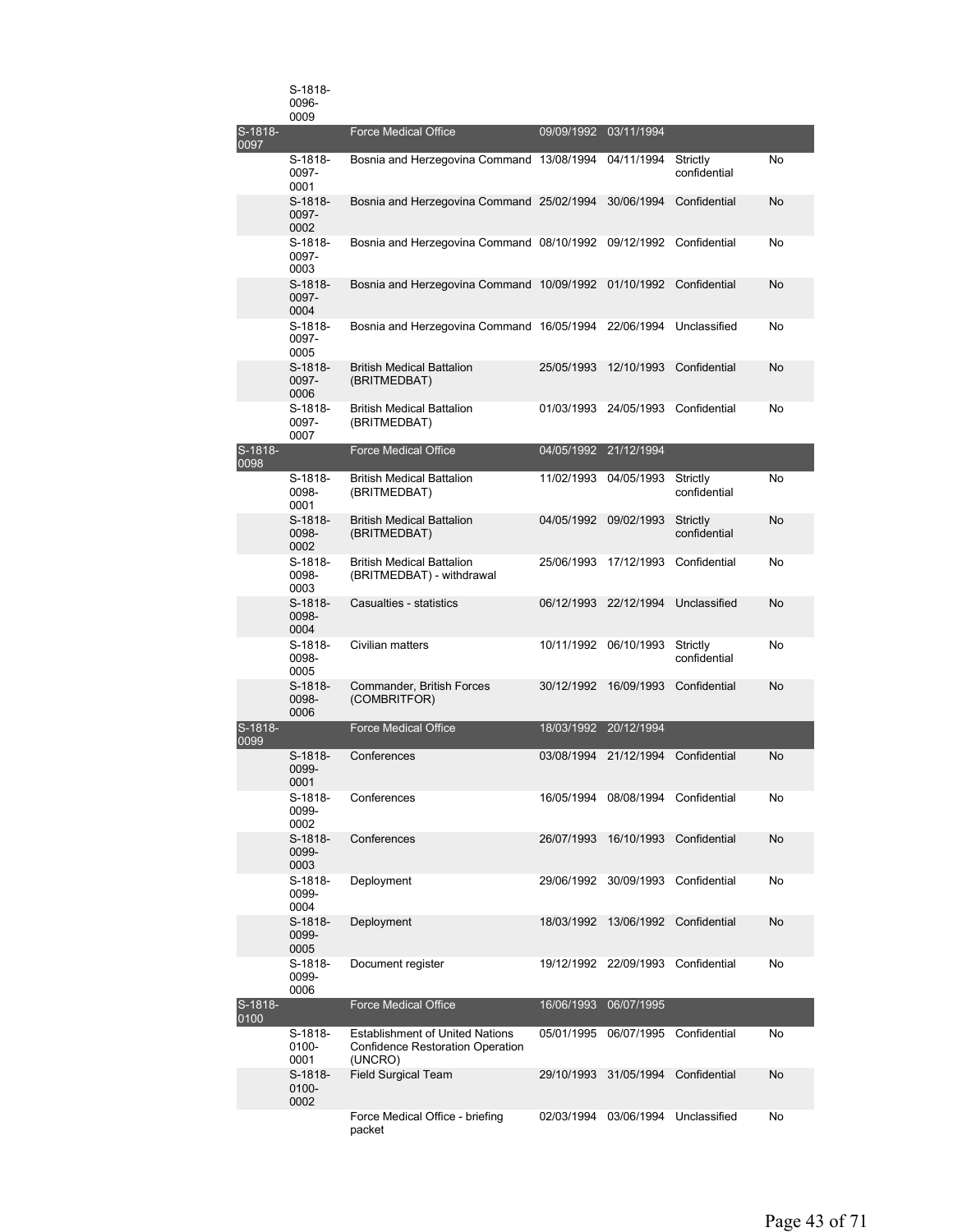| | | | | | | |
|---|---|---|---|---|---|---|
| | S-1818-0096-0009 | | | | | |
| S-1818-0097 | | Force Medical Office | 09/09/1992 | 03/11/1994 | | |
| | S-1818-0097-0001 | Bosnia and Herzegovina Command | 13/08/1994 | 04/11/1994 | Strictly confidential | No |
| | S-1818-0097-0002 | Bosnia and Herzegovina Command | 25/02/1994 | 30/06/1994 | Confidential | No |
| | S-1818-0097-0003 | Bosnia and Herzegovina Command | 08/10/1992 | 09/12/1992 | Confidential | No |
| | S-1818-0097-0004 | Bosnia and Herzegovina Command | 10/09/1992 | 01/10/1992 | Confidential | No |
| | S-1818-0097-0005 | Bosnia and Herzegovina Command | 16/05/1994 | 22/06/1994 | Unclassified | No |
| | S-1818-0097-0006 | British Medical Battalion (BRITMEDBAT) | 25/05/1993 | 12/10/1993 | Confidential | No |
| | S-1818-0097-0007 | British Medical Battalion (BRITMEDBAT) | 01/03/1993 | 24/05/1993 | Confidential | No |
| S-1818-0098 | | Force Medical Office | 04/05/1992 | 21/12/1994 | | |
| | S-1818-0098-0001 | British Medical Battalion (BRITMEDBAT) | 11/02/1993 | 04/05/1993 | Strictly confidential | No |
| | S-1818-0098-0002 | British Medical Battalion (BRITMEDBAT) | 04/05/1992 | 09/02/1993 | Strictly confidential | No |
| | S-1818-0098-0003 | British Medical Battalion (BRITMEDBAT) - withdrawal | 25/06/1993 | 17/12/1993 | Confidential | No |
| | S-1818-0098-0004 | Casualties - statistics | 06/12/1993 | 22/12/1994 | Unclassified | No |
| | S-1818-0098-0005 | Civilian matters | 10/11/1992 | 06/10/1993 | Strictly confidential | No |
| | S-1818-0098-0006 | Commander, British Forces (COMBRITFOR) | 30/12/1992 | 16/09/1993 | Confidential | No |
| S-1818-0099 | | Force Medical Office | 18/03/1992 | 20/12/1994 | | |
| | S-1818-0099-0001 | Conferences | 03/08/1994 | 21/12/1994 | Confidential | No |
| | S-1818-0099-0002 | Conferences | 16/05/1994 | 08/08/1994 | Confidential | No |
| | S-1818-0099-0003 | Conferences | 26/07/1993 | 16/10/1993 | Confidential | No |
| | S-1818-0099-0004 | Deployment | 29/06/1992 | 30/09/1993 | Confidential | No |
| | S-1818-0099-0005 | Deployment | 18/03/1992 | 13/06/1992 | Confidential | No |
| | S-1818-0099-0006 | Document register | 19/12/1992 | 22/09/1993 | Confidential | No |
| S-1818-0100 | | Force Medical Office | 16/06/1993 | 06/07/1995 | | |
| | S-1818-0100-0001 | Establishment of United Nations Confidence Restoration Operation (UNCRO) | 05/01/1995 | 06/07/1995 | Confidential | No |
| | S-1818-0100-0002 | Field Surgical Team | 29/10/1993 | 31/05/1994 | Confidential | No |
| | | Force Medical Office - briefing packet | 02/03/1994 | 03/06/1994 | Unclassified | No |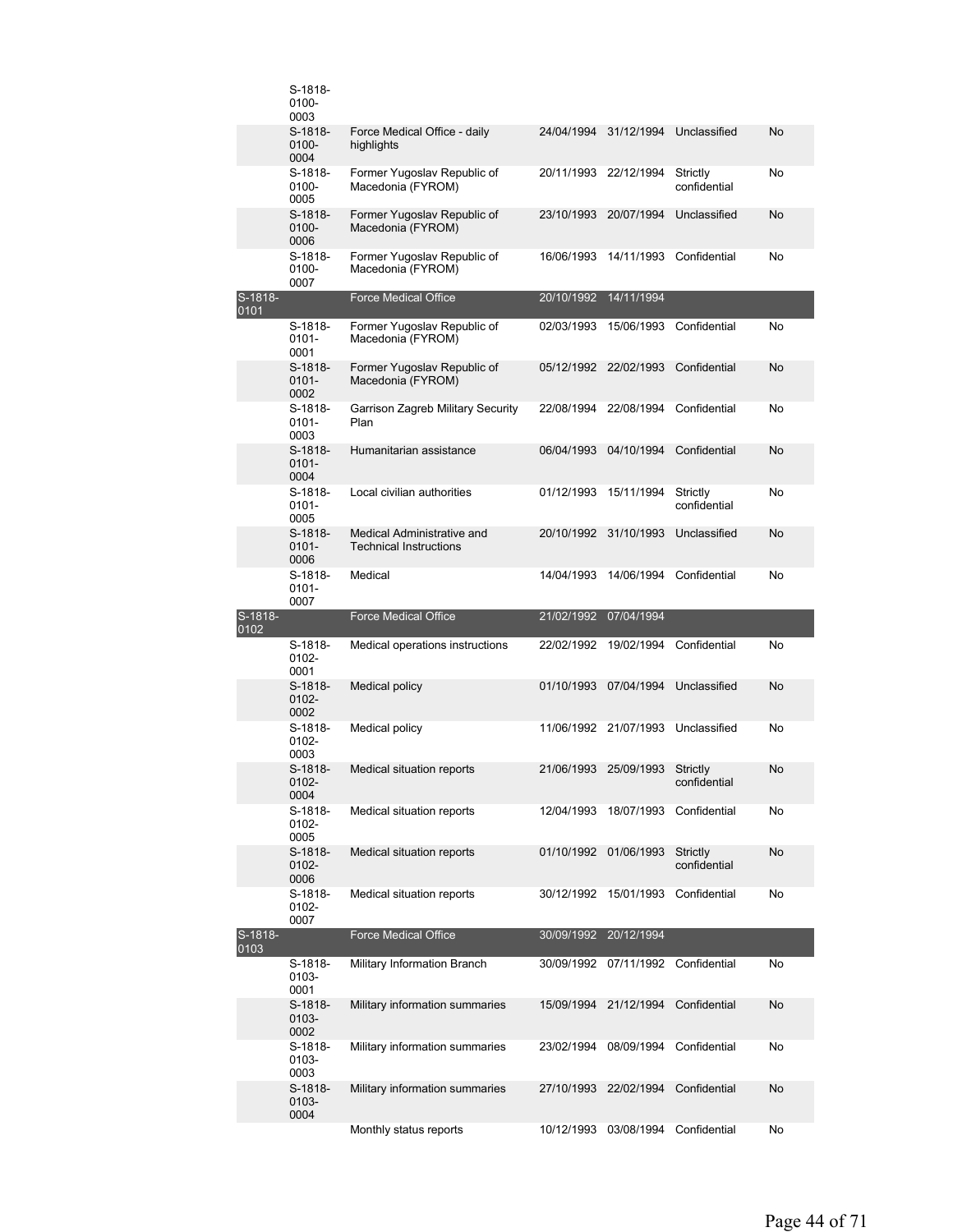| | | | | | | |
|---|---|---|---|---|---|---|
| | S-1818-0100-0003 | | | | | |
| | S-1818-0100-0004 | Force Medical Office - daily highlights | 24/04/1994 | 31/12/1994 | Unclassified | No |
| | S-1818-0100-0005 | Former Yugoslav Republic of Macedonia (FYROM) | 20/11/1993 | 22/12/1994 | Strictly confidential | No |
| | S-1818-0100-0006 | Former Yugoslav Republic of Macedonia (FYROM) | 23/10/1993 | 20/07/1994 | Unclassified | No |
| | S-1818-0100-0007 | Former Yugoslav Republic of Macedonia (FYROM) | 16/06/1993 | 14/11/1993 | Confidential | No |
| S-1818-0101 | | Force Medical Office | 20/10/1992 | 14/11/1994 | | |
| | S-1818-0101-0001 | Former Yugoslav Republic of Macedonia (FYROM) | 02/03/1993 | 15/06/1993 | Confidential | No |
| | S-1818-0101-0002 | Former Yugoslav Republic of Macedonia (FYROM) | 05/12/1992 | 22/02/1993 | Confidential | No |
| | S-1818-0101-0003 | Garrison Zagreb Military Security Plan | 22/08/1994 | 22/08/1994 | Confidential | No |
| | S-1818-0101-0004 | Humanitarian assistance | 06/04/1993 | 04/10/1994 | Confidential | No |
| | S-1818-0101-0005 | Local civilian authorities | 01/12/1993 | 15/11/1994 | Strictly confidential | No |
| | S-1818-0101-0006 | Medical Administrative and Technical Instructions | 20/10/1992 | 31/10/1993 | Unclassified | No |
| | S-1818-0101-0007 | Medical | 14/04/1993 | 14/06/1994 | Confidential | No |
| S-1818-0102 | | Force Medical Office | 21/02/1992 | 07/04/1994 | | |
| | S-1818-0102-0001 | Medical operations instructions | 22/02/1992 | 19/02/1994 | Confidential | No |
| | S-1818-0102-0002 | Medical policy | 01/10/1993 | 07/04/1994 | Unclassified | No |
| | S-1818-0102-0003 | Medical policy | 11/06/1992 | 21/07/1993 | Unclassified | No |
| | S-1818-0102-0004 | Medical situation reports | 21/06/1993 | 25/09/1993 | Strictly confidential | No |
| | S-1818-0102-0005 | Medical situation reports | 12/04/1993 | 18/07/1993 | Confidential | No |
| | S-1818-0102-0006 | Medical situation reports | 01/10/1992 | 01/06/1993 | Strictly confidential | No |
| | S-1818-0102-0007 | Medical situation reports | 30/12/1992 | 15/01/1993 | Confidential | No |
| S-1818-0103 | | Force Medical Office | 30/09/1992 | 20/12/1994 | | |
| | S-1818-0103-0001 | Military Information Branch | 30/09/1992 | 07/11/1992 | Confidential | No |
| | S-1818-0103-0002 | Military information summaries | 15/09/1994 | 21/12/1994 | Confidential | No |
| | S-1818-0103-0003 | Military information summaries | 23/02/1994 | 08/09/1994 | Confidential | No |
| | S-1818-0103-0004 | Military information summaries | 27/10/1993 | 22/02/1994 | Confidential | No |
| | | Monthly status reports | 10/12/1993 | 03/08/1994 | Confidential | No |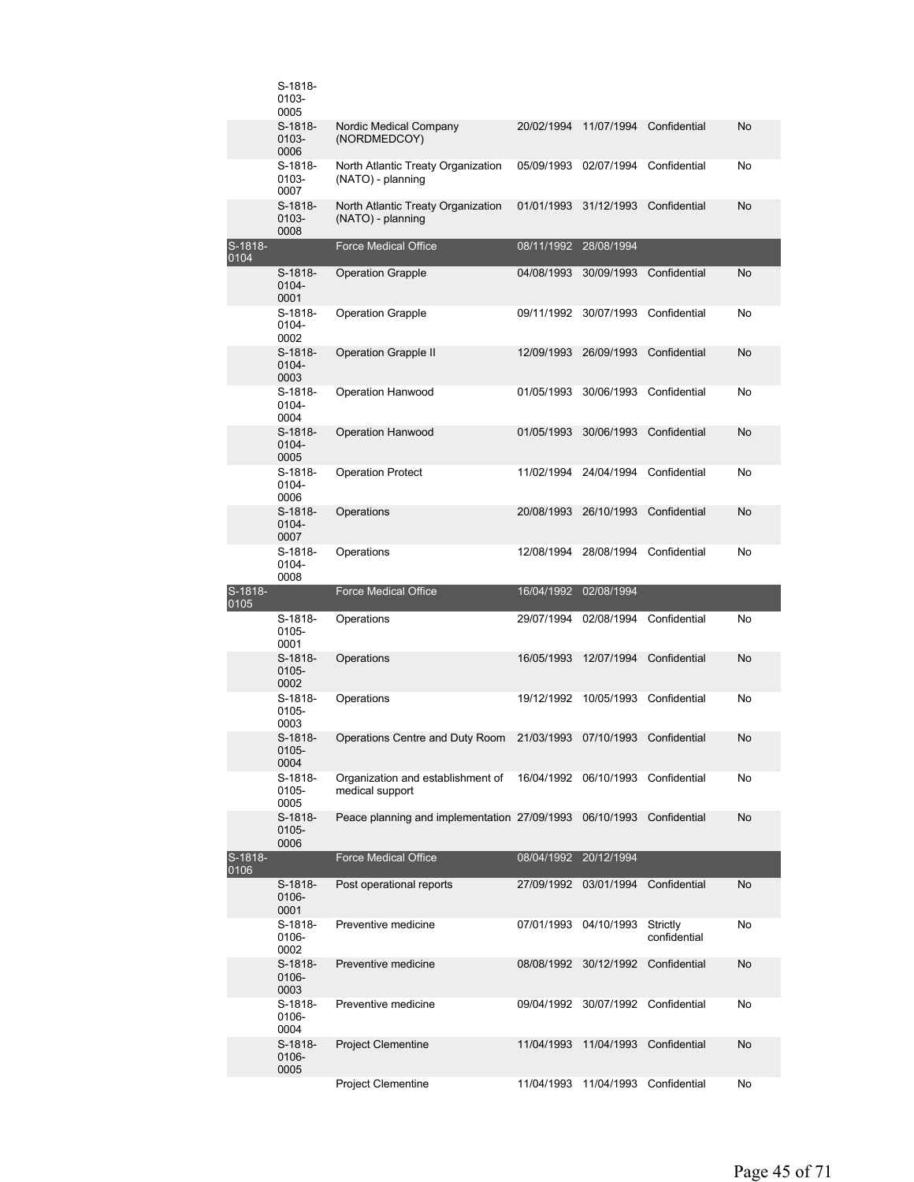| | | | | | | |
|---|---|---|---|---|---|---|
| | S-1818-0103-0005 | | | | | |
| | S-1818-0103-0006 | Nordic Medical Company (NORDMEDCOY) | 20/02/1994 | 11/07/1994 | Confidential | No |
| | S-1818-0103-0007 | North Atlantic Treaty Organization (NATO) - planning | 05/09/1993 | 02/07/1994 | Confidential | No |
| | S-1818-0103-0008 | North Atlantic Treaty Organization (NATO) - planning | 01/01/1993 | 31/12/1993 | Confidential | No |
| S-1818-0104 | | Force Medical Office | 08/11/1992 | 28/08/1994 | | |
| | S-1818-0104-0001 | Operation Grapple | 04/08/1993 | 30/09/1993 | Confidential | No |
| | S-1818-0104-0002 | Operation Grapple | 09/11/1992 | 30/07/1993 | Confidential | No |
| | S-1818-0104-0003 | Operation Grapple II | 12/09/1993 | 26/09/1993 | Confidential | No |
| | S-1818-0104-0004 | Operation Hanwood | 01/05/1993 | 30/06/1993 | Confidential | No |
| | S-1818-0104-0005 | Operation Hanwood | 01/05/1993 | 30/06/1993 | Confidential | No |
| | S-1818-0104-0006 | Operation Protect | 11/02/1994 | 24/04/1994 | Confidential | No |
| | S-1818-0104-0007 | Operations | 20/08/1993 | 26/10/1993 | Confidential | No |
| | S-1818-0104-0008 | Operations | 12/08/1994 | 28/08/1994 | Confidential | No |
| S-1818-0105 | | Force Medical Office | 16/04/1992 | 02/08/1994 | | |
| | S-1818-0105-0001 | Operations | 29/07/1994 | 02/08/1994 | Confidential | No |
| | S-1818-0105-0002 | Operations | 16/05/1993 | 12/07/1994 | Confidential | No |
| | S-1818-0105-0003 | Operations | 19/12/1992 | 10/05/1993 | Confidential | No |
| | S-1818-0105-0004 | Operations Centre and Duty Room | 21/03/1993 | 07/10/1993 | Confidential | No |
| | S-1818-0105-0005 | Organization and establishment of medical support | 16/04/1992 | 06/10/1993 | Confidential | No |
| | S-1818-0105-0006 | Peace planning and implementation | 27/09/1993 | 06/10/1993 | Confidential | No |
| S-1818-0106 | | Force Medical Office | 08/04/1992 | 20/12/1994 | | |
| | S-1818-0106-0001 | Post operational reports | 27/09/1992 | 03/01/1994 | Confidential | No |
| | S-1818-0106-0002 | Preventive medicine | 07/01/1993 | 04/10/1993 | Strictly confidential | No |
| | S-1818-0106-0003 | Preventive medicine | 08/08/1992 | 30/12/1992 | Confidential | No |
| | S-1818-0106-0004 | Preventive medicine | 09/04/1992 | 30/07/1992 | Confidential | No |
| | S-1818-0106-0005 | Project Clementine | 11/04/1993 | 11/04/1993 | Confidential | No |
| | | Project Clementine | 11/04/1993 | 11/04/1993 | Confidential | No |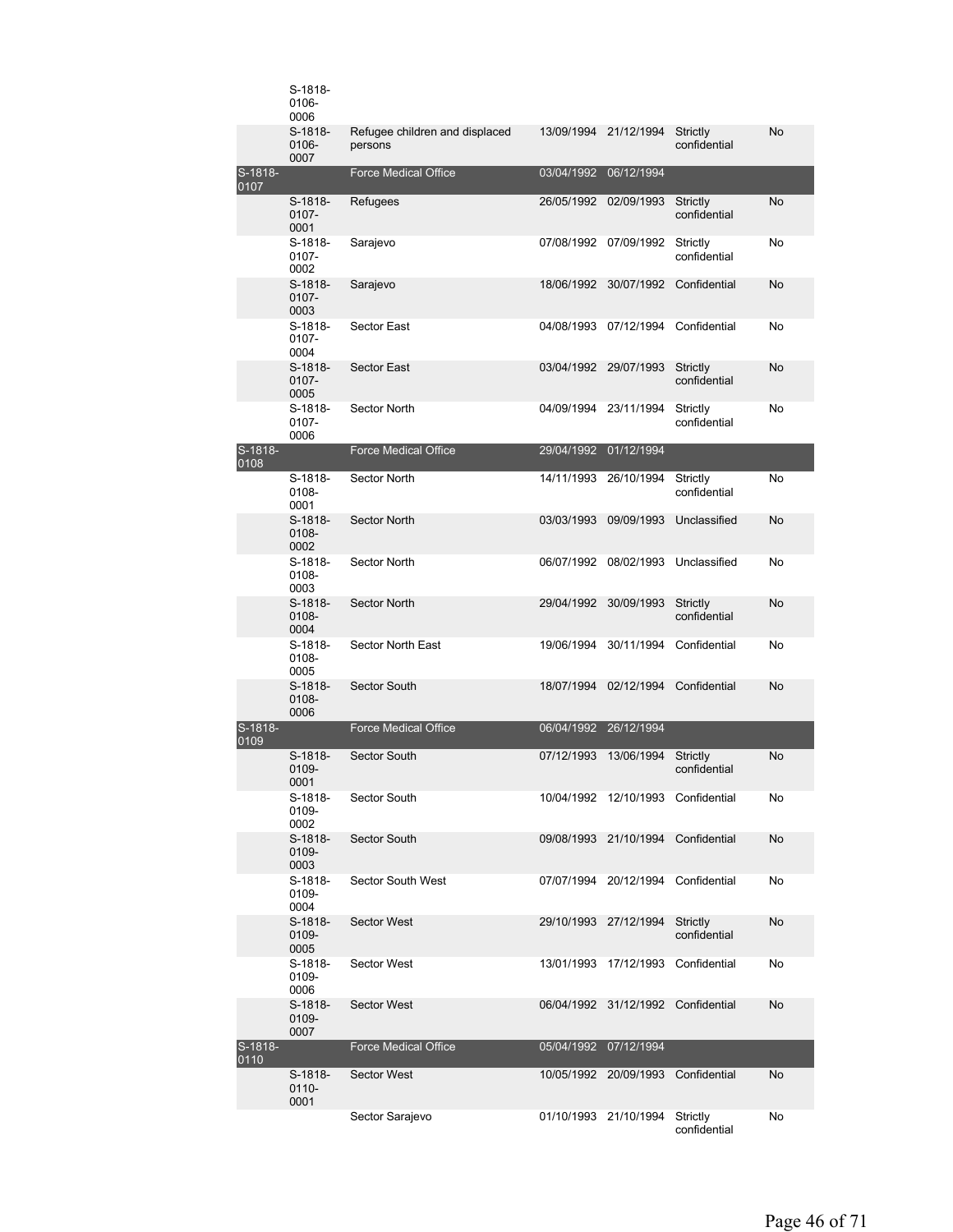| | | | | | | |
|---|---|---|---|---|---|---|
| | S-1818-0106-0006 | | | | | |
| | S-1818-0106-0007 | Refugee children and displaced persons | 13/09/1994 | 21/12/1994 | Strictly confidential | No |
| S-1818-0107 | | Force Medical Office | 03/04/1992 | 06/12/1994 | | |
| | S-1818-0107-0001 | Refugees | 26/05/1992 | 02/09/1993 | Strictly confidential | No |
| | S-1818-0107-0002 | Sarajevo | 07/08/1992 | 07/09/1992 | Strictly confidential | No |
| | S-1818-0107-0003 | Sarajevo | 18/06/1992 | 30/07/1992 | Confidential | No |
| | S-1818-0107-0004 | Sector East | 04/08/1993 | 07/12/1994 | Confidential | No |
| | S-1818-0107-0005 | Sector East | 03/04/1992 | 29/07/1993 | Strictly confidential | No |
| | S-1818-0107-0006 | Sector North | 04/09/1994 | 23/11/1994 | Strictly confidential | No |
| S-1818-0108 | | Force Medical Office | 29/04/1992 | 01/12/1994 | | |
| | S-1818-0108-0001 | Sector North | 14/11/1993 | 26/10/1994 | Strictly confidential | No |
| | S-1818-0108-0002 | Sector North | 03/03/1993 | 09/09/1993 | Unclassified | No |
| | S-1818-0108-0003 | Sector North | 06/07/1992 | 08/02/1993 | Unclassified | No |
| | S-1818-0108-0004 | Sector North | 29/04/1992 | 30/09/1993 | Strictly confidential | No |
| | S-1818-0108-0005 | Sector North East | 19/06/1994 | 30/11/1994 | Confidential | No |
| | S-1818-0108-0006 | Sector South | 18/07/1994 | 02/12/1994 | Confidential | No |
| S-1818-0109 | | Force Medical Office | 06/04/1992 | 26/12/1994 | | |
| | S-1818-0109-0001 | Sector South | 07/12/1993 | 13/06/1994 | Strictly confidential | No |
| | S-1818-0109-0002 | Sector South | 10/04/1992 | 12/10/1993 | Confidential | No |
| | S-1818-0109-0003 | Sector South | 09/08/1993 | 21/10/1994 | Confidential | No |
| | S-1818-0109-0004 | Sector South West | 07/07/1994 | 20/12/1994 | Confidential | No |
| | S-1818-0109-0005 | Sector West | 29/10/1993 | 27/12/1994 | Strictly confidential | No |
| | S-1818-0109-0006 | Sector West | 13/01/1993 | 17/12/1993 | Confidential | No |
| | S-1818-0109-0007 | Sector West | 06/04/1992 | 31/12/1992 | Confidential | No |
| S-1818-0110 | | Force Medical Office | 05/04/1992 | 07/12/1994 | | |
| | S-1818-0110-0001 | Sector West | 10/05/1992 | 20/09/1993 | Confidential | No |
| | | Sector Sarajevo | 01/10/1993 | 21/10/1994 | Strictly confidential | No |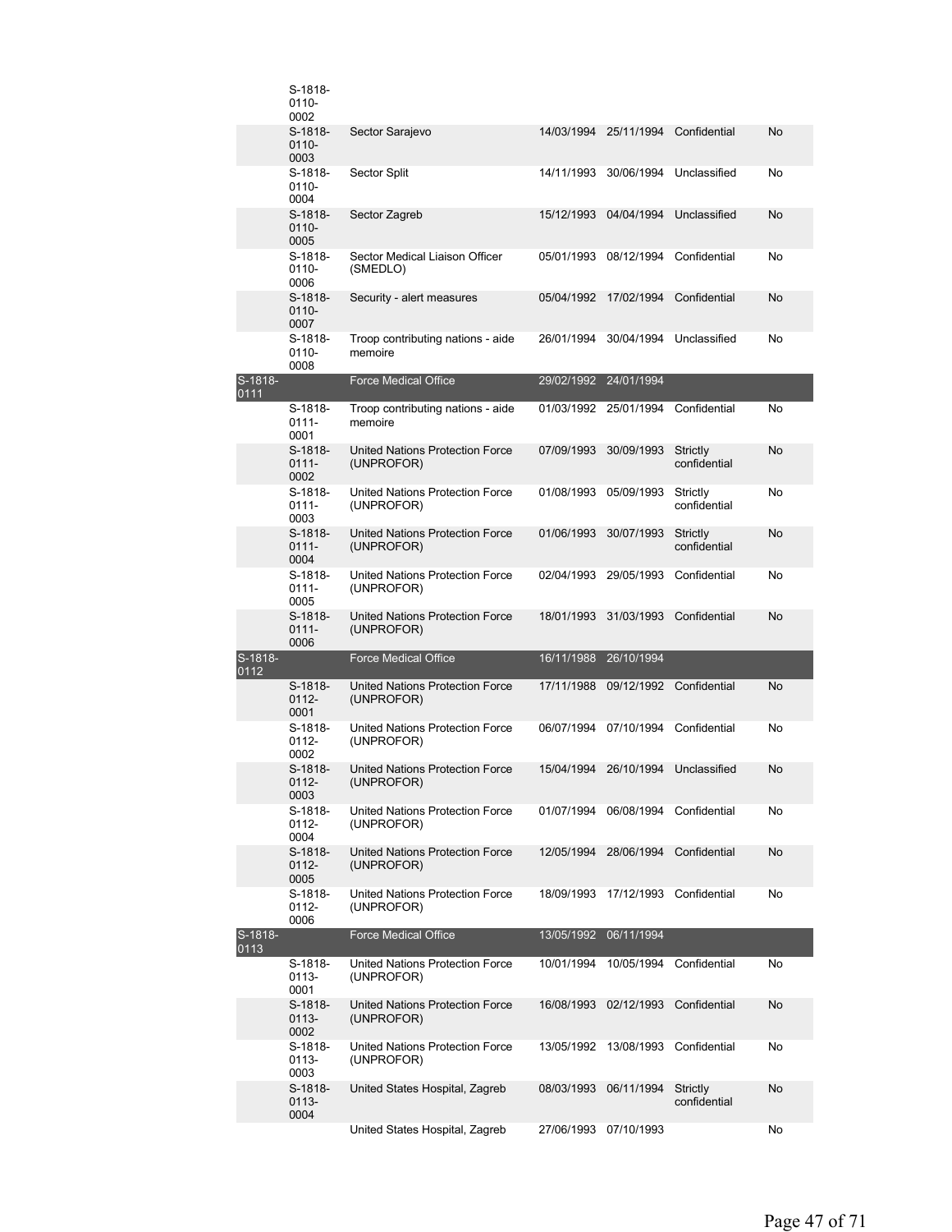| | | | | | | |
|---|---|---|---|---|---|---|
| | S-1818-0110-0002 | | | | | |
| | S-1818-0110-0003 | Sector Sarajevo | 14/03/1994 | 25/11/1994 | Confidential | No |
| | S-1818-0110-0004 | Sector Split | 14/11/1993 | 30/06/1994 | Unclassified | No |
| | S-1818-0110-0005 | Sector Zagreb | 15/12/1993 | 04/04/1994 | Unclassified | No |
| | S-1818-0110-0006 | Sector Medical Liaison Officer (SMEDLO) | 05/01/1993 | 08/12/1994 | Confidential | No |
| | S-1818-0110-0007 | Security - alert measures | 05/04/1992 | 17/02/1994 | Confidential | No |
| | S-1818-0110-0008 | Troop contributing nations - aide memoire | 26/01/1994 | 30/04/1994 | Unclassified | No |
| S-1818-0111 | | Force Medical Office | 29/02/1992 | 24/01/1994 | | |
| | S-1818-0111-0001 | Troop contributing nations - aide memoire | 01/03/1992 | 25/01/1994 | Confidential | No |
| | S-1818-0111-0002 | United Nations Protection Force (UNPROFOR) | 07/09/1993 | 30/09/1993 | Strictly confidential | No |
| | S-1818-0111-0003 | United Nations Protection Force (UNPROFOR) | 01/08/1993 | 05/09/1993 | Strictly confidential | No |
| | S-1818-0111-0004 | United Nations Protection Force (UNPROFOR) | 01/06/1993 | 30/07/1993 | Strictly confidential | No |
| | S-1818-0111-0005 | United Nations Protection Force (UNPROFOR) | 02/04/1993 | 29/05/1993 | Confidential | No |
| | S-1818-0111-0006 | United Nations Protection Force (UNPROFOR) | 18/01/1993 | 31/03/1993 | Confidential | No |
| S-1818-0112 | | Force Medical Office | 16/11/1988 | 26/10/1994 | | |
| | S-1818-0112-0001 | United Nations Protection Force (UNPROFOR) | 17/11/1988 | 09/12/1992 | Confidential | No |
| | S-1818-0112-0002 | United Nations Protection Force (UNPROFOR) | 06/07/1994 | 07/10/1994 | Confidential | No |
| | S-1818-0112-0003 | United Nations Protection Force (UNPROFOR) | 15/04/1994 | 26/10/1994 | Unclassified | No |
| | S-1818-0112-0004 | United Nations Protection Force (UNPROFOR) | 01/07/1994 | 06/08/1994 | Confidential | No |
| | S-1818-0112-0005 | United Nations Protection Force (UNPROFOR) | 12/05/1994 | 28/06/1994 | Confidential | No |
| | S-1818-0112-0006 | United Nations Protection Force (UNPROFOR) | 18/09/1993 | 17/12/1993 | Confidential | No |
| S-1818-0113 | | Force Medical Office | 13/05/1992 | 06/11/1994 | | |
| | S-1818-0113-0001 | United Nations Protection Force (UNPROFOR) | 10/01/1994 | 10/05/1994 | Confidential | No |
| | S-1818-0113-0002 | United Nations Protection Force (UNPROFOR) | 16/08/1993 | 02/12/1993 | Confidential | No |
| | S-1818-0113-0003 | United Nations Protection Force (UNPROFOR) | 13/05/1992 | 13/08/1993 | Confidential | No |
| | S-1818-0113-0004 | United States Hospital, Zagreb | 08/03/1993 | 06/11/1994 | Strictly confidential | No |
| | | United States Hospital, Zagreb | 27/06/1993 | 07/10/1993 | | No |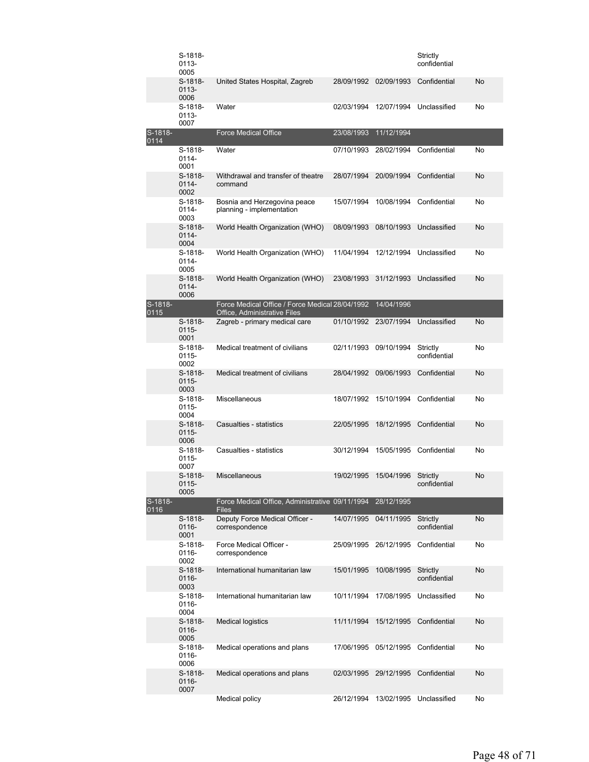| | | | | | | |
|---|---|---|---|---|---|---|
| | S-1818-0113-0005 | | | | Strictly confidential | |
| | S-1818-0113-0006 | United States Hospital, Zagreb | 28/09/1992 | 02/09/1993 | Confidential | No |
| | S-1818-0113-0007 | Water | 02/03/1994 | 12/07/1994 | Unclassified | No |
| S-1818-0114 | | Force Medical Office | 23/08/1993 | 11/12/1994 | | |
| | S-1818-0114-0001 | Water | 07/10/1993 | 28/02/1994 | Confidential | No |
| | S-1818-0114-0002 | Withdrawal and transfer of theatre command | 28/07/1994 | 20/09/1994 | Confidential | No |
| | S-1818-0114-0003 | Bosnia and Herzegovina peace planning - implementation | 15/07/1994 | 10/08/1994 | Confidential | No |
| | S-1818-0114-0004 | World Health Organization (WHO) | 08/09/1993 | 08/10/1993 | Unclassified | No |
| | S-1818-0114-0005 | World Health Organization (WHO) | 11/04/1994 | 12/12/1994 | Unclassified | No |
| | S-1818-0114-0006 | World Health Organization (WHO) | 23/08/1993 | 31/12/1993 | Unclassified | No |
| S-1818-0115 | | Force Medical Office / Force Medical Office, Administrative Files | 28/04/1992 | 14/04/1996 | | |
| | S-1818-0115-0001 | Zagreb - primary medical care | 01/10/1992 | 23/07/1994 | Unclassified | No |
| | S-1818-0115-0002 | Medical treatment of civilians | 02/11/1993 | 09/10/1994 | Strictly confidential | No |
| | S-1818-0115-0003 | Medical treatment of civilians | 28/04/1992 | 09/06/1993 | Confidential | No |
| | S-1818-0115-0004 | Miscellaneous | 18/07/1992 | 15/10/1994 | Confidential | No |
| | S-1818-0115-0006 | Casualties - statistics | 22/05/1995 | 18/12/1995 | Confidential | No |
| | S-1818-0115-0007 | Casualties - statistics | 30/12/1994 | 15/05/1995 | Confidential | No |
| | S-1818-0115-0005 | Miscellaneous | 19/02/1995 | 15/04/1996 | Strictly confidential | No |
| S-1818-0116 | | Force Medical Office, Administrative Files | 09/11/1994 | 28/12/1995 | | |
| | S-1818-0116-0001 | Deputy Force Medical Officer - correspondence | 14/07/1995 | 04/11/1995 | Strictly confidential | No |
| | S-1818-0116-0002 | Force Medical Officer - correspondence | 25/09/1995 | 26/12/1995 | Confidential | No |
| | S-1818-0116-0003 | International humanitarian law | 15/01/1995 | 10/08/1995 | Strictly confidential | No |
| | S-1818-0116-0004 | International humanitarian law | 10/11/1994 | 17/08/1995 | Unclassified | No |
| | S-1818-0116-0005 | Medical logistics | 11/11/1994 | 15/12/1995 | Confidential | No |
| | S-1818-0116-0006 | Medical operations and plans | 17/06/1995 | 05/12/1995 | Confidential | No |
| | S-1818-0116-0007 | Medical operations and plans | 02/03/1995 | 29/12/1995 | Confidential | No |
| | | Medical policy | 26/12/1994 | 13/02/1995 | Unclassified | No |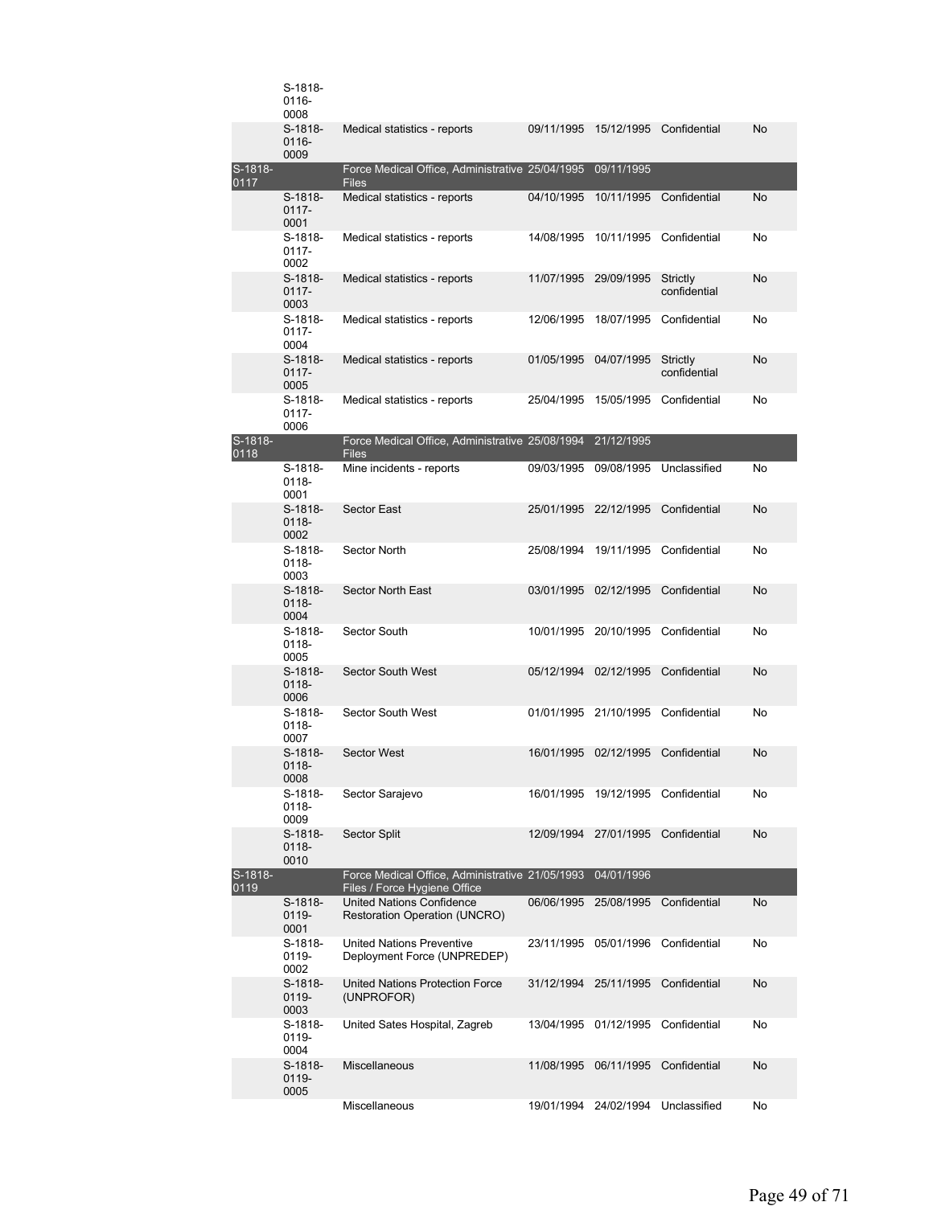| | | | | | | |
|---|---|---|---|---|---|---|
| | S-1818-0116-0008 | | | | | |
| | S-1818-0116-0009 | Medical statistics - reports | 09/11/1995 | 15/12/1995 | Confidential | No |
| S-1818-0117 | | Force Medical Office, Administrative Files | 25/04/1995 | 09/11/1995 | | |
| | S-1818-0117-0001 | Medical statistics - reports | 04/10/1995 | 10/11/1995 | Confidential | No |
| | S-1818-0117-0002 | Medical statistics - reports | 14/08/1995 | 10/11/1995 | Confidential | No |
| | S-1818-0117-0003 | Medical statistics - reports | 11/07/1995 | 29/09/1995 | Strictly confidential | No |
| | S-1818-0117-0004 | Medical statistics - reports | 12/06/1995 | 18/07/1995 | Confidential | No |
| | S-1818-0117-0005 | Medical statistics - reports | 01/05/1995 | 04/07/1995 | Strictly confidential | No |
| | S-1818-0117-0006 | Medical statistics - reports | 25/04/1995 | 15/05/1995 | Confidential | No |
| S-1818-0118 | | Force Medical Office, Administrative Files | 25/08/1994 | 21/12/1995 | | |
| | S-1818-0118-0001 | Mine incidents - reports | 09/03/1995 | 09/08/1995 | Unclassified | No |
| | S-1818-0118-0002 | Sector East | 25/01/1995 | 22/12/1995 | Confidential | No |
| | S-1818-0118-0003 | Sector North | 25/08/1994 | 19/11/1995 | Confidential | No |
| | S-1818-0118-0004 | Sector North East | 03/01/1995 | 02/12/1995 | Confidential | No |
| | S-1818-0118-0005 | Sector South | 10/01/1995 | 20/10/1995 | Confidential | No |
| | S-1818-0118-0006 | Sector South West | 05/12/1994 | 02/12/1995 | Confidential | No |
| | S-1818-0118-0007 | Sector South West | 01/01/1995 | 21/10/1995 | Confidential | No |
| | S-1818-0118-0008 | Sector West | 16/01/1995 | 02/12/1995 | Confidential | No |
| | S-1818-0118-0009 | Sector Sarajevo | 16/01/1995 | 19/12/1995 | Confidential | No |
| | S-1818-0118-0010 | Sector Split | 12/09/1994 | 27/01/1995 | Confidential | No |
| S-1818-0119 | | Force Medical Office, Administrative Files / Force Hygiene Office | 21/05/1993 | 04/01/1996 | | |
| | S-1818-0119-0001 | United Nations Confidence Restoration Operation (UNCRO) | 06/06/1995 | 25/08/1995 | Confidential | No |
| | S-1818-0119-0002 | United Nations Preventive Deployment Force (UNPREDEP) | 23/11/1995 | 05/01/1996 | Confidential | No |
| | S-1818-0119-0003 | United Nations Protection Force (UNPROFOR) | 31/12/1994 | 25/11/1995 | Confidential | No |
| | S-1818-0119-0004 | United Sates Hospital, Zagreb | 13/04/1995 | 01/12/1995 | Confidential | No |
| | S-1818-0119-0005 | Miscellaneous | 11/08/1995 | 06/11/1995 | Confidential | No |
| | | Miscellaneous | 19/01/1994 | 24/02/1994 | Unclassified | No |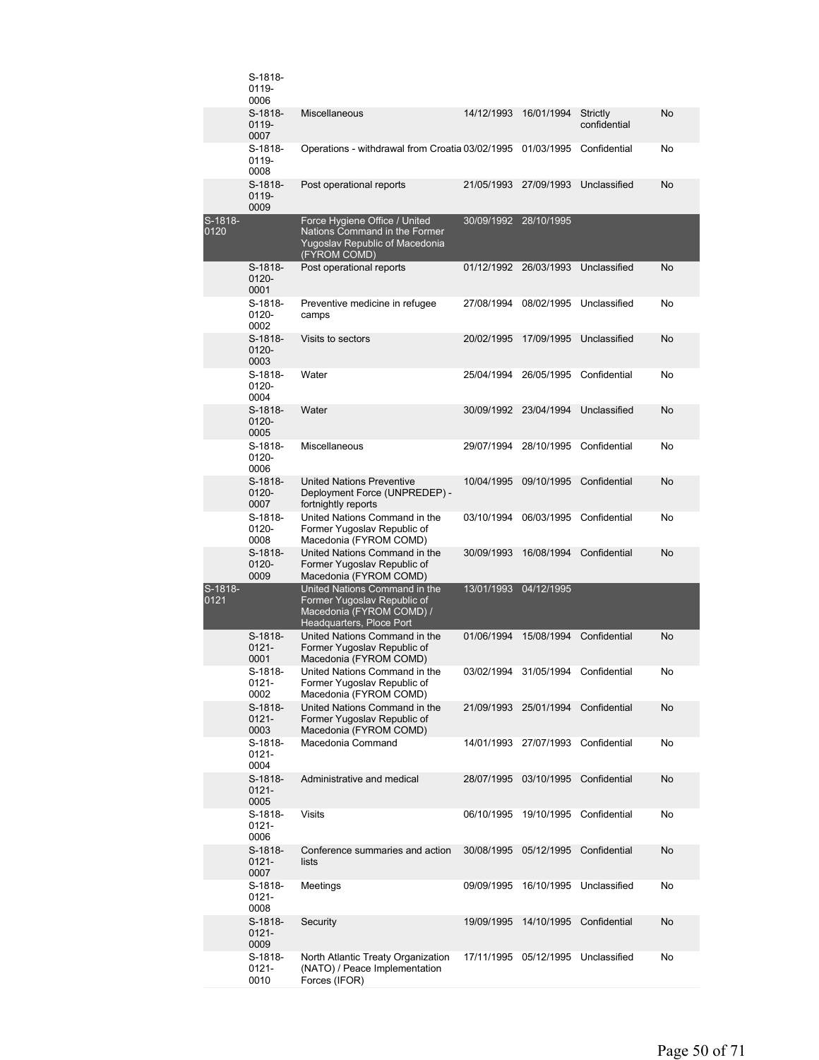| | | | | | | |
|---|---|---|---|---|---|---|
| | S-1818-0119-0006 | | | | | |
| | S-1818-0119-0007 | Miscellaneous | 14/12/1993 | 16/01/1994 | Strictly confidential | No |
| | S-1818-0119-0008 | Operations - withdrawal from Croatia | 03/02/1995 | 01/03/1995 | Confidential | No |
| | S-1818-0119-0009 | Post operational reports | 21/05/1993 | 27/09/1993 | Unclassified | No |
| S-1818-0120 | | Force Hygiene Office / United Nations Command in the Former Yugoslav Republic of Macedonia (FYROM COMD) | 30/09/1992 | 28/10/1995 | | |
| | S-1818-0120-0001 | Post operational reports | 01/12/1992 | 26/03/1993 | Unclassified | No |
| | S-1818-0120-0002 | Preventive medicine in refugee camps | 27/08/1994 | 08/02/1995 | Unclassified | No |
| | S-1818-0120-0003 | Visits to sectors | 20/02/1995 | 17/09/1995 | Unclassified | No |
| | S-1818-0120-0004 | Water | 25/04/1994 | 26/05/1995 | Confidential | No |
| | S-1818-0120-0005 | Water | 30/09/1992 | 23/04/1994 | Unclassified | No |
| | S-1818-0120-0006 | Miscellaneous | 29/07/1994 | 28/10/1995 | Confidential | No |
| | S-1818-0120-0007 | United Nations Preventive Deployment Force (UNPREDEP) - fortnightly reports | 10/04/1995 | 09/10/1995 | Confidential | No |
| | S-1818-0120-0008 | United Nations Command in the Former Yugoslav Republic of Macedonia (FYROM COMD) | 03/10/1994 | 06/03/1995 | Confidential | No |
| | S-1818-0120-0009 | United Nations Command in the Former Yugoslav Republic of Macedonia (FYROM COMD) | 30/09/1993 | 16/08/1994 | Confidential | No |
| S-1818-0121 | | United Nations Command in the Former Yugoslav Republic of Macedonia (FYROM COMD) / Headquarters, Ploce Port | 13/01/1993 | 04/12/1995 | | |
| | S-1818-0121-0001 | United Nations Command in the Former Yugoslav Republic of Macedonia (FYROM COMD) | 01/06/1994 | 15/08/1994 | Confidential | No |
| | S-1818-0121-0002 | United Nations Command in the Former Yugoslav Republic of Macedonia (FYROM COMD) | 03/02/1994 | 31/05/1994 | Confidential | No |
| | S-1818-0121-0003 | United Nations Command in the Former Yugoslav Republic of Macedonia (FYROM COMD) | 21/09/1993 | 25/01/1994 | Confidential | No |
| | S-1818-0121-0004 | Macedonia Command | 14/01/1993 | 27/07/1993 | Confidential | No |
| | S-1818-0121-0005 | Administrative and medical | 28/07/1995 | 03/10/1995 | Confidential | No |
| | S-1818-0121-0006 | Visits | 06/10/1995 | 19/10/1995 | Confidential | No |
| | S-1818-0121-0007 | Conference summaries and action lists | 30/08/1995 | 05/12/1995 | Confidential | No |
| | S-1818-0121-0008 | Meetings | 09/09/1995 | 16/10/1995 | Unclassified | No |
| | S-1818-0121-0009 | Security | 19/09/1995 | 14/10/1995 | Confidential | No |
| | S-1818-0121-0010 | North Atlantic Treaty Organization (NATO) / Peace Implementation Forces (IFOR) | 17/11/1995 | 05/12/1995 | Unclassified | No |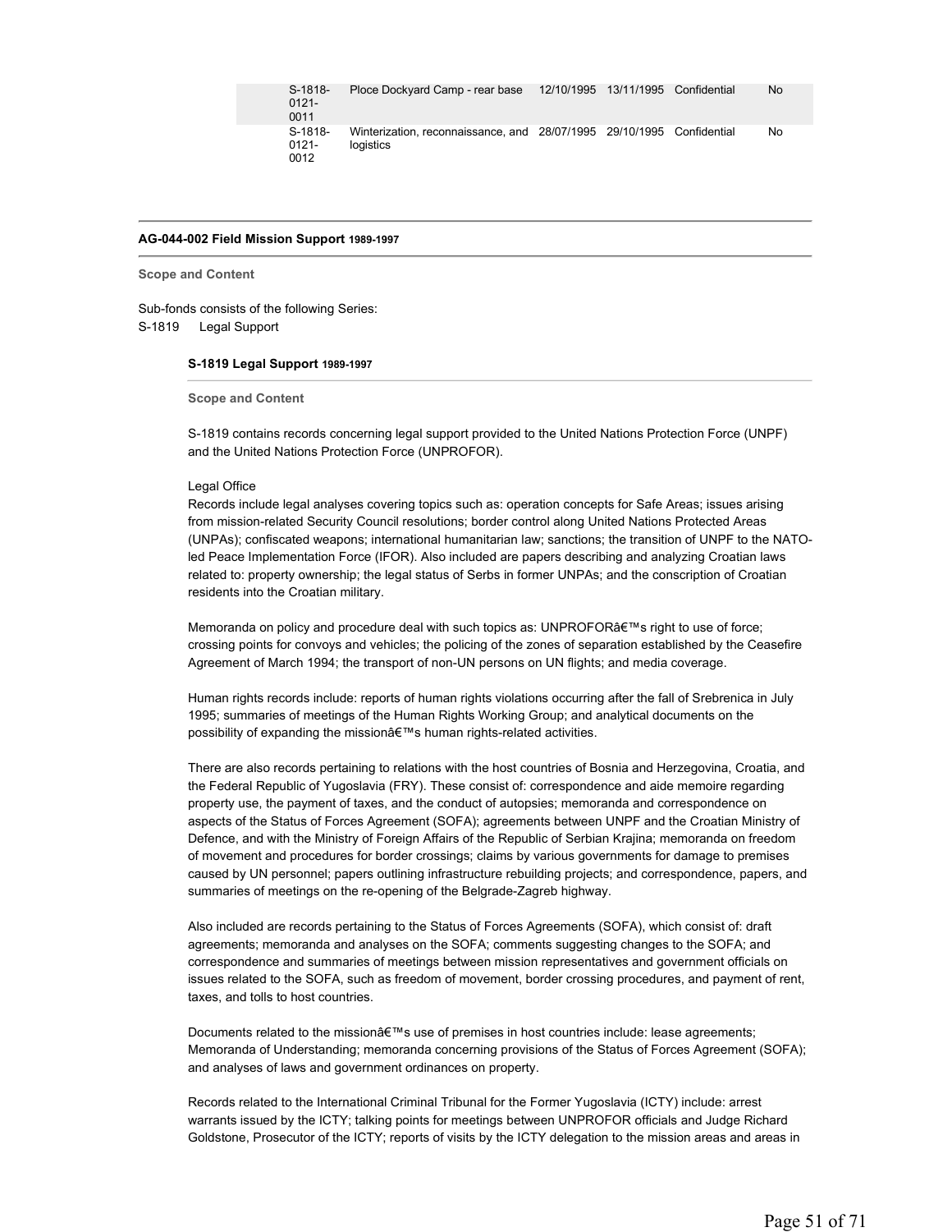| | | | | | |
|---|---|---|---|---|---|
| S-1818-0121-0011 | Ploce Dockyard Camp - rear base | 12/10/1995 | 13/11/1995 | Confidential | No |
| S-1818-0121-0012 | Winterization, reconnaissance, and logistics | 28/07/1995 | 29/10/1995 | Confidential | No |

## AG-044-002 Field Mission Support 1989-1997

**Scope and Content**

Sub-fonds consists of the following Series:
S-1819 Legal Support

### S-1819 Legal Support 1989-1997

**Scope and Content**

S-1819 contains records concerning legal support provided to the United Nations Protection Force (UNPF) and the United Nations Protection Force (UNPROFOR).

Legal Office
Records include legal analyses covering topics such as: operation concepts for Safe Areas; issues arising from mission-related Security Council resolutions; border control along United Nations Protected Areas (UNPAs); confiscated weapons; international humanitarian law; sanctions; the transition of UNPF to the NATO-led Peace Implementation Force (IFOR). Also included are papers describing and analyzing Croatian laws related to: property ownership; the legal status of Serbs in former UNPAs; and the conscription of Croatian residents into the Croatian military.

Memoranda on policy and procedure deal with such topics as: UNPROFORâ€™s right to use of force; crossing points for convoys and vehicles; the policing of the zones of separation established by the Ceasefire Agreement of March 1994; the transport of non-UN persons on UN flights; and media coverage.

Human rights records include: reports of human rights violations occurring after the fall of Srebrenica in July 1995; summaries of meetings of the Human Rights Working Group; and analytical documents on the possibility of expanding the missionâ€™s human rights-related activities.

There are also records pertaining to relations with the host countries of Bosnia and Herzegovina, Croatia, and the Federal Republic of Yugoslavia (FRY). These consist of: correspondence and aide memoire regarding property use, the payment of taxes, and the conduct of autopsies; memoranda and correspondence on aspects of the Status of Forces Agreement (SOFA); agreements between UNPF and the Croatian Ministry of Defence, and with the Ministry of Foreign Affairs of the Republic of Serbian Krajina; memoranda on freedom of movement and procedures for border crossings; claims by various governments for damage to premises caused by UN personnel; papers outlining infrastructure rebuilding projects; and correspondence, papers, and summaries of meetings on the re-opening of the Belgrade-Zagreb highway.

Also included are records pertaining to the Status of Forces Agreements (SOFA), which consist of: draft agreements; memoranda and analyses on the SOFA; comments suggesting changes to the SOFA; and correspondence and summaries of meetings between mission representatives and government officials on issues related to the SOFA, such as freedom of movement, border crossing procedures, and payment of rent, taxes, and tolls to host countries.

Documents related to the missionâ€™s use of premises in host countries include: lease agreements; Memoranda of Understanding; memoranda concerning provisions of the Status of Forces Agreement (SOFA); and analyses of laws and government ordinances on property.

Records related to the International Criminal Tribunal for the Former Yugoslavia (ICTY) include: arrest warrants issued by the ICTY; talking points for meetings between UNPROFOR officials and Judge Richard Goldstone, Prosecutor of the ICTY; reports of visits by the ICTY delegation to the mission areas and areas in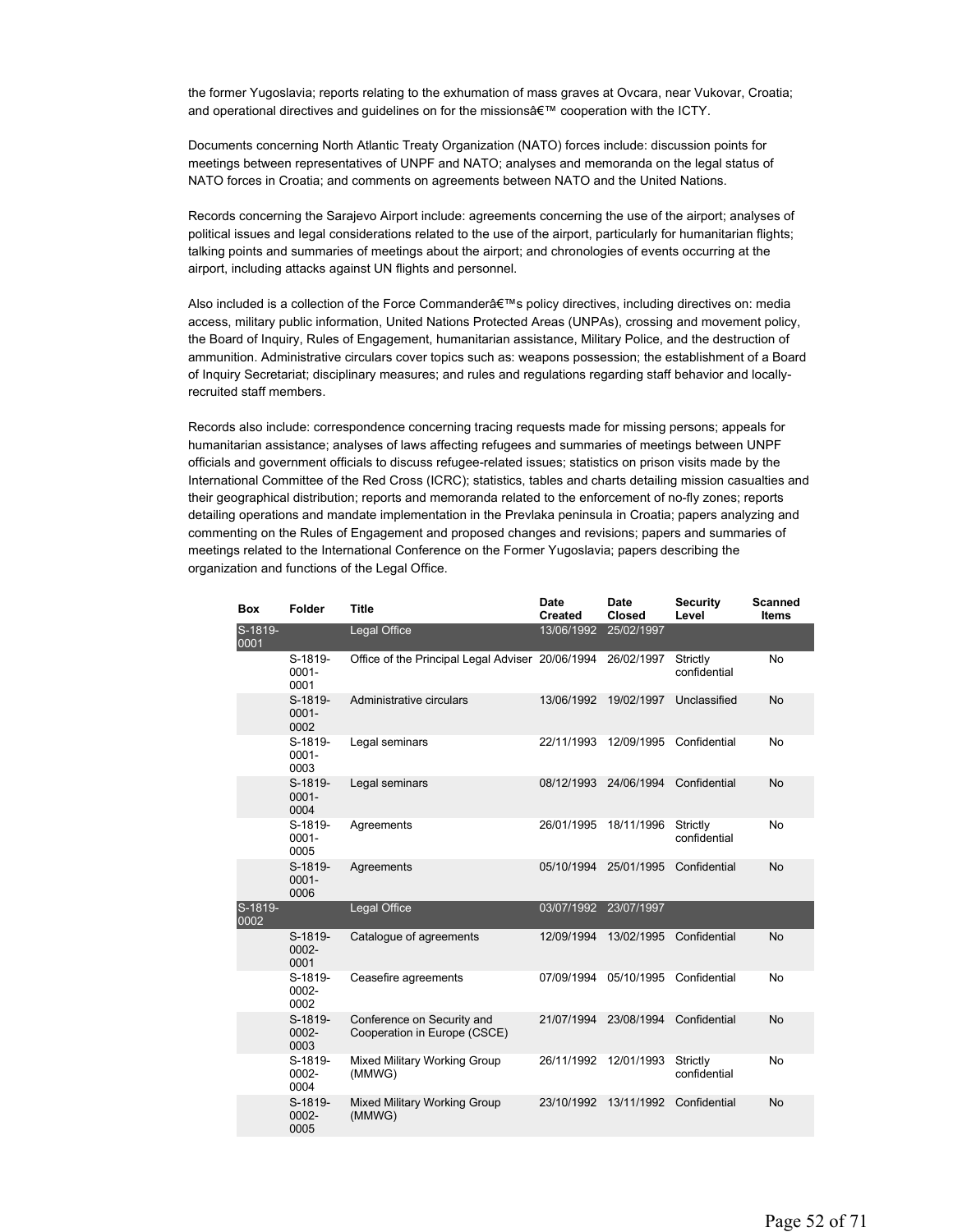the former Yugoslavia; reports relating to the exhumation of mass graves at Ovcara, near Vukovar, Croatia; and operational directives and guidelines on for the missionsâ€™ cooperation with the ICTY.

Documents concerning North Atlantic Treaty Organization (NATO) forces include: discussion points for meetings between representatives of UNPF and NATO; analyses and memoranda on the legal status of NATO forces in Croatia; and comments on agreements between NATO and the United Nations.

Records concerning the Sarajevo Airport include: agreements concerning the use of the airport; analyses of political issues and legal considerations related to the use of the airport, particularly for humanitarian flights; talking points and summaries of meetings about the airport; and chronologies of events occurring at the airport, including attacks against UN flights and personnel.

Also included is a collection of the Force Commanderâ€™s policy directives, including directives on: media access, military public information, United Nations Protected Areas (UNPAs), crossing and movement policy, the Board of Inquiry, Rules of Engagement, humanitarian assistance, Military Police, and the destruction of ammunition. Administrative circulars cover topics such as: weapons possession; the establishment of a Board of Inquiry Secretariat; disciplinary measures; and rules and regulations regarding staff behavior and locally-recruited staff members.

Records also include: correspondence concerning tracing requests made for missing persons; appeals for humanitarian assistance; analyses of laws affecting refugees and summaries of meetings between UNPF officials and government officials to discuss refugee-related issues; statistics on prison visits made by the International Committee of the Red Cross (ICRC); statistics, tables and charts detailing mission casualties and their geographical distribution; reports and memoranda related to the enforcement of no-fly zones; reports detailing operations and mandate implementation in the Prevlaka peninsula in Croatia; papers analyzing and commenting on the Rules of Engagement and proposed changes and revisions; papers and summaries of meetings related to the International Conference on the Former Yugoslavia; papers describing the organization and functions of the Legal Office.

| Box | Folder | Title | Date Created | Date Closed | Security Level | Scanned Items |
|---|---|---|---|---|---|---|
| S-1819-0001 | | Legal Office | 13/06/1992 | 25/02/1997 | | |
| | S-1819-0001-0001 | Office of the Principal Legal Adviser | 20/06/1994 | 26/02/1997 | Strictly confidential | No |
| | S-1819-0001-0002 | Administrative circulars | 13/06/1992 | 19/02/1997 | Unclassified | No |
| | S-1819-0001-0003 | Legal seminars | 22/11/1993 | 12/09/1995 | Confidential | No |
| | S-1819-0001-0004 | Legal seminars | 08/12/1993 | 24/06/1994 | Confidential | No |
| | S-1819-0001-0005 | Agreements | 26/01/1995 | 18/11/1996 | Strictly confidential | No |
| | S-1819-0001-0006 | Agreements | 05/10/1994 | 25/01/1995 | Confidential | No |
| S-1819-0002 | | Legal Office | 03/07/1992 | 23/07/1997 | | |
| | S-1819-0002-0001 | Catalogue of agreements | 12/09/1994 | 13/02/1995 | Confidential | No |
| | S-1819-0002-0002 | Ceasefire agreements | 07/09/1994 | 05/10/1995 | Confidential | No |
| | S-1819-0002-0003 | Conference on Security and Cooperation in Europe (CSCE) | 21/07/1994 | 23/08/1994 | Confidential | No |
| | S-1819-0002-0004 | Mixed Military Working Group (MMWG) | 26/11/1992 | 12/01/1993 | Strictly confidential | No |
| | S-1819-0002-0005 | Mixed Military Working Group (MMWG) | 23/10/1992 | 13/11/1992 | Confidential | No |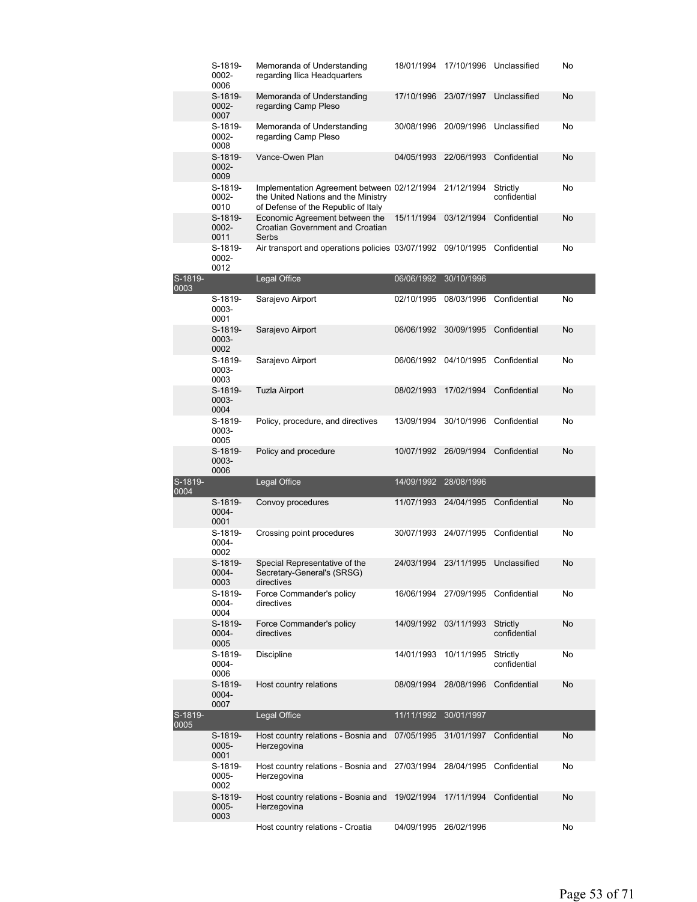| | | | | | | |
|---|---|---|---|---|---|---|
| | S-1819-0002-0006 | Memoranda of Understanding regarding Ilica Headquarters | 18/01/1994 | 17/10/1996 | Unclassified | No |
| | S-1819-0002-0007 | Memoranda of Understanding regarding Camp Pleso | 17/10/1996 | 23/07/1997 | Unclassified | No |
| | S-1819-0002-0008 | Memoranda of Understanding regarding Camp Pleso | 30/08/1996 | 20/09/1996 | Unclassified | No |
| | S-1819-0002-0009 | Vance-Owen Plan | 04/05/1993 | 22/06/1993 | Confidential | No |
| | S-1819-0002-0010 | Implementation Agreement between the United Nations and the Ministry of Defense of the Republic of Italy | 02/12/1994 | 21/12/1994 | Strictly confidential | No |
| | S-1819-0002-0011 | Economic Agreement between the Croatian Government and Croatian Serbs | 15/11/1994 | 03/12/1994 | Confidential | No |
| | S-1819-0002-0012 | Air transport and operations policies | 03/07/1992 | 09/10/1995 | Confidential | No |
| S-1819-0003 | | Legal Office | 06/06/1992 | 30/10/1996 | | |
| | S-1819-0003-0001 | Sarajevo Airport | 02/10/1995 | 08/03/1996 | Confidential | No |
| | S-1819-0003-0002 | Sarajevo Airport | 06/06/1992 | 30/09/1995 | Confidential | No |
| | S-1819-0003-0003 | Sarajevo Airport | 06/06/1992 | 04/10/1995 | Confidential | No |
| | S-1819-0003-0004 | Tuzla Airport | 08/02/1993 | 17/02/1994 | Confidential | No |
| | S-1819-0003-0005 | Policy, procedure, and directives | 13/09/1994 | 30/10/1996 | Confidential | No |
| | S-1819-0003-0006 | Policy and procedure | 10/07/1992 | 26/09/1994 | Confidential | No |
| S-1819-0004 | | Legal Office | 14/09/1992 | 28/08/1996 | | |
| | S-1819-0004-0001 | Convoy procedures | 11/07/1993 | 24/04/1995 | Confidential | No |
| | S-1819-0004-0002 | Crossing point procedures | 30/07/1993 | 24/07/1995 | Confidential | No |
| | S-1819-0004-0003 | Special Representative of the Secretary-General's (SRSG) directives | 24/03/1994 | 23/11/1995 | Unclassified | No |
| | S-1819-0004-0004 | Force Commander's policy directives | 16/06/1994 | 27/09/1995 | Confidential | No |
| | S-1819-0004-0005 | Force Commander's policy directives | 14/09/1992 | 03/11/1993 | Strictly confidential | No |
| | S-1819-0004-0006 | Discipline | 14/01/1993 | 10/11/1995 | Strictly confidential | No |
| | S-1819-0004-0007 | Host country relations | 08/09/1994 | 28/08/1996 | Confidential | No |
| S-1819-0005 | | Legal Office | 11/11/1992 | 30/01/1997 | | |
| | S-1819-0005-0001 | Host country relations - Bosnia and Herzegovina | 07/05/1995 | 31/01/1997 | Confidential | No |
| | S-1819-0005-0002 | Host country relations - Bosnia and Herzegovina | 27/03/1994 | 28/04/1995 | Confidential | No |
| | S-1819-0005-0003 | Host country relations - Bosnia and Herzegovina | 19/02/1994 | 17/11/1994 | Confidential | No |
| | | Host country relations - Croatia | 04/09/1995 | 26/02/1996 | | No |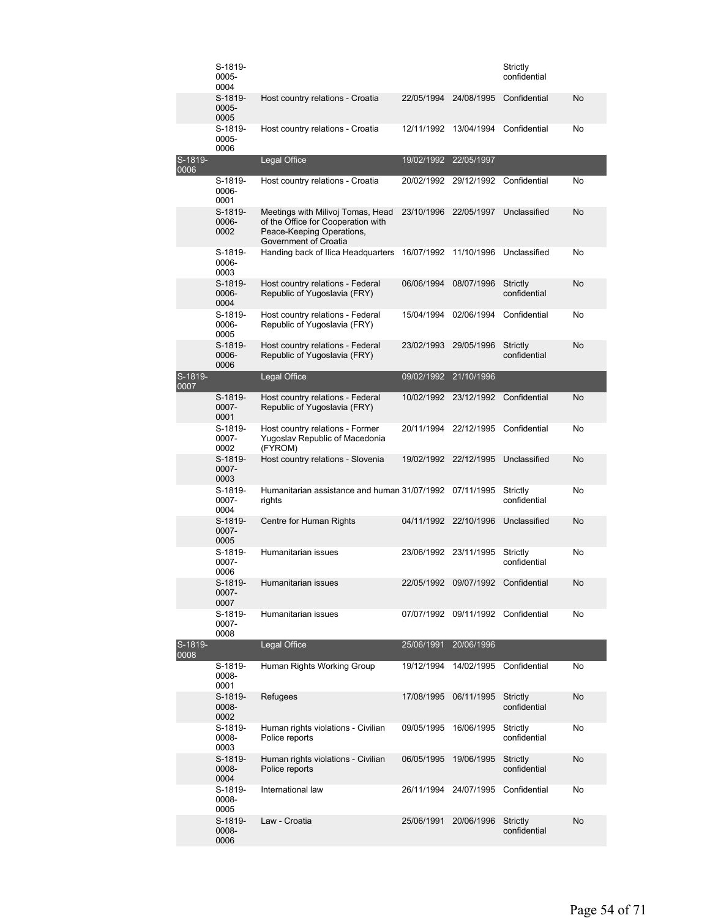| | | | | | | |
|---|---|---|---|---|---|---|
| | S-1819-0005-0004 | | | | Strictly confidential | |
| | S-1819-0005-0005 | Host country relations - Croatia | 22/05/1994 | 24/08/1995 | Confidential | No |
| | S-1819-0005-0006 | Host country relations - Croatia | 12/11/1992 | 13/04/1994 | Confidential | No |
| S-1819-0006 | | Legal Office | 19/02/1992 | 22/05/1997 | | |
| | S-1819-0006-0001 | Host country relations - Croatia | 20/02/1992 | 29/12/1992 | Confidential | No |
| | S-1819-0006-0002 | Meetings with Milivoj Tomas, Head of the Office for Cooperation with Peace-Keeping Operations, Government of Croatia | 23/10/1996 | 22/05/1997 | Unclassified | No |
| | S-1819-0006-0003 | Handing back of Ilica Headquarters | 16/07/1992 | 11/10/1996 | Unclassified | No |
| | S-1819-0006-0004 | Host country relations - Federal Republic of Yugoslavia (FRY) | 06/06/1994 | 08/07/1996 | Strictly confidential | No |
| | S-1819-0006-0005 | Host country relations - Federal Republic of Yugoslavia (FRY) | 15/04/1994 | 02/06/1994 | Confidential | No |
| | S-1819-0006-0006 | Host country relations - Federal Republic of Yugoslavia (FRY) | 23/02/1993 | 29/05/1996 | Strictly confidential | No |
| S-1819-0007 | | Legal Office | 09/02/1992 | 21/10/1996 | | |
| | S-1819-0007-0001 | Host country relations - Federal Republic of Yugoslavia (FRY) | 10/02/1992 | 23/12/1992 | Confidential | No |
| | S-1819-0007-0002 | Host country relations - Former Yugoslav Republic of Macedonia (FYROM) | 20/11/1994 | 22/12/1995 | Confidential | No |
| | S-1819-0007-0003 | Host country relations - Slovenia | 19/02/1992 | 22/12/1995 | Unclassified | No |
| | S-1819-0007-0004 | Humanitarian assistance and human rights | 31/07/1992 | 07/11/1995 | Strictly confidential | No |
| | S-1819-0007-0005 | Centre for Human Rights | 04/11/1992 | 22/10/1996 | Unclassified | No |
| | S-1819-0007-0006 | Humanitarian issues | 23/06/1992 | 23/11/1995 | Strictly confidential | No |
| | S-1819-0007-0007 | Humanitarian issues | 22/05/1992 | 09/07/1992 | Confidential | No |
| | S-1819-0007-0008 | Humanitarian issues | 07/07/1992 | 09/11/1992 | Confidential | No |
| S-1819-0008 | | Legal Office | 25/06/1991 | 20/06/1996 | | |
| | S-1819-0008-0001 | Human Rights Working Group | 19/12/1994 | 14/02/1995 | Confidential | No |
| | S-1819-0008-0002 | Refugees | 17/08/1995 | 06/11/1995 | Strictly confidential | No |
| | S-1819-0008-0003 | Human rights violations - Civilian Police reports | 09/05/1995 | 16/06/1995 | Strictly confidential | No |
| | S-1819-0008-0004 | Human rights violations - Civilian Police reports | 06/05/1995 | 19/06/1995 | Strictly confidential | No |
| | S-1819-0008-0005 | International law | 26/11/1994 | 24/07/1995 | Confidential | No |
| | S-1819-0008-0006 | Law - Croatia | 25/06/1991 | 20/06/1996 | Strictly confidential | No |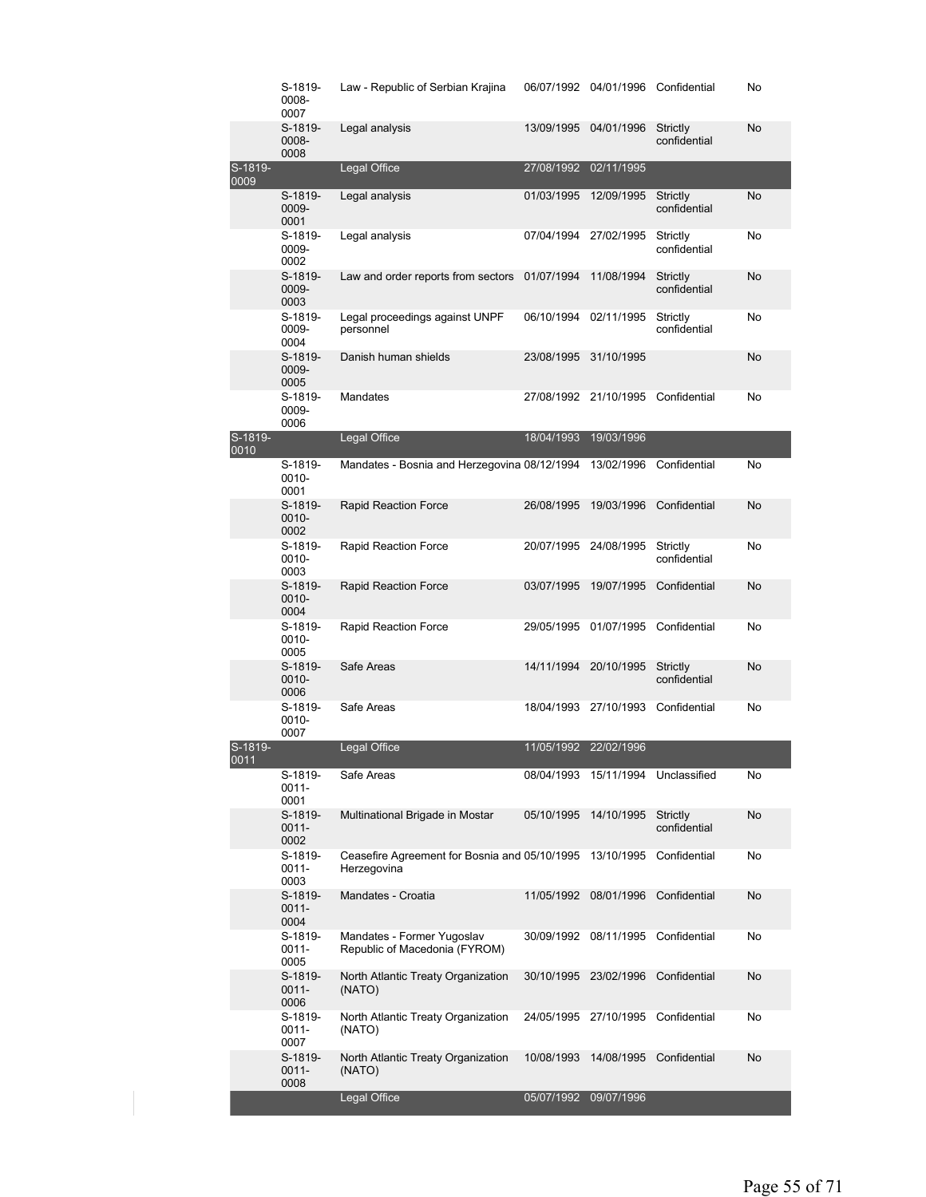| | | | | | | |
|---|---|---|---|---|---|---|
| | S-1819-0008-0007 | Law - Republic of Serbian Krajina | 06/07/1992 | 04/01/1996 | Confidential | No |
| | S-1819-0008-0008 | Legal analysis | 13/09/1995 | 04/01/1996 | Strictly confidential | No |
| S-1819-0009 | | Legal Office | 27/08/1992 | 02/11/1995 | | |
| | S-1819-0009-0001 | Legal analysis | 01/03/1995 | 12/09/1995 | Strictly confidential | No |
| | S-1819-0009-0002 | Legal analysis | 07/04/1994 | 27/02/1995 | Strictly confidential | No |
| | S-1819-0009-0003 | Law and order reports from sectors | 01/07/1994 | 11/08/1994 | Strictly confidential | No |
| | S-1819-0009-0004 | Legal proceedings against UNPF personnel | 06/10/1994 | 02/11/1995 | Strictly confidential | No |
| | S-1819-0009-0005 | Danish human shields | 23/08/1995 | 31/10/1995 | | No |
| | S-1819-0009-0006 | Mandates | 27/08/1992 | 21/10/1995 | Confidential | No |
| S-1819-0010 | | Legal Office | 18/04/1993 | 19/03/1996 | | |
| | S-1819-0010-0001 | Mandates - Bosnia and Herzegovina | 08/12/1994 | 13/02/1996 | Confidential | No |
| | S-1819-0010-0002 | Rapid Reaction Force | 26/08/1995 | 19/03/1996 | Confidential | No |
| | S-1819-0010-0003 | Rapid Reaction Force | 20/07/1995 | 24/08/1995 | Strictly confidential | No |
| | S-1819-0010-0004 | Rapid Reaction Force | 03/07/1995 | 19/07/1995 | Confidential | No |
| | S-1819-0010-0005 | Rapid Reaction Force | 29/05/1995 | 01/07/1995 | Confidential | No |
| | S-1819-0010-0006 | Safe Areas | 14/11/1994 | 20/10/1995 | Strictly confidential | No |
| | S-1819-0010-0007 | Safe Areas | 18/04/1993 | 27/10/1993 | Confidential | No |
| S-1819-0011 | | Legal Office | 11/05/1992 | 22/02/1996 | | |
| | S-1819-0011-0001 | Safe Areas | 08/04/1993 | 15/11/1994 | Unclassified | No |
| | S-1819-0011-0002 | Multinational Brigade in Mostar | 05/10/1995 | 14/10/1995 | Strictly confidential | No |
| | S-1819-0011-0003 | Ceasefire Agreement for Bosnia and Herzegovina | 05/10/1995 | 13/10/1995 | Confidential | No |
| | S-1819-0011-0004 | Mandates - Croatia | 11/05/1992 | 08/01/1996 | Confidential | No |
| | S-1819-0011-0005 | Mandates - Former Yugoslav Republic of Macedonia (FYROM) | 30/09/1992 | 08/11/1995 | Confidential | No |
| | S-1819-0011-0006 | North Atlantic Treaty Organization (NATO) | 30/10/1995 | 23/02/1996 | Confidential | No |
| | S-1819-0011-0007 | North Atlantic Treaty Organization (NATO) | 24/05/1995 | 27/10/1995 | Confidential | No |
| | S-1819-0011-0008 | North Atlantic Treaty Organization (NATO) | 10/08/1993 | 14/08/1995 | Confidential | No |
| | | Legal Office | 05/07/1992 | 09/07/1996 | | |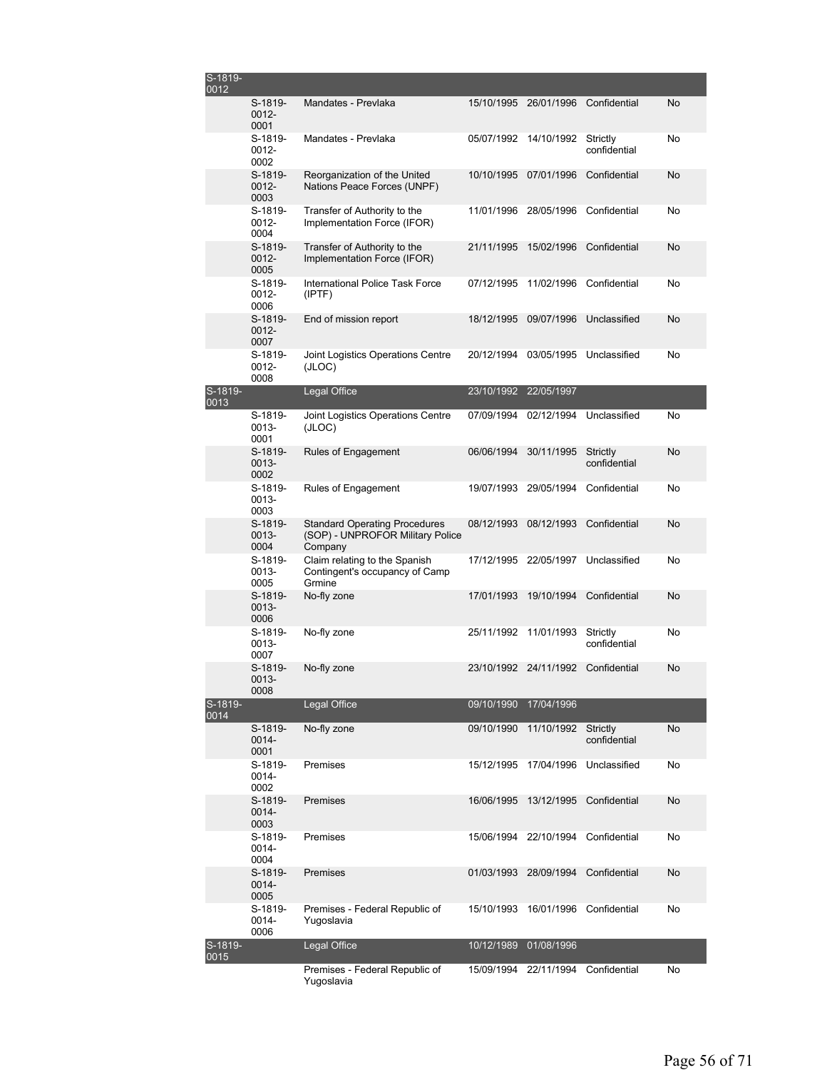| | | | | | | |
|---|---|---|---|---|---|---|
| S-1819-0012 | | | | | | |
| | S-1819-0012-0001 | Mandates - Prevlaka | 15/10/1995 | 26/01/1996 | Confidential | No |
| | S-1819-0012-0002 | Mandates - Prevlaka | 05/07/1992 | 14/10/1992 | Strictly confidential | No |
| | S-1819-0012-0003 | Reorganization of the United Nations Peace Forces (UNPF) | 10/10/1995 | 07/01/1996 | Confidential | No |
| | S-1819-0012-0004 | Transfer of Authority to the Implementation Force (IFOR) | 11/01/1996 | 28/05/1996 | Confidential | No |
| | S-1819-0012-0005 | Transfer of Authority to the Implementation Force (IFOR) | 21/11/1995 | 15/02/1996 | Confidential | No |
| | S-1819-0012-0006 | International Police Task Force (IPTF) | 07/12/1995 | 11/02/1996 | Confidential | No |
| | S-1819-0012-0007 | End of mission report | 18/12/1995 | 09/07/1996 | Unclassified | No |
| | S-1819-0012-0008 | Joint Logistics Operations Centre (JLOC) | 20/12/1994 | 03/05/1995 | Unclassified | No |
| S-1819-0013 | | Legal Office | 23/10/1992 | 22/05/1997 | | |
| | S-1819-0013-0001 | Joint Logistics Operations Centre (JLOC) | 07/09/1994 | 02/12/1994 | Unclassified | No |
| | S-1819-0013-0002 | Rules of Engagement | 06/06/1994 | 30/11/1995 | Strictly confidential | No |
| | S-1819-0013-0003 | Rules of Engagement | 19/07/1993 | 29/05/1994 | Confidential | No |
| | S-1819-0013-0004 | Standard Operating Procedures (SOP) - UNPROFOR Military Police Company | 08/12/1993 | 08/12/1993 | Confidential | No |
| | S-1819-0013-0005 | Claim relating to the Spanish Contingent's occupancy of Camp Grmine | 17/12/1995 | 22/05/1997 | Unclassified | No |
| | S-1819-0013-0006 | No-fly zone | 17/01/1993 | 19/10/1994 | Confidential | No |
| | S-1819-0013-0007 | No-fly zone | 25/11/1992 | 11/01/1993 | Strictly confidential | No |
| | S-1819-0013-0008 | No-fly zone | 23/10/1992 | 24/11/1992 | Confidential | No |
| S-1819-0014 | | Legal Office | 09/10/1990 | 17/04/1996 | | |
| | S-1819-0014-0001 | No-fly zone | 09/10/1990 | 11/10/1992 | Strictly confidential | No |
| | S-1819-0014-0002 | Premises | 15/12/1995 | 17/04/1996 | Unclassified | No |
| | S-1819-0014-0003 | Premises | 16/06/1995 | 13/12/1995 | Confidential | No |
| | S-1819-0014-0004 | Premises | 15/06/1994 | 22/10/1994 | Confidential | No |
| | S-1819-0014-0005 | Premises | 01/03/1993 | 28/09/1994 | Confidential | No |
| | S-1819-0014-0006 | Premises - Federal Republic of Yugoslavia | 15/10/1993 | 16/01/1996 | Confidential | No |
| S-1819-0015 | | Legal Office | 10/12/1989 | 01/08/1996 | | |
| | | Premises - Federal Republic of Yugoslavia | 15/09/1994 | 22/11/1994 | Confidential | No |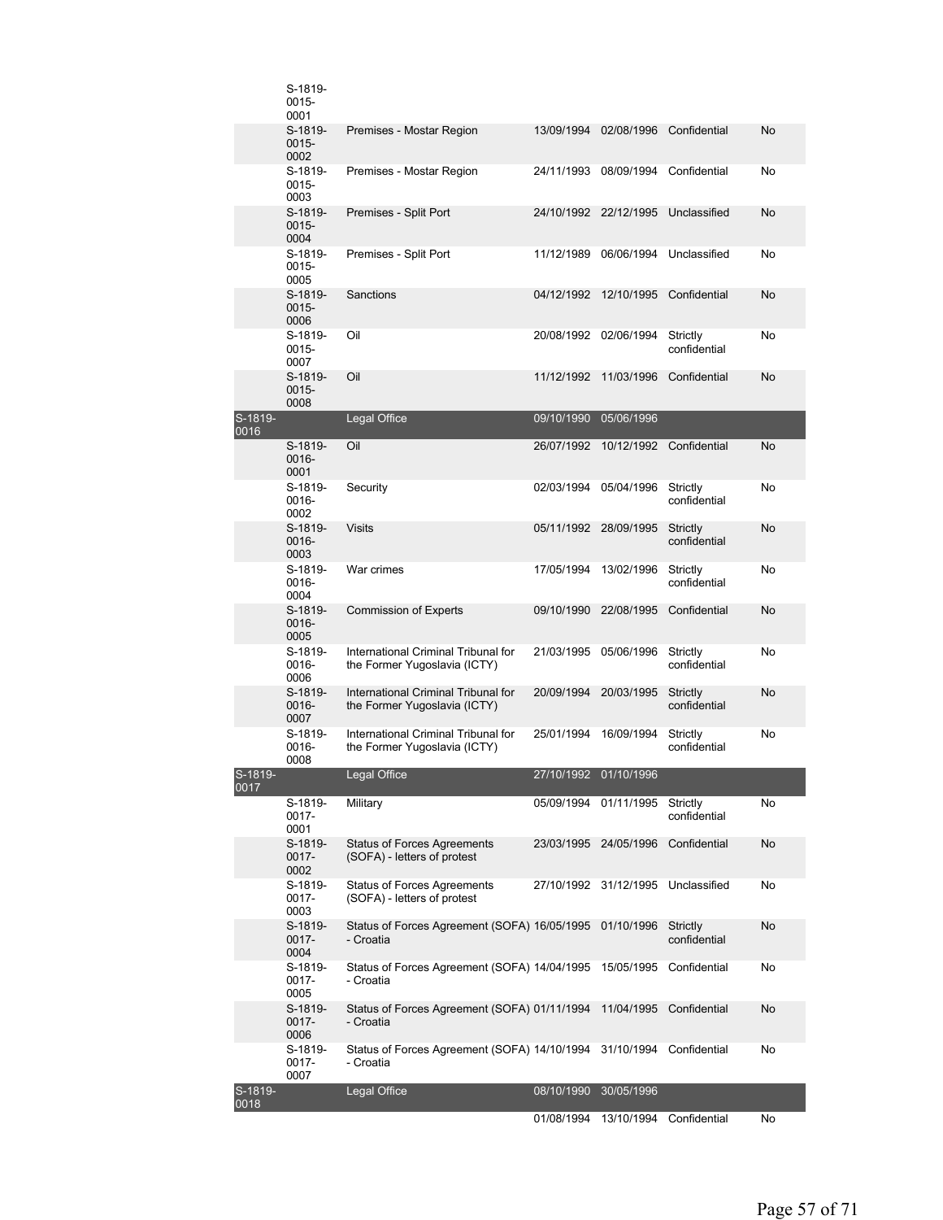| | | | | | | |
|---|---|---|---|---|---|---|
| | S-1819-0015-0001 | | | | | |
| | S-1819-0015-0002 | Premises - Mostar Region | 13/09/1994 | 02/08/1996 | Confidential | No |
| | S-1819-0015-0003 | Premises - Mostar Region | 24/11/1993 | 08/09/1994 | Confidential | No |
| | S-1819-0015-0004 | Premises - Split Port | 24/10/1992 | 22/12/1995 | Unclassified | No |
| | S-1819-0015-0005 | Premises - Split Port | 11/12/1989 | 06/06/1994 | Unclassified | No |
| | S-1819-0015-0006 | Sanctions | 04/12/1992 | 12/10/1995 | Confidential | No |
| | S-1819-0015-0007 | Oil | 20/08/1992 | 02/06/1994 | Strictly confidential | No |
| | S-1819-0015-0008 | Oil | 11/12/1992 | 11/03/1996 | Confidential | No |
| S-1819-0016 | | Legal Office | 09/10/1990 | 05/06/1996 | | |
| | S-1819-0016-0001 | Oil | 26/07/1992 | 10/12/1992 | Confidential | No |
| | S-1819-0016-0002 | Security | 02/03/1994 | 05/04/1996 | Strictly confidential | No |
| | S-1819-0016-0003 | Visits | 05/11/1992 | 28/09/1995 | Strictly confidential | No |
| | S-1819-0016-0004 | War crimes | 17/05/1994 | 13/02/1996 | Strictly confidential | No |
| | S-1819-0016-0005 | Commission of Experts | 09/10/1990 | 22/08/1995 | Confidential | No |
| | S-1819-0016-0006 | International Criminal Tribunal for the Former Yugoslavia (ICTY) | 21/03/1995 | 05/06/1996 | Strictly confidential | No |
| | S-1819-0016-0007 | International Criminal Tribunal for the Former Yugoslavia (ICTY) | 20/09/1994 | 20/03/1995 | Strictly confidential | No |
| | S-1819-0016-0008 | International Criminal Tribunal for the Former Yugoslavia (ICTY) | 25/01/1994 | 16/09/1994 | Strictly confidential | No |
| S-1819-0017 | | Legal Office | 27/10/1992 | 01/10/1996 | | |
| | S-1819-0017-0001 | Military | 05/09/1994 | 01/11/1995 | Strictly confidential | No |
| | S-1819-0017-0002 | Status of Forces Agreements (SOFA) - letters of protest | 23/03/1995 | 24/05/1996 | Confidential | No |
| | S-1819-0017-0003 | Status of Forces Agreements (SOFA) - letters of protest | 27/10/1992 | 31/12/1995 | Unclassified | No |
| | S-1819-0017-0004 | Status of Forces Agreement (SOFA) - Croatia | 16/05/1995 | 01/10/1996 | Strictly confidential | No |
| | S-1819-0017-0005 | Status of Forces Agreement (SOFA) - Croatia | 14/04/1995 | 15/05/1995 | Confidential | No |
| | S-1819-0017-0006 | Status of Forces Agreement (SOFA) - Croatia | 01/11/1994 | 11/04/1995 | Confidential | No |
| | S-1819-0017-0007 | Status of Forces Agreement (SOFA) - Croatia | 14/10/1994 | 31/10/1994 | Confidential | No |
| S-1819-0018 | | Legal Office | 08/10/1990 | 30/05/1996 | | |
| | | | 01/08/1994 | 13/10/1994 | Confidential | No |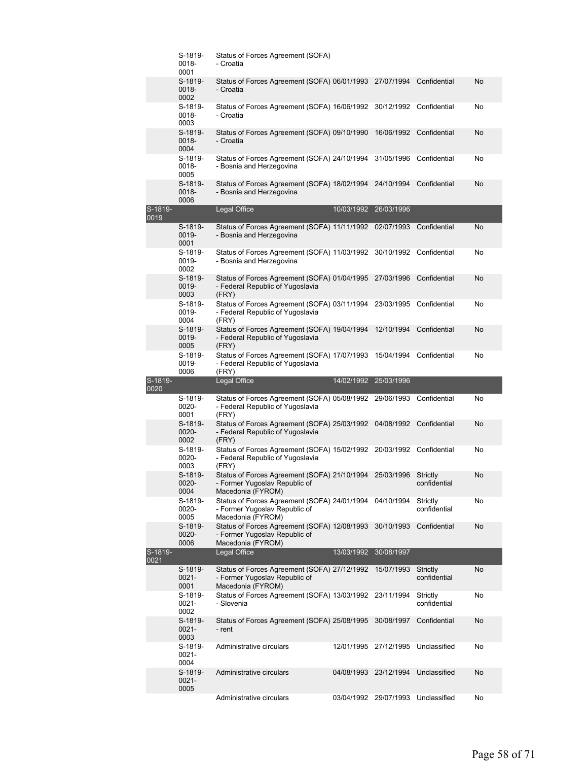| | | | | | | |
|---|---|---|---|---|---|---|
| | S-1819-0018-0001 | Status of Forces Agreement (SOFA) - Croatia | | | | |
| | S-1819-0018-0002 | Status of Forces Agreement (SOFA) - Croatia | 06/01/1993 | 27/07/1994 | Confidential | No |
| | S-1819-0018-0003 | Status of Forces Agreement (SOFA) - Croatia | 16/06/1992 | 30/12/1992 | Confidential | No |
| | S-1819-0018-0004 | Status of Forces Agreement (SOFA) - Croatia | 09/10/1990 | 16/06/1992 | Confidential | No |
| | S-1819-0018-0005 | Status of Forces Agreement (SOFA) - Bosnia and Herzegovina | 24/10/1994 | 31/05/1996 | Confidential | No |
| | S-1819-0018-0006 | Status of Forces Agreement (SOFA) - Bosnia and Herzegovina | 18/02/1994 | 24/10/1994 | Confidential | No |
| S-1819-0019 | | Legal Office | 10/03/1992 | 26/03/1996 | | |
| | S-1819-0019-0001 | Status of Forces Agreement (SOFA) - Bosnia and Herzegovina | 11/11/1992 | 02/07/1993 | Confidential | No |
| | S-1819-0019-0002 | Status of Forces Agreement (SOFA) - Bosnia and Herzegovina | 11/03/1992 | 30/10/1992 | Confidential | No |
| | S-1819-0019-0003 | Status of Forces Agreement (SOFA) - Federal Republic of Yugoslavia (FRY) | 01/04/1995 | 27/03/1996 | Confidential | No |
| | S-1819-0019-0004 | Status of Forces Agreement (SOFA) - Federal Republic of Yugoslavia (FRY) | 03/11/1994 | 23/03/1995 | Confidential | No |
| | S-1819-0019-0005 | Status of Forces Agreement (SOFA) - Federal Republic of Yugoslavia (FRY) | 19/04/1994 | 12/10/1994 | Confidential | No |
| | S-1819-0019-0006 | Status of Forces Agreement (SOFA) - Federal Republic of Yugoslavia (FRY) | 17/07/1993 | 15/04/1994 | Confidential | No |
| S-1819-0020 | | Legal Office | 14/02/1992 | 25/03/1996 | | |
| | S-1819-0020-0001 | Status of Forces Agreement (SOFA) - Federal Republic of Yugoslavia (FRY) | 05/08/1992 | 29/06/1993 | Confidential | No |
| | S-1819-0020-0002 | Status of Forces Agreement (SOFA) - Federal Republic of Yugoslavia (FRY) | 25/03/1992 | 04/08/1992 | Confidential | No |
| | S-1819-0020-0003 | Status of Forces Agreement (SOFA) - Federal Republic of Yugoslavia (FRY) | 15/02/1992 | 20/03/1992 | Confidential | No |
| | S-1819-0020-0004 | Status of Forces Agreement (SOFA) - Former Yugoslav Republic of Macedonia (FYROM) | 21/10/1994 | 25/03/1996 | Strictly confidential | No |
| | S-1819-0020-0005 | Status of Forces Agreement (SOFA) - Former Yugoslav Republic of Macedonia (FYROM) | 24/01/1994 | 04/10/1994 | Strictly confidential | No |
| | S-1819-0020-0006 | Status of Forces Agreement (SOFA) - Former Yugoslav Republic of Macedonia (FYROM) | 12/08/1993 | 30/10/1993 | Confidential | No |
| S-1819-0021 | | Legal Office | 13/03/1992 | 30/08/1997 | | |
| | S-1819-0021-0001 | Status of Forces Agreement (SOFA) - Former Yugoslav Republic of Macedonia (FYROM) | 27/12/1992 | 15/07/1993 | Strictly confidential | No |
| | S-1819-0021-0002 | Status of Forces Agreement (SOFA) - Slovenia | 13/03/1992 | 23/11/1994 | Strictly confidential | No |
| | S-1819-0021-0003 | Status of Forces Agreement (SOFA) - rent | 25/08/1995 | 30/08/1997 | Confidential | No |
| | S-1819-0021-0004 | Administrative circulars | 12/01/1995 | 27/12/1995 | Unclassified | No |
| | S-1819-0021-0005 | Administrative circulars | 04/08/1993 | 23/12/1994 | Unclassified | No |
| | | Administrative circulars | 03/04/1992 | 29/07/1993 | Unclassified | No |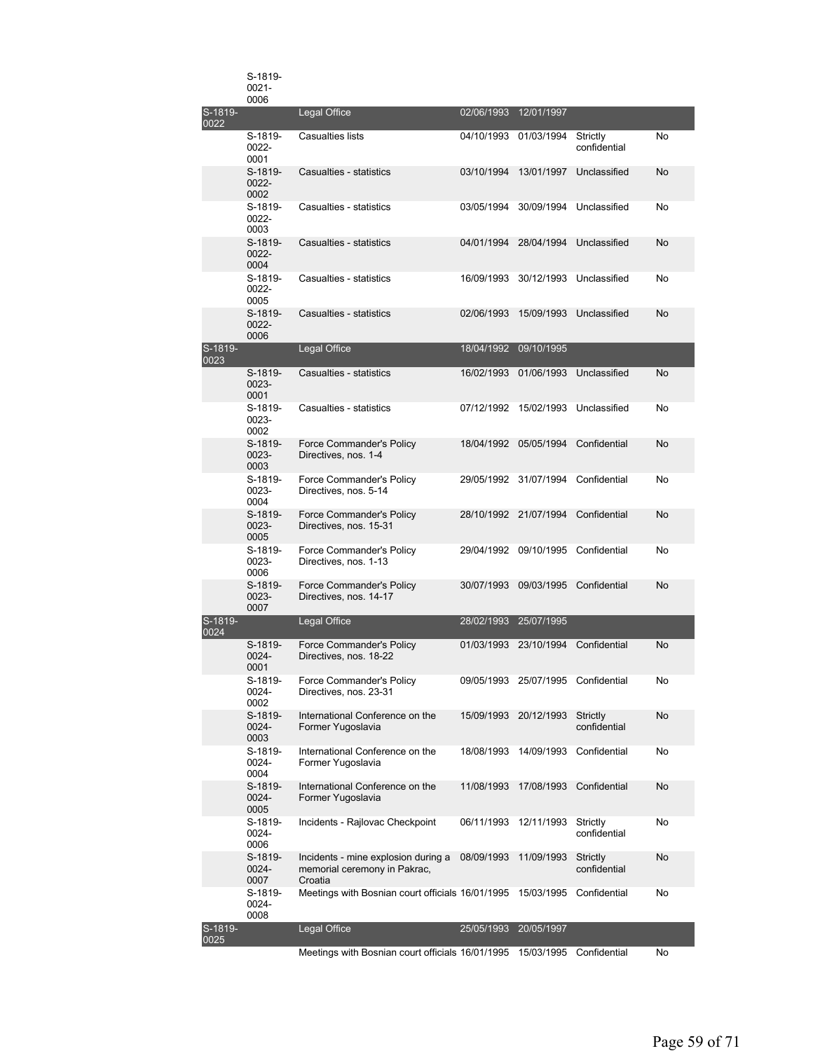| | | | | | | |
|---|---|---|---|---|---|---|
| | S-1819-0021-0006 | | | | | |
| S-1819-0022 | | Legal Office | 02/06/1993 | 12/01/1997 | | |
| | S-1819-0022-0001 | Casualties lists | 04/10/1993 | 01/03/1994 | Strictly confidential | No |
| | S-1819-0022-0002 | Casualties - statistics | 03/10/1994 | 13/01/1997 | Unclassified | No |
| | S-1819-0022-0003 | Casualties - statistics | 03/05/1994 | 30/09/1994 | Unclassified | No |
| | S-1819-0022-0004 | Casualties - statistics | 04/01/1994 | 28/04/1994 | Unclassified | No |
| | S-1819-0022-0005 | Casualties - statistics | 16/09/1993 | 30/12/1993 | Unclassified | No |
| | S-1819-0022-0006 | Casualties - statistics | 02/06/1993 | 15/09/1993 | Unclassified | No |
| S-1819-0023 | | Legal Office | 18/04/1992 | 09/10/1995 | | |
| | S-1819-0023-0001 | Casualties - statistics | 16/02/1993 | 01/06/1993 | Unclassified | No |
| | S-1819-0023-0002 | Casualties - statistics | 07/12/1992 | 15/02/1993 | Unclassified | No |
| | S-1819-0023-0003 | Force Commander's Policy Directives, nos. 1-4 | 18/04/1992 | 05/05/1994 | Confidential | No |
| | S-1819-0023-0004 | Force Commander's Policy Directives, nos. 5-14 | 29/05/1992 | 31/07/1994 | Confidential | No |
| | S-1819-0023-0005 | Force Commander's Policy Directives, nos. 15-31 | 28/10/1992 | 21/07/1994 | Confidential | No |
| | S-1819-0023-0006 | Force Commander's Policy Directives, nos. 1-13 | 29/04/1992 | 09/10/1995 | Confidential | No |
| | S-1819-0023-0007 | Force Commander's Policy Directives, nos. 14-17 | 30/07/1993 | 09/03/1995 | Confidential | No |
| S-1819-0024 | | Legal Office | 28/02/1993 | 25/07/1995 | | |
| | S-1819-0024-0001 | Force Commander's Policy Directives, nos. 18-22 | 01/03/1993 | 23/10/1994 | Confidential | No |
| | S-1819-0024-0002 | Force Commander's Policy Directives, nos. 23-31 | 09/05/1993 | 25/07/1995 | Confidential | No |
| | S-1819-0024-0003 | International Conference on the Former Yugoslavia | 15/09/1993 | 20/12/1993 | Strictly confidential | No |
| | S-1819-0024-0004 | International Conference on the Former Yugoslavia | 18/08/1993 | 14/09/1993 | Confidential | No |
| | S-1819-0024-0005 | International Conference on the Former Yugoslavia | 11/08/1993 | 17/08/1993 | Confidential | No |
| | S-1819-0024-0006 | Incidents - Rajlovac Checkpoint | 06/11/1993 | 12/11/1993 | Strictly confidential | No |
| | S-1819-0024-0007 | Incidents - mine explosion during a memorial ceremony in Pakrac, Croatia | 08/09/1993 | 11/09/1993 | Strictly confidential | No |
| | S-1819-0024-0008 | Meetings with Bosnian court officials | 16/01/1995 | 15/03/1995 | Confidential | No |
| S-1819-0025 | | Legal Office | 25/05/1993 | 20/05/1997 | | |
| | | Meetings with Bosnian court officials | 16/01/1995 | 15/03/1995 | Confidential | No |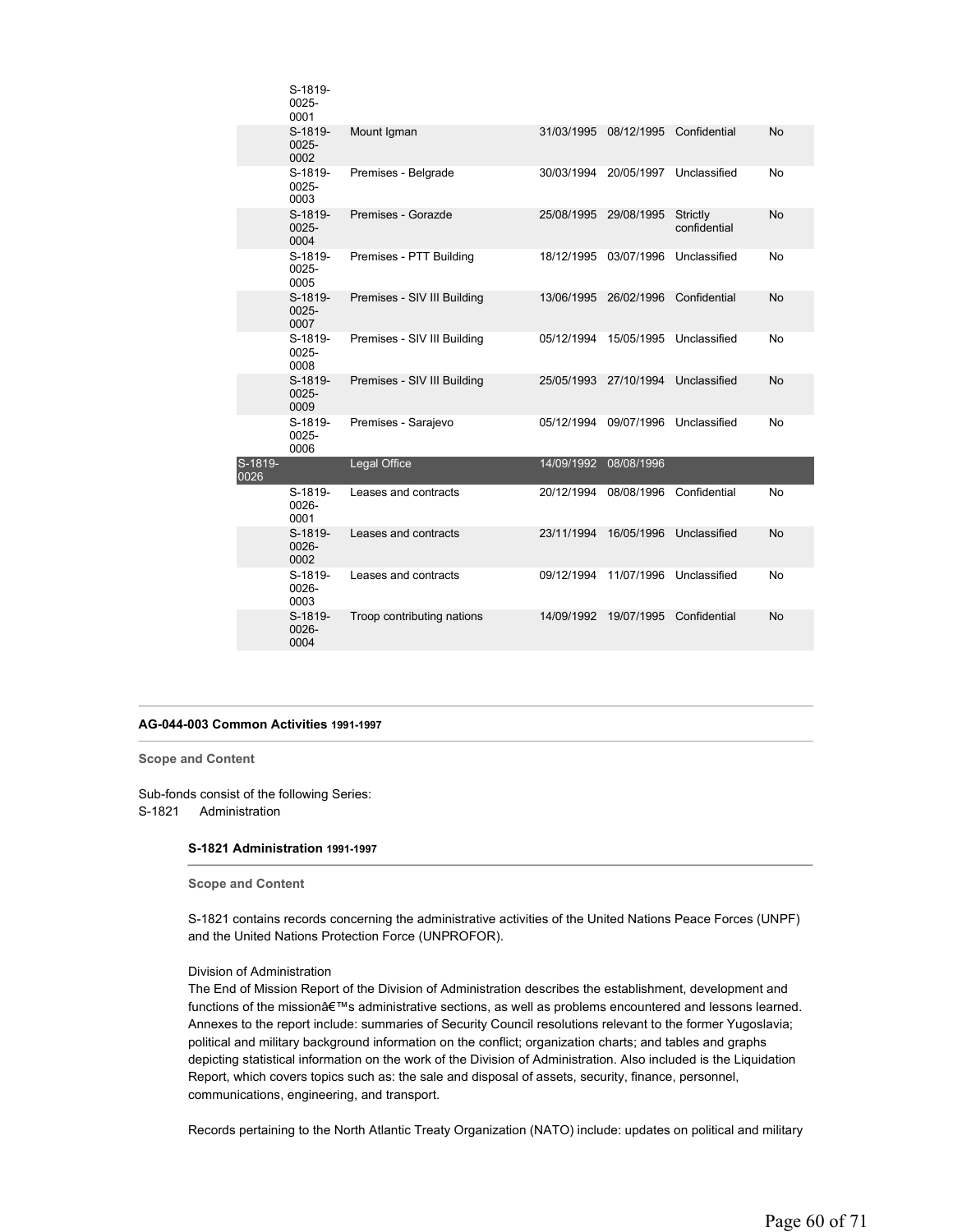| | | | | | | |
|---|---|---|---|---|---|---|
| | S-1819-0025-0001 | | | | | |
| | S-1819-0025-0002 | Mount Igman | 31/03/1995 | 08/12/1995 | Confidential | No |
| | S-1819-0025-0003 | Premises - Belgrade | 30/03/1994 | 20/05/1997 | Unclassified | No |
| | S-1819-0025-0004 | Premises - Gorazde | 25/08/1995 | 29/08/1995 | Strictly confidential | No |
| | S-1819-0025-0005 | Premises - PTT Building | 18/12/1995 | 03/07/1996 | Unclassified | No |
| | S-1819-0025-0007 | Premises - SIV III Building | 13/06/1995 | 26/02/1996 | Confidential | No |
| | S-1819-0025-0008 | Premises - SIV III Building | 05/12/1994 | 15/05/1995 | Unclassified | No |
| | S-1819-0025-0009 | Premises - SIV III Building | 25/05/1993 | 27/10/1994 | Unclassified | No |
| | S-1819-0025-0006 | Premises - Sarajevo | 05/12/1994 | 09/07/1996 | Unclassified | No |
| S-1819-0026 | | Legal Office | 14/09/1992 | 08/08/1996 | | |
| | S-1819-0026-0001 | Leases and contracts | 20/12/1994 | 08/08/1996 | Confidential | No |
| | S-1819-0026-0002 | Leases and contracts | 23/11/1994 | 16/05/1996 | Unclassified | No |
| | S-1819-0026-0003 | Leases and contracts | 09/12/1994 | 11/07/1996 | Unclassified | No |
| | S-1819-0026-0004 | Troop contributing nations | 14/09/1992 | 19/07/1995 | Confidential | No |

## AG-044-003 Common Activities 1991-1997

**Scope and Content**

Sub-fonds consist of the following Series:
S-1821 Administration

### S-1821 Administration 1991-1997

**Scope and Content**

S-1821 contains records concerning the administrative activities of the United Nations Peace Forces (UNPF) and the United Nations Protection Force (UNPROFOR).

Division of Administration
The End of Mission Report of the Division of Administration describes the establishment, development and functions of the missionâ€™s administrative sections, as well as problems encountered and lessons learned. Annexes to the report include: summaries of Security Council resolutions relevant to the former Yugoslavia; political and military background information on the conflict; organization charts; and tables and graphs depicting statistical information on the work of the Division of Administration. Also included is the Liquidation Report, which covers topics such as: the sale and disposal of assets, security, finance, personnel, communications, engineering, and transport.

Records pertaining to the North Atlantic Treaty Organization (NATO) include: updates on political and military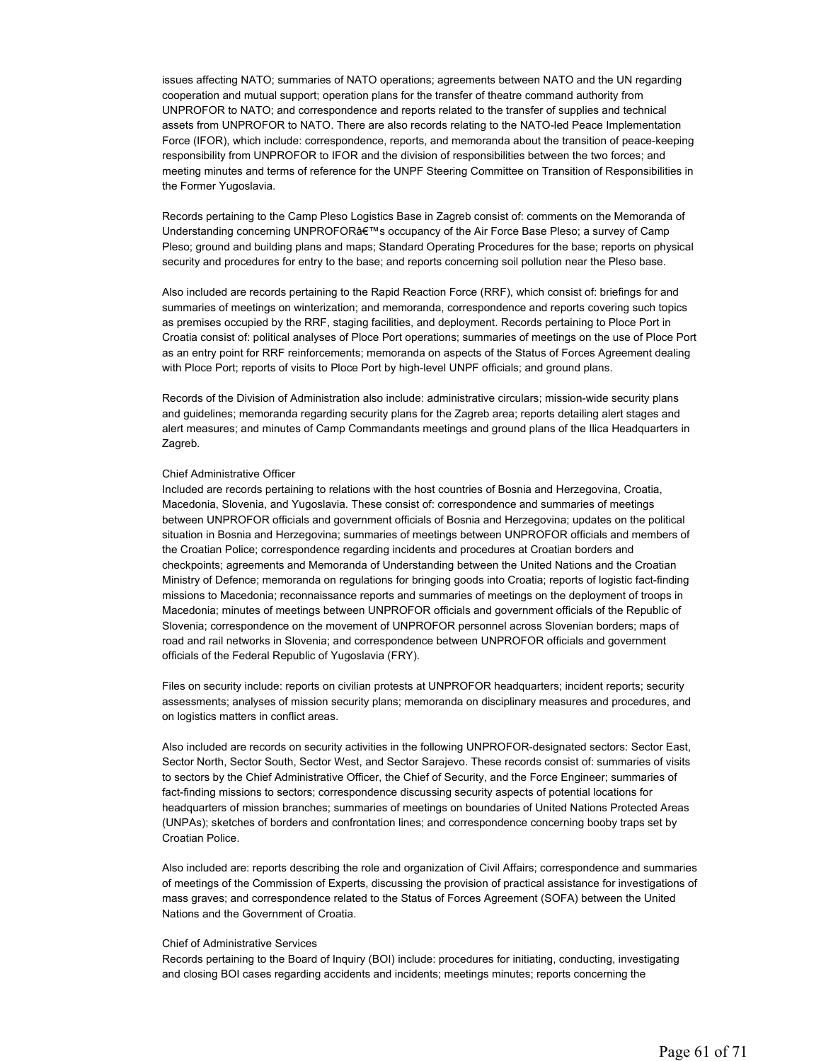issues affecting NATO; summaries of NATO operations; agreements between NATO and the UN regarding cooperation and mutual support; operation plans for the transfer of theatre command authority from UNPROFOR to NATO; and correspondence and reports related to the transfer of supplies and technical assets from UNPROFOR to NATO. There are also records relating to the NATO-led Peace Implementation Force (IFOR), which include: correspondence, reports, and memoranda about the transition of peace-keeping responsibility from UNPROFOR to IFOR and the division of responsibilities between the two forces; and meeting minutes and terms of reference for the UNPF Steering Committee on Transition of Responsibilities in the Former Yugoslavia.

Records pertaining to the Camp Pleso Logistics Base in Zagreb consist of: comments on the Memoranda of Understanding concerning UNPROFORâ€™s occupancy of the Air Force Base Pleso; a survey of Camp Pleso; ground and building plans and maps; Standard Operating Procedures for the base; reports on physical security and procedures for entry to the base; and reports concerning soil pollution near the Pleso base.

Also included are records pertaining to the Rapid Reaction Force (RRF), which consist of: briefings for and summaries of meetings on winterization; and memoranda, correspondence and reports covering such topics as premises occupied by the RRF, staging facilities, and deployment. Records pertaining to Ploce Port in Croatia consist of: political analyses of Ploce Port operations; summaries of meetings on the use of Ploce Port as an entry point for RRF reinforcements; memoranda on aspects of the Status of Forces Agreement dealing with Ploce Port; reports of visits to Ploce Port by high-level UNPF officials; and ground plans.

Records of the Division of Administration also include: administrative circulars; mission-wide security plans and guidelines; memoranda regarding security plans for the Zagreb area; reports detailing alert stages and alert measures; and minutes of Camp Commandants meetings and ground plans of the Ilica Headquarters in Zagreb.

Chief Administrative Officer
Included are records pertaining to relations with the host countries of Bosnia and Herzegovina, Croatia, Macedonia, Slovenia, and Yugoslavia. These consist of: correspondence and summaries of meetings between UNPROFOR officials and government officials of Bosnia and Herzegovina; updates on the political situation in Bosnia and Herzegovina; summaries of meetings between UNPROFOR officials and members of the Croatian Police; correspondence regarding incidents and procedures at Croatian borders and checkpoints; agreements and Memoranda of Understanding between the United Nations and the Croatian Ministry of Defence; memoranda on regulations for bringing goods into Croatia; reports of logistic fact-finding missions to Macedonia; reconnaissance reports and summaries of meetings on the deployment of troops in Macedonia; minutes of meetings between UNPROFOR officials and government officials of the Republic of Slovenia; correspondence on the movement of UNPROFOR personnel across Slovenian borders; maps of road and rail networks in Slovenia; and correspondence between UNPROFOR officials and government officials of the Federal Republic of Yugoslavia (FRY).

Files on security include: reports on civilian protests at UNPROFOR headquarters; incident reports; security assessments; analyses of mission security plans; memoranda on disciplinary measures and procedures, and on logistics matters in conflict areas.

Also included are records on security activities in the following UNPROFOR-designated sectors: Sector East, Sector North, Sector South, Sector West, and Sector Sarajevo. These records consist of: summaries of visits to sectors by the Chief Administrative Officer, the Chief of Security, and the Force Engineer; summaries of fact-finding missions to sectors; correspondence discussing security aspects of potential locations for headquarters of mission branches; summaries of meetings on boundaries of United Nations Protected Areas (UNPAs); sketches of borders and confrontation lines; and correspondence concerning booby traps set by Croatian Police.

Also included are: reports describing the role and organization of Civil Affairs; correspondence and summaries of meetings of the Commission of Experts, discussing the provision of practical assistance for investigations of mass graves; and correspondence related to the Status of Forces Agreement (SOFA) between the United Nations and the Government of Croatia.

Chief of Administrative Services
Records pertaining to the Board of Inquiry (BOI) include: procedures for initiating, conducting, investigating and closing BOI cases regarding accidents and incidents; meetings minutes; reports concerning the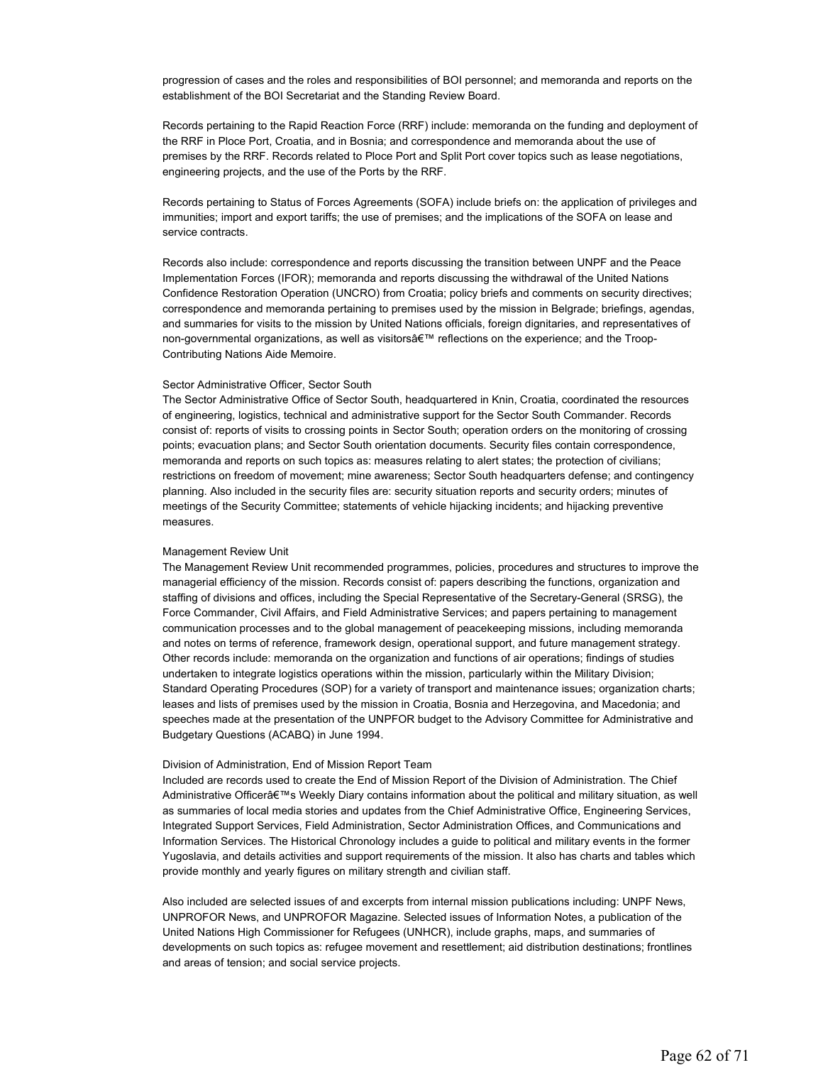progression of cases and the roles and responsibilities of BOI personnel; and memoranda and reports on the establishment of the BOI Secretariat and the Standing Review Board.

Records pertaining to the Rapid Reaction Force (RRF) include: memoranda on the funding and deployment of the RRF in Ploce Port, Croatia, and in Bosnia; and correspondence and memoranda about the use of premises by the RRF. Records related to Ploce Port and Split Port cover topics such as lease negotiations, engineering projects, and the use of the Ports by the RRF.

Records pertaining to Status of Forces Agreements (SOFA) include briefs on: the application of privileges and immunities; import and export tariffs; the use of premises; and the implications of the SOFA on lease and service contracts.

Records also include: correspondence and reports discussing the transition between UNPF and the Peace Implementation Forces (IFOR); memoranda and reports discussing the withdrawal of the United Nations Confidence Restoration Operation (UNCRO) from Croatia; policy briefs and comments on security directives; correspondence and memoranda pertaining to premises used by the mission in Belgrade; briefings, agendas, and summaries for visits to the mission by United Nations officials, foreign dignitaries, and representatives of non-governmental organizations, as well as visitorsâ€™ reflections on the experience; and the Troop-Contributing Nations Aide Memoire.

Sector Administrative Officer, Sector South
The Sector Administrative Office of Sector South, headquartered in Knin, Croatia, coordinated the resources of engineering, logistics, technical and administrative support for the Sector South Commander. Records consist of: reports of visits to crossing points in Sector South; operation orders on the monitoring of crossing points; evacuation plans; and Sector South orientation documents. Security files contain correspondence, memoranda and reports on such topics as: measures relating to alert states; the protection of civilians; restrictions on freedom of movement; mine awareness; Sector South headquarters defense; and contingency planning. Also included in the security files are: security situation reports and security orders; minutes of meetings of the Security Committee; statements of vehicle hijacking incidents; and hijacking preventive measures.

Management Review Unit
The Management Review Unit recommended programmes, policies, procedures and structures to improve the managerial efficiency of the mission. Records consist of: papers describing the functions, organization and staffing of divisions and offices, including the Special Representative of the Secretary-General (SRSG), the Force Commander, Civil Affairs, and Field Administrative Services; and papers pertaining to management communication processes and to the global management of peacekeeping missions, including memoranda and notes on terms of reference, framework design, operational support, and future management strategy. Other records include: memoranda on the organization and functions of air operations; findings of studies undertaken to integrate logistics operations within the mission, particularly within the Military Division; Standard Operating Procedures (SOP) for a variety of transport and maintenance issues; organization charts; leases and lists of premises used by the mission in Croatia, Bosnia and Herzegovina, and Macedonia; and speeches made at the presentation of the UNPFOR budget to the Advisory Committee for Administrative and Budgetary Questions (ACABQ) in June 1994.

Division of Administration, End of Mission Report Team
Included are records used to create the End of Mission Report of the Division of Administration. The Chief Administrative Officerâ€™s Weekly Diary contains information about the political and military situation, as well as summaries of local media stories and updates from the Chief Administrative Office, Engineering Services, Integrated Support Services, Field Administration, Sector Administration Offices, and Communications and Information Services. The Historical Chronology includes a guide to political and military events in the former Yugoslavia, and details activities and support requirements of the mission. It also has charts and tables which provide monthly and yearly figures on military strength and civilian staff.

Also included are selected issues of and excerpts from internal mission publications including: UNPF News, UNPROFOR News, and UNPROFOR Magazine. Selected issues of Information Notes, a publication of the United Nations High Commissioner for Refugees (UNHCR), include graphs, maps, and summaries of developments on such topics as: refugee movement and resettlement; aid distribution destinations; frontlines and areas of tension; and social service projects.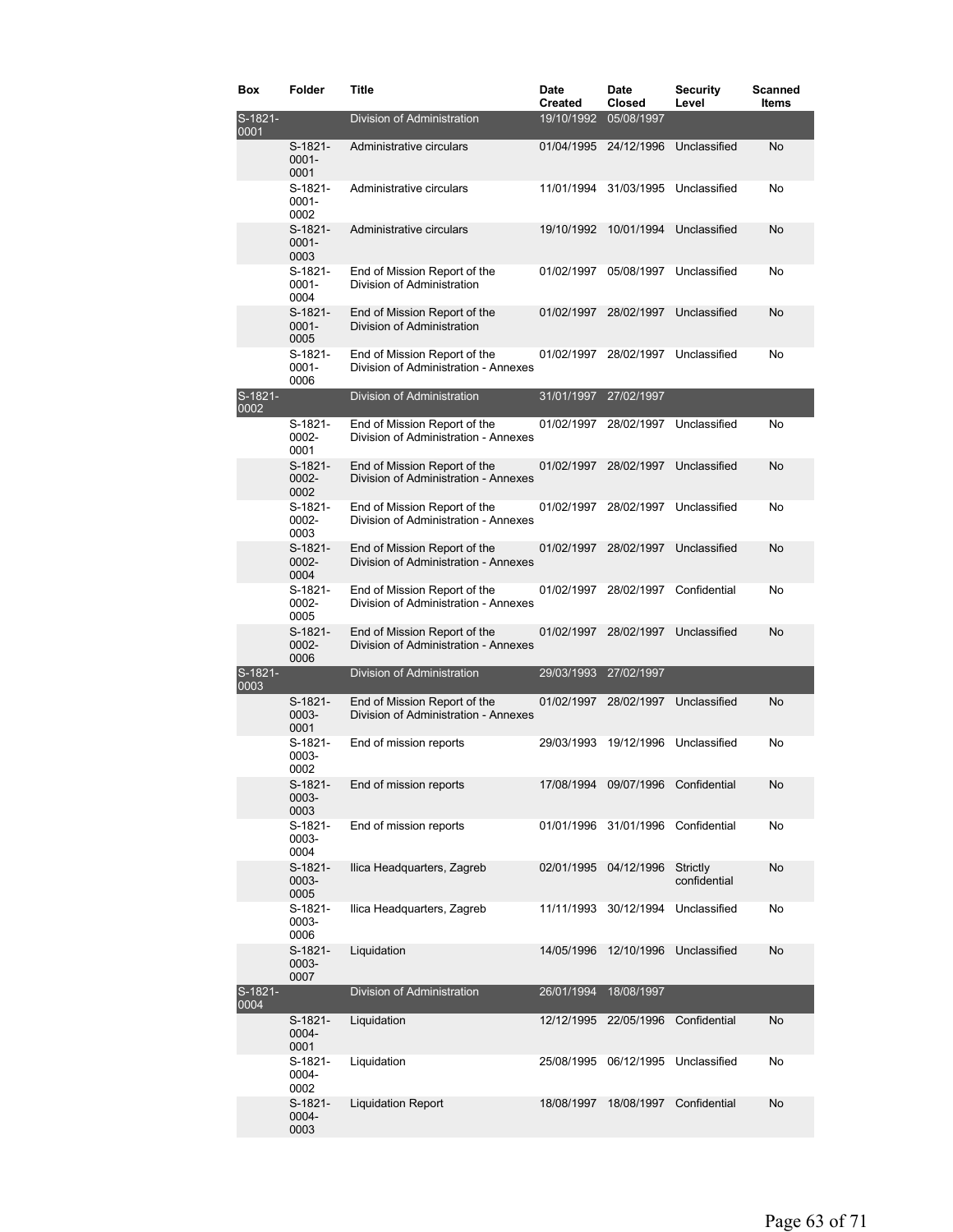| Box | Folder | Title | Date Created | Date Closed | Security Level | Scanned Items |
|---|---|---|---|---|---|---|
| S-1821-0001 | | Division of Administration | 19/10/1992 | 05/08/1997 | | |
| | S-1821-0001-0001 | Administrative circulars | 01/04/1995 | 24/12/1996 | Unclassified | No |
| | S-1821-0001-0002 | Administrative circulars | 11/01/1994 | 31/03/1995 | Unclassified | No |
| | S-1821-0001-0003 | Administrative circulars | 19/10/1992 | 10/01/1994 | Unclassified | No |
| | S-1821-0001-0004 | End of Mission Report of the Division of Administration | 01/02/1997 | 05/08/1997 | Unclassified | No |
| | S-1821-0001-0005 | End of Mission Report of the Division of Administration | 01/02/1997 | 28/02/1997 | Unclassified | No |
| | S-1821-0001-0006 | End of Mission Report of the Division of Administration - Annexes | 01/02/1997 | 28/02/1997 | Unclassified | No |
| S-1821-0002 | | Division of Administration | 31/01/1997 | 27/02/1997 | | |
| | S-1821-0002-0001 | End of Mission Report of the Division of Administration - Annexes | 01/02/1997 | 28/02/1997 | Unclassified | No |
| | S-1821-0002-0002 | End of Mission Report of the Division of Administration - Annexes | 01/02/1997 | 28/02/1997 | Unclassified | No |
| | S-1821-0002-0003 | End of Mission Report of the Division of Administration - Annexes | 01/02/1997 | 28/02/1997 | Unclassified | No |
| | S-1821-0002-0004 | End of Mission Report of the Division of Administration - Annexes | 01/02/1997 | 28/02/1997 | Unclassified | No |
| | S-1821-0002-0005 | End of Mission Report of the Division of Administration - Annexes | 01/02/1997 | 28/02/1997 | Confidential | No |
| | S-1821-0002-0006 | End of Mission Report of the Division of Administration - Annexes | 01/02/1997 | 28/02/1997 | Unclassified | No |
| S-1821-0003 | | Division of Administration | 29/03/1993 | 27/02/1997 | | |
| | S-1821-0003-0001 | End of Mission Report of the Division of Administration - Annexes | 01/02/1997 | 28/02/1997 | Unclassified | No |
| | S-1821-0003-0002 | End of mission reports | 29/03/1993 | 19/12/1996 | Unclassified | No |
| | S-1821-0003-0003 | End of mission reports | 17/08/1994 | 09/07/1996 | Confidential | No |
| | S-1821-0003-0004 | End of mission reports | 01/01/1996 | 31/01/1996 | Confidential | No |
| | S-1821-0003-0005 | Ilica Headquarters, Zagreb | 02/01/1995 | 04/12/1996 | Strictly confidential | No |
| | S-1821-0003-0006 | Ilica Headquarters, Zagreb | 11/11/1993 | 30/12/1994 | Unclassified | No |
| | S-1821-0003-0007 | Liquidation | 14/05/1996 | 12/10/1996 | Unclassified | No |
| S-1821-0004 | | Division of Administration | 26/01/1994 | 18/08/1997 | | |
| | S-1821-0004-0001 | Liquidation | 12/12/1995 | 22/05/1996 | Confidential | No |
| | S-1821-0004-0002 | Liquidation | 25/08/1995 | 06/12/1995 | Unclassified | No |
| | S-1821-0004-0003 | Liquidation Report | 18/08/1997 | 18/08/1997 | Confidential | No |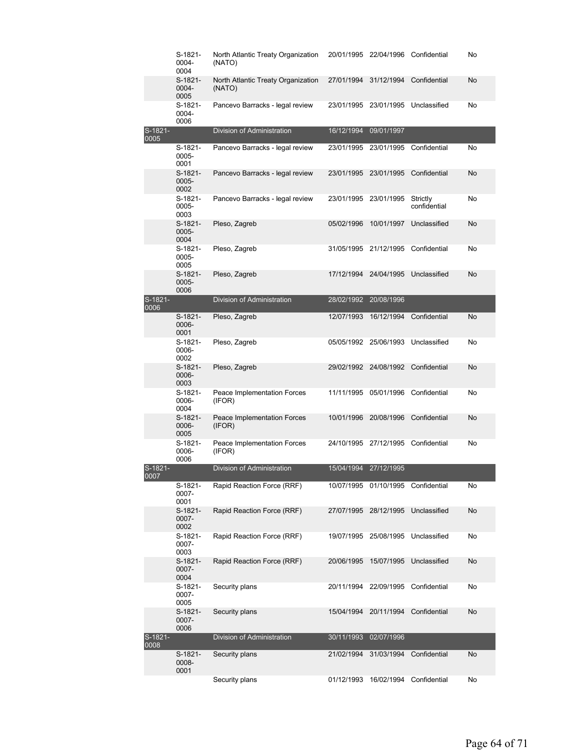| | | | | | | |
|---|---|---|---|---|---|---|
| | S-1821-0004-0004 | North Atlantic Treaty Organization (NATO) | 20/01/1995 | 22/04/1996 | Confidential | No |
| | S-1821-0004-0005 | North Atlantic Treaty Organization (NATO) | 27/01/1994 | 31/12/1994 | Confidential | No |
| | S-1821-0004-0006 | Pancevo Barracks - legal review | 23/01/1995 | 23/01/1995 | Unclassified | No |
| S-1821-0005 | | Division of Administration | 16/12/1994 | 09/01/1997 | | |
| | S-1821-0005-0001 | Pancevo Barracks - legal review | 23/01/1995 | 23/01/1995 | Confidential | No |
| | S-1821-0005-0002 | Pancevo Barracks - legal review | 23/01/1995 | 23/01/1995 | Confidential | No |
| | S-1821-0005-0003 | Pancevo Barracks - legal review | 23/01/1995 | 23/01/1995 | Strictly confidential | No |
| | S-1821-0005-0004 | Pleso, Zagreb | 05/02/1996 | 10/01/1997 | Unclassified | No |
| | S-1821-0005-0005 | Pleso, Zagreb | 31/05/1995 | 21/12/1995 | Confidential | No |
| | S-1821-0005-0006 | Pleso, Zagreb | 17/12/1994 | 24/04/1995 | Unclassified | No |
| S-1821-0006 | | Division of Administration | 28/02/1992 | 20/08/1996 | | |
| | S-1821-0006-0001 | Pleso, Zagreb | 12/07/1993 | 16/12/1994 | Confidential | No |
| | S-1821-0006-0002 | Pleso, Zagreb | 05/05/1992 | 25/06/1993 | Unclassified | No |
| | S-1821-0006-0003 | Pleso, Zagreb | 29/02/1992 | 24/08/1992 | Confidential | No |
| | S-1821-0006-0004 | Peace Implementation Forces (IFOR) | 11/11/1995 | 05/01/1996 | Confidential | No |
| | S-1821-0006-0005 | Peace Implementation Forces (IFOR) | 10/01/1996 | 20/08/1996 | Confidential | No |
| | S-1821-0006-0006 | Peace Implementation Forces (IFOR) | 24/10/1995 | 27/12/1995 | Confidential | No |
| S-1821-0007 | | Division of Administration | 15/04/1994 | 27/12/1995 | | |
| | S-1821-0007-0001 | Rapid Reaction Force (RRF) | 10/07/1995 | 01/10/1995 | Confidential | No |
| | S-1821-0007-0002 | Rapid Reaction Force (RRF) | 27/07/1995 | 28/12/1995 | Unclassified | No |
| | S-1821-0007-0003 | Rapid Reaction Force (RRF) | 19/07/1995 | 25/08/1995 | Unclassified | No |
| | S-1821-0007-0004 | Rapid Reaction Force (RRF) | 20/06/1995 | 15/07/1995 | Unclassified | No |
| | S-1821-0007-0005 | Security plans | 20/11/1994 | 22/09/1995 | Confidential | No |
| | S-1821-0007-0006 | Security plans | 15/04/1994 | 20/11/1994 | Confidential | No |
| S-1821-0008 | | Division of Administration | 30/11/1993 | 02/07/1996 | | |
| | S-1821-0008-0001 | Security plans | 21/02/1994 | 31/03/1994 | Confidential | No |
| | | Security plans | 01/12/1993 | 16/02/1994 | Confidential | No |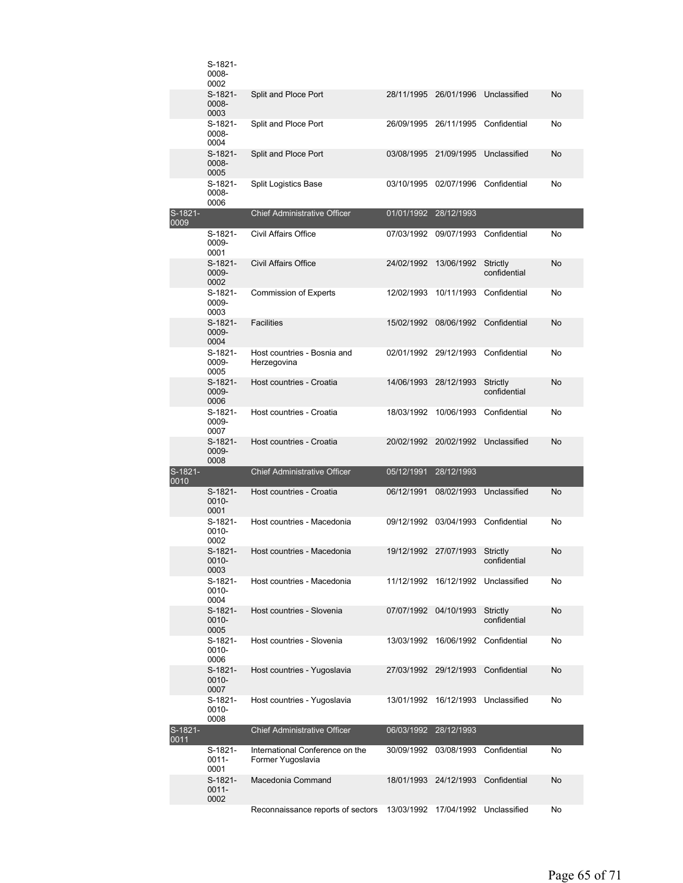| | | | | | | |
|---|---|---|---|---|---|---|
| | S-1821-0008-0002 | | | | | |
| | S-1821-0008-0003 | Split and Ploce Port | 28/11/1995 | 26/01/1996 | Unclassified | No |
| | S-1821-0008-0004 | Split and Ploce Port | 26/09/1995 | 26/11/1995 | Confidential | No |
| | S-1821-0008-0005 | Split and Ploce Port | 03/08/1995 | 21/09/1995 | Unclassified | No |
| | S-1821-0008-0006 | Split Logistics Base | 03/10/1995 | 02/07/1996 | Confidential | No |
| S-1821-0009 | | Chief Administrative Officer | 01/01/1992 | 28/12/1993 | | |
| | S-1821-0009-0001 | Civil Affairs Office | 07/03/1992 | 09/07/1993 | Confidential | No |
| | S-1821-0009-0002 | Civil Affairs Office | 24/02/1992 | 13/06/1992 | Strictly confidential | No |
| | S-1821-0009-0003 | Commission of Experts | 12/02/1993 | 10/11/1993 | Confidential | No |
| | S-1821-0009-0004 | Facilities | 15/02/1992 | 08/06/1992 | Confidential | No |
| | S-1821-0009-0005 | Host countries - Bosnia and Herzegovina | 02/01/1992 | 29/12/1993 | Confidential | No |
| | S-1821-0009-0006 | Host countries - Croatia | 14/06/1993 | 28/12/1993 | Strictly confidential | No |
| | S-1821-0009-0007 | Host countries - Croatia | 18/03/1992 | 10/06/1993 | Confidential | No |
| | S-1821-0009-0008 | Host countries - Croatia | 20/02/1992 | 20/02/1992 | Unclassified | No |
| S-1821-0010 | | Chief Administrative Officer | 05/12/1991 | 28/12/1993 | | |
| | S-1821-0010-0001 | Host countries - Croatia | 06/12/1991 | 08/02/1993 | Unclassified | No |
| | S-1821-0010-0002 | Host countries - Macedonia | 09/12/1992 | 03/04/1993 | Confidential | No |
| | S-1821-0010-0003 | Host countries - Macedonia | 19/12/1992 | 27/07/1993 | Strictly confidential | No |
| | S-1821-0010-0004 | Host countries - Macedonia | 11/12/1992 | 16/12/1992 | Unclassified | No |
| | S-1821-0010-0005 | Host countries - Slovenia | 07/07/1992 | 04/10/1993 | Strictly confidential | No |
| | S-1821-0010-0006 | Host countries - Slovenia | 13/03/1992 | 16/06/1992 | Confidential | No |
| | S-1821-0010-0007 | Host countries - Yugoslavia | 27/03/1992 | 29/12/1993 | Confidential | No |
| | S-1821-0010-0008 | Host countries - Yugoslavia | 13/01/1992 | 16/12/1993 | Unclassified | No |
| S-1821-0011 | | Chief Administrative Officer | 06/03/1992 | 28/12/1993 | | |
| | S-1821-0011-0001 | International Conference on the Former Yugoslavia | 30/09/1992 | 03/08/1993 | Confidential | No |
| | S-1821-0011-0002 | Macedonia Command | 18/01/1993 | 24/12/1993 | Confidential | No |
| | | Reconnaissance reports of sectors | 13/03/1992 | 17/04/1992 | Unclassified | No |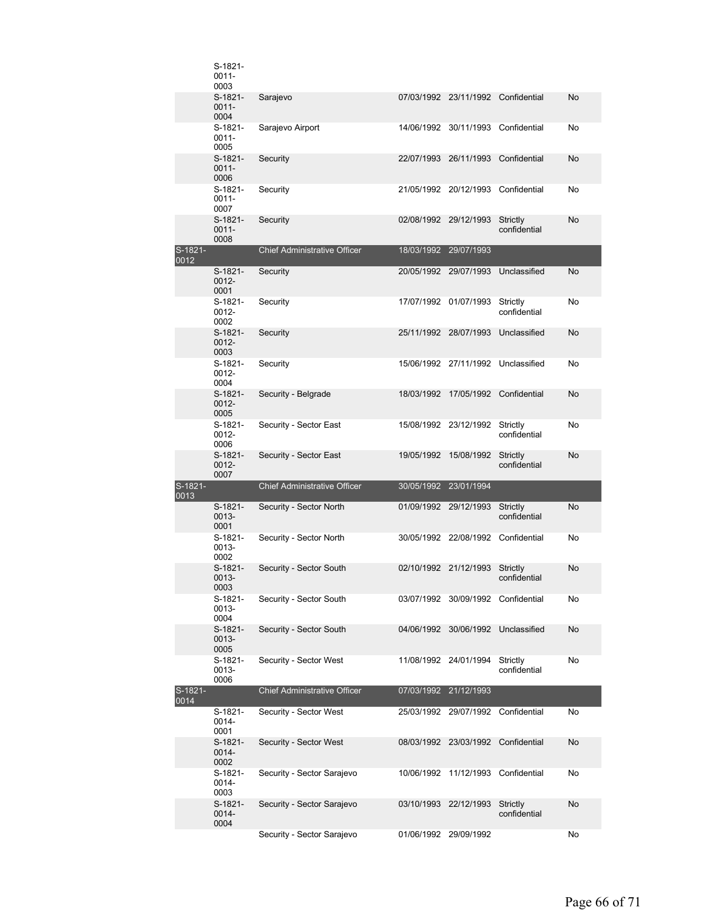| | | | | | | |
|---|---|---|---|---|---|---|
| | S-1821-0011-0003 | | | | | |
| | S-1821-0011-0004 | Sarajevo | 07/03/1992 | 23/11/1992 | Confidential | No |
| | S-1821-0011-0005 | Sarajevo Airport | 14/06/1992 | 30/11/1993 | Confidential | No |
| | S-1821-0011-0006 | Security | 22/07/1993 | 26/11/1993 | Confidential | No |
| | S-1821-0011-0007 | Security | 21/05/1992 | 20/12/1993 | Confidential | No |
| | S-1821-0011-0008 | Security | 02/08/1992 | 29/12/1993 | Strictly confidential | No |
| S-1821-0012 | | Chief Administrative Officer | 18/03/1992 | 29/07/1993 | | |
| | S-1821-0012-0001 | Security | 20/05/1992 | 29/07/1993 | Unclassified | No |
| | S-1821-0012-0002 | Security | 17/07/1992 | 01/07/1993 | Strictly confidential | No |
| | S-1821-0012-0003 | Security | 25/11/1992 | 28/07/1993 | Unclassified | No |
| | S-1821-0012-0004 | Security | 15/06/1992 | 27/11/1992 | Unclassified | No |
| | S-1821-0012-0005 | Security - Belgrade | 18/03/1992 | 17/05/1992 | Confidential | No |
| | S-1821-0012-0006 | Security - Sector East | 15/08/1992 | 23/12/1992 | Strictly confidential | No |
| | S-1821-0012-0007 | Security - Sector East | 19/05/1992 | 15/08/1992 | Strictly confidential | No |
| S-1821-0013 | | Chief Administrative Officer | 30/05/1992 | 23/01/1994 | | |
| | S-1821-0013-0001 | Security - Sector North | 01/09/1992 | 29/12/1993 | Strictly confidential | No |
| | S-1821-0013-0002 | Security - Sector North | 30/05/1992 | 22/08/1992 | Confidential | No |
| | S-1821-0013-0003 | Security - Sector South | 02/10/1992 | 21/12/1993 | Strictly confidential | No |
| | S-1821-0013-0004 | Security - Sector South | 03/07/1992 | 30/09/1992 | Confidential | No |
| | S-1821-0013-0005 | Security - Sector South | 04/06/1992 | 30/06/1992 | Unclassified | No |
| | S-1821-0013-0006 | Security - Sector West | 11/08/1992 | 24/01/1994 | Strictly confidential | No |
| S-1821-0014 | | Chief Administrative Officer | 07/03/1992 | 21/12/1993 | | |
| | S-1821-0014-0001 | Security - Sector West | 25/03/1992 | 29/07/1992 | Confidential | No |
| | S-1821-0014-0002 | Security - Sector West | 08/03/1992 | 23/03/1992 | Confidential | No |
| | S-1821-0014-0003 | Security - Sector Sarajevo | 10/06/1992 | 11/12/1993 | Confidential | No |
| | S-1821-0014-0004 | Security - Sector Sarajevo | 03/10/1993 | 22/12/1993 | Strictly confidential | No |
| | | Security - Sector Sarajevo | 01/06/1992 | 29/09/1992 | | No |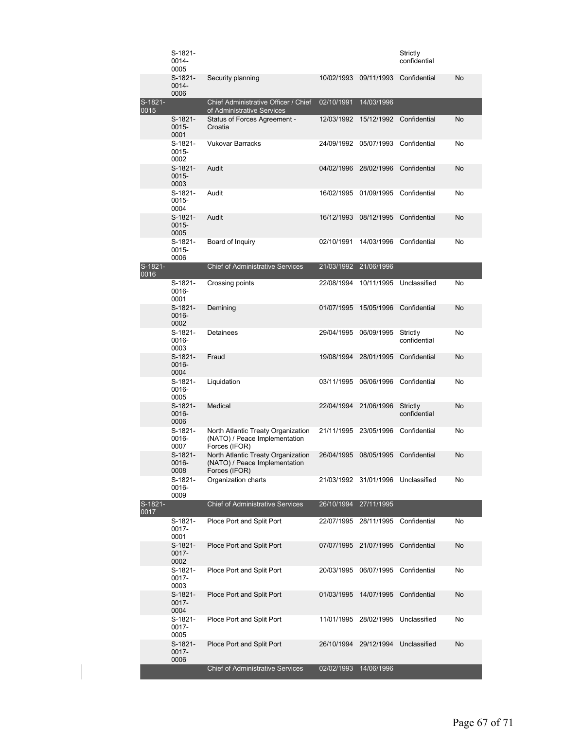| | | | | | | |
|---|---|---|---|---|---|---|
| | S-1821-0014-0005 | | | | Strictly confidential | |
| | S-1821-0014-0006 | Security planning | 10/02/1993 | 09/11/1993 | Confidential | No |
| S-1821-0015 | | Chief Administrative Officer / Chief of Administrative Services | 02/10/1991 | 14/03/1996 | | |
| | S-1821-0015-0001 | Status of Forces Agreement - Croatia | 12/03/1992 | 15/12/1992 | Confidential | No |
| | S-1821-0015-0002 | Vukovar Barracks | 24/09/1992 | 05/07/1993 | Confidential | No |
| | S-1821-0015-0003 | Audit | 04/02/1996 | 28/02/1996 | Confidential | No |
| | S-1821-0015-0004 | Audit | 16/02/1995 | 01/09/1995 | Confidential | No |
| | S-1821-0015-0005 | Audit | 16/12/1993 | 08/12/1995 | Confidential | No |
| | S-1821-0015-0006 | Board of Inquiry | 02/10/1991 | 14/03/1996 | Confidential | No |
| S-1821-0016 | | Chief of Administrative Services | 21/03/1992 | 21/06/1996 | | |
| | S-1821-0016-0001 | Crossing points | 22/08/1994 | 10/11/1995 | Unclassified | No |
| | S-1821-0016-0002 | Demining | 01/07/1995 | 15/05/1996 | Confidential | No |
| | S-1821-0016-0003 | Detainees | 29/04/1995 | 06/09/1995 | Strictly confidential | No |
| | S-1821-0016-0004 | Fraud | 19/08/1994 | 28/01/1995 | Confidential | No |
| | S-1821-0016-0005 | Liquidation | 03/11/1995 | 06/06/1996 | Confidential | No |
| | S-1821-0016-0006 | Medical | 22/04/1994 | 21/06/1996 | Strictly confidential | No |
| | S-1821-0016-0007 | North Atlantic Treaty Organization (NATO) / Peace Implementation Forces (IFOR) | 21/11/1995 | 23/05/1996 | Confidential | No |
| | S-1821-0016-0008 | North Atlantic Treaty Organization (NATO) / Peace Implementation Forces (IFOR) | 26/04/1995 | 08/05/1995 | Confidential | No |
| | S-1821-0016-0009 | Organization charts | 21/03/1992 | 31/01/1996 | Unclassified | No |
| S-1821-0017 | | Chief of Administrative Services | 26/10/1994 | 27/11/1995 | | |
| | S-1821-0017-0001 | Ploce Port and Split Port | 22/07/1995 | 28/11/1995 | Confidential | No |
| | S-1821-0017-0002 | Ploce Port and Split Port | 07/07/1995 | 21/07/1995 | Confidential | No |
| | S-1821-0017-0003 | Ploce Port and Split Port | 20/03/1995 | 06/07/1995 | Confidential | No |
| | S-1821-0017-0004 | Ploce Port and Split Port | 01/03/1995 | 14/07/1995 | Confidential | No |
| | S-1821-0017-0005 | Ploce Port and Split Port | 11/01/1995 | 28/02/1995 | Unclassified | No |
| | S-1821-0017-0006 | Ploce Port and Split Port | 26/10/1994 | 29/12/1994 | Unclassified | No |
| | | Chief of Administrative Services | 02/02/1993 | 14/06/1996 | | |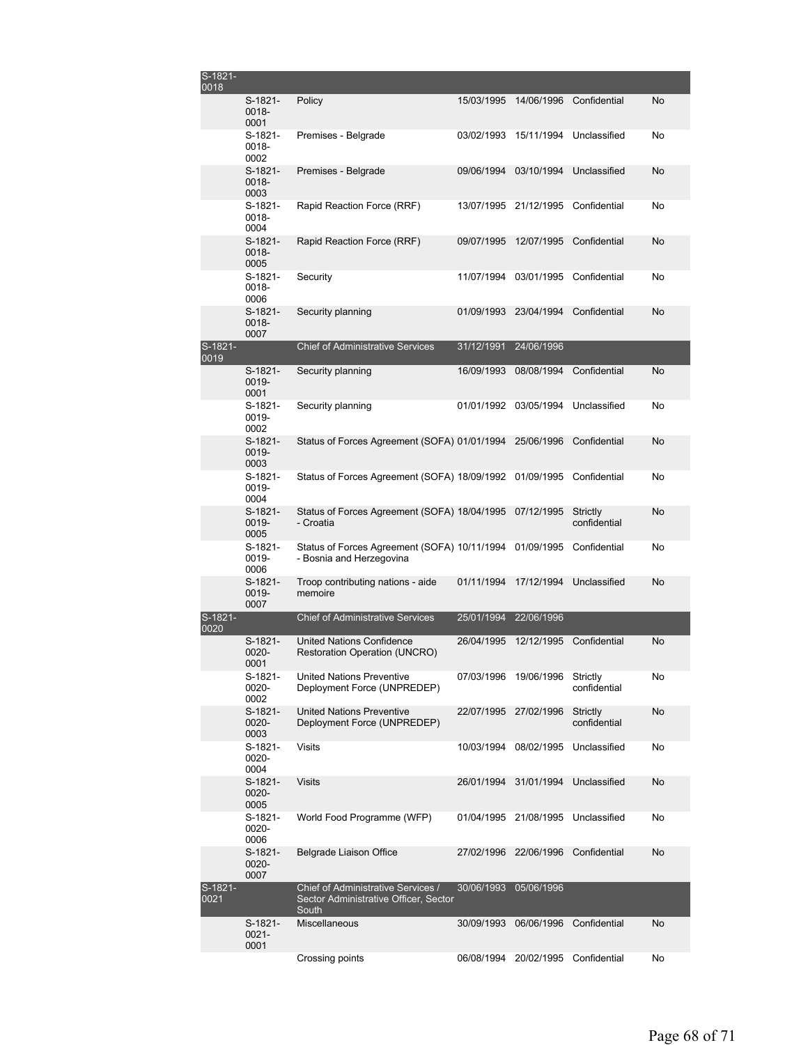| | | | | | | |
|---|---|---|---|---|---|---|
| S-1821-0018 | | | | | | |
| | S-1821-0018-0001 | Policy | 15/03/1995 | 14/06/1996 | Confidential | No |
| | S-1821-0018-0002 | Premises - Belgrade | 03/02/1993 | 15/11/1994 | Unclassified | No |
| | S-1821-0018-0003 | Premises - Belgrade | 09/06/1994 | 03/10/1994 | Unclassified | No |
| | S-1821-0018-0004 | Rapid Reaction Force (RRF) | 13/07/1995 | 21/12/1995 | Confidential | No |
| | S-1821-0018-0005 | Rapid Reaction Force (RRF) | 09/07/1995 | 12/07/1995 | Confidential | No |
| | S-1821-0018-0006 | Security | 11/07/1994 | 03/01/1995 | Confidential | No |
| | S-1821-0018-0007 | Security planning | 01/09/1993 | 23/04/1994 | Confidential | No |
| S-1821-0019 | | Chief of Administrative Services | 31/12/1991 | 24/06/1996 | | |
| | S-1821-0019-0001 | Security planning | 16/09/1993 | 08/08/1994 | Confidential | No |
| | S-1821-0019-0002 | Security planning | 01/01/1992 | 03/05/1994 | Unclassified | No |
| | S-1821-0019-0003 | Status of Forces Agreement (SOFA) | 01/01/1994 | 25/06/1996 | Confidential | No |
| | S-1821-0019-0004 | Status of Forces Agreement (SOFA) | 18/09/1992 | 01/09/1995 | Confidential | No |
| | S-1821-0019-0005 | Status of Forces Agreement (SOFA) - Croatia | 18/04/1995 | 07/12/1995 | Strictly confidential | No |
| | S-1821-0019-0006 | Status of Forces Agreement (SOFA) - Bosnia and Herzegovina | 10/11/1994 | 01/09/1995 | Confidential | No |
| | S-1821-0019-0007 | Troop contributing nations - aide memoire | 01/11/1994 | 17/12/1994 | Unclassified | No |
| S-1821-0020 | | Chief of Administrative Services | 25/01/1994 | 22/06/1996 | | |
| | S-1821-0020-0001 | United Nations Confidence Restoration Operation (UNCRO) | 26/04/1995 | 12/12/1995 | Confidential | No |
| | S-1821-0020-0002 | United Nations Preventive Deployment Force (UNPREDEP) | 07/03/1996 | 19/06/1996 | Strictly confidential | No |
| | S-1821-0020-0003 | United Nations Preventive Deployment Force (UNPREDEP) | 22/07/1995 | 27/02/1996 | Strictly confidential | No |
| | S-1821-0020-0004 | Visits | 10/03/1994 | 08/02/1995 | Unclassified | No |
| | S-1821-0020-0005 | Visits | 26/01/1994 | 31/01/1994 | Unclassified | No |
| | S-1821-0020-0006 | World Food Programme (WFP) | 01/04/1995 | 21/08/1995 | Unclassified | No |
| | S-1821-0020-0007 | Belgrade Liaison Office | 27/02/1996 | 22/06/1996 | Confidential | No |
| S-1821-0021 | | Chief of Administrative Services / Sector Administrative Officer, Sector South | 30/06/1993 | 05/06/1996 | | |
| | S-1821-0021-0001 | Miscellaneous | 30/09/1993 | 06/06/1996 | Confidential | No |
| | | Crossing points | 06/08/1994 | 20/02/1995 | Confidential | No |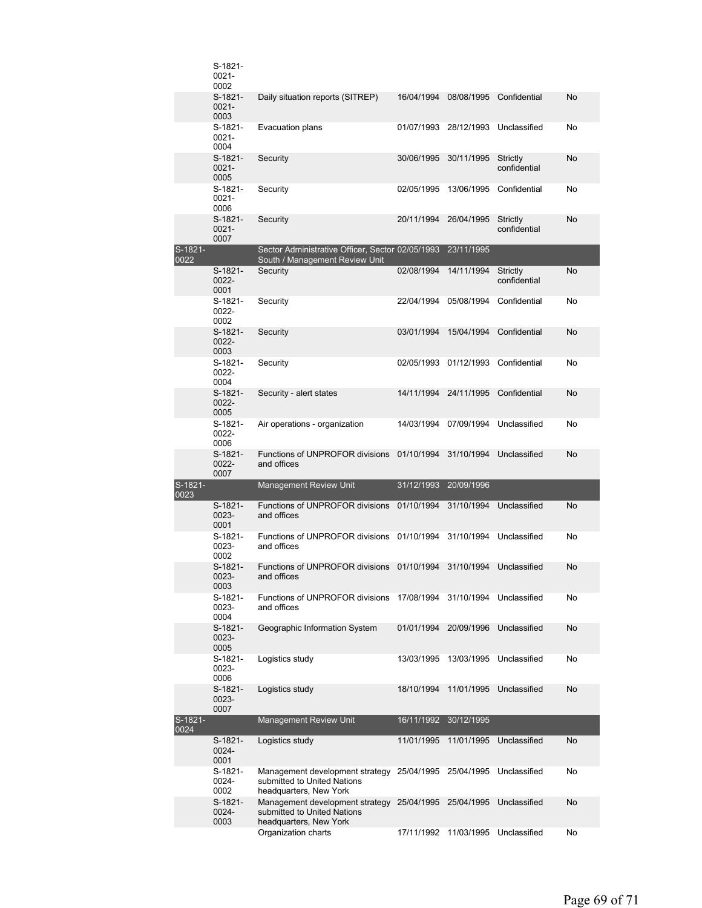| | | | | | | |
|---|---|---|---|---|---|---|
| | S-1821-0021-0002 | | | | | |
| | S-1821-0021-0003 | Daily situation reports (SITREP) | 16/04/1994 | 08/08/1995 | Confidential | No |
| | S-1821-0021-0004 | Evacuation plans | 01/07/1993 | 28/12/1993 | Unclassified | No |
| | S-1821-0021-0005 | Security | 30/06/1995 | 30/11/1995 | Strictly confidential | No |
| | S-1821-0021-0006 | Security | 02/05/1995 | 13/06/1995 | Confidential | No |
| | S-1821-0021-0007 | Security | 20/11/1994 | 26/04/1995 | Strictly confidential | No |
| S-1821-0022 | | Sector Administrative Officer, Sector South / Management Review Unit | 02/05/1993 | 23/11/1995 | | |
| | S-1821-0022-0001 | Security | 02/08/1994 | 14/11/1994 | Strictly confidential | No |
| | S-1821-0022-0002 | Security | 22/04/1994 | 05/08/1994 | Confidential | No |
| | S-1821-0022-0003 | Security | 03/01/1994 | 15/04/1994 | Confidential | No |
| | S-1821-0022-0004 | Security | 02/05/1993 | 01/12/1993 | Confidential | No |
| | S-1821-0022-0005 | Security - alert states | 14/11/1994 | 24/11/1995 | Confidential | No |
| | S-1821-0022-0006 | Air operations - organization | 14/03/1994 | 07/09/1994 | Unclassified | No |
| | S-1821-0022-0007 | Functions of UNPROFOR divisions and offices | 01/10/1994 | 31/10/1994 | Unclassified | No |
| S-1821-0023 | | Management Review Unit | 31/12/1993 | 20/09/1996 | | |
| | S-1821-0023-0001 | Functions of UNPROFOR divisions and offices | 01/10/1994 | 31/10/1994 | Unclassified | No |
| | S-1821-0023-0002 | Functions of UNPROFOR divisions and offices | 01/10/1994 | 31/10/1994 | Unclassified | No |
| | S-1821-0023-0003 | Functions of UNPROFOR divisions and offices | 01/10/1994 | 31/10/1994 | Unclassified | No |
| | S-1821-0023-0004 | Functions of UNPROFOR divisions and offices | 17/08/1994 | 31/10/1994 | Unclassified | No |
| | S-1821-0023-0005 | Geographic Information System | 01/01/1994 | 20/09/1996 | Unclassified | No |
| | S-1821-0023-0006 | Logistics study | 13/03/1995 | 13/03/1995 | Unclassified | No |
| | S-1821-0023-0007 | Logistics study | 18/10/1994 | 11/01/1995 | Unclassified | No |
| S-1821-0024 | | Management Review Unit | 16/11/1992 | 30/12/1995 | | |
| | S-1821-0024-0001 | Logistics study | 11/01/1995 | 11/01/1995 | Unclassified | No |
| | S-1821-0024-0002 | Management development strategy submitted to United Nations headquarters, New York | 25/04/1995 | 25/04/1995 | Unclassified | No |
| | S-1821-0024-0003 | Management development strategy submitted to United Nations headquarters, New York | 25/04/1995 | 25/04/1995 | Unclassified | No |
| | | Organization charts | 17/11/1992 | 11/03/1995 | Unclassified | No |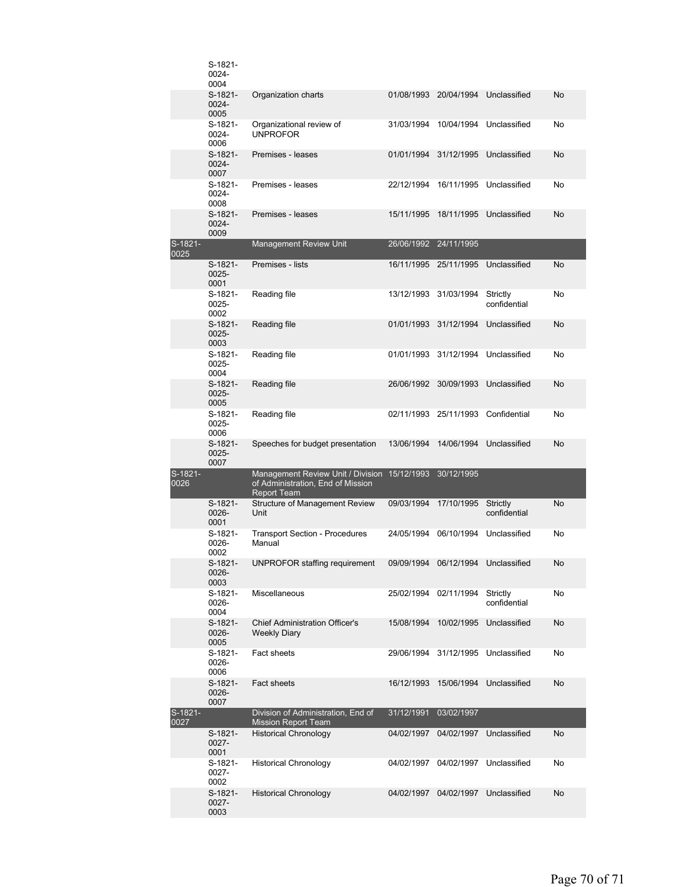| | | | | | | |
|---|---|---|---|---|---|---|
| | S-1821-0024-0004 | | | | | |
| | S-1821-0024-0005 | Organization charts | 01/08/1993 | 20/04/1994 | Unclassified | No |
| | S-1821-0024-0006 | Organizational review of UNPROFOR | 31/03/1994 | 10/04/1994 | Unclassified | No |
| | S-1821-0024-0007 | Premises - leases | 01/01/1994 | 31/12/1995 | Unclassified | No |
| | S-1821-0024-0008 | Premises - leases | 22/12/1994 | 16/11/1995 | Unclassified | No |
| | S-1821-0024-0009 | Premises - leases | 15/11/1995 | 18/11/1995 | Unclassified | No |
| S-1821-0025 | | Management Review Unit | 26/06/1992 | 24/11/1995 | | |
| | S-1821-0025-0001 | Premises - lists | 16/11/1995 | 25/11/1995 | Unclassified | No |
| | S-1821-0025-0002 | Reading file | 13/12/1993 | 31/03/1994 | Strictly confidential | No |
| | S-1821-0025-0003 | Reading file | 01/01/1993 | 31/12/1994 | Unclassified | No |
| | S-1821-0025-0004 | Reading file | 01/01/1993 | 31/12/1994 | Unclassified | No |
| | S-1821-0025-0005 | Reading file | 26/06/1992 | 30/09/1993 | Unclassified | No |
| | S-1821-0025-0006 | Reading file | 02/11/1993 | 25/11/1993 | Confidential | No |
| | S-1821-0025-0007 | Speeches for budget presentation | 13/06/1994 | 14/06/1994 | Unclassified | No |
| S-1821-0026 | | Management Review Unit / Division of Administration, End of Mission Report Team | 15/12/1993 | 30/12/1995 | | |
| | S-1821-0026-0001 | Structure of Management Review Unit | 09/03/1994 | 17/10/1995 | Strictly confidential | No |
| | S-1821-0026-0002 | Transport Section - Procedures Manual | 24/05/1994 | 06/10/1994 | Unclassified | No |
| | S-1821-0026-0003 | UNPROFOR staffing requirement | 09/09/1994 | 06/12/1994 | Unclassified | No |
| | S-1821-0026-0004 | Miscellaneous | 25/02/1994 | 02/11/1994 | Strictly confidential | No |
| | S-1821-0026-0005 | Chief Administration Officer's Weekly Diary | 15/08/1994 | 10/02/1995 | Unclassified | No |
| | S-1821-0026-0006 | Fact sheets | 29/06/1994 | 31/12/1995 | Unclassified | No |
| | S-1821-0026-0007 | Fact sheets | 16/12/1993 | 15/06/1994 | Unclassified | No |
| S-1821-0027 | | Division of Administration, End of Mission Report Team | 31/12/1991 | 03/02/1997 | | |
| | S-1821-0027-0001 | Historical Chronology | 04/02/1997 | 04/02/1997 | Unclassified | No |
| | S-1821-0027-0002 | Historical Chronology | 04/02/1997 | 04/02/1997 | Unclassified | No |
| | S-1821-0027-0003 | Historical Chronology | 04/02/1997 | 04/02/1997 | Unclassified | No |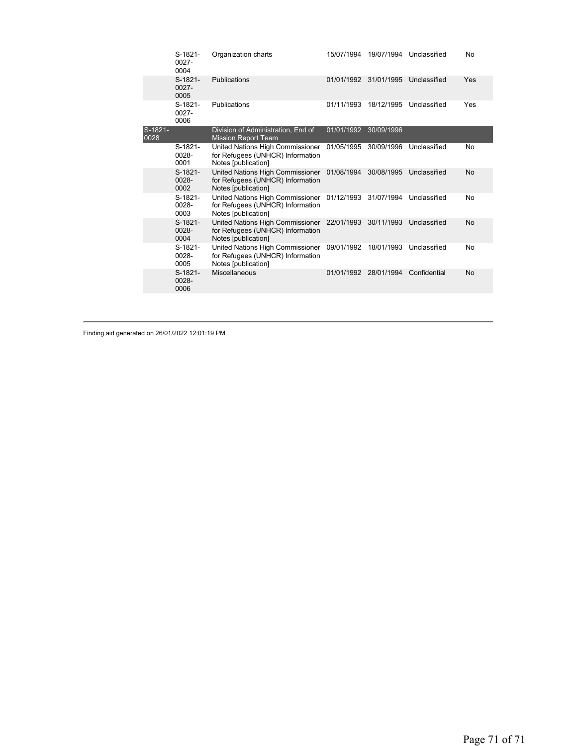| | | | | | | |
|---|---|---|---|---|---|---|
| | S-1821-0027-0004 | Organization charts | 15/07/1994 | 19/07/1994 | Unclassified | No |
| | S-1821-0027-0005 | Publications | 01/01/1992 | 31/01/1995 | Unclassified | Yes |
| | S-1821-0027-0006 | Publications | 01/11/1993 | 18/12/1995 | Unclassified | Yes |
| S-1821-0028 | | Division of Administration, End of Mission Report Team | 01/01/1992 | 30/09/1996 | | |
| | S-1821-0028-0001 | United Nations High Commissioner for Refugees (UNHCR) Information Notes [publication] | 01/05/1995 | 30/09/1996 | Unclassified | No |
| | S-1821-0028-0002 | United Nations High Commissioner for Refugees (UNHCR) Information Notes [publication] | 01/08/1994 | 30/08/1995 | Unclassified | No |
| | S-1821-0028-0003 | United Nations High Commissioner for Refugees (UNHCR) Information Notes [publication] | 01/12/1993 | 31/07/1994 | Unclassified | No |
| | S-1821-0028-0004 | United Nations High Commissioner for Refugees (UNHCR) Information Notes [publication] | 22/01/1993 | 30/11/1993 | Unclassified | No |
| | S-1821-0028-0005 | United Nations High Commissioner for Refugees (UNHCR) Information Notes [publication] | 09/01/1992 | 18/01/1993 | Unclassified | No |
| | S-1821-0028-0006 | Miscellaneous | 01/01/1992 | 28/01/1994 | Confidential | No |

Finding aid generated on 26/01/2022 12:01:19 PM